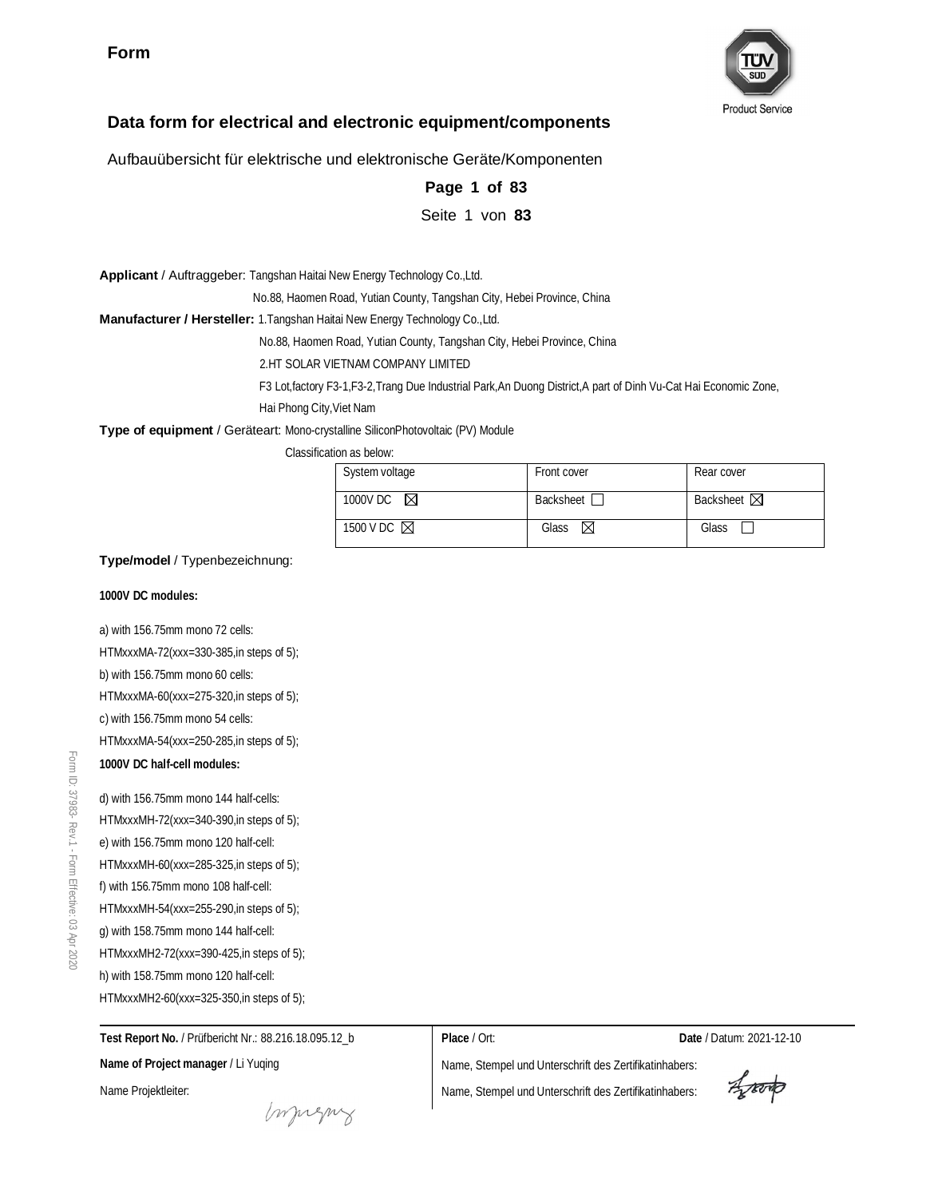**Form**

TÜV SÜD Product Service

## Data form for electrical and electronic equipment/components

Aufbauübersicht für elektrische und elektronische Geräte/Komponenten

**Page 1 of 83**

Seite 1 von **83**

**Applicant** / Auftraggeber: Tangshan Haitai New Energy Technology Co.,Ltd.

No.88, Haomen Road, Yutian County, Tangshan City, Hebei Province, China

**Manufacturer / Hersteller:** 1.Tangshan Haitai New Energy Technology Co.,Ltd.

No.88, Haomen Road, Yutian County, Tangshan City, Hebei Province, China

2.HT SOLAR VIETNAM COMPANY LIMITED

F3 Lot,factory F3-1,F3-2,Trang Due Industrial Park,An Duong District,A part of Dinh Vu-Cat Hai Economic Zone, Hai Phong City,Viet Nam

**Type of equipment** / Geräteart: Mono-crystalline SiliconPhotovoltaic (PV) Module

Classification as below:

| System voltage | Front cover | Rear cover |
|---|---|---|
| 1000V DC ☒ | Backsheet ☐ | Backsheet ☒ |
| 1500 V DC ☒ | Glass ☒ | Glass ☐ |

**Type/model** / Typenbezeichnung:

**1000V DC modules:**

a) with 156.75mm mono 72 cells:

HTMxxxMA-72(xxx=330-385,in steps of 5);

b) with 156.75mm mono 60 cells:

HTMxxxMA-60(xxx=275-320,in steps of 5);

c) with 156.75mm mono 54 cells:

HTMxxxMA-54(xxx=250-285,in steps of 5);

**1000V DC half-cell modules:**

d) with 156.75mm mono 144 half-cells:

HTMxxxMH-72(xxx=340-390,in steps of 5);

e) with 156.75mm mono 120 half-cell:

HTMxxxMH-60(xxx=285-325,in steps of 5);

f) with 156.75mm mono 108 half-cell:

HTMxxxMH-54(xxx=255-290,in steps of 5);

g) with 158.75mm mono 144 half-cell:

HTMxxxMH2-72(xxx=390-425,in steps of 5);

h) with 158.75mm mono 120 half-cell:

HTMxxxMH2-60(xxx=325-350,in steps of 5);

| | | |
|---|---|---|
| **Test Report No.** / Prüfbericht Nr.: 88.216.18.095.12_b | **Place** / Ort: | **Date** / Datum: 2021-12-10 |
| **Name of Project manager** / Li Yuqing | Name, Stempel und Unterschrift des Zertifikatinhabers: | |
| Name Projektleiter: | Name, Stempel und Unterschrift des Zertifikatinhabers: | |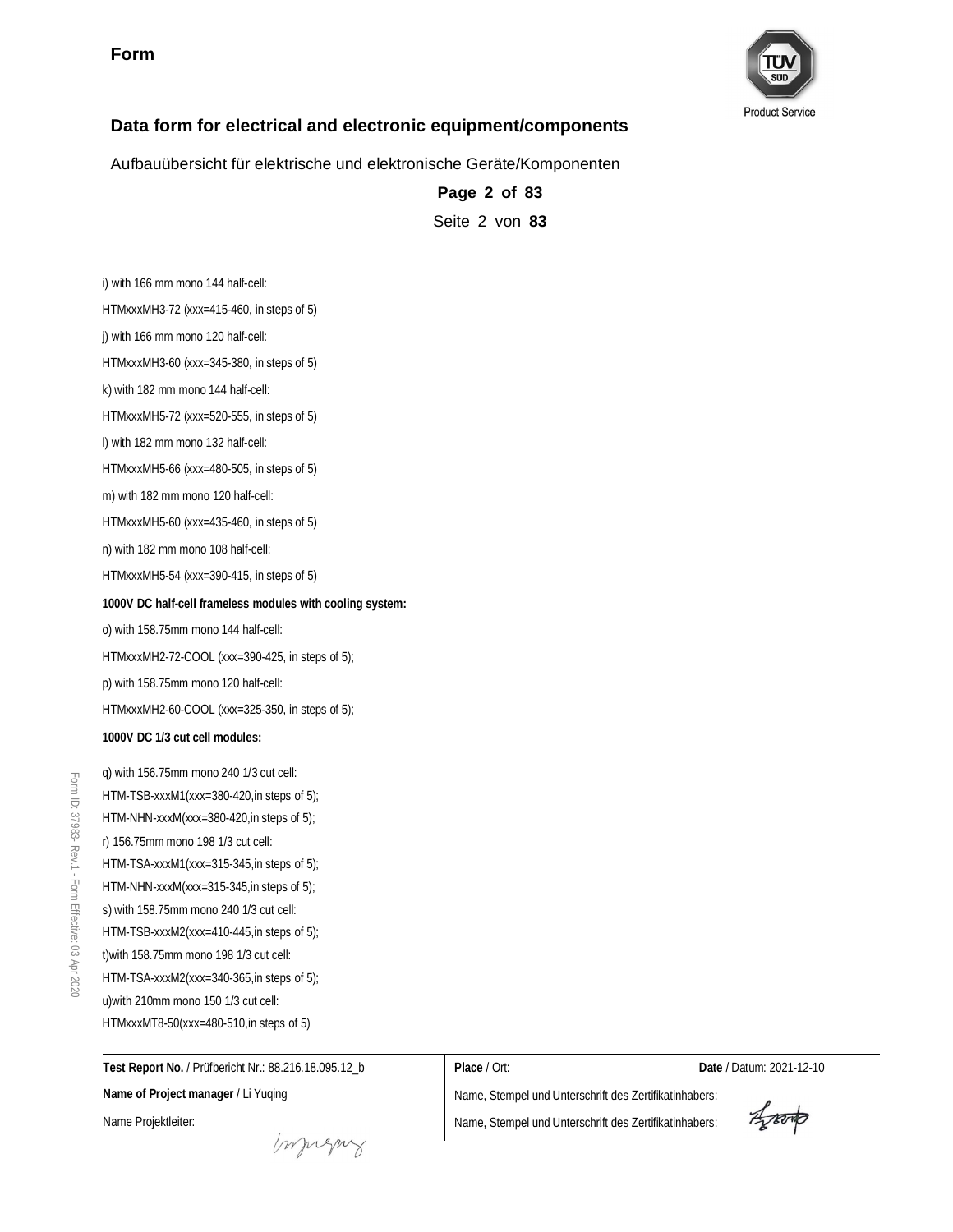**Form**

## Data form for electrical and electronic equipment/components

Aufbauübersicht für elektrische und elektronische Geräte/Komponenten

i) with 166 mm mono 144 half-cell:

HTMxxxMH3-72 (xxx=415-460, in steps of 5)

j) with 166 mm mono 120 half-cell:

HTMxxxMH3-60 (xxx=345-380, in steps of 5)

k) with 182 mm mono 144 half-cell:

HTMxxxMH5-72 (xxx=520-555, in steps of 5)

l) with 182 mm mono 132 half-cell:

HTMxxxMH5-66 (xxx=480-505, in steps of 5)

m) with 182 mm mono 120 half-cell:

HTMxxxMH5-60 (xxx=435-460, in steps of 5)

n) with 182 mm mono 108 half-cell:

HTMxxxMH5-54 (xxx=390-415, in steps of 5)

**1000V DC half-cell frameless modules with cooling system:**

o) with 158.75mm mono 144 half-cell:

HTMxxxMH2-72-COOL (xxx=390-425, in steps of 5);

p) with 158.75mm mono 120 half-cell:

HTMxxxMH2-60-COOL (xxx=325-350, in steps of 5);

**1000V DC 1/3 cut cell modules:**

q) with 156.75mm mono 240 1/3 cut cell:
HTM-TSB-xxxM1(xxx=380-420,in steps of 5);
HTM-NHN-xxxM(xxx=380-420,in steps of 5);
r) 156.75mm mono 198 1/3 cut cell:
HTM-TSA-xxxM1(xxx=315-345,in steps of 5);
HTM-NHN-xxxM(xxx=315-345,in steps of 5);
s) with 158.75mm mono 240 1/3 cut cell:
HTM-TSB-xxxM2(xxx=410-445,in steps of 5);
t)with 158.75mm mono 198 1/3 cut cell:
HTM-TSA-xxxM2(xxx=340-365,in steps of 5);
u)with 210mm mono 150 1/3 cut cell:
HTMxxxMT8-50(xxx=480-510,in steps of 5)

**Test Report No.** / Prüfbericht Nr.: 88.216.18.095.12_b

**Place** / Ort:

**Date** / Datum: 2021-12-10

**Name of Project manager** / Li Yuqing

Name Projektleiter:

Name, Stempel und Unterschrift des Zertifikatinhabers:

Name, Stempel und Unterschrift des Zertifikatinhabers: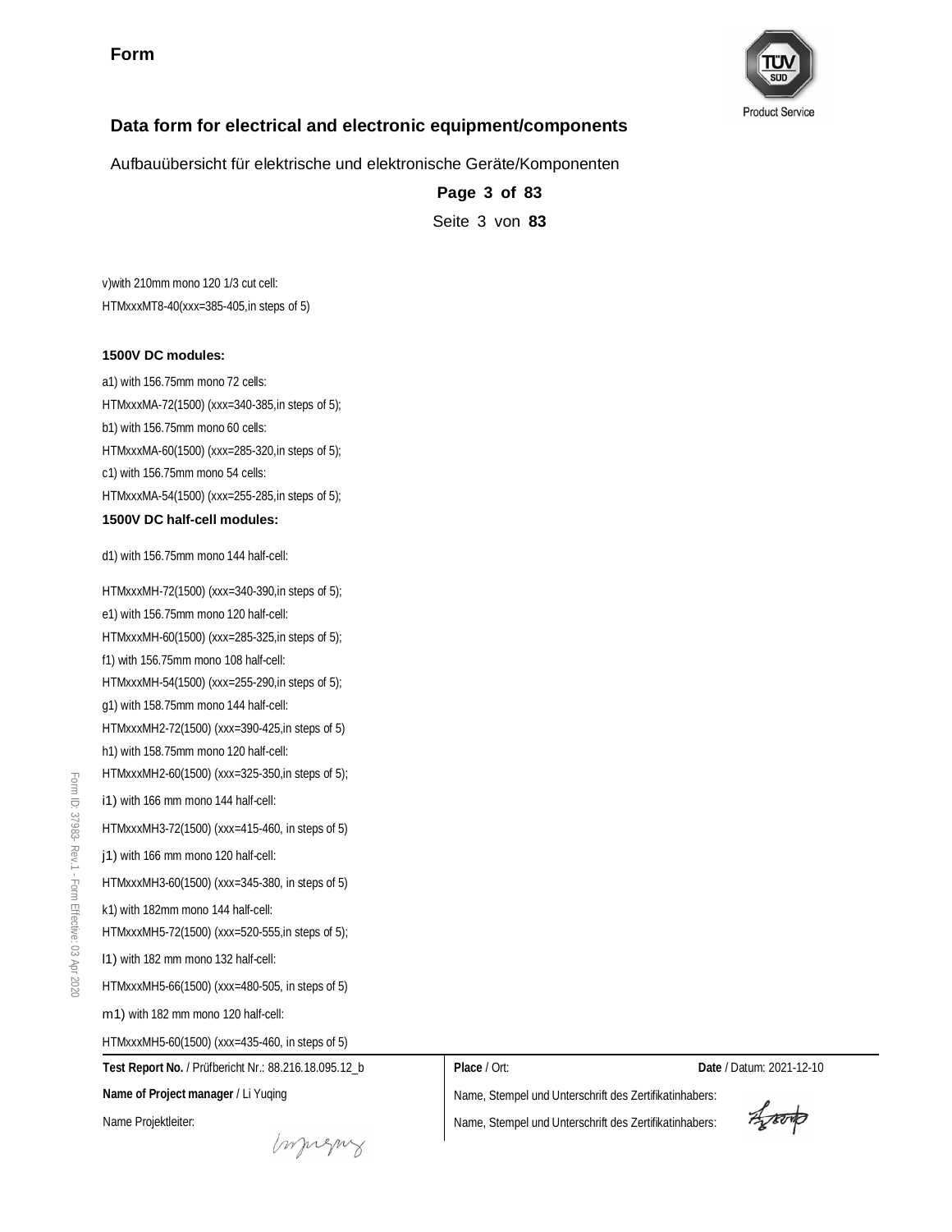## Data form for electrical and electronic equipment/components

Aufbauübersicht für elektrische und elektronische Geräte/Komponenten

v)with 210mm mono 120 1/3 cut cell:

HTMxxxMT8-40(xxx=385-405,in steps of 5)

**1500V DC modules:**

a1) with 156.75mm mono 72 cells:

HTMxxxMA-72(1500) (xxx=340-385,in steps of 5);

b1) with 156.75mm mono 60 cells:

HTMxxxMA-60(1500) (xxx=285-320,in steps of 5);

c1) with 156.75mm mono 54 cells:

HTMxxxMA-54(1500) (xxx=255-285,in steps of 5);

**1500V DC half-cell modules:**

d1) with 156.75mm mono 144 half-cell:

HTMxxxMH-72(1500) (xxx=340-390,in steps of 5);

e1) with 156.75mm mono 120 half-cell:

HTMxxxMH-60(1500) (xxx=285-325,in steps of 5);

f1) with 156.75mm mono 108 half-cell:

HTMxxxMH-54(1500) (xxx=255-290,in steps of 5);

g1) with 158.75mm mono 144 half-cell:

HTMxxxMH2-72(1500) (xxx=390-425,in steps of 5)

h1) with 158.75mm mono 120 half-cell:

HTMxxxMH2-60(1500) (xxx=325-350,in steps of 5);

i1) with 166 mm mono 144 half-cell:

HTMxxxMH3-72(1500) (xxx=415-460, in steps of 5)

j1) with 166 mm mono 120 half-cell:

HTMxxxMH3-60(1500) (xxx=345-380, in steps of 5)

k1) with 182mm mono 144 half-cell:

HTMxxxMH5-72(1500) (xxx=520-555,in steps of 5);

l1) with 182 mm mono 132 half-cell:

HTMxxxMH5-66(1500) (xxx=480-505, in steps of 5)

m1) with 182 mm mono 120 half-cell:

HTMxxxMH5-60(1500) (xxx=435-460, in steps of 5)

| **Test Report No.** / Prüfbericht Nr.: 88.216.18.095.12_b | **Place** / Ort: | **Date** / Datum: 2021-12-10 |
|---|---|---|
| **Name of Project manager** / Li Yuqing | Name, Stempel und Unterschrift des Zertifikatinhabers: | |
| Name Projektleiter: | Name, Stempel und Unterschrift des Zertifikatinhabers: | |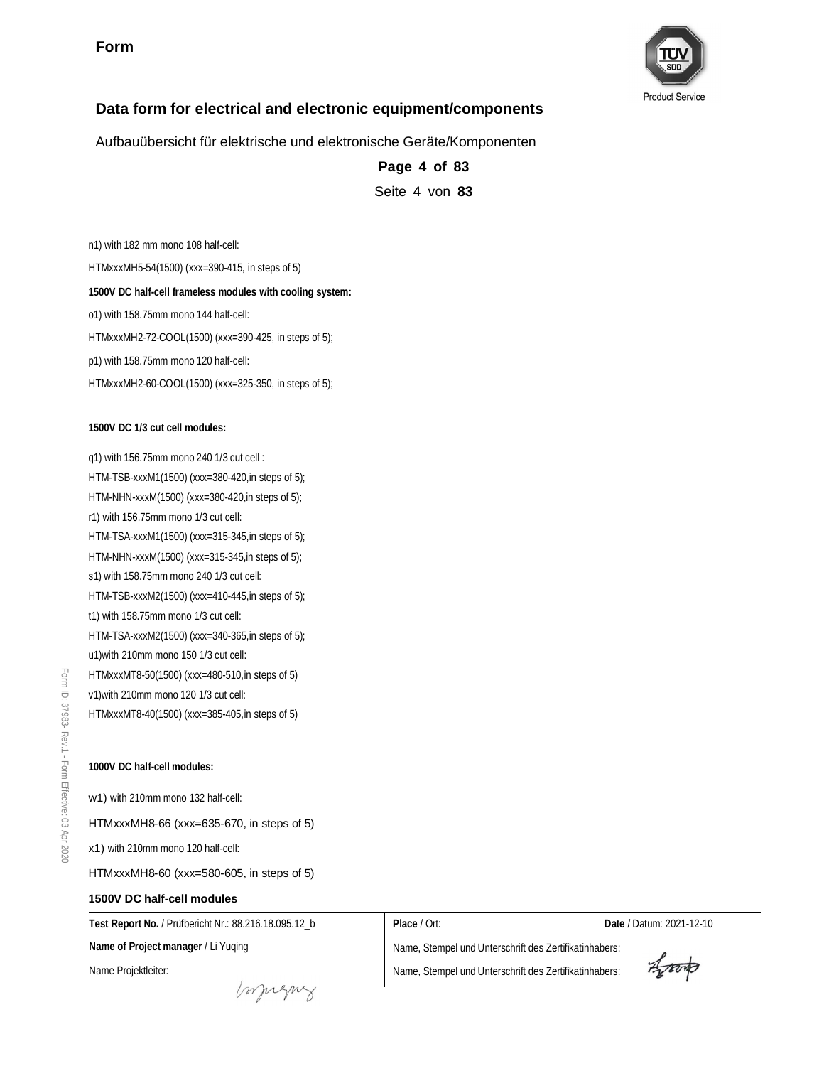n1) with 182 mm mono 108 half-cell:

HTMxxxMH5-54(1500) (xxx=390-415, in steps of 5)

**1500V DC half-cell frameless modules with cooling system:**

o1) with 158.75mm mono 144 half-cell:

HTMxxxMH2-72-COOL(1500) (xxx=390-425, in steps of 5);

p1) with 158.75mm mono 120 half-cell:

HTMxxxMH2-60-COOL(1500) (xxx=325-350, in steps of 5);

**1500V DC 1/3 cut cell modules:**

q1) with 156.75mm mono 240 1/3 cut cell :

HTM-TSB-xxxM1(1500) (xxx=380-420,in steps of 5);

HTM-NHN-xxxM(1500) (xxx=380-420,in steps of 5);

r1) with 156.75mm mono 1/3 cut cell:

HTM-TSA-xxxM1(1500) (xxx=315-345,in steps of 5);

HTM-NHN-xxxM(1500) (xxx=315-345,in steps of 5);

s1) with 158.75mm mono 240 1/3 cut cell:

HTM-TSB-xxxM2(1500) (xxx=410-445,in steps of 5);

t1) with 158.75mm mono 1/3 cut cell:

HTM-TSA-xxxM2(1500) (xxx=340-365,in steps of 5);

u1)with 210mm mono 150 1/3 cut cell:

HTMxxxMT8-50(1500) (xxx=480-510,in steps of 5)

v1)with 210mm mono 120 1/3 cut cell:

HTMxxxMT8-40(1500) (xxx=385-405,in steps of 5)

**1000V DC half-cell modules:**

w1) with 210mm mono 132 half-cell:

HTMxxxMH8-66 (xxx=635-670, in steps of 5)

x1) with 210mm mono 120 half-cell:

HTMxxxMH8-60 (xxx=580-605, in steps of 5)

**1500V DC half-cell modules**

**Test Report No.** / Prüfbericht Nr.: 88.216.18.095.12_b

**Name of Project manager** / Li Yuqing

Name Projektleiter:

**Place** / Ort:

**Date** / Datum: 2021-12-10

Name, Stempel und Unterschrift des Zertifikatinhabers:

Name, Stempel und Unterschrift des Zertifikatinhabers: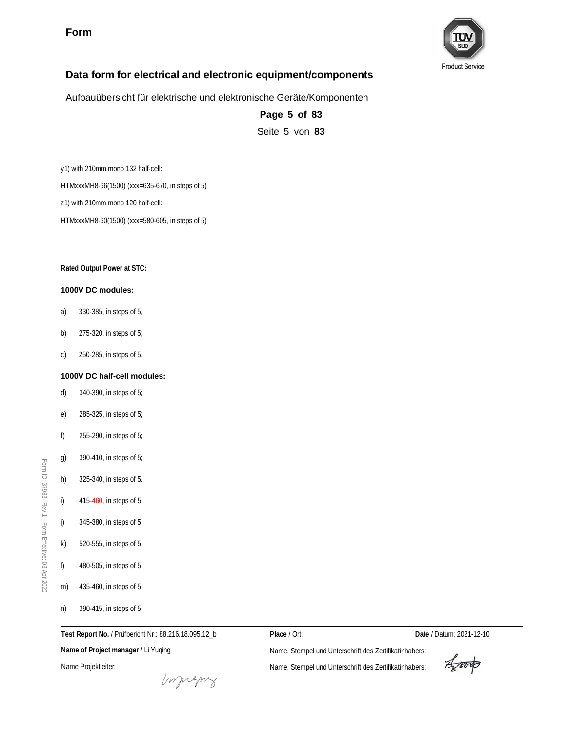y1) with 210mm mono 132 half-cell:

HTMxxxMH8-66(1500) (xxx=635-670, in steps of 5)

z1) with 210mm mono 120 half-cell:

HTMxxxMH8-60(1500) (xxx=580-605, in steps of 5)

**Rated Output Power at STC:**

**1000V DC modules:**

a) 330-385, in steps of 5,

b) 275-320, in steps of 5;

c) 250-285, in steps of 5.

**1000V DC half-cell modules:**

d) 340-390, in steps of 5;

e) 285-325, in steps of 5;

f) 255-290, in steps of 5;

g) 390-410, in steps of 5;

h) 325-340, in steps of 5.

i) 415-460, in steps of 5

j) 345-380, in steps of 5

k) 520-555, in steps of 5

l) 480-505, in steps of 5

m) 435-460, in steps of 5

n) 390-415, in steps of 5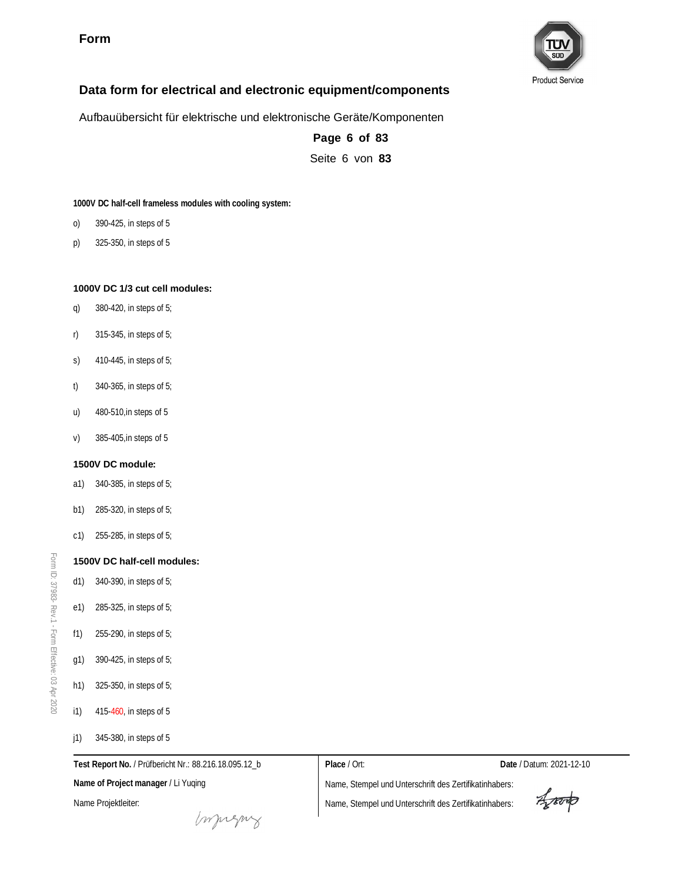**1000V DC half-cell frameless modules with cooling system:**

- o) 390-425, in steps of 5
- p) 325-350, in steps of 5

**1000V DC 1/3 cut cell modules:**

- q) 380-420, in steps of 5;
- r) 315-345, in steps of 5;
- s) 410-445, in steps of 5;
- t) 340-365, in steps of 5;
- u) 480-510,in steps of 5
- v) 385-405,in steps of 5

**1500V DC module:**

- a1) 340-385, in steps of 5;
- b1) 285-320, in steps of 5;
- c1) 255-285, in steps of 5;

**1500V DC half-cell modules:**

- d1) 340-390, in steps of 5;
- e1) 285-325, in steps of 5;
- f1) 255-290, in steps of 5;
- g1) 390-425, in steps of 5;
- h1) 325-350, in steps of 5;
- i1) 415-460, in steps of 5
- j1) 345-380, in steps of 5

| **Test Report No.** / Prüfbericht Nr.: 88.216.18.095.12_b | **Place** / Ort: | **Date** / Datum: 2021-12-10 |
|---|---|---|
| **Name of Project manager** / Li Yuqing | Name, Stempel und Unterschrift des Zertifikatinhabers: | |
| Name Projektleiter: | Name, Stempel und Unterschrift des Zertifikatinhabers: | |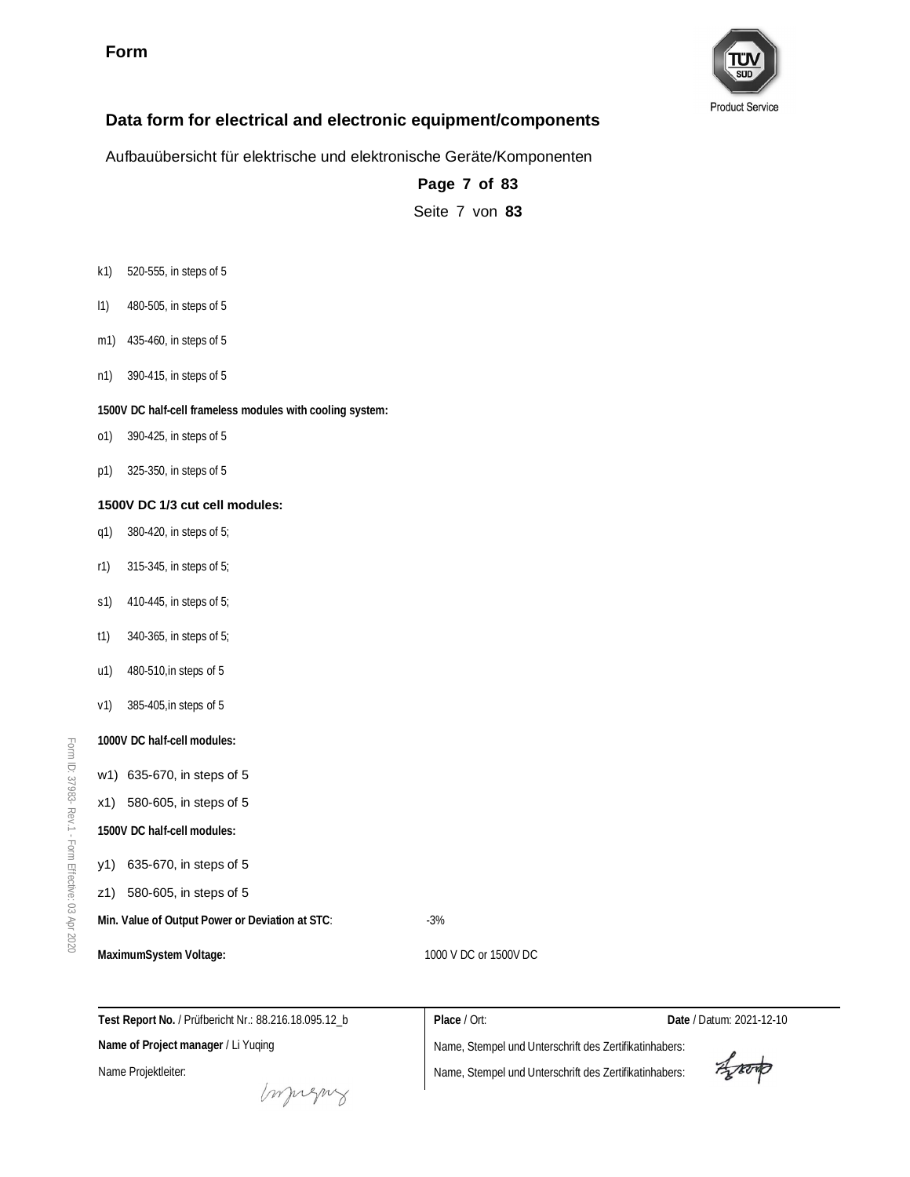k1) 520-555, in steps of 5

l1) 480-505, in steps of 5

m1) 435-460, in steps of 5

n1) 390-415, in steps of 5

**1500V DC half-cell frameless modules with cooling system:**

o1) 390-425, in steps of 5

p1) 325-350, in steps of 5

**1500V DC 1/3 cut cell modules:**

q1) 380-420, in steps of 5;

r1) 315-345, in steps of 5;

s1) 410-445, in steps of 5;

t1) 340-365, in steps of 5;

u1) 480-510,in steps of 5

v1) 385-405,in steps of 5

**1000V DC half-cell modules:**

w1) 635-670, in steps of 5

x1) 580-605, in steps of 5

**1500V DC half-cell modules:**

y1) 635-670, in steps of 5

z1) 580-605, in steps of 5

**Min. Value of Output Power or Deviation at STC**: -3%

**MaximumSystem Voltage:** 1000 V DC or 1500V DC

| **Test Report No.** / Prüfbericht Nr.: 88.216.18.095.12_b | **Place** / Ort: | **Date** / Datum: 2021-12-10 |
|---|---|---|
| **Name of Project manager** / Li Yuqing | Name, Stempel und Unterschrift des Zertifikatinhabers: | |
| Name Projektleiter: | Name, Stempel und Unterschrift des Zertifikatinhabers: | |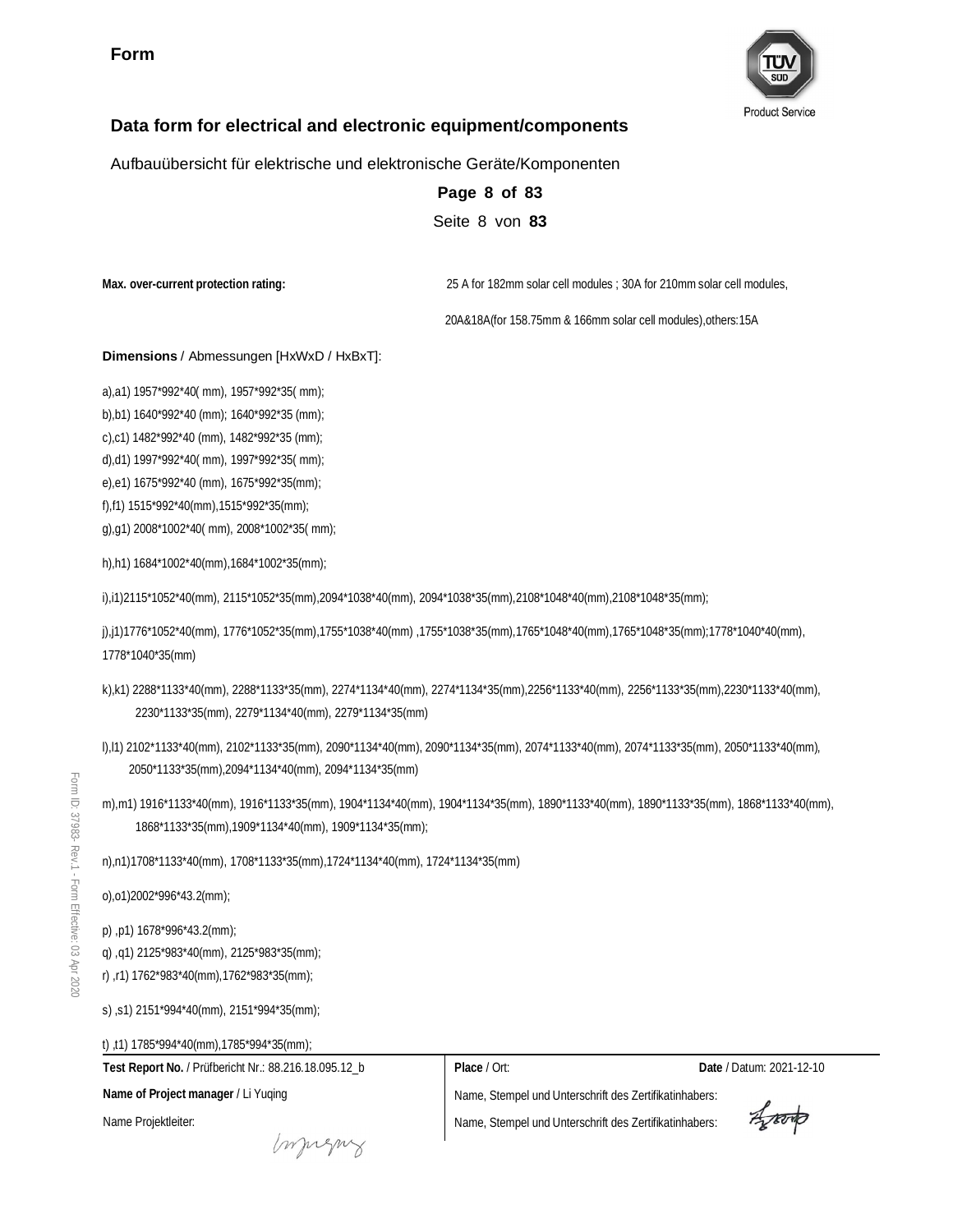**Form**

## Data form for electrical and electronic equipment/components

Aufbauübersicht für elektrische und elektronische Geräte/Komponenten

**Max. over-current protection rating:** 25 A for 182mm solar cell modules ; 30A for 210mm solar cell modules,

20A&18A(for 158.75mm & 166mm solar cell modules),others:15A

**Dimensions** / Abmessungen [HxWxD / HxBxT]:

a),a1) 1957*992*40( mm), 1957*992*35( mm);

b),b1) 1640*992*40 (mm); 1640*992*35 (mm);

c),c1) 1482*992*40 (mm), 1482*992*35 (mm);

d),d1) 1997*992*40( mm), 1997*992*35( mm);

e),e1) 1675*992*40 (mm), 1675*992*35(mm);

f),f1) 1515*992*40(mm),1515*992*35(mm);

g),g1) 2008*1002*40( mm), 2008*1002*35( mm);

h),h1) 1684*1002*40(mm),1684*1002*35(mm);

i),i1)2115*1052*40(mm), 2115*1052*35(mm),2094*1038*40(mm), 2094*1038*35(mm),2108*1048*40(mm),2108*1048*35(mm);

j),j1)1776*1052*40(mm), 1776*1052*35(mm),1755*1038*40(mm) ,1755*1038*35(mm),1765*1048*40(mm),1765*1048*35(mm);1778*1040*40(mm), 1778*1040*35(mm)

k),k1) 2288*1133*40(mm), 2288*1133*35(mm), 2274*1134*40(mm), 2274*1134*35(mm),2256*1133*40(mm), 2256*1133*35(mm),2230*1133*40(mm), 2230*1133*35(mm), 2279*1134*40(mm), 2279*1134*35(mm)

l),l1) 2102*1133*40(mm), 2102*1133*35(mm), 2090*1134*40(mm), 2090*1134*35(mm), 2074*1133*40(mm), 2074*1133*35(mm), 2050*1133*40(mm), 2050*1133*35(mm),2094*1134*40(mm), 2094*1134*35(mm)

m),m1) 1916*1133*40(mm), 1916*1133*35(mm), 1904*1134*40(mm), 1904*1134*35(mm), 1890*1133*40(mm), 1890*1133*35(mm), 1868*1133*40(mm), 1868*1133*35(mm),1909*1134*40(mm), 1909*1134*35(mm);

n),n1)1708*1133*40(mm), 1708*1133*35(mm),1724*1134*40(mm), 1724*1134*35(mm)

o),o1)2002*996*43.2(mm);

p) ,p1) 1678*996*43.2(mm);

q) ,q1) 2125*983*40(mm), 2125*983*35(mm);

r) ,r1) 1762*983*40(mm),1762*983*35(mm);

s) ,s1) 2151*994*40(mm), 2151*994*35(mm);

t) ,t1) 1785*994*40(mm),1785*994*35(mm);

| **Test Report No.** / Prüfbericht Nr.: 88.216.18.095.12_b | **Place** / Ort: | **Date** / Datum: 2021-12-10 |
|---|---|---|
| **Name of Project manager** / Li Yuqing | Name, Stempel und Unterschrift des Zertifikatinhabers: | |
| Name Projektleiter: | Name, Stempel und Unterschrift des Zertifikatinhabers: | |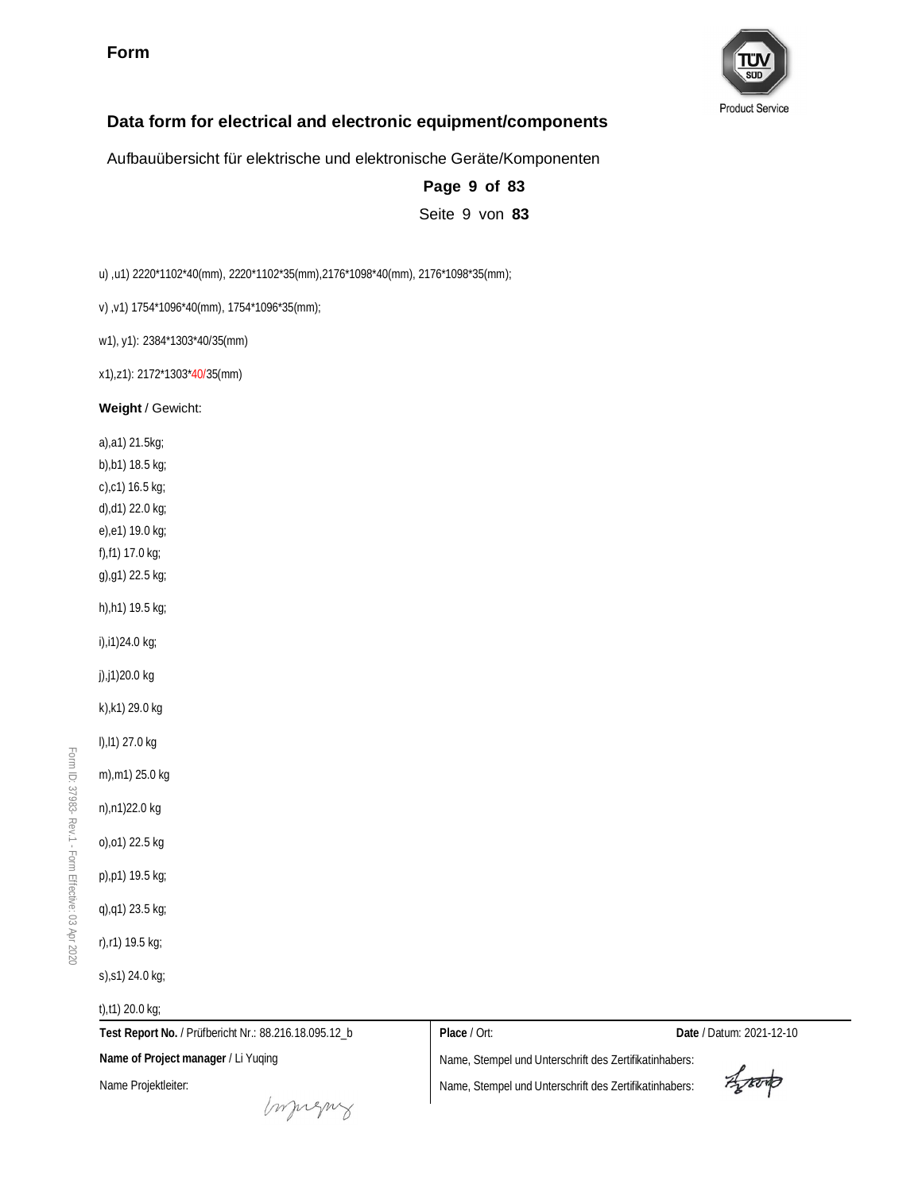u) ,u1) 2220*1102*40(mm), 2220*1102*35(mm),2176*1098*40(mm), 2176*1098*35(mm);

v) ,v1) 1754*1096*40(mm), 1754*1096*35(mm);

w1), y1): 2384*1303*40/35(mm)

x1),z1): 2172*1303*40/35(mm)

**Weight** / Gewicht:

a),a1) 21.5kg;
b),b1) 18.5 kg;
c),c1) 16.5 kg;
d),d1) 22.0 kg;
e),e1) 19.0 kg;
f),f1) 17.0 kg;
g),g1) 22.5 kg;

h),h1) 19.5 kg;

i),i1)24.0 kg;

j),j1)20.0 kg

k),k1) 29.0 kg

l),l1) 27.0 kg

m),m1) 25.0 kg

n),n1)22.0 kg

o),o1) 22.5 kg

p),p1) 19.5 kg;

q),q1) 23.5 kg;

r),r1) 19.5 kg;

s),s1) 24.0 kg;

t),t1) 20.0 kg;

**Test Report No.** / Prüfbericht Nr.: 88.216.18.095.12_b

**Name of Project manager** / Li Yuqing

Name Projektleiter:

**Place** / Ort:

**Date** / Datum: 2021-12-10

Name, Stempel und Unterschrift des Zertifikatinhabers:

Name, Stempel und Unterschrift des Zertifikatinhabers: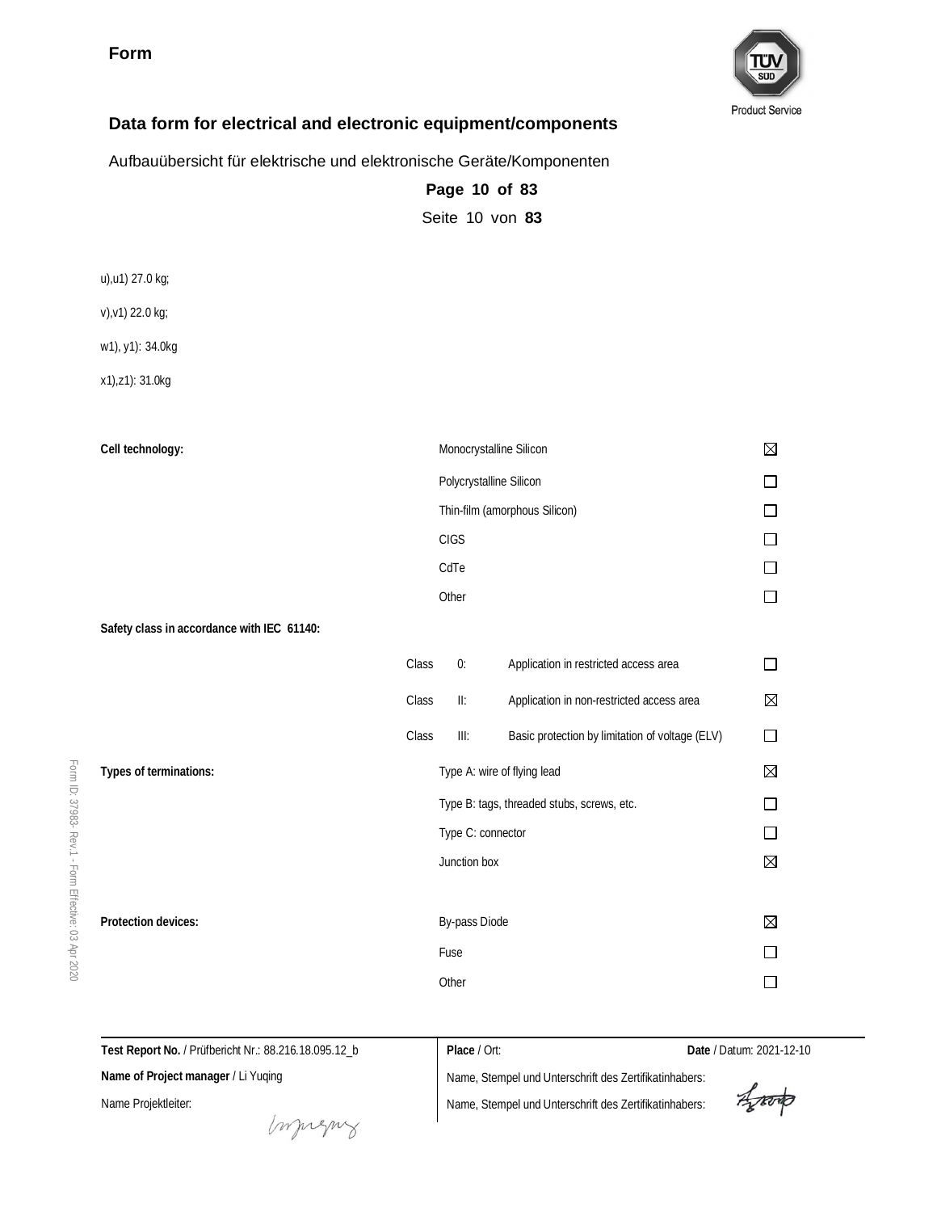u),u1) 27.0 kg;

v),v1) 22.0 kg;

w1), y1): 34.0kg

x1),z1): 31.0kg

| | | | |
|---|---|---|---|
| **Cell technology:** | Monocrystalline Silicon | | ☒ |
| | Polycrystalline Silicon | | ☐ |
| | Thin-film (amorphous Silicon) | | ☐ |
| | CIGS | | ☐ |
| | CdTe | | ☐ |
| | Other | | ☐ |
| **Safety class in accordance with IEC 61140:** | | | |
| | Class 0: | Application in restricted access area | ☐ |
| | Class II: | Application in non-restricted access area | ☒ |
| | Class III: | Basic protection by limitation of voltage (ELV) | ☐ |
| **Types of terminations:** | Type A: wire of flying lead | | ☒ |
| | Type B: tags, threaded stubs, screws, etc. | | ☐ |
| | Type C: connector | | ☐ |
| | Junction box | | ☒ |
| **Protection devices:** | By-pass Diode | | ☒ |
| | Fuse | | ☐ |
| | Other | | ☐ |

**Test Report No.** / Prüfbericht Nr.: 88.216.18.095.12_b

**Name of Project manager** / Li Yuqing

Name Projektleiter:

**Place** / Ort:

**Date** / Datum: 2021-12-10

Name, Stempel und Unterschrift des Zertifikatinhabers:

Name, Stempel und Unterschrift des Zertifikatinhabers: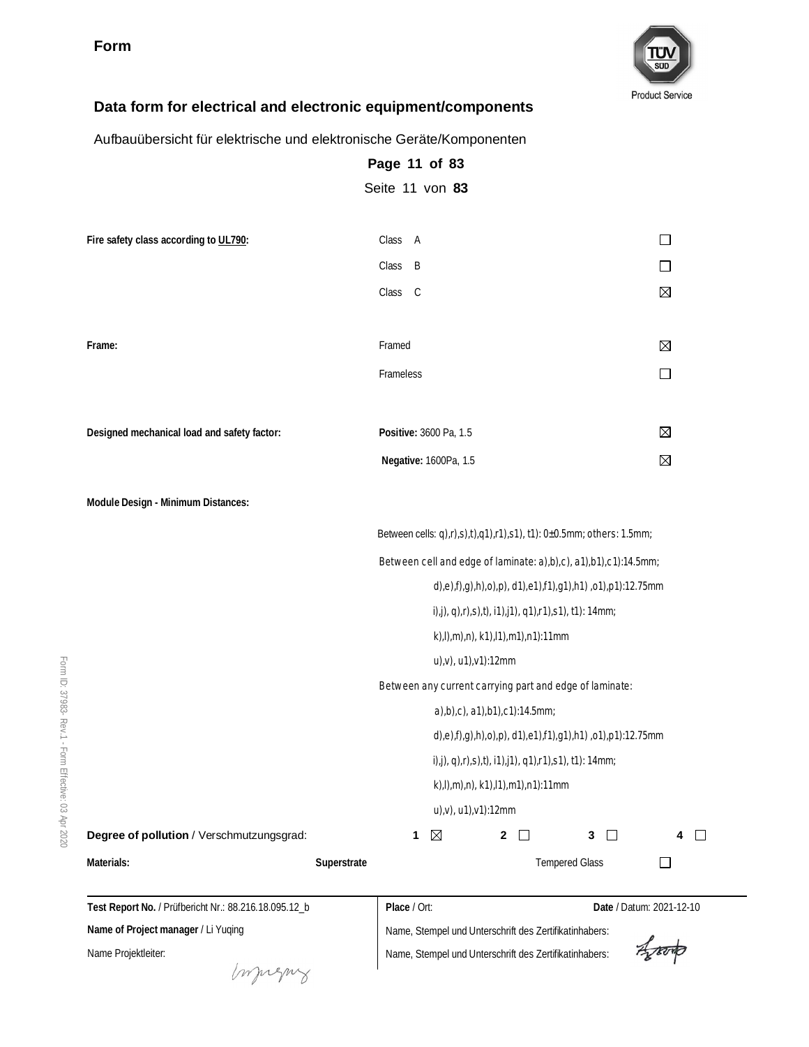**Form**

## Data form for electrical and electronic equipment/components

Aufbauübersicht für elektrische und elektronische Geräte/Komponenten

**Page 11 of 83**

Seite 11 von **83**

| | | |
|---|---|---|
| **Fire safety class according to UL790:** | Class A | ☐ |
| | Class B | ☐ |
| | Class C | ☒ |
| **Frame:** | Framed | ☒ |
| | Frameless | ☐ |
| **Designed mechanical load and safety factor:** | **Positive:** 3600 Pa, 1.5 | ☒ |
| | **Negative:** 1600Pa, 1.5 | ☒ |

**Module Design - Minimum Distances:**

Between cells: q),r),s),t),q1),r1),s1), t1): 0±0.5mm; others: 1.5mm;

Between cell and edge of laminate: a),b),c), a1),b1),c1):14.5mm;

d),e),f),g),h),o),p), d1),e1),f1),g1),h1) ,o1),p1):12.75mm

i),j), q),r),s),t), i1),j1), q1),r1),s1), t1): 14mm;

k),l),m),n), k1),l1),m1),n1):11mm

u),v), u1),v1):12mm

Between any current carrying part and edge of laminate:

a),b),c), a1),b1),c1):14.5mm;

d),e),f),g),h),o),p), d1),e1),f1),g1),h1) ,o1),p1):12.75mm

i),j), q),r),s),t), i1),j1), q1),r1),s1), t1): 14mm;

k),l),m),n), k1),l1),m1),n1):11mm

u),v), u1),v1):12mm

**Degree of pollution** / Verschmutzungsgrad: **1** ☒ **2** ☐ **3** ☐ **4** ☐

**Materials:** **Superstrate** Tempered Glass ☐

| | |
|---|---|
| **Test Report No.** / Prüfbericht Nr.: 88.216.18.095.12_b | **Place** / Ort: **Date** / Datum: 2021-12-10 |
| **Name of Project manager** / Li Yuqing | Name, Stempel und Unterschrift des Zertifikatinhabers: |
| Name Projektleiter: | Name, Stempel und Unterschrift des Zertifikatinhabers: |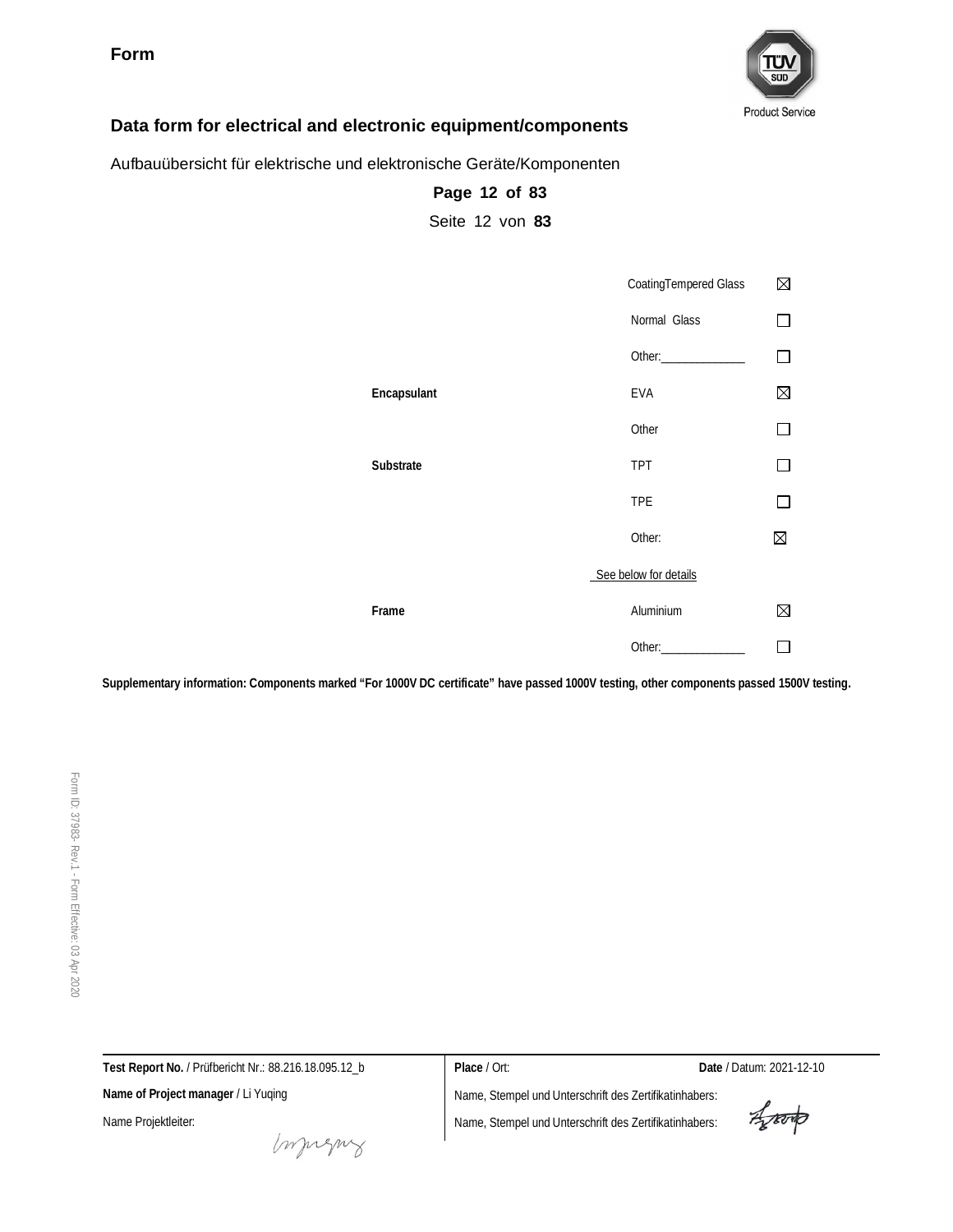**Form**

## Data form for electrical and electronic equipment/components

Aufbauübersicht für elektrische und elektronische Geräte/Komponenten

| | | |
|---|---|---|
| | CoatingTempered Glass | ☒ |
| | Normal Glass | ☐ |
| | Other:_____________ | ☐ |
| **Encapsulant** | EVA | ☒ |
| | Other | ☐ |
| **Substrate** | TPT | ☐ |
| | TPE | ☐ |
| | Other: | ☒ |
| | See below for details | |
| **Frame** | Aluminium | ☒ |
| | Other:_____________ | ☐ |

**Supplementary information: Components marked “For 1000V DC certificate” have passed 1000V testing, other components passed 1500V testing.**

Form ID: 37983- Rev.1 - Form Effective: 03 Apr 2020

| | | |
|---|---|---|
| **Test Report No.** / Prüfbericht Nr.: 88.216.18.095.12_b | **Place** / Ort: | **Date** / Datum: 2021-12-10 |
| **Name of Project manager** / Li Yuqing | Name, Stempel und Unterschrift des Zertifikatinhabers: | |
| Name Projektleiter: | Name, Stempel und Unterschrift des Zertifikatinhabers: | |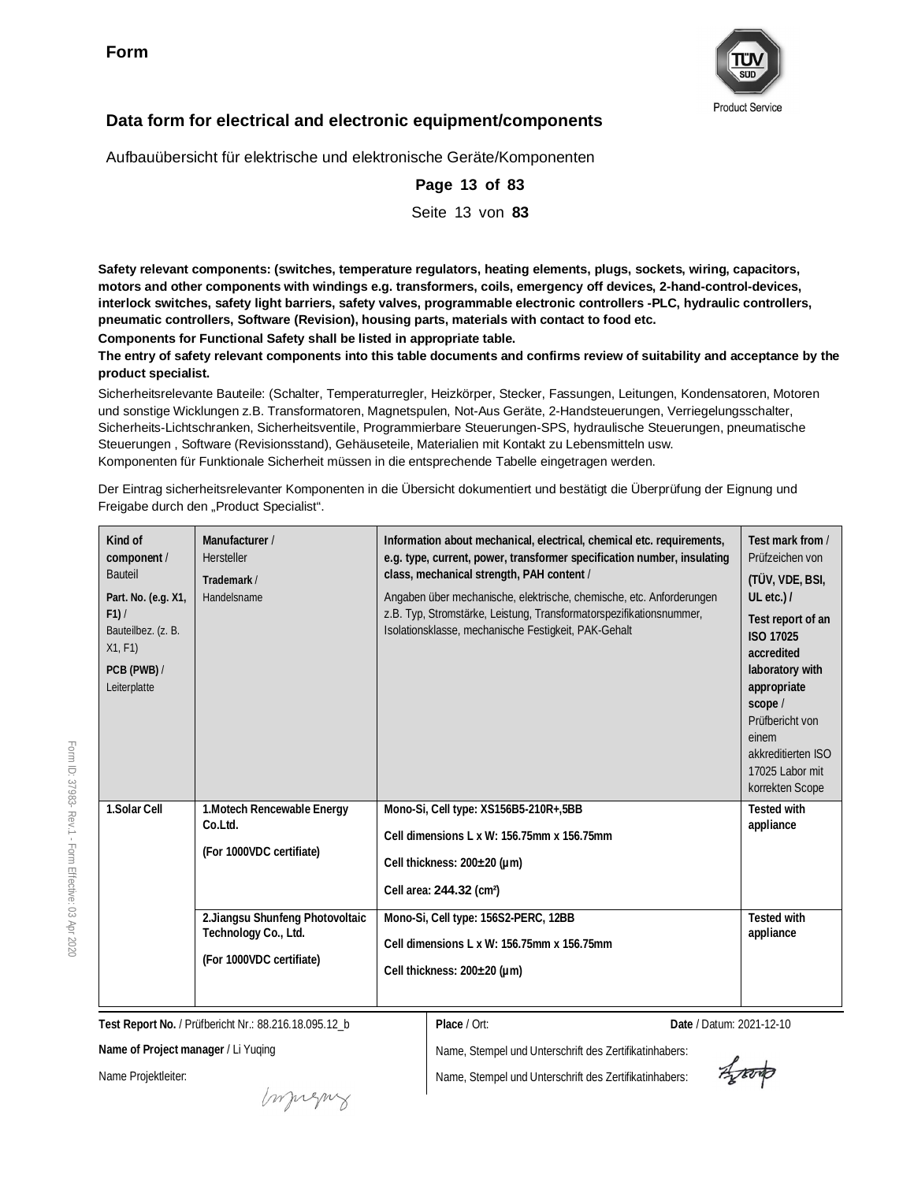**Form**

## Data form for electrical and electronic equipment/components

Aufbauübersicht für elektrische und elektronische Geräte/Komponenten

**Safety relevant components: (switches, temperature regulators, heating elements, plugs, sockets, wiring, capacitors, motors and other components with windings e.g. transformers, coils, emergency off devices, 2-hand-control-devices, interlock switches, safety light barriers, safety valves, programmable electronic controllers -PLC, hydraulic controllers, pneumatic controllers, Software (Revision), housing parts, materials with contact to food etc.**

**Components for Functional Safety shall be listed in appropriate table.**

**The entry of safety relevant components into this table documents and confirms review of suitability and acceptance by the product specialist.**

Sicherheitsrelevante Bauteile: (Schalter, Temperaturregler, Heizkörper, Stecker, Fassungen, Leitungen, Kondensatoren, Motoren und sonstige Wicklungen z.B. Transformatoren, Magnetspulen, Not-Aus Geräte, 2-Handsteuerungen, Verriegelungsschalter, Sicherheits-Lichtschranken, Sicherheitsventile, Programmierbare Steuerungen-SPS, hydraulische Steuerungen, pneumatische Steuerungen , Software (Revisionsstand), Gehäuseteile, Materialien mit Kontakt zu Lebensmitteln usw.
Komponenten für Funktionale Sicherheit müssen in die entsprechende Tabelle eingetragen werden.

Der Eintrag sicherheitsrelevanter Komponenten in die Übersicht dokumentiert und bestätigt die Überprüfung der Eignung und Freigabe durch den „Product Specialist".

| **Kind of component** / Bauteil **Part. No. (e.g. X1, F1)** / Bauteilbez. (z. B. X1, F1) **PCB (PWB)** / Leiterplatte | **Manufacturer** / Hersteller **Trademark** / Handelsname | **Information about mechanical, electrical, chemical etc. requirements, e.g. type, current, power, transformer specification number, insulating class, mechanical strength, PAH content** / Angaben über mechanische, elektrische, chemische, etc. Anforderungen z.B. Typ, Stromstärke, Leistung, Transformatorspezifikationsnummer, Isolationsklasse, mechanische Festigkeit, PAK-Gehalt | **Test mark from** / Prüfzeichen von **(TÜV, VDE, BSI, UL etc.) / Test report of an ISO 17025 accredited laboratory with appropriate scope** / Prüfbericht von einem akkreditierten ISO 17025 Labor mit korrekten Scope |
|---|---|---|---|
| **1.Solar Cell** | **1.Motech Rencewable Energy Co.Ltd.** **(For 1000VDC certifiate)** | **Mono-Si, Cell type: XS156B5-210R+,5BB** **Cell dimensions L x W: 156.75mm x 156.75mm** **Cell thickness: 200±20 (μm)** **Cell area: 244.32 (cm²)** | **Tested with appliance** |
| | **2.Jiangsu Shunfeng Photovoltaic Technology Co., Ltd.** **(For 1000VDC certifiate)** | **Mono-Si, Cell type: 156S2-PERC, 12BB** **Cell dimensions L x W: 156.75mm x 156.75mm** **Cell thickness: 200±20 (μm)** | **Tested with appliance** |

**Test Report No.** / Prüfbericht Nr.: 88.216.18.095.12_b

**Place** / Ort:

**Date** / Datum: 2021-12-10

**Name of Project manager** / Li Yuqing

Name Projektleiter:

Name, Stempel und Unterschrift des Zertifikatinhabers:

Name, Stempel und Unterschrift des Zertifikatinhabers: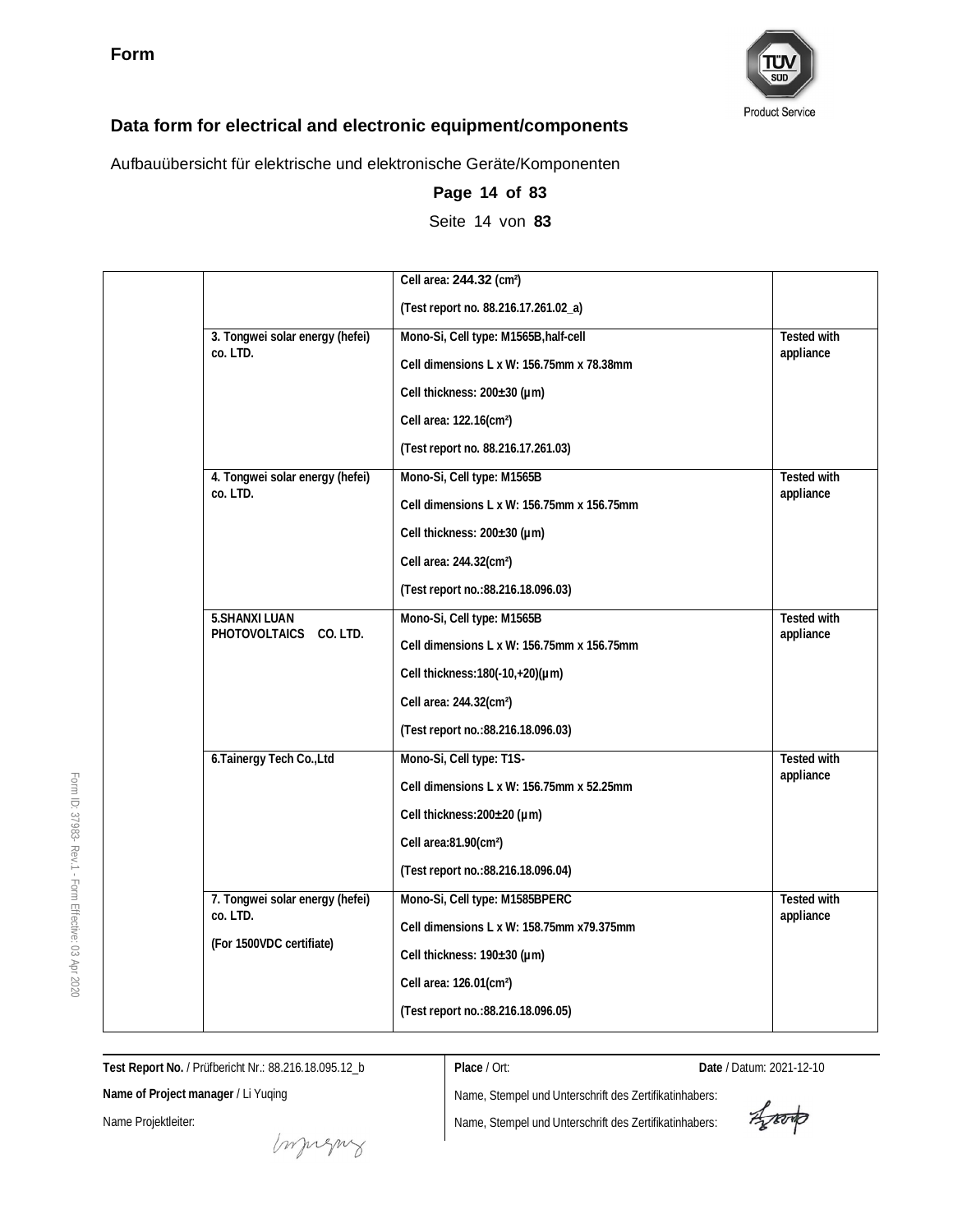**Form**

## Data form for electrical and electronic equipment/components

Aufbauübersicht für elektrische und elektronische Geräte/Komponenten

| | | | |
|---|---|---|---|
| | | Cell area: 244.32 (cm²)<br>(Test report no. 88.216.17.261.02_a) | |
| | 3. Tongwei solar energy (hefei) co. LTD. | Mono-Si, Cell type: M1565B,half-cell<br>Cell dimensions L x W: 156.75mm x 78.38mm<br>Cell thickness: 200±30 (µm)<br>Cell area: 122.16(cm²)<br>(Test report no. 88.216.17.261.03) | Tested with appliance |
| | 4. Tongwei solar energy (hefei) co. LTD. | Mono-Si, Cell type: M1565B<br>Cell dimensions L x W: 156.75mm x 156.75mm<br>Cell thickness: 200±30 (µm)<br>Cell area: 244.32(cm²)<br>(Test report no.:88.216.18.096.03) | Tested with appliance |
| | 5.SHANXI LUAN PHOTOVOLTAICS CO. LTD. | Mono-Si, Cell type: M1565B<br>Cell dimensions L x W: 156.75mm x 156.75mm<br>Cell thickness:180(-10,+20)(µm)<br>Cell area: 244.32(cm²)<br>(Test report no.:88.216.18.096.03) | Tested with appliance |
| | 6.Tainergy Tech Co.,Ltd | Mono-Si, Cell type: T1S-<br>Cell dimensions L x W: 156.75mm x 52.25mm<br>Cell thickness:200±20 (µm)<br>Cell area:81.90(cm²)<br>(Test report no.:88.216.18.096.04) | Tested with appliance |
| | 7. Tongwei solar energy (hefei) co. LTD.<br>(For 1500VDC certifiate) | Mono-Si, Cell type: M1585BPERC<br>Cell dimensions L x W: 158.75mm x79.375mm<br>Cell thickness: 190±30 (µm)<br>Cell area: 126.01(cm²)<br>(Test report no.:88.216.18.096.05) | Tested with appliance |

**Test Report No.** / Prüfbericht Nr.: 88.216.18.095.12_b

**Name of Project manager** / Li Yuqing

Name Projektleiter:

**Place** / Ort:

**Date** / Datum: 2021-12-10

Name, Stempel und Unterschrift des Zertifikatinhabers:

Name, Stempel und Unterschrift des Zertifikatinhabers: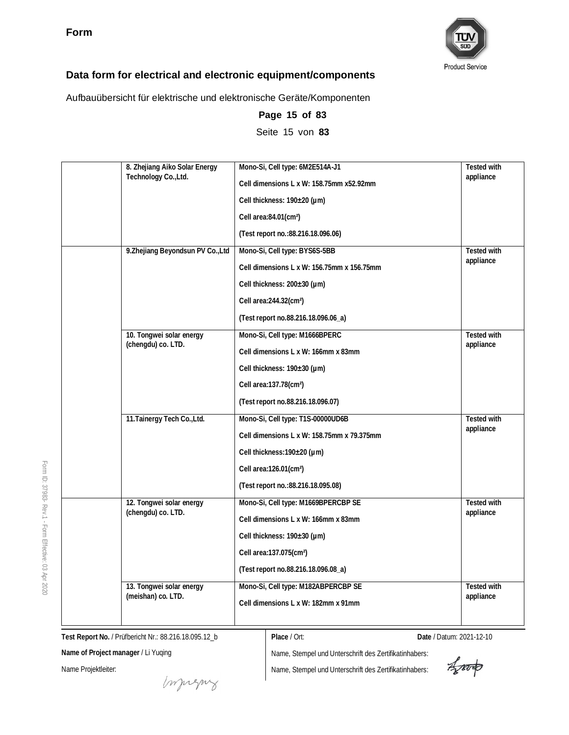**Form**

## Data form for electrical and electronic equipment/components

Aufbauübersicht für elektrische und elektronische Geräte/Komponenten

| | | | |
|---|---|---|---|
| | 8. Zhejiang Aiko Solar Energy Technology Co.,Ltd. | Mono-Si, Cell type: 6M2E514A-J1<br>Cell dimensions L x W: 158.75mm x52.92mm<br>Cell thickness: 190±20 (μm)<br>Cell area:84.01(cm²)<br>(Test report no.:88.216.18.096.06) | Tested with appliance |
| | 9.Zhejiang Beyondsun PV Co.,Ltd | Mono-Si, Cell type: BYS6S-5BB<br>Cell dimensions L x W: 156.75mm x 156.75mm<br>Cell thickness: 200±30 (μm)<br>Cell area:244.32(cm²)<br>(Test report no.88.216.18.096.06_a) | Tested with appliance |
| | 10. Tongwei solar energy (chengdu) co. LTD. | Mono-Si, Cell type: M1666BPERC<br>Cell dimensions L x W: 166mm x 83mm<br>Cell thickness: 190±30 (μm)<br>Cell area:137.78(cm²)<br>(Test report no.88.216.18.096.07) | Tested with appliance |
| | 11.Tainergy Tech Co.,Ltd. | Mono-Si, Cell type: T1S-00000UD6B<br>Cell dimensions L x W: 158.75mm x 79.375mm<br>Cell thickness:190±20 (μm)<br>Cell area:126.01(cm²)<br>(Test report no.:88.216.18.095.08) | Tested with appliance |
| | 12. Tongwei solar energy (chengdu) co. LTD. | Mono-Si, Cell type: M1669BPERCBP SE<br>Cell dimensions L x W: 166mm x 83mm<br>Cell thickness: 190±30 (μm)<br>Cell area:137.075(cm²)<br>(Test report no.88.216.18.096.08_a) | Tested with appliance |
| | 13. Tongwei solar energy (meishan) co. LTD. | Mono-Si, Cell type: M182ABPERCBP SE<br>Cell dimensions L x W: 182mm x 91mm | Tested with appliance |

**Test Report No.** / Prüfbericht Nr.: 88.216.18.095.12_b

**Place** / Ort:

**Date** / Datum: 2021-12-10

**Name of Project manager** / Li Yuqing

Name Projektleiter:

Name, Stempel und Unterschrift des Zertifikatinhabers:

Name, Stempel und Unterschrift des Zertifikatinhabers:

Form ID: 37983- Rev.1 - Form Effective: 03 Apr 2020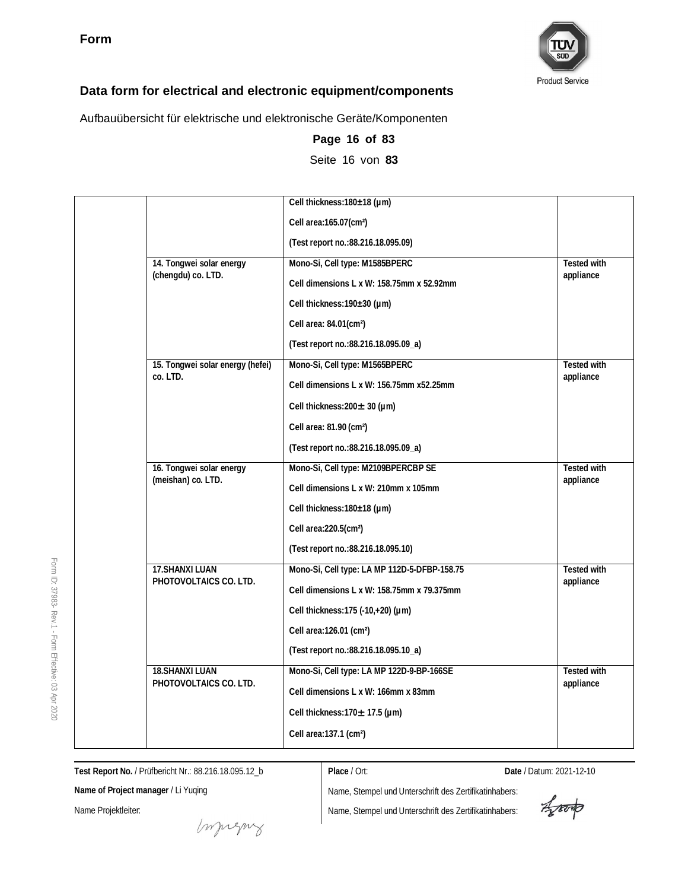## Data form for electrical and electronic equipment/components

Aufbauübersicht für elektrische und elektronische Geräte/Komponenten

| | | | |
|---|---|---|---|
| | | Cell thickness:180±18 (μm)<br>Cell area:165.07(cm²)<br>(Test report no.:88.216.18.095.09) | |
| | 14. Tongwei solar energy (chengdu) co. LTD. | Mono-Si, Cell type: M1585BPERC<br>Cell dimensions L x W: 158.75mm x 52.92mm<br>Cell thickness:190±30 (μm)<br>Cell area: 84.01(cm²)<br>(Test report no.:88.216.18.095.09_a) | Tested with appliance |
| | 15. Tongwei solar energy (hefei) co. LTD. | Mono-Si, Cell type: M1565BPERC<br>Cell dimensions L x W: 156.75mm x52.25mm<br>Cell thickness:200± 30 (μm)<br>Cell area: 81.90 (cm²)<br>(Test report no.:88.216.18.095.09_a) | Tested with appliance |
| | 16. Tongwei solar energy (meishan) co. LTD. | Mono-Si, Cell type: M2109BPERCBP SE<br>Cell dimensions L x W: 210mm x 105mm<br>Cell thickness:180±18 (μm)<br>Cell area:220.5(cm²)<br>(Test report no.:88.216.18.095.10) | Tested with appliance |
| | 17.SHANXI LUAN PHOTOVOLTAICS CO. LTD. | Mono-Si, Cell type: LA MP 112D-5-DFBP-158.75<br>Cell dimensions L x W: 158.75mm x 79.375mm<br>Cell thickness:175 (-10,+20) (μm)<br>Cell area:126.01 (cm²)<br>(Test report no.:88.216.18.095.10_a) | Tested with appliance |
| | 18.SHANXI LUAN PHOTOVOLTAICS CO. LTD. | Mono-Si, Cell type: LA MP 122D-9-BP-166SE<br>Cell dimensions L x W: 166mm x 83mm<br>Cell thickness:170± 17.5 (μm)<br>Cell area:137.1 (cm²) | Tested with appliance |

**Test Report No.** / Prüfbericht Nr.: 88.216.18.095.12_b

**Name of Project manager** / Li Yuqing

Name Projektleiter:

**Place** / Ort:

**Date** / Datum: 2021-12-10

Name, Stempel und Unterschrift des Zertifikatinhabers:

Name, Stempel und Unterschrift des Zertifikatinhabers: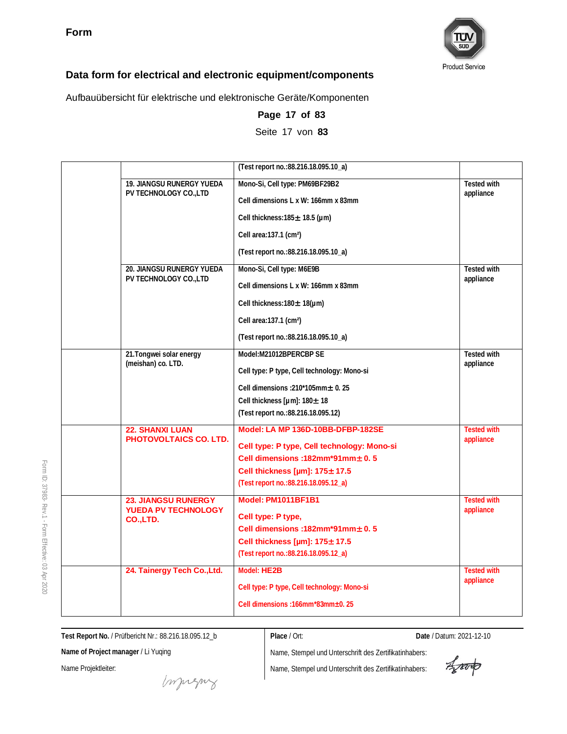Form

## Data form for electrical and electronic equipment/components

Aufbauübersicht für elektrische und elektronische Geräte/Komponenten

| | | | |
|---|---|---|---|
| | | (Test report no.:88.216.18.095.10_a) | |
| | 19. JIANGSU RUNERGY YUEDA PV TECHNOLOGY CO.,LTD | Mono-Si, Cell type: PM69BF29B2<br><br>Cell dimensions L x W: 166mm x 83mm<br><br>Cell thickness:185± 18.5 (μm)<br><br>Cell area:137.1 (cm²)<br><br>(Test report no.:88.216.18.095.10_a) | Tested with appliance |
| | 20. JIANGSU RUNERGY YUEDA PV TECHNOLOGY CO.,LTD | Mono-Si, Cell type: M6E9B<br><br>Cell dimensions L x W: 166mm x 83mm<br><br>Cell thickness:180± 18(μm)<br><br>Cell area:137.1 (cm²)<br><br>(Test report no.:88.216.18.095.10_a) | Tested with appliance |
| | 21.Tongwei solar energy (meishan) co. LTD. | Model:M21012BPERCBP SE<br><br>Cell type: P type, Cell technology: Mono-si<br><br>Cell dimensions :210*105mm± 0. 25<br>Cell thickness [μm]: 180± 18<br>(Test report no.:88.216.18.095.12) | Tested with appliance |
| | 22. SHANXI LUAN PHOTOVOLTAICS CO. LTD. | Model: LA MP 136D-10BB-DFBP-182SE<br><br>Cell type: P type, Cell technology: Mono-si<br>Cell dimensions :182mm*91mm± 0. 5<br>Cell thickness [μm]: 175± 17.5<br>(Test report no.:88.216.18.095.12_a) | Tested with appliance |
| | 23. JIANGSU RUNERGY YUEDA PV TECHNOLOGY CO.,LTD. | Model: PM1011BF1B1<br><br>Cell type: P type,<br>Cell dimensions :182mm*91mm± 0. 5<br>Cell thickness [μm]: 175± 17.5<br>(Test report no.:88.216.18.095.12_a) | Tested with appliance |
| | 24. Tainergy Tech Co.,Ltd. | Model: HE2B<br><br>Cell type: P type, Cell technology: Mono-si<br><br>Cell dimensions :166mm*83mm±0. 25 | Tested with appliance |

**Test Report No.** / Prüfbericht Nr.: 88.216.18.095.12_b

**Name of Project manager** / Li Yuqing

Name Projektleiter:

**Place** / Ort:

**Date** / Datum: 2021-12-10

Name, Stempel und Unterschrift des Zertifikatinhabers:

Name, Stempel und Unterschrift des Zertifikatinhabers: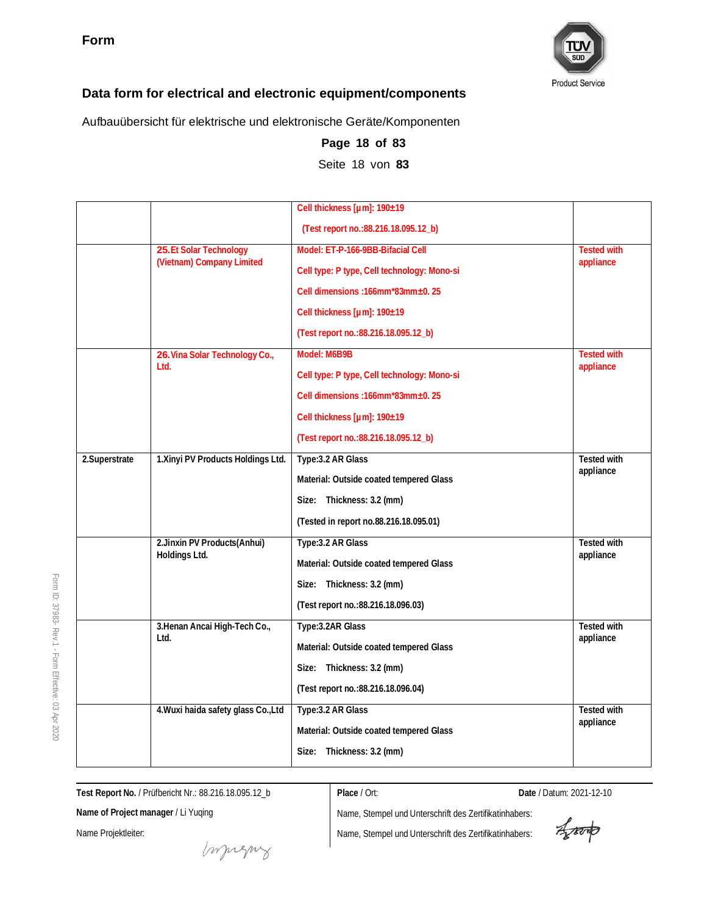**Form**

TÜV SÜD Product Service

## Data form for electrical and electronic equipment/components

Aufbauübersicht für elektrische und elektronische Geräte/Komponenten

**Page 18 of 83**

Seite 18 von **83**

| | | | |
|---|---|---|---|
| | | Cell thickness [μm]: 190±19<br><br>(Test report no.:88.216.18.095.12_b) | |
| | 25.Et Solar Technology (Vietnam) Company Limited | Model: ET-P-166-9BB-Bifacial Cell<br><br>Cell type: P type, Cell technology: Mono-si<br><br>Cell dimensions :166mm*83mm±0. 25<br><br>Cell thickness [μm]: 190±19<br><br>(Test report no.:88.216.18.095.12_b) | Tested with appliance |
| | 26.Vina Solar Technology Co., Ltd. | Model: M6B9B<br><br>Cell type: P type, Cell technology: Mono-si<br><br>Cell dimensions :166mm*83mm±0. 25<br><br>Cell thickness [μm]: 190±19<br><br>(Test report no.:88.216.18.095.12_b) | Tested with appliance |
| 2.Superstrate | 1.Xinyi PV Products Holdings Ltd. | Type:3.2 AR Glass<br><br>Material: Outside coated tempered Glass<br><br>Size: Thickness: 3.2 (mm)<br><br>(Tested in report no.88.216.18.095.01) | Tested with appliance |
| | 2.Jinxin PV Products(Anhui) Holdings Ltd. | Type:3.2 AR Glass<br><br>Material: Outside coated tempered Glass<br><br>Size: Thickness: 3.2 (mm)<br><br>(Test report no.:88.216.18.096.03) | Tested with appliance |
| | 3.Henan Ancai High-Tech Co., Ltd. | Type:3.2AR Glass<br><br>Material: Outside coated tempered Glass<br><br>Size: Thickness: 3.2 (mm)<br><br>(Test report no.:88.216.18.096.04) | Tested with appliance |
| | 4.Wuxi haida safety glass Co.,Ltd | Type:3.2 AR Glass<br><br>Material: Outside coated tempered Glass<br><br>Size: Thickness: 3.2 (mm) | Tested with appliance |

**Test Report No.** / Prüfbericht Nr.: 88.216.18.095.12_b

**Name of Project manager** / Li Yuqing

Name Projektleiter:

**Place** / Ort:

**Date** / Datum: 2021-12-10

Name, Stempel und Unterschrift des Zertifikatinhabers:

Name, Stempel und Unterschrift des Zertifikatinhabers:

Form ID: 37983- Rev.1 - Form Effective: 03 Apr 2020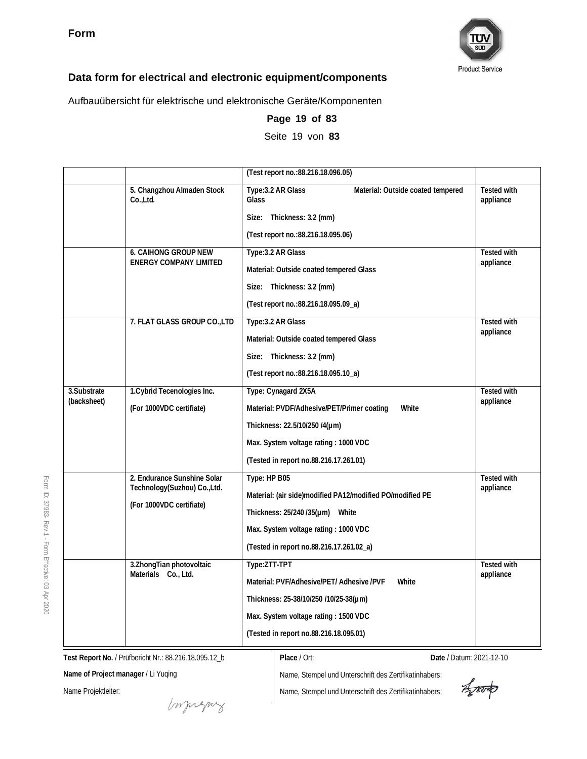**Form**

## Data form for electrical and electronic equipment/components

Aufbauübersicht für elektrische und elektronische Geräte/Komponenten

**Page 19 of 83**

Seite 19 von **83**

| | | | |
|---|---|---|---|
| | | (Test report no.:88.216.18.096.05) | |
| | 5. Changzhou Almaden Stock Co.,Ltd. | Type:3.2 AR Glass Material: Outside coated tempered Glass<br><br>Size: Thickness: 3.2 (mm)<br><br>(Test report no.:88.216.18.095.06) | Tested with appliance |
| | 6. CAIHONG GROUP NEW ENERGY COMPANY LIMITED | Type:3.2 AR Glass<br><br>Material: Outside coated tempered Glass<br><br>Size: Thickness: 3.2 (mm)<br><br>(Test report no.:88.216.18.095.09_a) | Tested with appliance |
| | 7. FLAT GLASS GROUP CO.,LTD | Type:3.2 AR Glass<br><br>Material: Outside coated tempered Glass<br><br>Size: Thickness: 3.2 (mm)<br><br>(Test report no.:88.216.18.095.10_a) | Tested with appliance |
| 3.Substrate (backsheet) | 1.Cybrid Tecenologies Inc.<br><br>(For 1000VDC certifiate) | Type: Cynagard 2X5A<br><br>Material: PVDF/Adhesive/PET/Primer coating White<br><br>Thickness: 22.5/10/250 /4(μm)<br><br>Max. System voltage rating : 1000 VDC<br><br>(Tested in report no.88.216.17.261.01) | Tested with appliance |
| | 2. Endurance Sunshine Solar Technology(Suzhou) Co.,Ltd.<br><br>(For 1000VDC certifiate) | Type: HP B05<br><br>Material: (air side)modified PA12/modified PO/modified PE<br><br>Thickness: 25/240 /35(μm) White<br><br>Max. System voltage rating : 1000 VDC<br><br>(Tested in report no.88.216.17.261.02_a) | Tested with appliance |
| | 3.ZhongTian photovoltaic Materials Co., Ltd. | Type:ZTT-TPT<br><br>Material: PVF/Adhesive/PET/ Adhesive /PVF White<br><br>Thickness: 25-38/10/250 /10/25-38(μm)<br><br>Max. System voltage rating : 1500 VDC<br><br>(Tested in report no.88.216.18.095.01) | Tested with appliance |

**Test Report No.** / Prüfbericht Nr.: 88.216.18.095.12_b

**Place** / Ort:

**Date** / Datum: 2021-12-10

**Name of Project manager** / Li Yuqing

Name Projektleiter:

Name, Stempel und Unterschrift des Zertifikatinhabers:

Name, Stempel und Unterschrift des Zertifikatinhabers: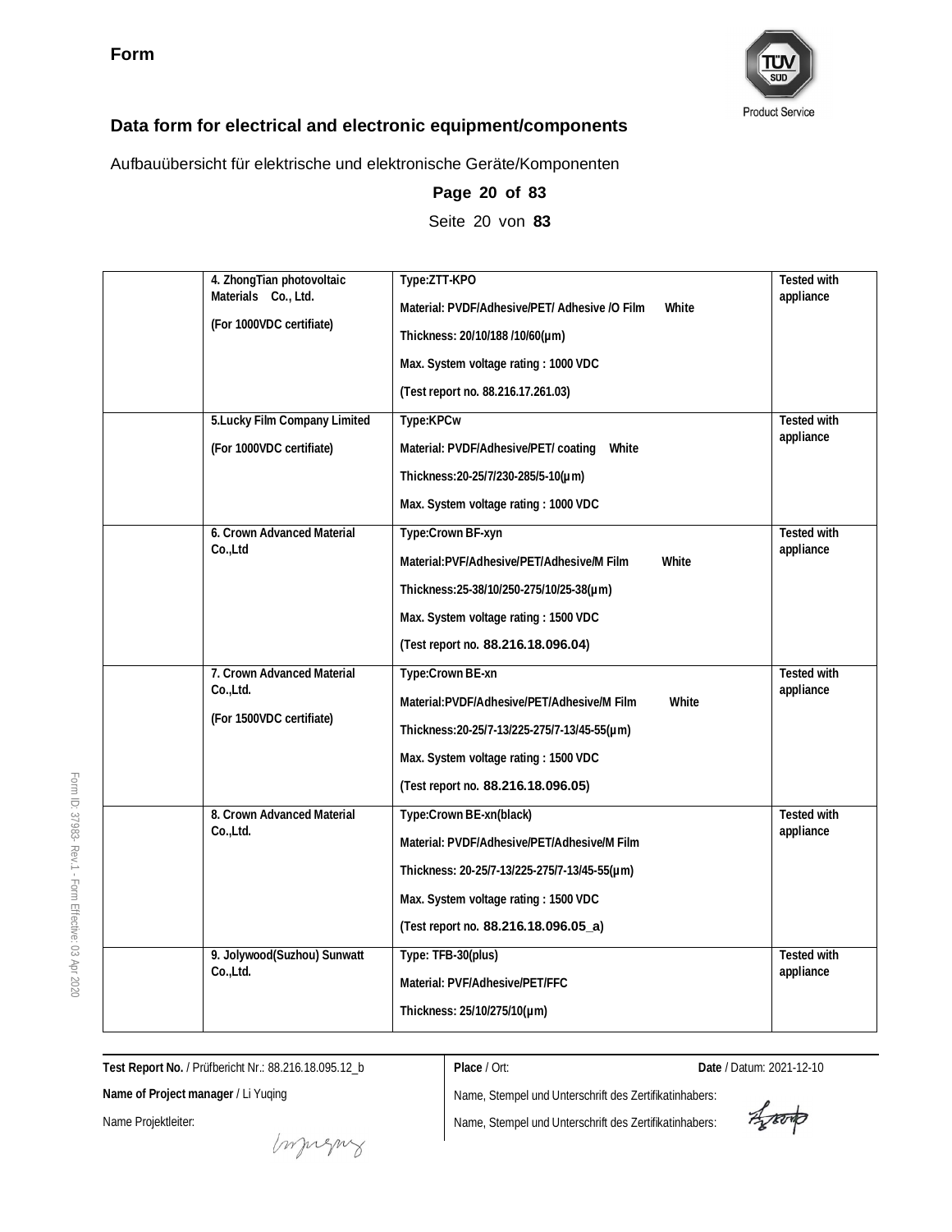Form

## Data form for electrical and electronic equipment/components

Aufbauübersicht für elektrische und elektronische Geräte/Komponenten

| | | | |
|---|---|---|---|
| | 4. ZhongTian photovoltaic Materials Co., Ltd. (For 1000VDC certifiate) | Type:ZTT-KPO<br>Material: PVDF/Adhesive/PET/ Adhesive /O Film White<br>Thickness: 20/10/188 /10/60(μm)<br>Max. System voltage rating : 1000 VDC<br>(Test report no. 88.216.17.261.03) | Tested with appliance |
| | 5.Lucky Film Company Limited (For 1000VDC certifiate) | Type:KPCw<br>Material: PVDF/Adhesive/PET/ coating White<br>Thickness:20-25/7/230-285/5-10(μm)<br>Max. System voltage rating : 1000 VDC | Tested with appliance |
| | 6. Crown Advanced Material Co.,Ltd | Type:Crown BF-xyn<br>Material:PVF/Adhesive/PET/Adhesive/M Film White<br>Thickness:25-38/10/250-275/10/25-38(μm)<br>Max. System voltage rating : 1500 VDC<br>(Test report no. 88.216.18.096.04) | Tested with appliance |
| | 7. Crown Advanced Material Co.,Ltd. (For 1500VDC certifiate) | Type:Crown BE-xn<br>Material:PVDF/Adhesive/PET/Adhesive/M Film White<br>Thickness:20-25/7-13/225-275/7-13/45-55(μm)<br>Max. System voltage rating : 1500 VDC<br>(Test report no. 88.216.18.096.05) | Tested with appliance |
| | 8. Crown Advanced Material Co.,Ltd. | Type:Crown BE-xn(black)<br>Material: PVDF/Adhesive/PET/Adhesive/M Film<br>Thickness: 20-25/7-13/225-275/7-13/45-55(μm)<br>Max. System voltage rating : 1500 VDC<br>(Test report no. 88.216.18.096.05_a) | Tested with appliance |
| | 9. Jolywood(Suzhou) Sunwatt Co.,Ltd. | Type: TFB-30(plus)<br>Material: PVF/Adhesive/PET/FFC<br>Thickness: 25/10/275/10(μm) | Tested with appliance |

**Test Report No.** / Prüfbericht Nr.: 88.216.18.095.12_b

**Name of Project manager** / Li Yuqing

Name Projektleiter:

**Place** / Ort:

**Date** / Datum: 2021-12-10

Name, Stempel und Unterschrift des Zertifikatinhabers:

Name, Stempel und Unterschrift des Zertifikatinhabers: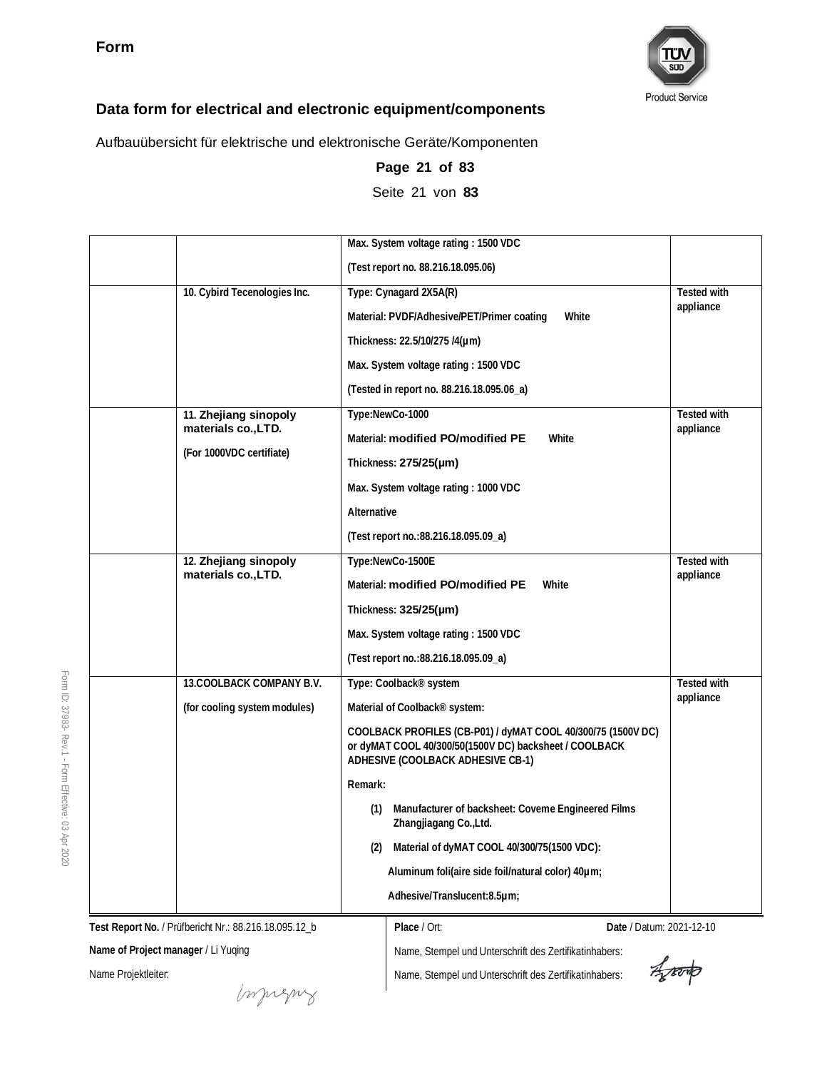**Form**

## Data form for electrical and electronic equipment/components

Aufbauübersicht für elektrische und elektronische Geräte/Komponenten

**Page 21 of 83**

Seite 21 von **83**

| | | | |
|---|---|---|---|
| | | Max. System voltage rating : 1500 VDC<br>(Test report no. 88.216.18.095.06) | |
| | 10. Cybird Tecenologies Inc. | Type: Cynagard 2X5A(R)<br>Material: PVDF/Adhesive/PET/Primer coating White<br>Thickness: 22.5/10/275 /4(μm)<br>Max. System voltage rating : 1500 VDC<br>(Tested in report no. 88.216.18.095.06_a) | Tested with appliance |
| | 11. Zhejiang sinopoly materials co.,LTD.<br>(For 1000VDC certifiate) | Type:NewCo-1000<br>Material: modified PO/modified PE White<br>Thickness: 275/25(μm)<br>Max. System voltage rating : 1000 VDC<br>Alternative<br>(Test report no.:88.216.18.095.09_a) | Tested with appliance |
| | 12. Zhejiang sinopoly materials co.,LTD. | Type:NewCo-1500E<br>Material: modified PO/modified PE White<br>Thickness: 325/25(μm)<br>Max. System voltage rating : 1500 VDC<br>(Test report no.:88.216.18.095.09_a) | Tested with appliance |
| | 13.COOLBACK COMPANY B.V.<br>(for cooling system modules) | Type: Coolback® system<br>Material of Coolback® system:<br>COOLBACK PROFILES (CB-P01) / dyMAT COOL 40/300/75 (1500V DC) or dyMAT COOL 40/300/50(1500V DC) backsheet / COOLBACK ADHESIVE (COOLBACK ADHESIVE CB-1)<br>Remark:<br>(1) Manufacturer of backsheet: Coveme Engineered Films Zhangjiagang Co.,Ltd.<br>(2) Material of dyMAT COOL 40/300/75(1500 VDC):<br>Aluminum foli(aire side foil/natural color) 40μm;<br>Adhesive/Translucent:8.5μm; | Tested with appliance |

**Test Report No.** / Prüfbericht Nr.: 88.216.18.095.12_b

**Place** / Ort:

**Date** / Datum: 2021-12-10

**Name of Project manager** / Li Yuqing

Name Projektleiter:

Name, Stempel und Unterschrift des Zertifikatinhabers:

Name, Stempel und Unterschrift des Zertifikatinhabers: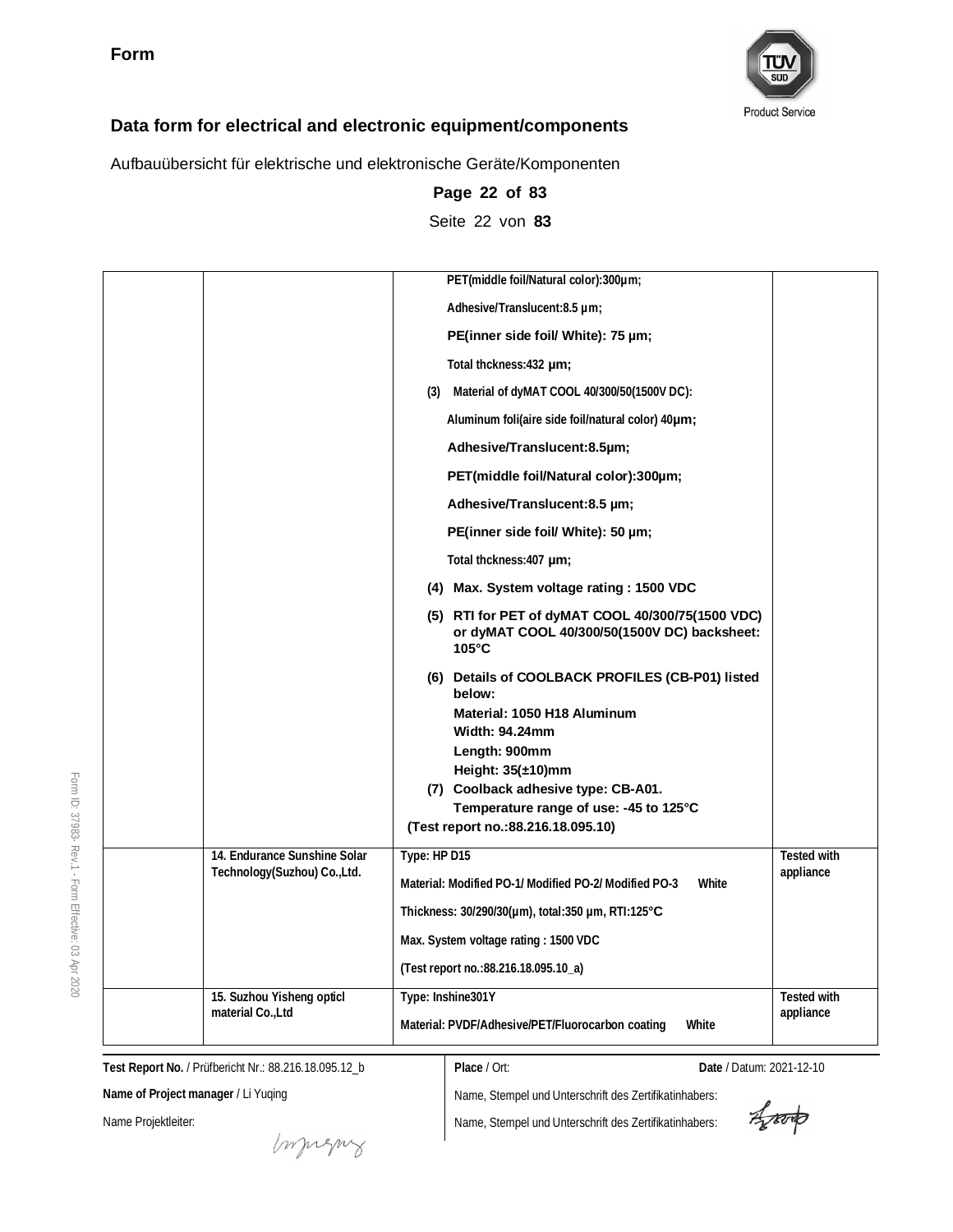**Form**

## Data form for electrical and electronic equipment/components

Aufbauübersicht für elektrische und elektronische Geräte/Komponenten

| | | | |
|---|---|---|---|
| | | PET(middle foil/Natural color):300μm;<br>Adhesive/Translucent:8.5 μm;<br>PE(inner side foil/ White): 75 μm;<br>Total thckness:432 μm;<br>(3) Material of dyMAT COOL 40/300/50(1500V DC):<br>Aluminum foli(aire side foil/natural color) 40μm;<br>Adhesive/Translucent:8.5μm;<br>PET(middle foil/Natural color):300μm;<br>Adhesive/Translucent:8.5 μm;<br>PE(inner side foil/ White): 50 μm;<br>Total thckness:407 μm;<br>(4) Max. System voltage rating : 1500 VDC<br>(5) RTI for PET of dyMAT COOL 40/300/75(1500 VDC) or dyMAT COOL 40/300/50(1500V DC) backsheet: 105°C<br>(6) Details of COOLBACK PROFILES (CB-P01) listed below:<br>Material: 1050 H18 Aluminum<br>Width: 94.24mm<br>Length: 900mm<br>Height: 35(±10)mm<br>(7) Coolback adhesive type: CB-A01.<br>Temperature range of use: -45 to 125°C<br>(Test report no.:88.216.18.095.10) | |
| | 14. Endurance Sunshine Solar Technology(Suzhou) Co.,Ltd. | Type: HP D15<br>Material: Modified PO-1/ Modified PO-2/ Modified PO-3 White<br>Thickness: 30/290/30(μm), total:350 μm, RTI:125°C<br>Max. System voltage rating : 1500 VDC<br>(Test report no.:88.216.18.095.10_a) | Tested with appliance |
| | 15. Suzhou Yisheng opticl material Co.,Ltd | Type: Inshine301Y<br>Material: PVDF/Adhesive/PET/Fluorocarbon coating White | Tested with appliance |

**Test Report No.** / Prüfbericht Nr.: 88.216.18.095.12_b

**Name of Project manager** / Li Yuqing

Name Projektleiter:

**Place** / Ort:

**Date** / Datum: 2021-12-10

Name, Stempel und Unterschrift des Zertifikatinhabers:

Name, Stempel und Unterschrift des Zertifikatinhabers: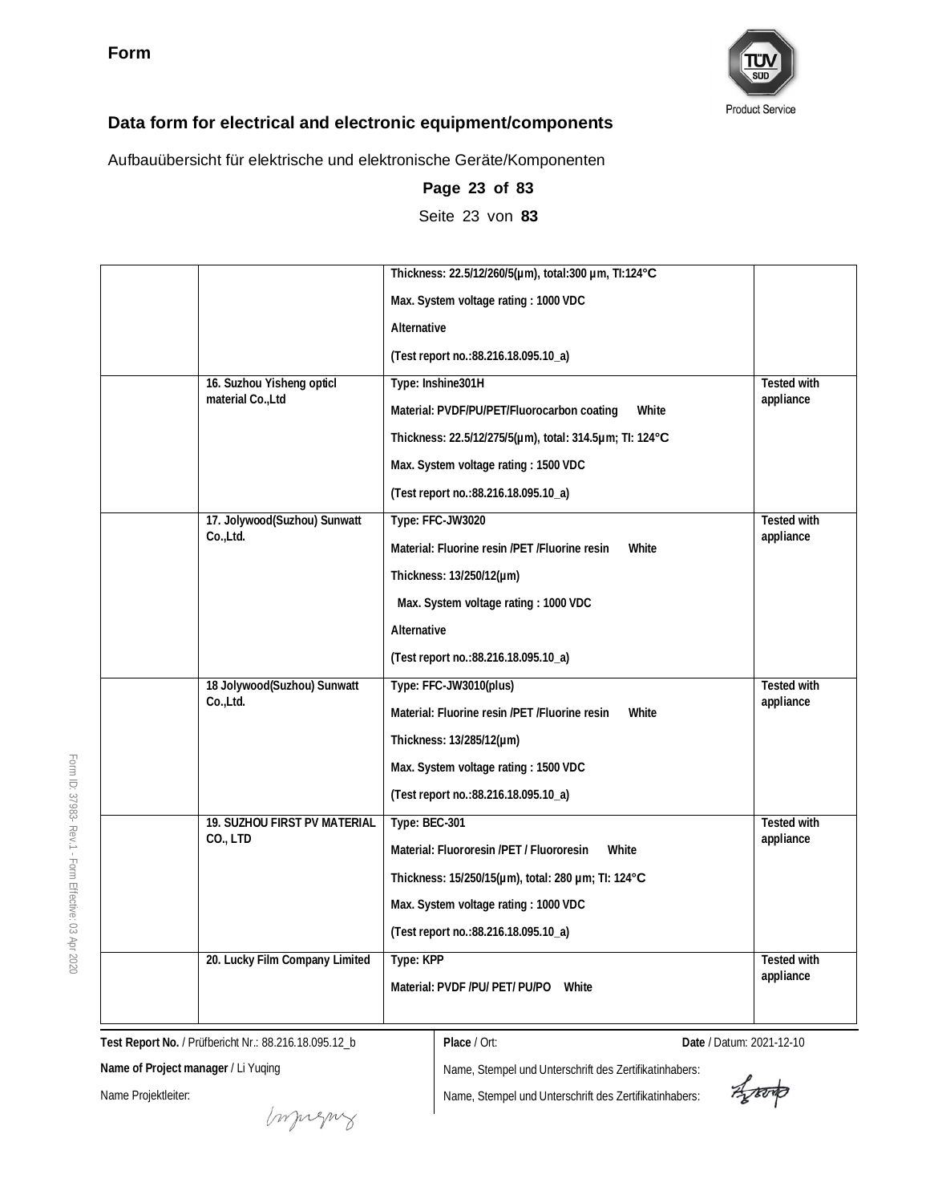**Form**

## Data form for electrical and electronic equipment/components

Aufbauübersicht für elektrische und elektronische Geräte/Komponenten

**Page 23 of 83**

Seite 23 von **83**

| | | | |
|---|---|---|---|
| | | Thickness: 22.5/12/260/5(μm), total:300 μm, TI:124°C<br>Max. System voltage rating : 1000 VDC<br>Alternative<br>(Test report no.:88.216.18.095.10_a) | |
| | 16. Suzhou Yisheng opticl material Co.,Ltd | Type: Inshine301H<br>Material: PVDF/PU/PET/Fluorocarbon coating White<br>Thickness: 22.5/12/275/5(μm), total: 314.5μm; TI: 124°C<br>Max. System voltage rating : 1500 VDC<br>(Test report no.:88.216.18.095.10_a) | Tested with appliance |
| | 17. Jolywood(Suzhou) Sunwatt Co.,Ltd. | Type: FFC-JW3020<br>Material: Fluorine resin /PET /Fluorine resin White<br>Thickness: 13/250/12(μm)<br>Max. System voltage rating : 1000 VDC<br>Alternative<br>(Test report no.:88.216.18.095.10_a) | Tested with appliance |
| | 18 Jolywood(Suzhou) Sunwatt Co.,Ltd. | Type: FFC-JW3010(plus)<br>Material: Fluorine resin /PET /Fluorine resin White<br>Thickness: 13/285/12(μm)<br>Max. System voltage rating : 1500 VDC<br>(Test report no.:88.216.18.095.10_a) | Tested with appliance |
| | 19. SUZHOU FIRST PV MATERIAL CO., LTD | Type: BEC-301<br>Material: Fluororesin /PET / Fluororesin White<br>Thickness: 15/250/15(μm), total: 280 μm; TI: 124°C<br>Max. System voltage rating : 1000 VDC<br>(Test report no.:88.216.18.095.10_a) | Tested with appliance |
| | 20. Lucky Film Company Limited | Type: KPP<br>Material: PVDF /PU/ PET/ PU/PO White | Tested with appliance |

**Test Report No.** / Prüfbericht Nr.: 88.216.18.095.12_b

**Place** / Ort:

**Date** / Datum: 2021-12-10

**Name of Project manager** / Li Yuqing

Name Projektleiter:

Name, Stempel und Unterschrift des Zertifikatinhabers:

Name, Stempel und Unterschrift des Zertifikatinhabers:

Form ID: 37983- Rev.1 - Form Effective: 03 Apr 2020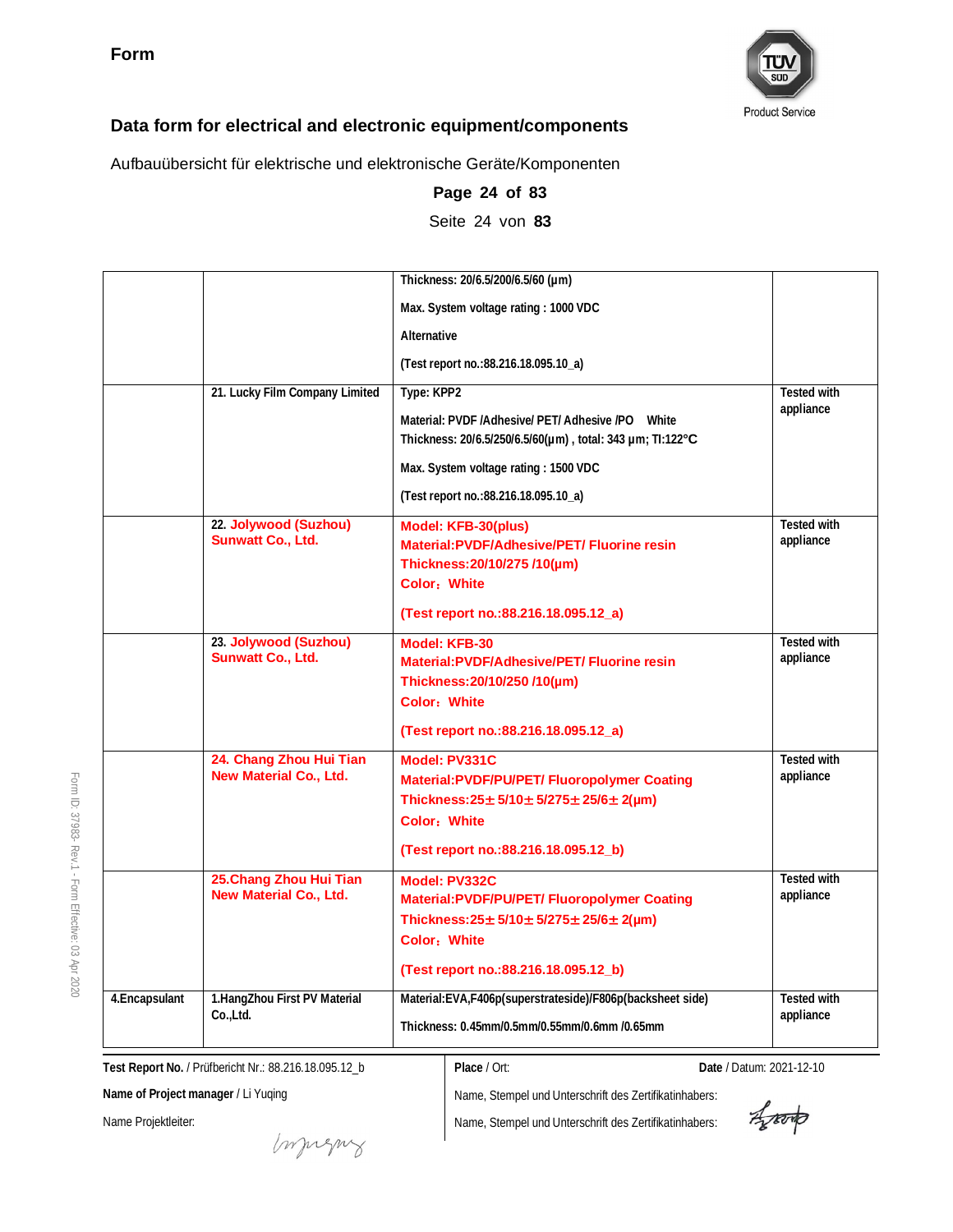**Form**

## Data form for electrical and electronic equipment/components

Aufbauübersicht für elektrische und elektronische Geräte/Komponenten

| | | | |
|---|---|---|---|
| | | Thickness: 20/6.5/200/6.5/60 (μm)<br>Max. System voltage rating : 1000 VDC<br>Alternative<br>(Test report no.:88.216.18.095.10_a) | |
| | 21. Lucky Film Company Limited | Type: KPP2<br>Material: PVDF /Adhesive/ PET/ Adhesive /PO White<br>Thickness: 20/6.5/250/6.5/60(μm) , total: 343 μm; TI:122°C<br>Max. System voltage rating : 1500 VDC<br>(Test report no.:88.216.18.095.10_a) | Tested with appliance |
| | 22. Jolywood (Suzhou) Sunwatt Co., Ltd. | Model: KFB-30(plus)<br>Material:PVDF/Adhesive/PET/ Fluorine resin<br>Thickness:20/10/275 /10(μm)<br>Color：White<br>(Test report no.:88.216.18.095.12_a) | Tested with appliance |
| | 23. Jolywood (Suzhou) Sunwatt Co., Ltd. | Model: KFB-30<br>Material:PVDF/Adhesive/PET/ Fluorine resin<br>Thickness:20/10/250 /10(μm)<br>Color：White<br>(Test report no.:88.216.18.095.12_a) | Tested with appliance |
| | 24. Chang Zhou Hui Tian New Material Co., Ltd. | Model: PV331C<br>Material:PVDF/PU/PET/ Fluoropolymer Coating<br>Thickness:25± 5/10± 5/275± 25/6± 2(μm)<br>Color：White<br>(Test report no.:88.216.18.095.12_b) | Tested with appliance |
| | 25.Chang Zhou Hui Tian New Material Co., Ltd. | Model: PV332C<br>Material:PVDF/PU/PET/ Fluoropolymer Coating<br>Thickness:25± 5/10± 5/275± 25/6± 2(μm)<br>Color：White<br>(Test report no.:88.216.18.095.12_b) | Tested with appliance |
| 4.Encapsulant | 1.HangZhou First PV Material Co.,Ltd. | Material:EVA,F406p(superstrateside)/F806p(backsheet side)<br>Thickness: 0.45mm/0.5mm/0.55mm/0.6mm /0.65mm | Tested with appliance |

**Test Report No.** / Prüfbericht Nr.: 88.216.18.095.12_b

**Name of Project manager** / Li Yuqing

Name Projektleiter:

**Place** / Ort:

**Date** / Datum: 2021-12-10

Name, Stempel und Unterschrift des Zertifikatinhabers:

Name, Stempel und Unterschrift des Zertifikatinhabers: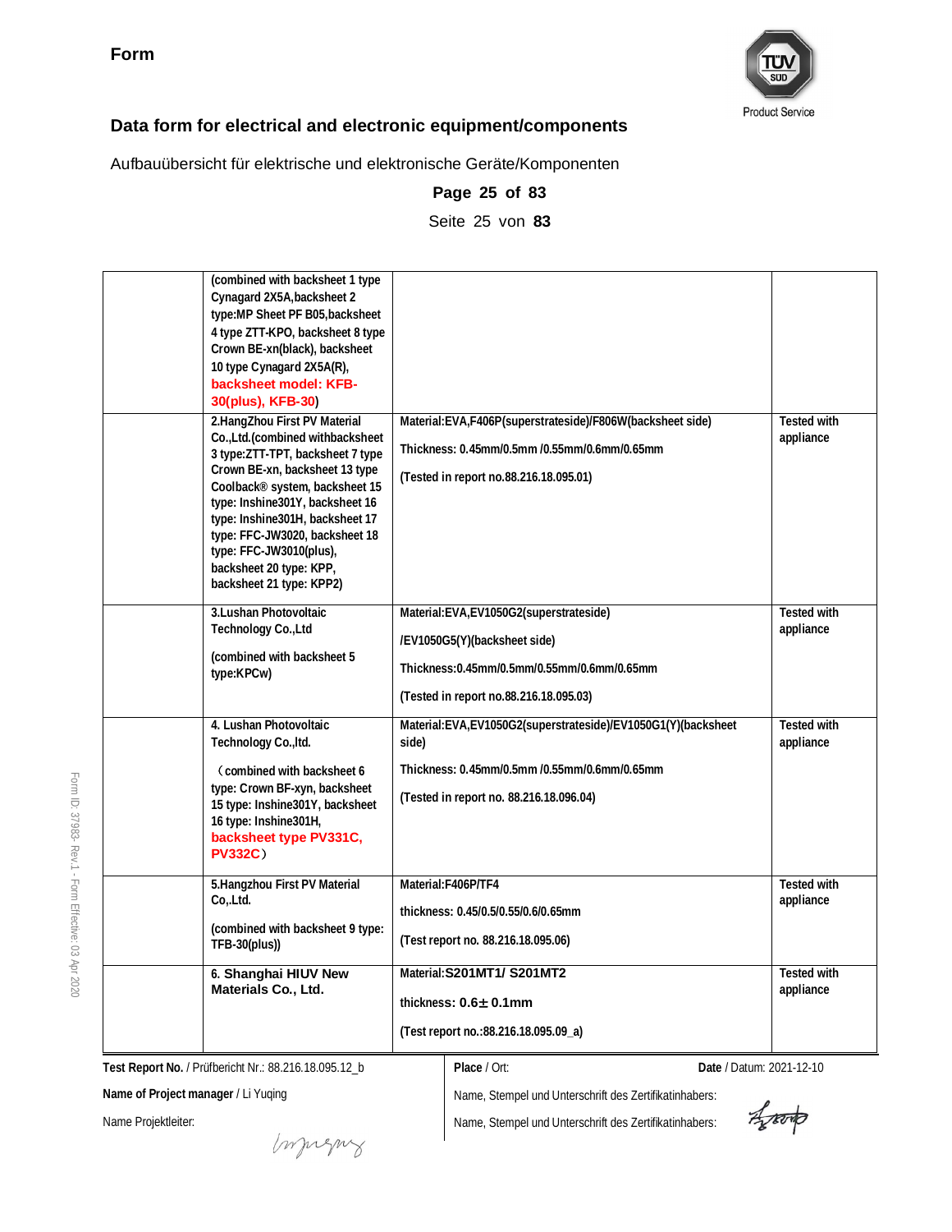**Form**

TÜV SÜD Product Service

## Data form for electrical and electronic equipment/components

Aufbauübersicht für elektrische und elektronische Geräte/Komponenten

**Page 25 of 83**

Seite 25 von **83**

| | | | |
|---|---|---|---|
| | (combined with backsheet 1 type Cynagard 2X5A,backsheet 2 type:MP Sheet PF B05,backsheet 4 type ZTT-KPO, backsheet 8 type Crown BE-xn(black), backsheet 10 type Cynagard 2X5A(R), **backsheet model: KFB-30(plus), KFB-30**) | | |
| | 2.HangZhou First PV Material Co.,Ltd.(combined withbacksheet 3 type:ZTT-TPT, backsheet 7 type Crown BE-xn, backsheet 13 type Coolback® system, backsheet 15 type: Inshine301Y, backsheet 16 type: Inshine301H, backsheet 17 type: FFC-JW3020, backsheet 18 type: FFC-JW3010(plus), backsheet 20 type: KPP, backsheet 21 type: KPP2) | Material:EVA,F406P(superstrateside)/F806W(backsheet side)<br>Thickness: 0.45mm/0.5mm /0.55mm/0.6mm/0.65mm<br>(Tested in report no.88.216.18.095.01) | Tested with appliance |
| | 3.Lushan Photovoltaic Technology Co.,Ltd<br>(combined with backsheet 5 type:KPCw) | Material:EVA,EV1050G2(superstrateside) /EV1050G5(Y)(backsheet side)<br>Thickness:0.45mm/0.5mm/0.55mm/0.6mm/0.65mm<br>(Tested in report no.88.216.18.095.03) | Tested with appliance |
| | 4. Lushan Photovoltaic Technology Co.,ltd.<br>（combined with backsheet 6 type: Crown BF-xyn, backsheet 15 type: Inshine301Y, backsheet 16 type: Inshine301H, **backsheet type PV331C, PV332C**） | Material:EVA,EV1050G2(superstrateside)/EV1050G1(Y)(backsheet side)<br>Thickness: 0.45mm/0.5mm /0.55mm/0.6mm/0.65mm<br>(Tested in report no. 88.216.18.096.04) | Tested with appliance |
| | 5.Hangzhou First PV Material Co,.Ltd.<br>(combined with backsheet 9 type: TFB-30(plus)) | Material:F406P/TF4<br>thickness: 0.45/0.5/0.55/0.6/0.65mm<br>(Test report no. 88.216.18.095.06) | Tested with appliance |
| | 6. Shanghai HIUV New Materials Co., Ltd. | Material:S201MT1/ S201MT2<br>thickness: 0.6± 0.1mm<br>(Test report no.:88.216.18.095.09_a) | Tested with appliance |

**Test Report No.** / Prüfbericht Nr.: 88.216.18.095.12_b

**Name of Project manager** / Li Yuqing

Name Projektleiter:

**Place** / Ort:

**Date** / Datum: 2021-12-10

Name, Stempel und Unterschrift des Zertifikatinhabers:

Name, Stempel und Unterschrift des Zertifikatinhabers: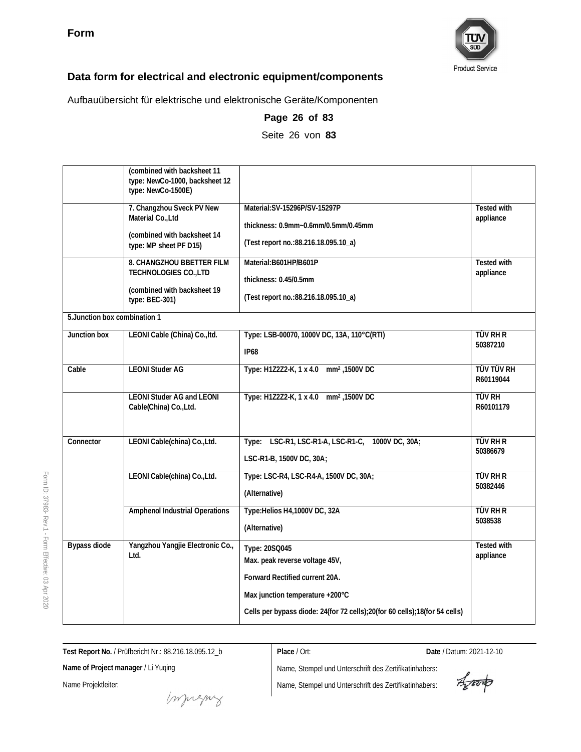**Form**

## Data form for electrical and electronic equipment/components

Aufbauübersicht für elektrische und elektronische Geräte/Komponenten

**Page 26 of 83**

Seite 26 von **83**

| | | | |
|---|---|---|---|
| | (combined with backsheet 11 type: NewCo-1000, backsheet 12 type: NewCo-1500E) | | |
| | 7. Changzhou Sveck PV New Material Co.,Ltd<br><br>(combined with backsheet 14 type: MP sheet PF D15) | Material:SV-15296P/SV-15297P<br><br>thickness: 0.9mm~0.6mm/0.5mm/0.45mm<br><br>(Test report no.:88.216.18.095.10_a) | Tested with appliance |
| | 8. CHANGZHOU BBETTER FILM TECHNOLOGIES CO.,LTD<br><br>(combined with backsheet 19 type: BEC-301) | Material:B601HP/B601P<br><br>thickness: 0.45/0.5mm<br><br>(Test report no.:88.216.18.095.10_a) | Tested with appliance |
| 5.Junction box combination 1 | | | |
| Junction box | LEONI Cable (China) Co.,ltd. | Type: LSB-00070, 1000V DC, 13A, 110°C(RTI)<br><br>IP68 | TÜV RH R 50387210 |
| Cable | LEONI Studer AG | Type: H1Z2Z2-K, 1 x 4.0 mm² ,1500V DC | TÜV TÜV RH R60119044 |
| | LEONI Studer AG and LEONI Cable(China) Co.,Ltd. | Type: H1Z2Z2-K, 1 x 4.0 mm² ,1500V DC | TÜV RH R60101179 |
| Connector | LEONI Cable(china) Co.,Ltd. | Type: LSC-R1, LSC-R1-A, LSC-R1-C, 1000V DC, 30A;<br><br>LSC-R1-B, 1500V DC, 30A; | TÜV RH R 50386679 |
| | LEONI Cable(china) Co.,Ltd. | Type: LSC-R4, LSC-R4-A, 1500V DC, 30A;<br><br>(Alternative) | TÜV RH R 50382446 |
| | Amphenol Industrial Operations | Type:Helios H4,1000V DC, 32A<br><br>(Alternative) | TÜV RH R 5038538 |
| Bypass diode | Yangzhou Yangjie Electronic Co., Ltd. | Type: 20SQ045<br>Max. peak reverse voltage 45V,<br><br>Forward Rectified current 20A.<br><br>Max junction temperature +200°C<br><br>Cells per bypass diode: 24(for 72 cells);20(for 60 cells);18(for 54 cells) | Tested with appliance |

**Test Report No.** / Prüfbericht Nr.: 88.216.18.095.12_b

**Name of Project manager** / Li Yuqing

Name Projektleiter:

**Place** / Ort:

**Date** / Datum: 2021-12-10

Name, Stempel und Unterschrift des Zertifikatinhabers:

Name, Stempel und Unterschrift des Zertifikatinhabers: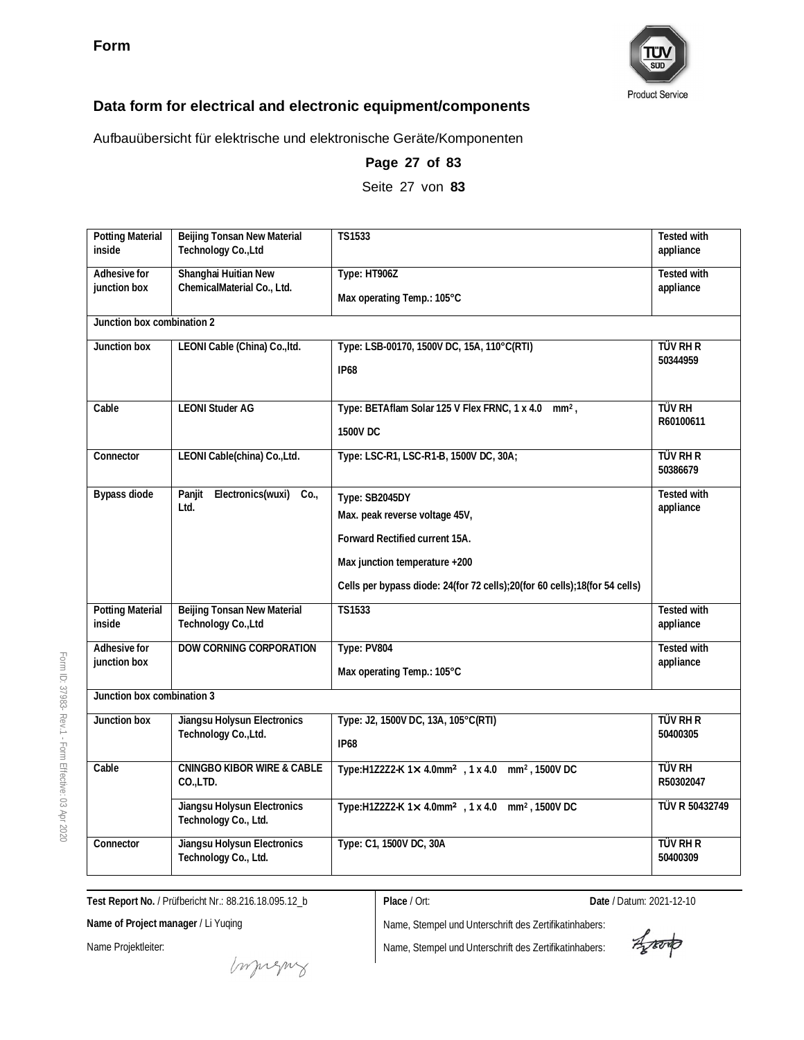**Form**

## Data form for electrical and electronic equipment/components

Aufbauübersicht für elektrische und elektronische Geräte/Komponenten

**Page 27 of 83**

Seite 27 von **83**

| | | | |
|---|---|---|---|
| **Potting Material inside** | **Beijing Tonsan New Material Technology Co.,Ltd** | **TS1533** | **Tested with appliance** |
| **Adhesive for junction box** | **Shanghai Huitian New ChemicalMaterial Co., Ltd.** | **Type: HT906Z**<br><br>**Max operating Temp.: 105°C** | **Tested with appliance** |
| **Junction box combination 2** | | | |
| **Junction box** | **LEONI Cable (China) Co.,ltd.** | **Type: LSB-00170, 1500V DC, 15A, 110°C(RTI)**<br><br>**IP68** | **TÜV RH R 50344959** |
| **Cable** | **LEONI Studer AG** | **Type: BETAflam Solar 125 V Flex FRNC, 1 x 4.0 mm², 1500V DC** | **TÜV RH R60100611** |
| **Connector** | **LEONI Cable(china) Co.,Ltd.** | **Type: LSC-R1, LSC-R1-B, 1500V DC, 30A;** | **TÜV RH R 50386679** |
| **Bypass diode** | **Panjit Electronics(wuxi) Co., Ltd.** | **Type: SB2045DY**<br>**Max. peak reverse voltage 45V,**<br>**Forward Rectified current 15A.**<br>**Max junction temperature +200**<br>**Cells per bypass diode: 24(for 72 cells);20(for 60 cells);18(for 54 cells)** | **Tested with appliance** |
| **Potting Material inside** | **Beijing Tonsan New Material Technology Co.,Ltd** | **TS1533** | **Tested with appliance** |
| **Adhesive for junction box** | **DOW CORNING CORPORATION** | **Type: PV804**<br><br>**Max operating Temp.: 105°C** | **Tested with appliance** |
| **Junction box combination 3** | | | |
| **Junction box** | **Jiangsu Holysun Electronics Technology Co.,Ltd.** | **Type: J2, 1500V DC, 13A, 105°C(RTI)**<br><br>**IP68** | **TÜV RH R 50400305** |
| **Cable** | **CNINGBO KIBOR WIRE & CABLE CO.,LTD.** | **Type:H1Z2Z2-K 1× 4.0mm² , 1 x 4.0 mm², 1500V DC** | **TÜV RH R50302047** |
| | **Jiangsu Holysun Electronics Technology Co., Ltd.** | **Type:H1Z2Z2-K 1× 4.0mm² , 1 x 4.0 mm², 1500V DC** | **TÜV R 50432749** |
| **Connector** | **Jiangsu Holysun Electronics Technology Co., Ltd.** | **Type: C1, 1500V DC, 30A** | **TÜV RH R 50400309** |

**Test Report No.** / Prüfbericht Nr.: 88.216.18.095.12_b

**Name of Project manager** / Li Yuqing

Name Projektleiter:

**Place** / Ort:

**Date** / Datum: 2021-12-10

Name, Stempel und Unterschrift des Zertifikatinhabers:

Name, Stempel und Unterschrift des Zertifikatinhabers: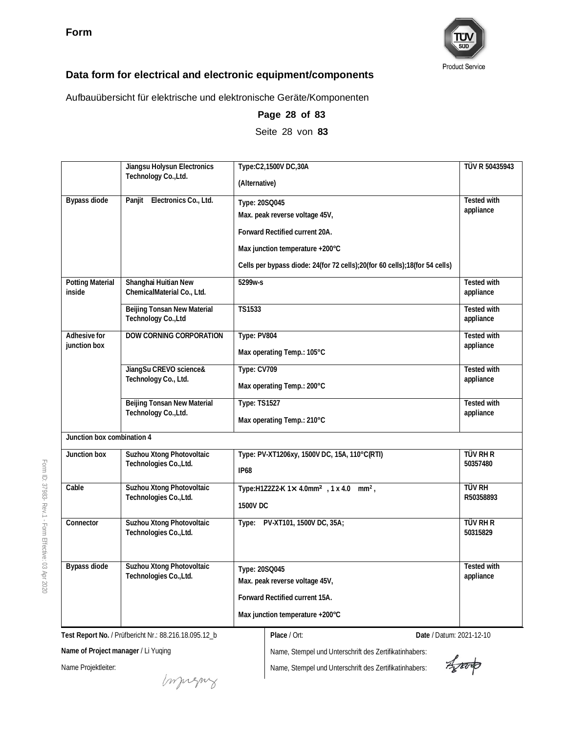**Form**

## Data form for electrical and electronic equipment/components

Aufbauübersicht für elektrische und elektronische Geräte/Komponenten

**Page 28 of 83**

Seite 28 von **83**

| | | | |
|---|---|---|---|
| | Jiangsu Holysun Electronics Technology Co.,Ltd. | Type:C2,1500V DC,30A<br>(Alternative) | TÜV R 50435943 |
| Bypass diode | Panjit Electronics Co., Ltd. | Type: 20SQ045<br>Max. peak reverse voltage 45V,<br>Forward Rectified current 20A.<br>Max junction temperature +200°C<br>Cells per bypass diode: 24(for 72 cells);20(for 60 cells);18(for 54 cells) | Tested with appliance |
| Potting Material inside | Shanghai Huitian New ChemicalMaterial Co., Ltd. | 5299w-s | Tested with appliance |
| | Beijing Tonsan New Material Technology Co.,Ltd | TS1533 | Tested with appliance |
| Adhesive for junction box | DOW CORNING CORPORATION | Type: PV804<br>Max operating Temp.: 105°C | Tested with appliance |
| | JiangSu CREVO science& Technology Co., Ltd. | Type: CV709<br>Max operating Temp.: 200°C | Tested with appliance |
| | Beijing Tonsan New Material Technology Co.,Ltd. | Type: TS1527<br>Max operating Temp.: 210°C | Tested with appliance |
| Junction box combination 4 | | | |
| Junction box | Suzhou Xtong Photovoltaic Technologies Co.,Ltd. | Type: PV-XT1206xy, 1500V DC, 15A, 110°C(RTI)<br>IP68 | TÜV RH R 50357480 |
| Cable | Suzhou Xtong Photovoltaic Technologies Co.,Ltd. | Type:H1Z2Z2-K 1× 4.0mm², 1 x 4.0 mm²,<br>1500V DC | TÜV RH R50358893 |
| Connector | Suzhou Xtong Photovoltaic Technologies Co.,Ltd. | Type: PV-XT101, 1500V DC, 35A; | TÜV RH R 50315829 |
| Bypass diode | Suzhou Xtong Photovoltaic Technologies Co.,Ltd. | Type: 20SQ045<br>Max. peak reverse voltage 45V,<br>Forward Rectified current 15A.<br>Max junction temperature +200°C | Tested with appliance |

**Test Report No.** / Prüfbericht Nr.: 88.216.18.095.12_b

**Name of Project manager** / Li Yuqing

Name Projektleiter:

**Place** / Ort:

**Date** / Datum: 2021-12-10

Name, Stempel und Unterschrift des Zertifikatinhabers:

Name, Stempel und Unterschrift des Zertifikatinhabers:

Form ID: 37983- Rev.1 - Form Effective: 03 Apr 2020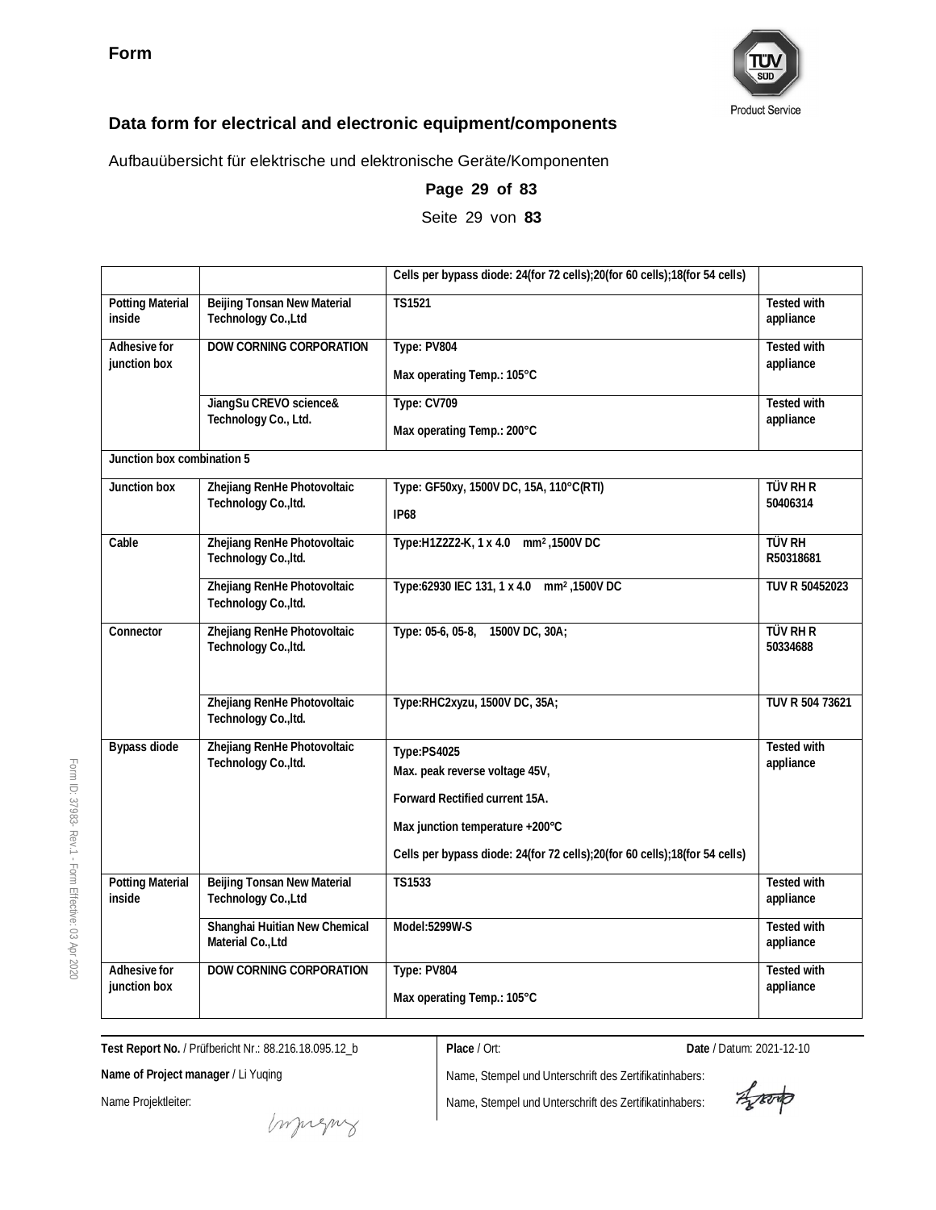**Form**

## Data form for electrical and electronic equipment/components

Aufbauübersicht für elektrische und elektronische Geräte/Komponenten

**Page 29 of 83**

Seite 29 von **83**

| | | | |
|---|---|---|---|
| | | Cells per bypass diode: 24(for 72 cells);20(for 60 cells);18(for 54 cells) | |
| Potting Material inside | Beijing Tonsan New Material Technology Co.,Ltd | TS1521 | Tested with appliance |
| Adhesive for junction box | DOW CORNING CORPORATION | Type: PV804<br>Max operating Temp.: 105°C | Tested with appliance |
| | JiangSu CREVO science& Technology Co., Ltd. | Type: CV709<br>Max operating Temp.: 200°C | Tested with appliance |
| Junction box combination 5 | | | |
| Junction box | Zhejiang RenHe Photovoltaic Technology Co.,ltd. | Type: GF50xy, 1500V DC, 15A, 110°C(RTI)<br>IP68 | TÜV RH R 50406314 |
| Cable | Zhejiang RenHe Photovoltaic Technology Co.,ltd. | Type:H1Z2Z2-K, 1 x 4.0 mm² ,1500V DC | TÜV RH R50318681 |
| | Zhejiang RenHe Photovoltaic Technology Co.,ltd. | Type:62930 IEC 131, 1 x 4.0 mm² ,1500V DC | TUV R 50452023 |
| Connector | Zhejiang RenHe Photovoltaic Technology Co.,ltd. | Type: 05-6, 05-8, 1500V DC, 30A; | TÜV RH R 50334688 |
| | Zhejiang RenHe Photovoltaic Technology Co.,ltd. | Type:RHC2xyzu, 1500V DC, 35A; | TUV R 504 73621 |
| Bypass diode | Zhejiang RenHe Photovoltaic Technology Co.,ltd. | Type:PS4025<br>Max. peak reverse voltage 45V,<br>Forward Rectified current 15A.<br>Max junction temperature +200°C<br>Cells per bypass diode: 24(for 72 cells);20(for 60 cells);18(for 54 cells) | Tested with appliance |
| Potting Material inside | Beijing Tonsan New Material Technology Co.,Ltd | TS1533 | Tested with appliance |
| | Shanghai Huitian New Chemical Material Co.,Ltd | Model:5299W-S | Tested with appliance |
| Adhesive for junction box | DOW CORNING CORPORATION | Type: PV804<br>Max operating Temp.: 105°C | Tested with appliance |

**Test Report No.** / Prüfbericht Nr.: 88.216.18.095.12_b

**Name of Project manager** / Li Yuqing

Name Projektleiter:

**Place** / Ort:

**Date** / Datum: 2021-12-10

Name, Stempel und Unterschrift des Zertifikatinhabers:

Name, Stempel und Unterschrift des Zertifikatinhabers: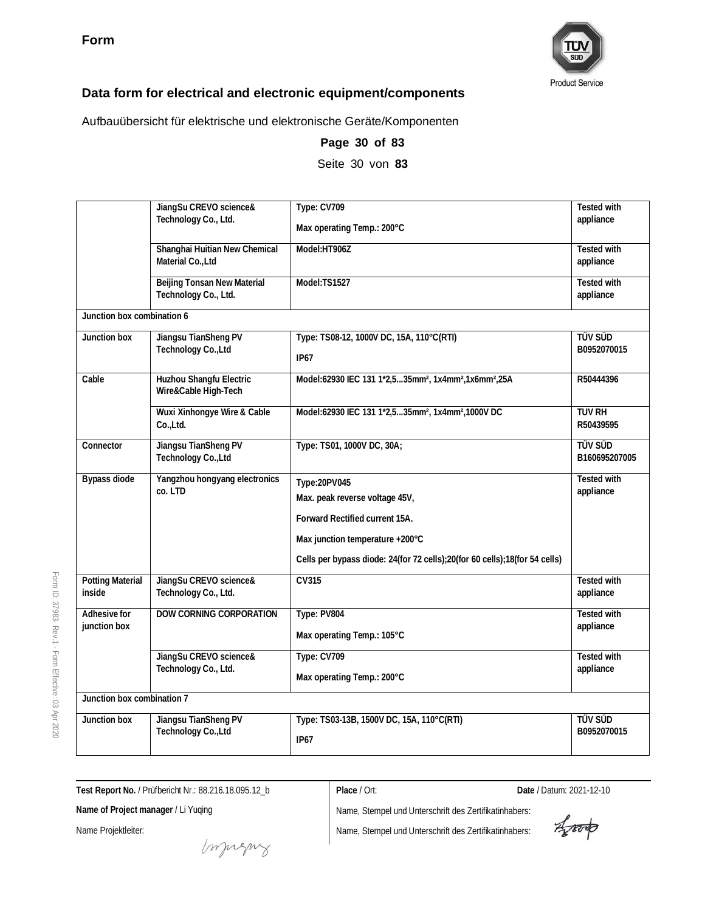**Form**

## Data form for electrical and electronic equipment/components

Aufbauübersicht für elektrische und elektronische Geräte/Komponenten

**Page 30 of 83**

Seite 30 von **83**

| | | | |
|---|---|---|---|
| | JiangSu CREVO science& Technology Co., Ltd. | Type: CV709<br>Max operating Temp.: 200°C | Tested with appliance |
| | Shanghai Huitian New Chemical Material Co.,Ltd | Model:HT906Z | Tested with appliance |
| | Beijing Tonsan New Material Technology Co., Ltd. | Model:TS1527 | Tested with appliance |
| **Junction box combination 6** | | | |
| Junction box | Jiangsu TianSheng PV Technology Co.,Ltd | Type: TS08-12, 1000V DC, 15A, 110°C(RTI)<br>IP67 | TÜV SÜD B0952070015 |
| Cable | Huzhou Shangfu Electric Wire&Cable High-Tech | Model:62930 IEC 131 1*2,5...35mm², 1x4mm²,1x6mm²,25A | R50444396 |
| | Wuxi Xinhongye Wire & Cable Co.,Ltd. | Model:62930 IEC 131 1*2,5...35mm², 1x4mm²,1000V DC | TUV RH R50439595 |
| Connector | Jiangsu TianSheng PV Technology Co.,Ltd | Type: TS01, 1000V DC, 30A; | TÜV SÜD B160695207005 |
| Bypass diode | Yangzhou hongyang electronics co. LTD | Type:20PV045<br>Max. peak reverse voltage 45V,<br>Forward Rectified current 15A.<br>Max junction temperature +200°C<br>Cells per bypass diode: 24(for 72 cells);20(for 60 cells);18(for 54 cells) | Tested with appliance |
| Potting Material inside | JiangSu CREVO science& Technology Co., Ltd. | CV315 | Tested with appliance |
| Adhesive for junction box | DOW CORNING CORPORATION | Type: PV804<br>Max operating Temp.: 105°C | Tested with appliance |
| | JiangSu CREVO science& Technology Co., Ltd. | Type: CV709<br>Max operating Temp.: 200°C | Tested with appliance |
| **Junction box combination 7** | | | |
| Junction box | Jiangsu TianSheng PV Technology Co.,Ltd | Type: TS03-13B, 1500V DC, 15A, 110°C(RTI)<br>IP67 | TÜV SÜD B0952070015 |

**Test Report No.** / Prüfbericht Nr.: 88.216.18.095.12_b

**Name of Project manager** / Li Yuqing

Name Projektleiter:

**Place** / Ort:

**Date** / Datum: 2021-12-10

Name, Stempel und Unterschrift des Zertifikatinhabers:

Name, Stempel und Unterschrift des Zertifikatinhabers: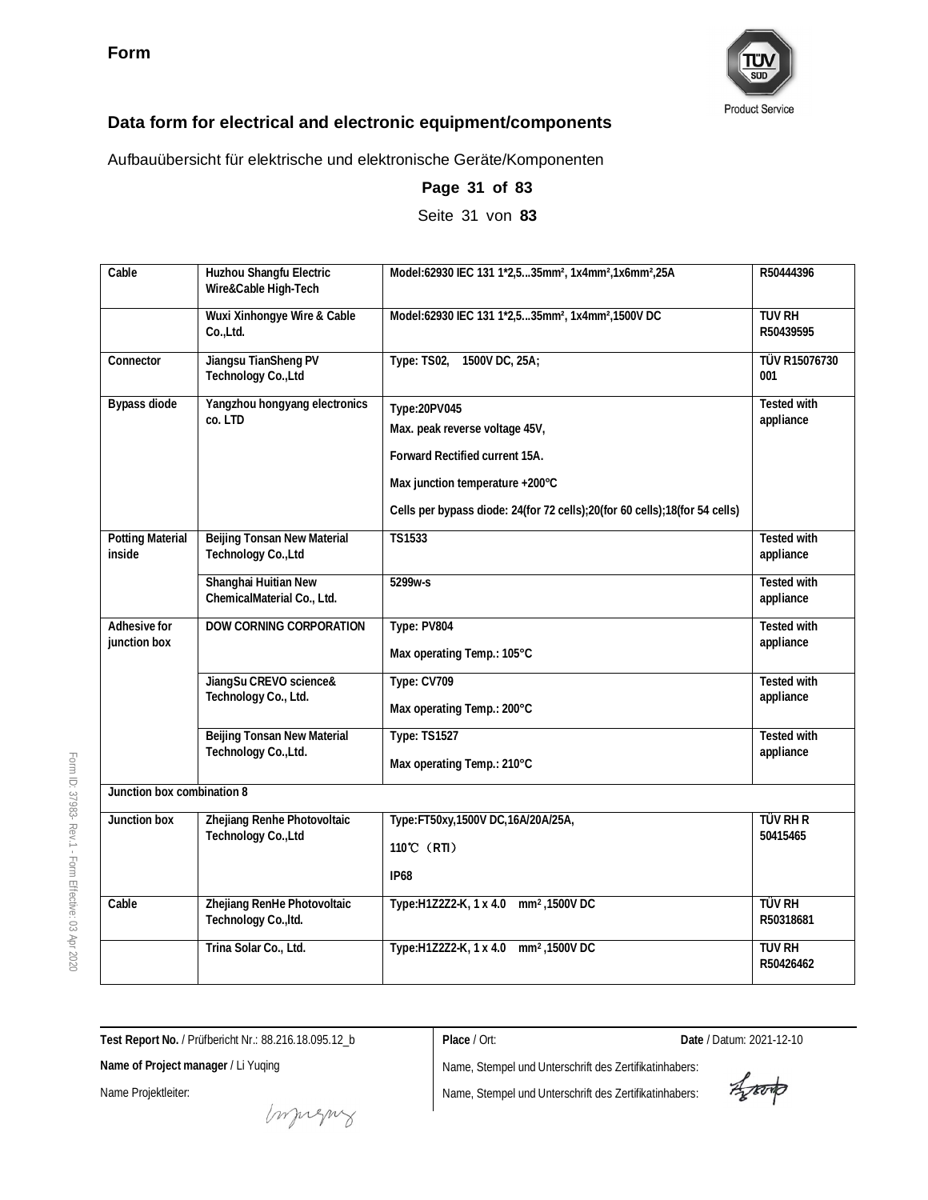**Form**

## Data form for electrical and electronic equipment/components

Aufbauübersicht für elektrische und elektronische Geräte/Komponenten

| Cable | Huzhou Shangfu Electric Wire&Cable High-Tech | Model:62930 IEC 131 1*2,5...35mm², 1x4mm²,1x6mm²,25A | R50444396 |
|---|---|---|---|
| | Wuxi Xinhongye Wire & Cable Co.,Ltd. | Model:62930 IEC 131 1*2,5...35mm², 1x4mm²,1500V DC | TUV RH R50439595 |
| Connector | Jiangsu TianSheng PV Technology Co.,Ltd | Type: TS02, 1500V DC, 25A; | TÜV R15076730 001 |
| Bypass diode | Yangzhou hongyang electronics co. LTD | Type:20PV045<br>Max. peak reverse voltage 45V,<br>Forward Rectified current 15A.<br>Max junction temperature +200°C<br>Cells per bypass diode: 24(for 72 cells);20(for 60 cells);18(for 54 cells) | Tested with appliance |
| Potting Material inside | Beijing Tonsan New Material Technology Co.,Ltd | TS1533 | Tested with appliance |
| | Shanghai Huitian New ChemicalMaterial Co., Ltd. | 5299w-s | Tested with appliance |
| Adhesive for junction box | DOW CORNING CORPORATION | Type: PV804<br>Max operating Temp.: 105°C | Tested with appliance |
| | JiangSu CREVO science& Technology Co., Ltd. | Type: CV709<br>Max operating Temp.: 200°C | Tested with appliance |
| | Beijing Tonsan New Material Technology Co.,Ltd. | Type: TS1527<br>Max operating Temp.: 210°C | Tested with appliance |
| Junction box combination 8 | | | |
| Junction box | Zhejiang Renhe Photovoltaic Technology Co.,Ltd | Type:FT50xy,1500V DC,16A/20A/25A,<br>110℃（RTI）<br>IP68 | TÜV RH R 50415465 |
| Cable | Zhejiang RenHe Photovoltaic Technology Co.,ltd. | Type:H1Z2Z2-K, 1 x 4.0 mm$^2$ ,1500V DC | TÜV RH R50318681 |
| | Trina Solar Co., Ltd. | Type:H1Z2Z2-K, 1 x 4.0 mm$^2$ ,1500V DC | TUV RH R50426462 |

**Test Report No.** / Prüfbericht Nr.: 88.216.18.095.12_b

**Name of Project manager** / Li Yuqing

Name Projektleiter:

**Place** / Ort:

**Date** / Datum: 2021-12-10

Name, Stempel und Unterschrift des Zertifikatinhabers:

Name, Stempel und Unterschrift des Zertifikatinhabers:

Form ID: 37983- Rev.1 - Form Effective: 03 Apr 2020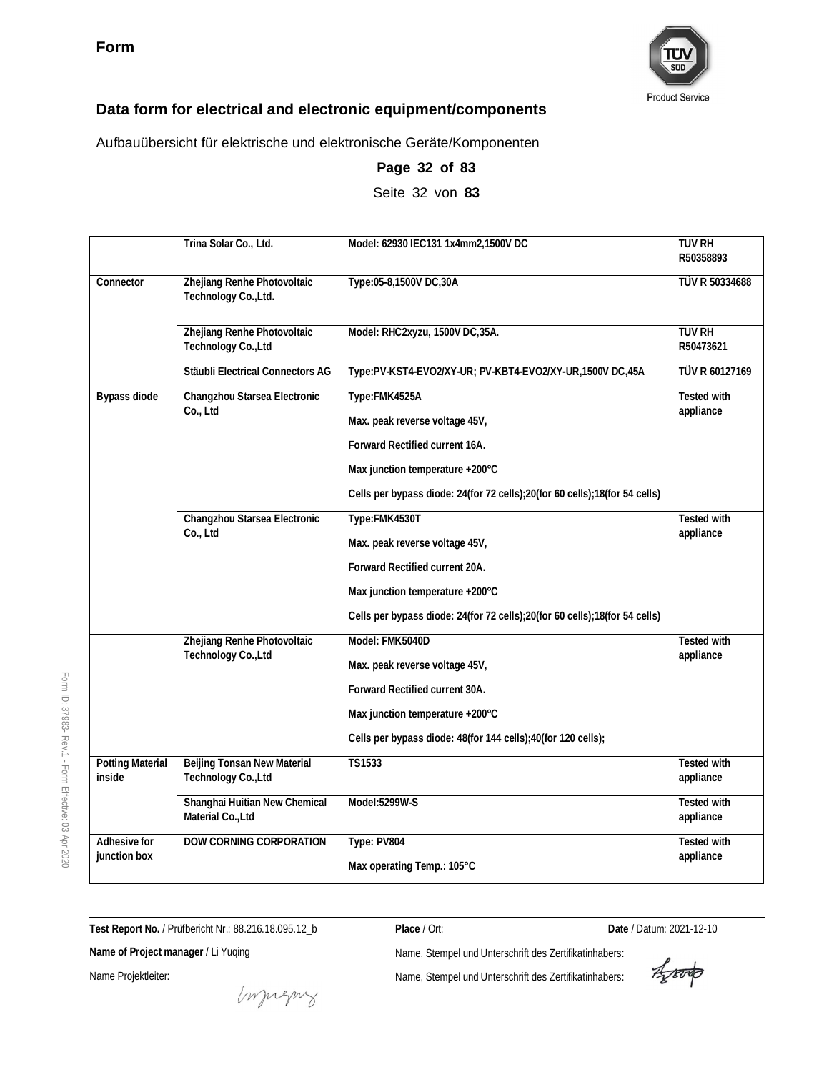**Form**

## Data form for electrical and electronic equipment/components

Aufbauübersicht für elektrische und elektronische Geräte/Komponenten

| | | | |
|---|---|---|---|
| | Trina Solar Co., Ltd. | Model: 62930 IEC131 1x4mm2,1500V DC | TUV RH R50358893 |
| Connector | Zhejiang Renhe Photovoltaic Technology Co.,Ltd. | Type:05-8,1500V DC,30A | TÜV R 50334688 |
| | Zhejiang Renhe Photovoltaic Technology Co.,Ltd | Model: RHC2xyzu, 1500V DC,35A. | TUV RH R50473621 |
| | Stäubli Electrical Connectors AG | Type:PV-KST4-EVO2/XY-UR; PV-KBT4-EVO2/XY-UR,1500V DC,45A | TÜV R 60127169 |
| Bypass diode | Changzhou Starsea Electronic Co., Ltd | Type:FMK4525A<br>Max. peak reverse voltage 45V,<br>Forward Rectified current 16A.<br>Max junction temperature +200℃<br>Cells per bypass diode: 24(for 72 cells);20(for 60 cells);18(for 54 cells) | Tested with appliance |
| | Changzhou Starsea Electronic Co., Ltd | Type:FMK4530T<br>Max. peak reverse voltage 45V,<br>Forward Rectified current 20A.<br>Max junction temperature +200℃<br>Cells per bypass diode: 24(for 72 cells);20(for 60 cells);18(for 54 cells) | Tested with appliance |
| | Zhejiang Renhe Photovoltaic Technology Co.,Ltd | Model: FMK5040D<br>Max. peak reverse voltage 45V,<br>Forward Rectified current 30A.<br>Max junction temperature +200℃<br>Cells per bypass diode: 48(for 144 cells);40(for 120 cells); | Tested with appliance |
| Potting Material inside | Beijing Tonsan New Material Technology Co.,Ltd | TS1533 | Tested with appliance |
| | Shanghai Huitian New Chemical Material Co.,Ltd | Model:5299W-S | Tested with appliance |
| Adhesive for junction box | DOW CORNING CORPORATION | Type: PV804<br>Max operating Temp.: 105°C | Tested with appliance |

**Test Report No.** / Prüfbericht Nr.: 88.216.18.095.12_b

**Name of Project manager** / Li Yuqing

Name Projektleiter:

**Place** / Ort:

**Date** / Datum: 2021-12-10

Name, Stempel und Unterschrift des Zertifikatinhabers:

Name, Stempel und Unterschrift des Zertifikatinhabers: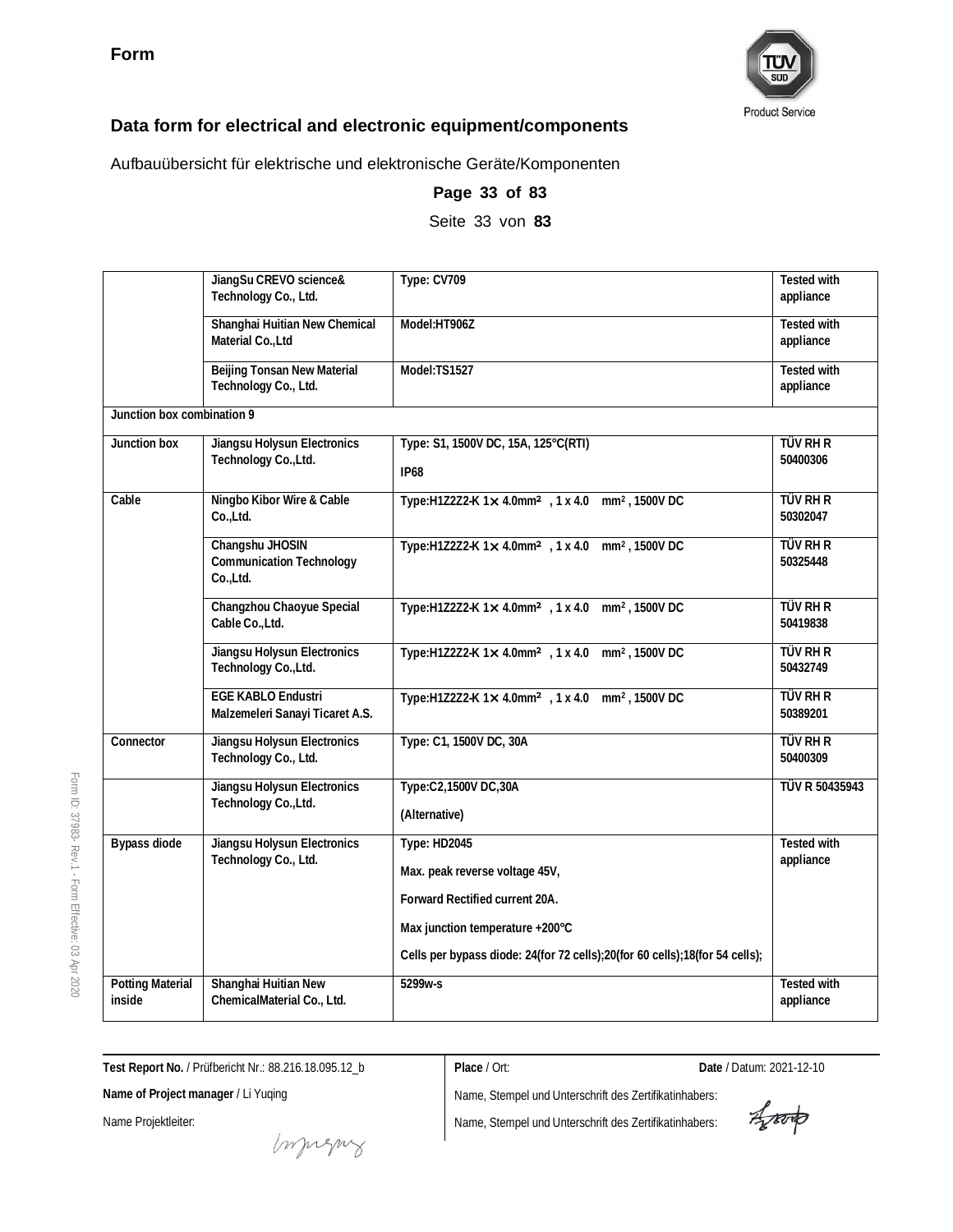**Form**

## Data form for electrical and electronic equipment/components

Aufbauübersicht für elektrische und elektronische Geräte/Komponenten

**Page 33 of 83**

Seite 33 von **83**

| | | | |
|---|---|---|---|
| | JiangSu CREVO science& Technology Co., Ltd. | Type: CV709 | Tested with appliance |
| | Shanghai Huitian New Chemical Material Co.,Ltd | Model:HT906Z | Tested with appliance |
| | Beijing Tonsan New Material Technology Co., Ltd. | Model:TS1527 | Tested with appliance |
| Junction box combination 9 | | | |
| Junction box | Jiangsu Holysun Electronics Technology Co.,Ltd. | Type: S1, 1500V DC, 15A, 125°C(RTI)<br><br>IP68 | TÜV RH R 50400306 |
| Cable | Ningbo Kibor Wire & Cable Co.,Ltd. | Type:H1Z2Z2-K 1× 4.0mm², 1 x 4.0 mm², 1500V DC | TÜV RH R 50302047 |
| | Changshu JHOSIN Communication Technology Co.,Ltd. | Type:H1Z2Z2-K 1× 4.0mm², 1 x 4.0 mm², 1500V DC | TÜV RH R 50325448 |
| | Changzhou Chaoyue Special Cable Co.,Ltd. | Type:H1Z2Z2-K 1× 4.0mm², 1 x 4.0 mm², 1500V DC | TÜV RH R 50419838 |
| | Jiangsu Holysun Electronics Technology Co.,Ltd. | Type:H1Z2Z2-K 1× 4.0mm², 1 x 4.0 mm², 1500V DC | TÜV RH R 50432749 |
| | EGE KABLO Endustri Malzemeleri Sanayi Ticaret A.S. | Type:H1Z2Z2-K 1× 4.0mm², 1 x 4.0 mm², 1500V DC | TÜV RH R 50389201 |
| Connector | Jiangsu Holysun Electronics Technology Co., Ltd. | Type: C1, 1500V DC, 30A | TÜV RH R 50400309 |
| | Jiangsu Holysun Electronics Technology Co.,Ltd. | Type:C2,1500V DC,30A<br><br>(Alternative) | TÜV R 50435943 |
| Bypass diode | Jiangsu Holysun Electronics Technology Co., Ltd. | Type: HD2045<br><br>Max. peak reverse voltage 45V,<br><br>Forward Rectified current 20A.<br><br>Max junction temperature +200°C<br><br>Cells per bypass diode: 24(for 72 cells);20(for 60 cells);18(for 54 cells); | Tested with appliance |
| Potting Material inside | Shanghai Huitian New ChemicalMaterial Co., Ltd. | 5299w-s | Tested with appliance |

**Test Report No.** / Prüfbericht Nr.: 88.216.18.095.12_b

**Name of Project manager** / Li Yuqing

Name Projektleiter:

**Place** / Ort:

**Date** / Datum: 2021-12-10

Name, Stempel und Unterschrift des Zertifikatinhabers:

Name, Stempel und Unterschrift des Zertifikatinhabers: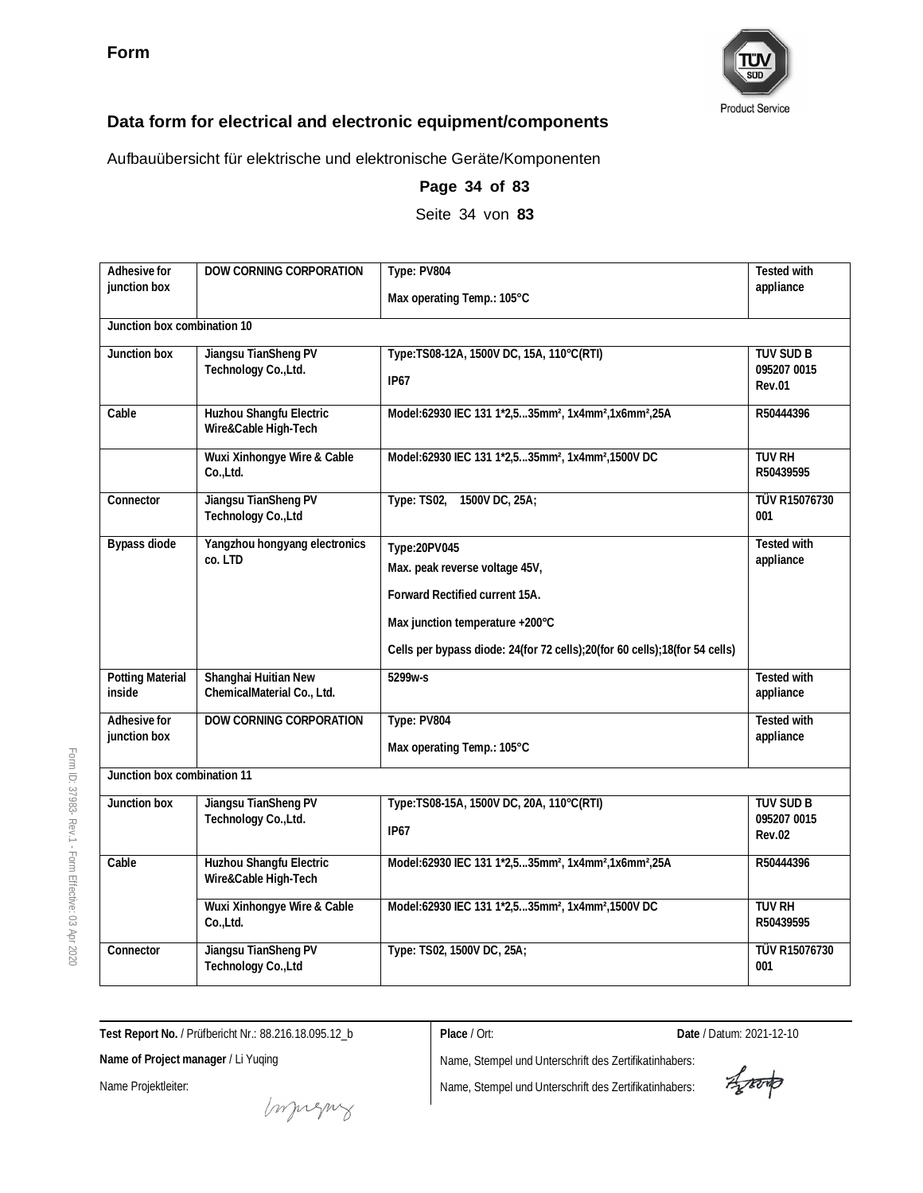**Form**

## Data form for electrical and electronic equipment/components

Aufbauübersicht für elektrische und elektronische Geräte/Komponenten

| Adhesive for junction box | DOW CORNING CORPORATION | Type: PV804<br>Max operating Temp.: 105°C | Tested with appliance |
|---|---|---|---|
| **Junction box combination 10** | | | |
| Junction box | Jiangsu TianSheng PV Technology Co.,Ltd. | Type:TS08-12A, 1500V DC, 15A, 110°C(RTI)<br>IP67 | TUV SUD B 095207 0015 Rev.01 |
| Cable | Huzhou Shangfu Electric Wire&Cable High-Tech | Model:62930 IEC 131 1*2,5...35mm², 1x4mm²,1x6mm²,25A | R50444396 |
| | Wuxi Xinhongye Wire & Cable Co.,Ltd. | Model:62930 IEC 131 1*2,5...35mm², 1x4mm²,1500V DC | TUV RH R50439595 |
| Connector | Jiangsu TianSheng PV Technology Co.,Ltd | Type: TS02, 1500V DC, 25A; | TÜV R15076730 001 |
| Bypass diode | Yangzhou hongyang electronics co. LTD | Type:20PV045<br>Max. peak reverse voltage 45V,<br>Forward Rectified current 15A.<br>Max junction temperature +200°C<br>Cells per bypass diode: 24(for 72 cells);20(for 60 cells);18(for 54 cells) | Tested with appliance |
| Potting Material inside | Shanghai Huitian New ChemicalMaterial Co., Ltd. | 5299w-s | Tested with appliance |
| Adhesive for junction box | DOW CORNING CORPORATION | Type: PV804<br>Max operating Temp.: 105°C | Tested with appliance |
| **Junction box combination 11** | | | |
| Junction box | Jiangsu TianSheng PV Technology Co.,Ltd. | Type:TS08-15A, 1500V DC, 20A, 110°C(RTI)<br>IP67 | TUV SUD B 095207 0015 Rev.02 |
| Cable | Huzhou Shangfu Electric Wire&Cable High-Tech | Model:62930 IEC 131 1*2,5...35mm², 1x4mm²,1x6mm²,25A | R50444396 |
| | Wuxi Xinhongye Wire & Cable Co.,Ltd. | Model:62930 IEC 131 1*2,5...35mm², 1x4mm²,1500V DC | TUV RH R50439595 |
| Connector | Jiangsu TianSheng PV Technology Co.,Ltd | Type: TS02, 1500V DC, 25A; | TÜV R15076730 001 |

**Test Report No.** / Prüfbericht Nr.: 88.216.18.095.12_b

**Name of Project manager** / Li Yuqing

Name Projektleiter:

**Place** / Ort:

**Date** / Datum: 2021-12-10

Name, Stempel und Unterschrift des Zertifikatinhabers:

Name, Stempel und Unterschrift des Zertifikatinhabers: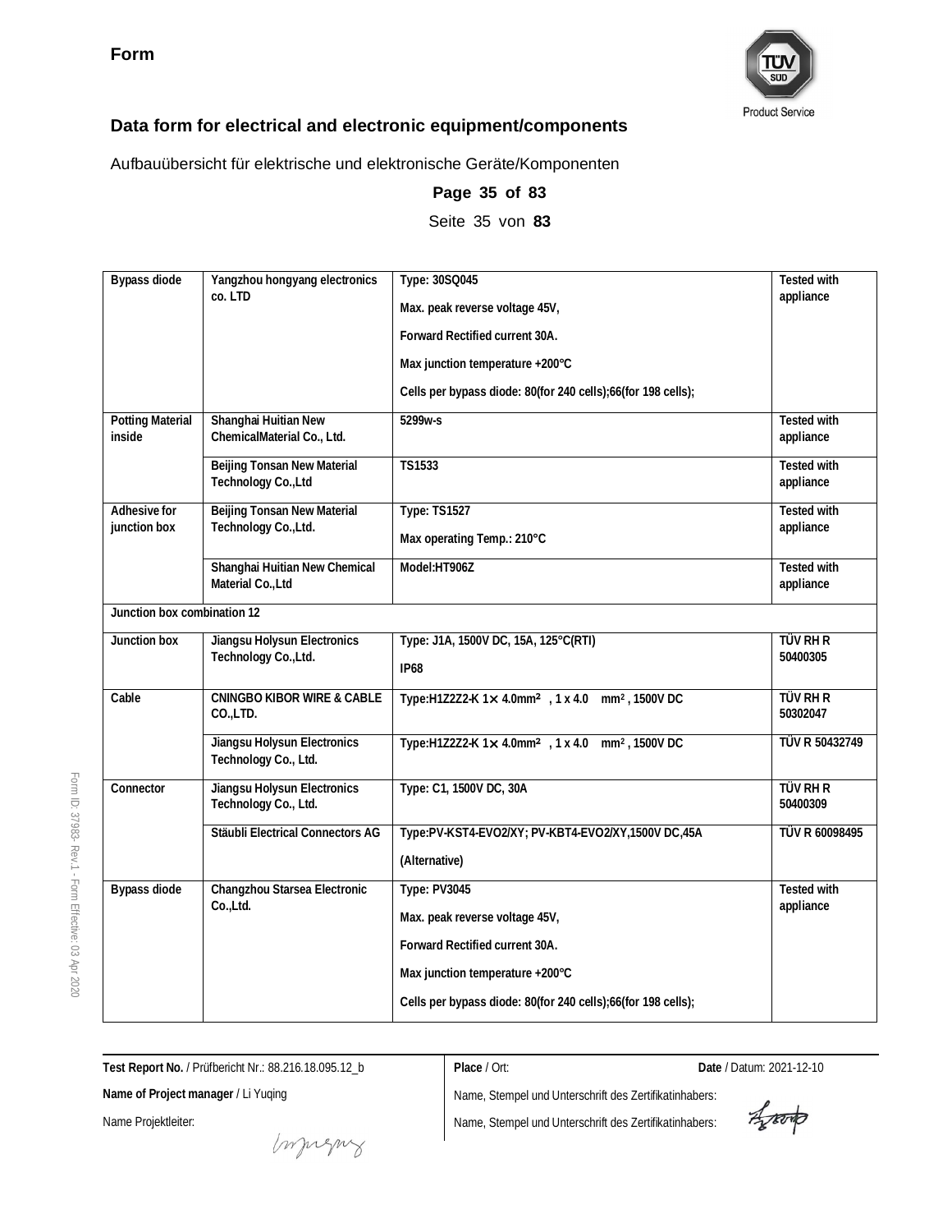**Form**

## Data form for electrical and electronic equipment/components

Aufbauübersicht für elektrische und elektronische Geräte/Komponenten

| | | | |
|---|---|---|---|
| Bypass diode | Yangzhou hongyang electronics co. LTD | Type: 30SQ045<br>Max. peak reverse voltage 45V,<br>Forward Rectified current 30A.<br>Max junction temperature +200℃<br>Cells per bypass diode: 80(for 240 cells);66(for 198 cells); | Tested with appliance |
| Potting Material inside | Shanghai Huitian New ChemicalMaterial Co., Ltd. | 5299w-s | Tested with appliance |
| | Beijing Tonsan New Material Technology Co.,Ltd | TS1533 | Tested with appliance |
| Adhesive for junction box | Beijing Tonsan New Material Technology Co.,Ltd. | Type: TS1527<br>Max operating Temp.: 210°C | Tested with appliance |
| | Shanghai Huitian New Chemical Material Co.,Ltd | Model:HT906Z | Tested with appliance |
| Junction box combination 12 | | | |
| Junction box | Jiangsu Holysun Electronics Technology Co.,Ltd. | Type: J1A, 1500V DC, 15A, 125°C(RTI)<br>IP68 | TÜV RH R 50400305 |
| Cable | CNINGBO KIBOR WIRE & CABLE CO.,LTD. | Type:H1Z2Z2-K 1× 4.0mm², 1 x 4.0 mm², 1500V DC | TÜV RH R 50302047 |
| | Jiangsu Holysun Electronics Technology Co., Ltd. | Type:H1Z2Z2-K 1× 4.0mm², 1 x 4.0 mm², 1500V DC | TÜV R 50432749 |
| Connector | Jiangsu Holysun Electronics Technology Co., Ltd. | Type: C1, 1500V DC, 30A | TÜV RH R 50400309 |
| | Stäubli Electrical Connectors AG | Type:PV-KST4-EVO2/XY; PV-KBT4-EVO2/XY,1500V DC,45A<br>(Alternative) | TÜV R 60098495 |
| Bypass diode | Changzhou Starsea Electronic Co.,Ltd. | Type: PV3045<br>Max. peak reverse voltage 45V,<br>Forward Rectified current 30A.<br>Max junction temperature +200℃<br>Cells per bypass diode: 80(for 240 cells);66(for 198 cells); | Tested with appliance |

Test Report No. / Prüfbericht Nr.: 88.216.18.095.12_b

Name of Project manager / Li Yuqing

Name Projektleiter:

Place / Ort:

Date / Datum: 2021-12-10

Name, Stempel und Unterschrift des Zertifikatinhabers:

Name, Stempel und Unterschrift des Zertifikatinhabers:

Form ID: 37983- Rev.1 - Form Effective: 03 Apr 2020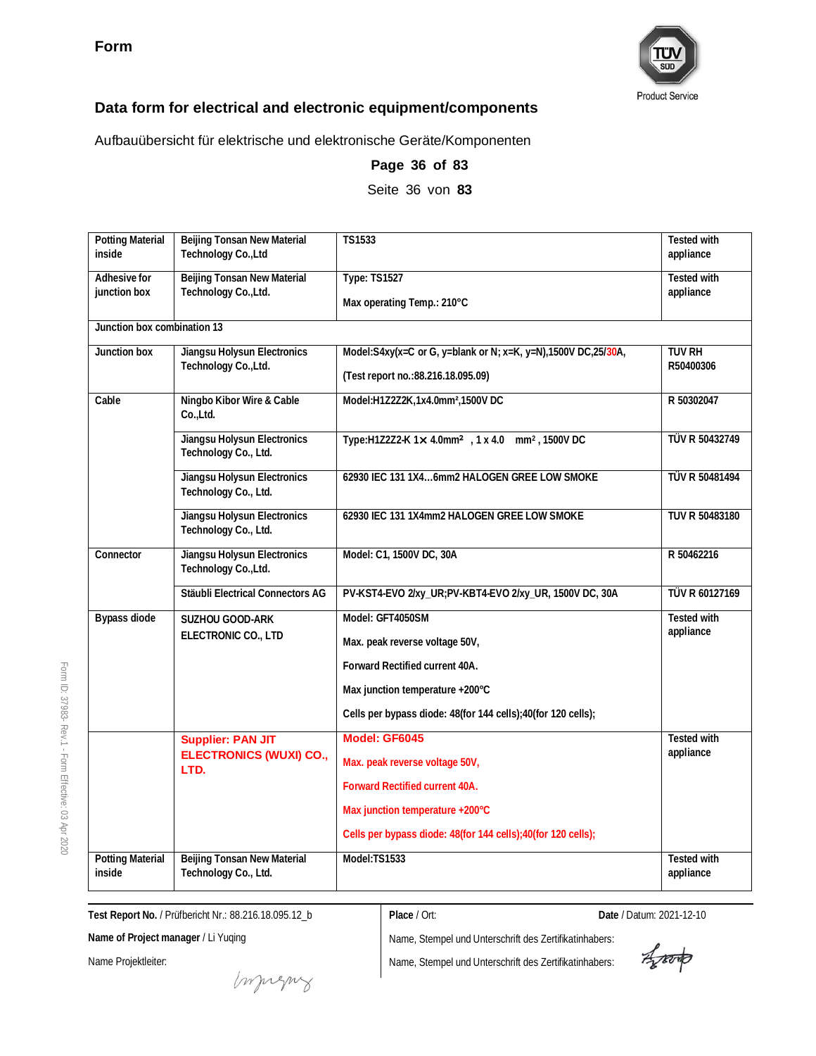Form

## Data form for electrical and electronic equipment/components

Aufbauübersicht für elektrische und elektronische Geräte/Komponenten

**Page 36 of 83**

Seite 36 von **83**

| | | | |
|---|---|---|---|
| Potting Material inside | Beijing Tonsan New Material Technology Co.,Ltd | TS1533 | Tested with appliance |
| Adhesive for junction box | Beijing Tonsan New Material Technology Co.,Ltd. | Type: TS1527<br>Max operating Temp.: 210°C | Tested with appliance |
| Junction box combination 13 | | | |
| Junction box | Jiangsu Holysun Electronics Technology Co.,Ltd. | Model:S4xy(x=C or G, y=blank or N; x=K, y=N),1500V DC,25/30A,<br>(Test report no.:88.216.18.095.09) | TUV RH R50400306 |
| Cable | Ningbo Kibor Wire & Cable Co.,Ltd. | Model:H1Z2Z2K,1x4.0mm²,1500V DC | R 50302047 |
| | Jiangsu Holysun Electronics Technology Co., Ltd. | Type:H1Z2Z2-K 1× 4.0mm² , 1 x 4.0 mm² , 1500V DC | TÜV R 50432749 |
| | Jiangsu Holysun Electronics Technology Co., Ltd. | 62930 IEC 131 1X4…6mm2 HALOGEN GREE LOW SMOKE | TÜV R 50481494 |
| | Jiangsu Holysun Electronics Technology Co., Ltd. | 62930 IEC 131 1X4mm2 HALOGEN GREE LOW SMOKE | TUV R 50483180 |
| Connector | Jiangsu Holysun Electronics Technology Co.,Ltd. | Model: C1, 1500V DC, 30A | R 50462216 |
| | Stäubli Electrical Connectors AG | PV-KST4-EVO 2/xy_UR;PV-KBT4-EVO 2/xy_UR, 1500V DC, 30A | TÜV R 60127169 |
| Bypass diode | SUZHOU GOOD-ARK ELECTRONIC CO., LTD | Model: GFT4050SM<br>Max. peak reverse voltage 50V,<br>Forward Rectified current 40A.<br>Max junction temperature +200℃<br>Cells per bypass diode: 48(for 144 cells);40(for 120 cells); | Tested with appliance |
| | Supplier: PAN JIT ELECTRONICS (WUXI) CO., LTD. | Model: GF6045<br>Max. peak reverse voltage 50V,<br>Forward Rectified current 40A.<br>Max junction temperature +200℃<br>Cells per bypass diode: 48(for 144 cells);40(for 120 cells); | Tested with appliance |
| Potting Material inside | Beijing Tonsan New Material Technology Co., Ltd. | Model:TS1533 | Tested with appliance |

**Test Report No.** / Prüfbericht Nr.: 88.216.18.095.12_b

**Name of Project manager** / Li Yuqing

Name Projektleiter:

**Place** / Ort:

**Date** / Datum: 2021-12-10

Name, Stempel und Unterschrift des Zertifikatinhabers:

Name, Stempel und Unterschrift des Zertifikatinhabers:

Form ID: 37983- Rev.1 - Form Effective: 03 Apr 2020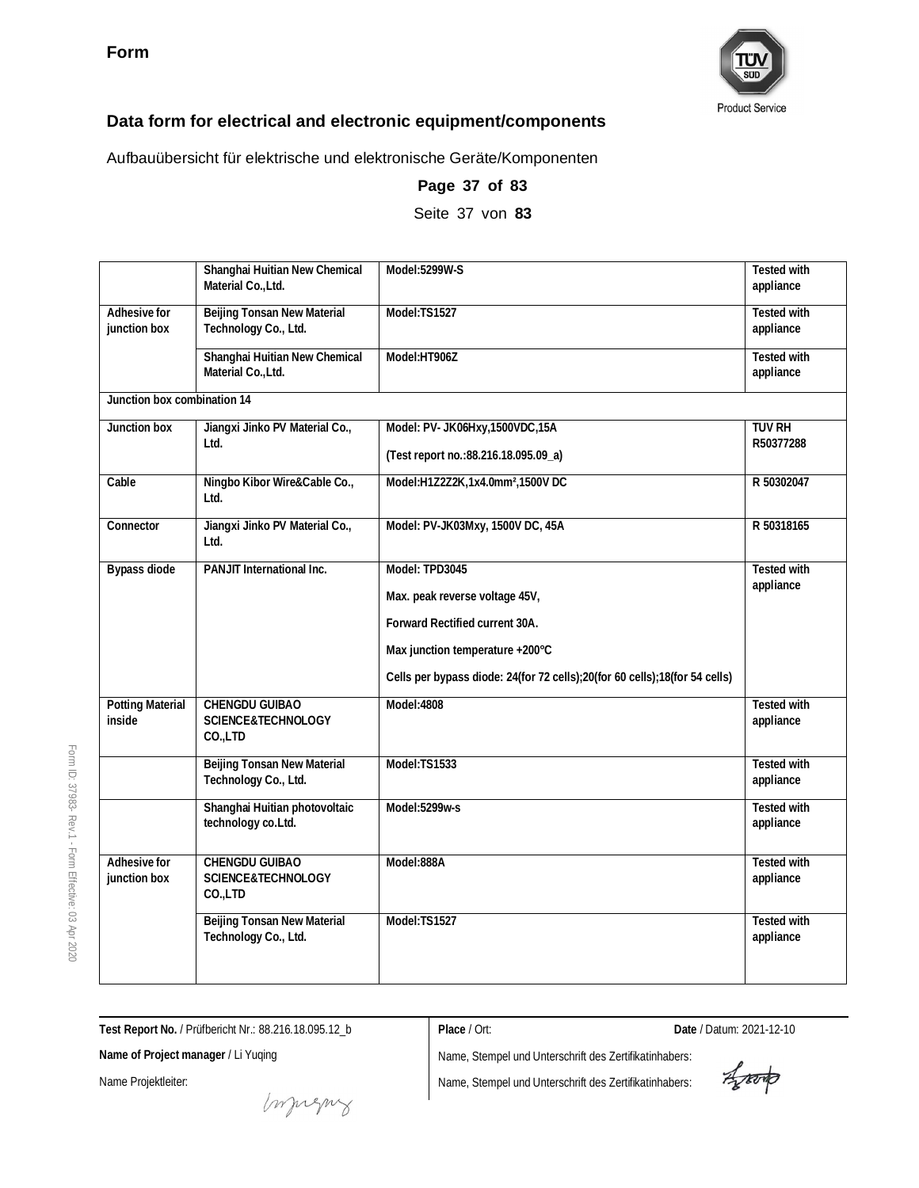**Form**

## Data form for electrical and electronic equipment/components

Aufbauübersicht für elektrische und elektronische Geräte/Komponenten

| | | | |
|---|---|---|---|
| | Shanghai Huitian New Chemical Material Co.,Ltd. | Model:5299W-S | Tested with appliance |
| Adhesive for junction box | Beijing Tonsan New Material Technology Co., Ltd. | Model:TS1527 | Tested with appliance |
| | Shanghai Huitian New Chemical Material Co.,Ltd. | Model:HT906Z | Tested with appliance |
| **Junction box combination 14** | | | |
| Junction box | Jiangxi Jinko PV Material Co., Ltd. | Model: PV- JK06Hxy,1500VDC,15A<br>(Test report no.:88.216.18.095.09_a) | TUV RH R50377288 |
| Cable | Ningbo Kibor Wire&Cable Co., Ltd. | Model:H1Z2Z2K,1x4.0mm²,1500V DC | R 50302047 |
| Connector | Jiangxi Jinko PV Material Co., Ltd. | Model: PV-JK03Mxy, 1500V DC, 45A | R 50318165 |
| Bypass diode | PANJIT International Inc. | Model: TPD3045<br>Max. peak reverse voltage 45V,<br>Forward Rectified current 30A.<br>Max junction temperature +200°C<br>Cells per bypass diode: 24(for 72 cells);20(for 60 cells);18(for 54 cells) | Tested with appliance |
| Potting Material inside | CHENGDU GUIBAO SCIENCE&TECHNOLOGY CO.,LTD | Model:4808 | Tested with appliance |
| | Beijing Tonsan New Material Technology Co., Ltd. | Model:TS1533 | Tested with appliance |
| | Shanghai Huitian photovoltaic technology co.Ltd. | Model:5299w-s | Tested with appliance |
| Adhesive for junction box | CHENGDU GUIBAO SCIENCE&TECHNOLOGY CO.,LTD | Model:888A | Tested with appliance |
| | Beijing Tonsan New Material Technology Co., Ltd. | Model:TS1527 | Tested with appliance |

**Test Report No.** / Prüfbericht Nr.: 88.216.18.095.12_b

**Name of Project manager** / Li Yuqing

Name Projektleiter:

**Place** / Ort:

**Date** / Datum: 2021-12-10

Name, Stempel und Unterschrift des Zertifikatinhabers:

Name, Stempel und Unterschrift des Zertifikatinhabers: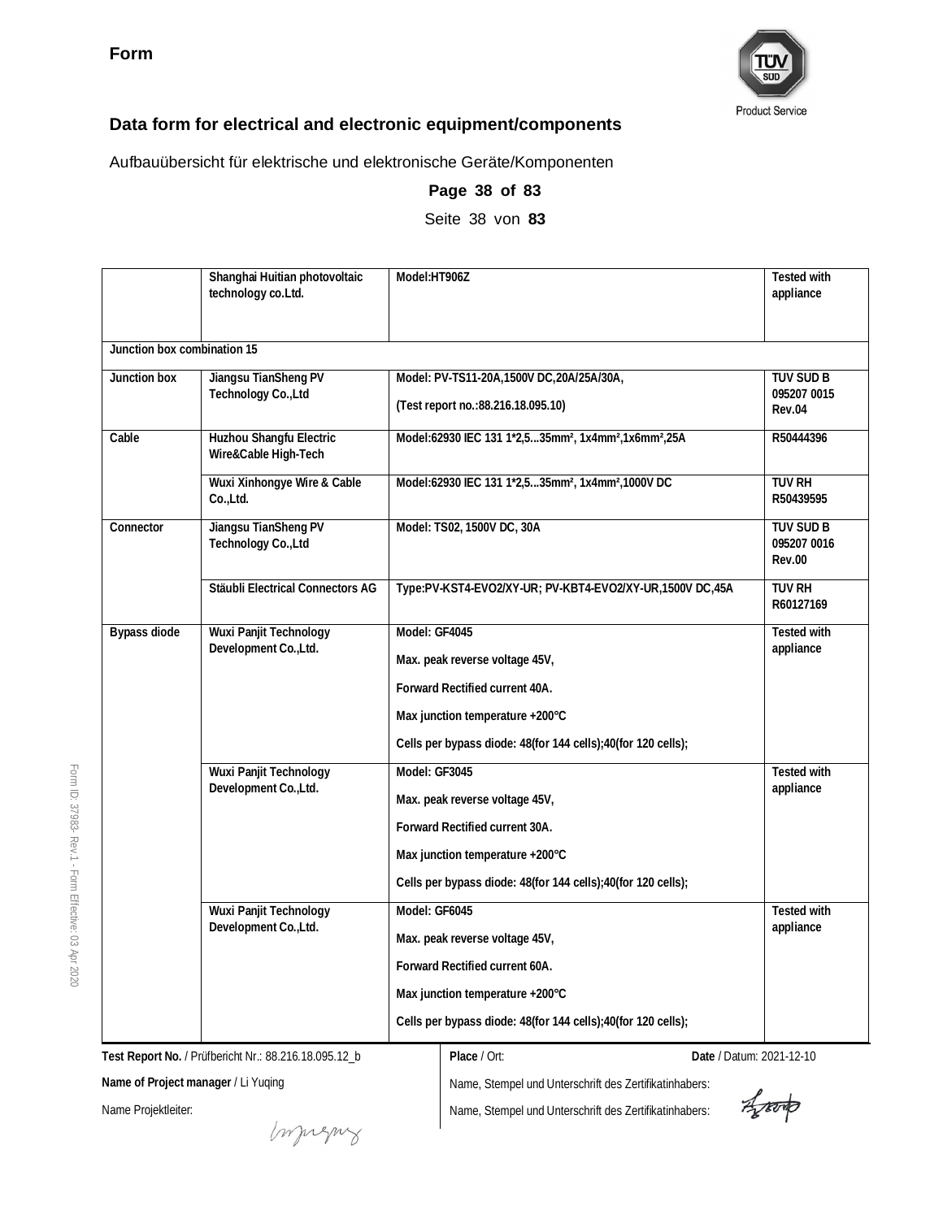**Form**

## Data form for electrical and electronic equipment/components

Aufbauübersicht für elektrische und elektronische Geräte/Komponenten

| | | | |
|---|---|---|---|
| | Shanghai Huitian photovoltaic technology co.Ltd. | Model:HT906Z | Tested with appliance |
| **Junction box combination 15** | | | |
| Junction box | Jiangsu TianSheng PV Technology Co.,Ltd | Model: PV-TS11-20A,1500V DC,20A/25A/30A,<br>(Test report no.:88.216.18.095.10) | TUV SUD B 095207 0015 Rev.04 |
| Cable | Huzhou Shangfu Electric Wire&Cable High-Tech | Model:62930 IEC 131 1*2,5...35mm², 1x4mm²,1x6mm²,25A | R50444396 |
| | Wuxi Xinhongye Wire & Cable Co.,Ltd. | Model:62930 IEC 131 1*2,5...35mm², 1x4mm²,1000V DC | TUV RH R50439595 |
| Connector | Jiangsu TianSheng PV Technology Co.,Ltd | Model: TS02, 1500V DC, 30A | TUV SUD B 095207 0016 Rev.00 |
| | Stäubli Electrical Connectors AG | Type:PV-KST4-EVO2/XY-UR; PV-KBT4-EVO2/XY-UR,1500V DC,45A | TUV RH R60127169 |
| Bypass diode | Wuxi Panjit Technology Development Co.,Ltd. | Model: GF4045<br>Max. peak reverse voltage 45V,<br>Forward Rectified current 40A.<br>Max junction temperature +200°C<br>Cells per bypass diode: 48(for 144 cells);40(for 120 cells); | Tested with appliance |
| | Wuxi Panjit Technology Development Co.,Ltd. | Model: GF3045<br>Max. peak reverse voltage 45V,<br>Forward Rectified current 30A.<br>Max junction temperature +200°C<br>Cells per bypass diode: 48(for 144 cells);40(for 120 cells); | Tested with appliance |
| | Wuxi Panjit Technology Development Co.,Ltd. | Model: GF6045<br>Max. peak reverse voltage 45V,<br>Forward Rectified current 60A.<br>Max junction temperature +200°C<br>Cells per bypass diode: 48(for 144 cells);40(for 120 cells); | Tested with appliance |

**Test Report No.** / Prüfbericht Nr.: 88.216.18.095.12_b

**Name of Project manager** / Li Yuqing

Name Projektleiter:

**Place** / Ort:

**Date** / Datum: 2021-12-10

Name, Stempel und Unterschrift des Zertifikatinhabers:

Name, Stempel und Unterschrift des Zertifikatinhabers: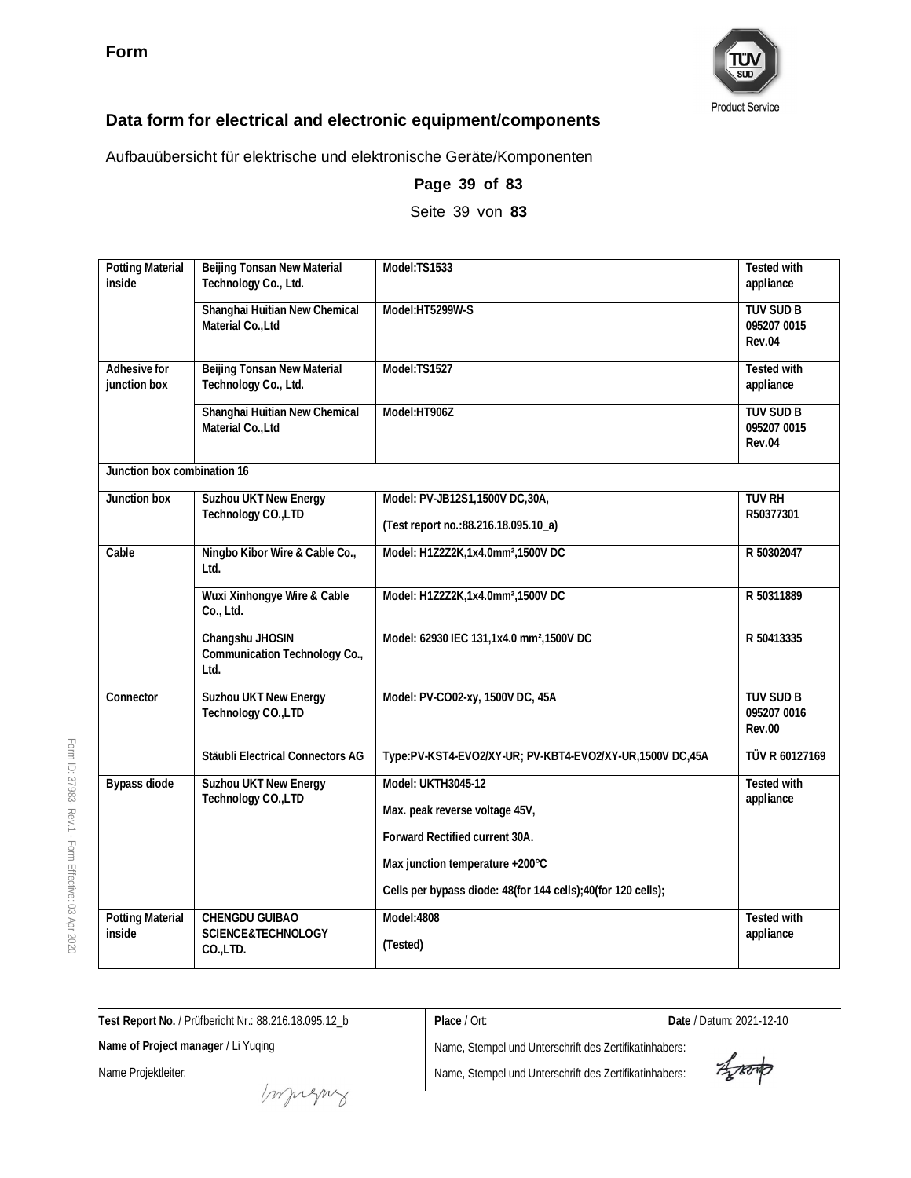**Form**

## Data form for electrical and electronic equipment/components

Aufbauübersicht für elektrische und elektronische Geräte/Komponenten

| | | | |
|---|---|---|---|
| Potting Material inside | Beijing Tonsan New Material Technology Co., Ltd. | Model:TS1533 | Tested with appliance |
| | Shanghai Huitian New Chemical Material Co.,Ltd | Model:HT5299W-S | TUV SUD B 095207 0015 Rev.04 |
| Adhesive for junction box | Beijing Tonsan New Material Technology Co., Ltd. | Model:TS1527 | Tested with appliance |
| | Shanghai Huitian New Chemical Material Co.,Ltd | Model:HT906Z | TUV SUD B 095207 0015 Rev.04 |
| Junction box combination 16 | | | |
| Junction box | Suzhou UKT New Energy Technology CO.,LTD | Model: PV-JB12S1,1500V DC,30A,<br>(Test report no.:88.216.18.095.10_a) | TUV RH R50377301 |
| Cable | Ningbo Kibor Wire & Cable Co., Ltd. | Model: H1Z2Z2K,1x4.0mm²,1500V DC | R 50302047 |
| | Wuxi Xinhongye Wire & Cable Co., Ltd. | Model: H1Z2Z2K,1x4.0mm²,1500V DC | R 50311889 |
| | Changshu JHOSIN Communication Technology Co., Ltd. | Model: 62930 IEC 131,1x4.0 mm²,1500V DC | R 50413335 |
| Connector | Suzhou UKT New Energy Technology CO.,LTD | Model: PV-CO02-xy, 1500V DC, 45A | TUV SUD B 095207 0016 Rev.00 |
| | Stäubli Electrical Connectors AG | Type:PV-KST4-EVO2/XY-UR; PV-KBT4-EVO2/XY-UR,1500V DC,45A | TÜV R 60127169 |
| Bypass diode | Suzhou UKT New Energy Technology CO.,LTD | Model: UKTH3045-12<br>Max. peak reverse voltage 45V,<br>Forward Rectified current 30A.<br>Max junction temperature +200°C<br>Cells per bypass diode: 48(for 144 cells);40(for 120 cells); | Tested with appliance |
| Potting Material inside | CHENGDU GUIBAO SCIENCE&TECHNOLOGY CO.,LTD. | Model:4808<br>(Tested) | Tested with appliance |

**Test Report No.** / Prüfbericht Nr.: 88.216.18.095.12_b

**Name of Project manager** / Li Yuqing

Name Projektleiter:

**Place** / Ort:

**Date** / Datum: 2021-12-10

Name, Stempel und Unterschrift des Zertifikatinhabers:

Name, Stempel und Unterschrift des Zertifikatinhabers: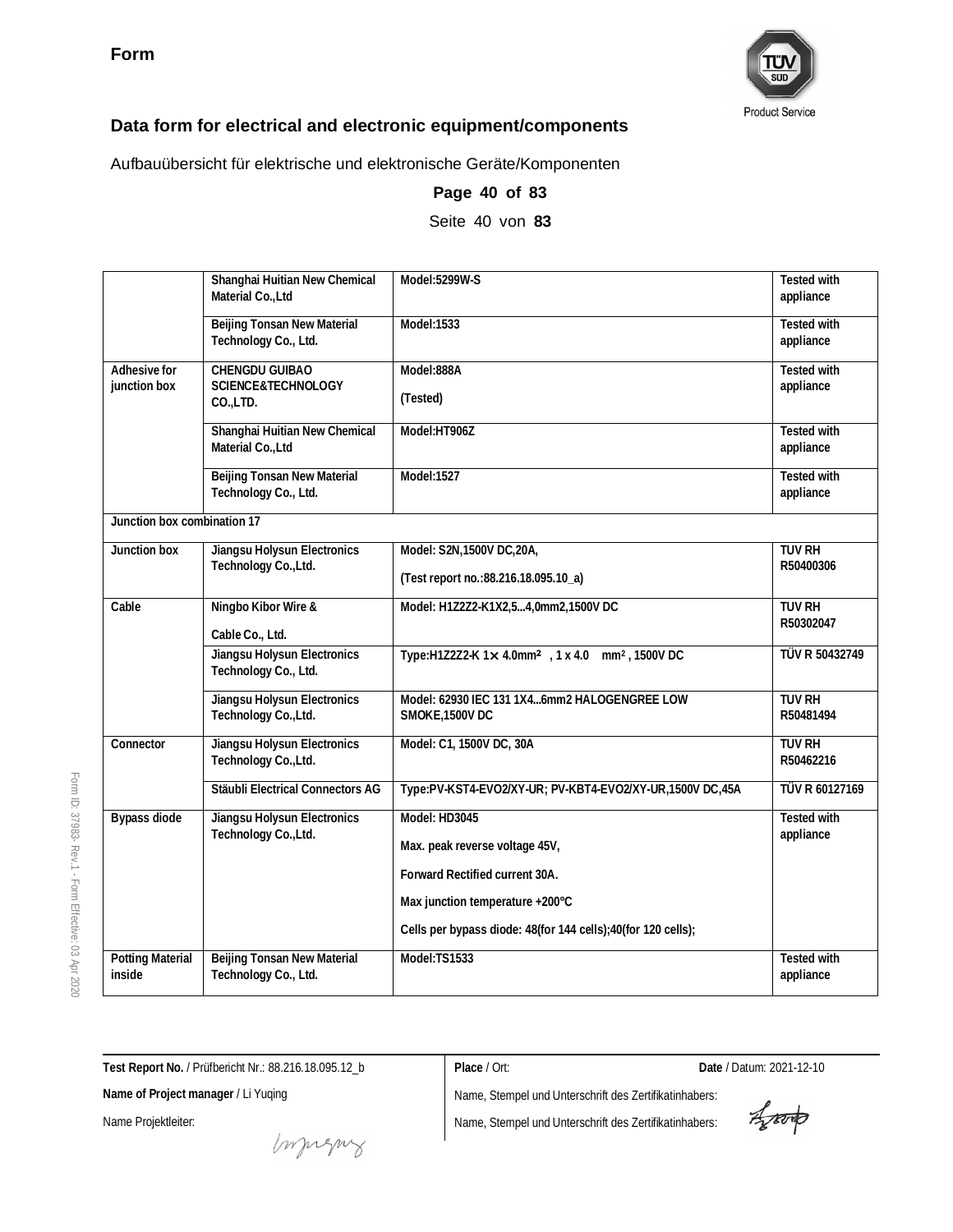**Form**

## Data form for electrical and electronic equipment/components

Aufbauübersicht für elektrische und elektronische Geräte/Komponenten

| | | | |
|---|---|---|---|
| | Shanghai Huitian New Chemical Material Co.,Ltd | Model:5299W-S | Tested with appliance |
| | Beijing Tonsan New Material Technology Co., Ltd. | Model:1533 | Tested with appliance |
| Adhesive for junction box | CHENGDU GUIBAO SCIENCE&TECHNOLOGY CO.,LTD. | Model:888A<br>(Tested) | Tested with appliance |
| | Shanghai Huitian New Chemical Material Co.,Ltd | Model:HT906Z | Tested with appliance |
| | Beijing Tonsan New Material Technology Co., Ltd. | Model:1527 | Tested with appliance |
| Junction box combination 17 | | | |
| Junction box | Jiangsu Holysun Electronics Technology Co.,Ltd. | Model: S2N,1500V DC,20A,<br>(Test report no.:88.216.18.095.10_a) | TUV RH R50400306 |
| Cable | Ningbo Kibor Wire & Cable Co., Ltd. | Model: H1Z2Z2-K1X2,5...4,0mm2,1500V DC | TUV RH R50302047 |
| | Jiangsu Holysun Electronics Technology Co., Ltd. | Type:H1Z2Z2-K 1× 4.0mm² , 1 x 4.0 mm² , 1500V DC | TÜV R 50432749 |
| | Jiangsu Holysun Electronics Technology Co.,Ltd. | Model: 62930 IEC 131 1X4...6mm2 HALOGENGREE LOW SMOKE,1500V DC | TUV RH R50481494 |
| Connector | Jiangsu Holysun Electronics Technology Co.,Ltd. | Model: C1, 1500V DC, 30A | TUV RH R50462216 |
| | Stäubli Electrical Connectors AG | Type:PV-KST4-EVO2/XY-UR; PV-KBT4-EVO2/XY-UR,1500V DC,45A | TÜV R 60127169 |
| Bypass diode | Jiangsu Holysun Electronics Technology Co.,Ltd. | Model: HD3045<br>Max. peak reverse voltage 45V,<br>Forward Rectified current 30A.<br>Max junction temperature +200℃<br>Cells per bypass diode: 48(for 144 cells);40(for 120 cells); | Tested with appliance |
| Potting Material inside | Beijing Tonsan New Material Technology Co., Ltd. | Model:TS1533 | Tested with appliance |

**Test Report No.** / Prüfbericht Nr.: 88.216.18.095.12_b

**Name of Project manager** / Li Yuqing

Name Projektleiter:

**Place** / Ort:

**Date** / Datum: 2021-12-10

Name, Stempel und Unterschrift des Zertifikatinhabers:

Name, Stempel und Unterschrift des Zertifikatinhabers:

Form ID: 37983- Rev.1 - Form Effective: 03 Apr 2020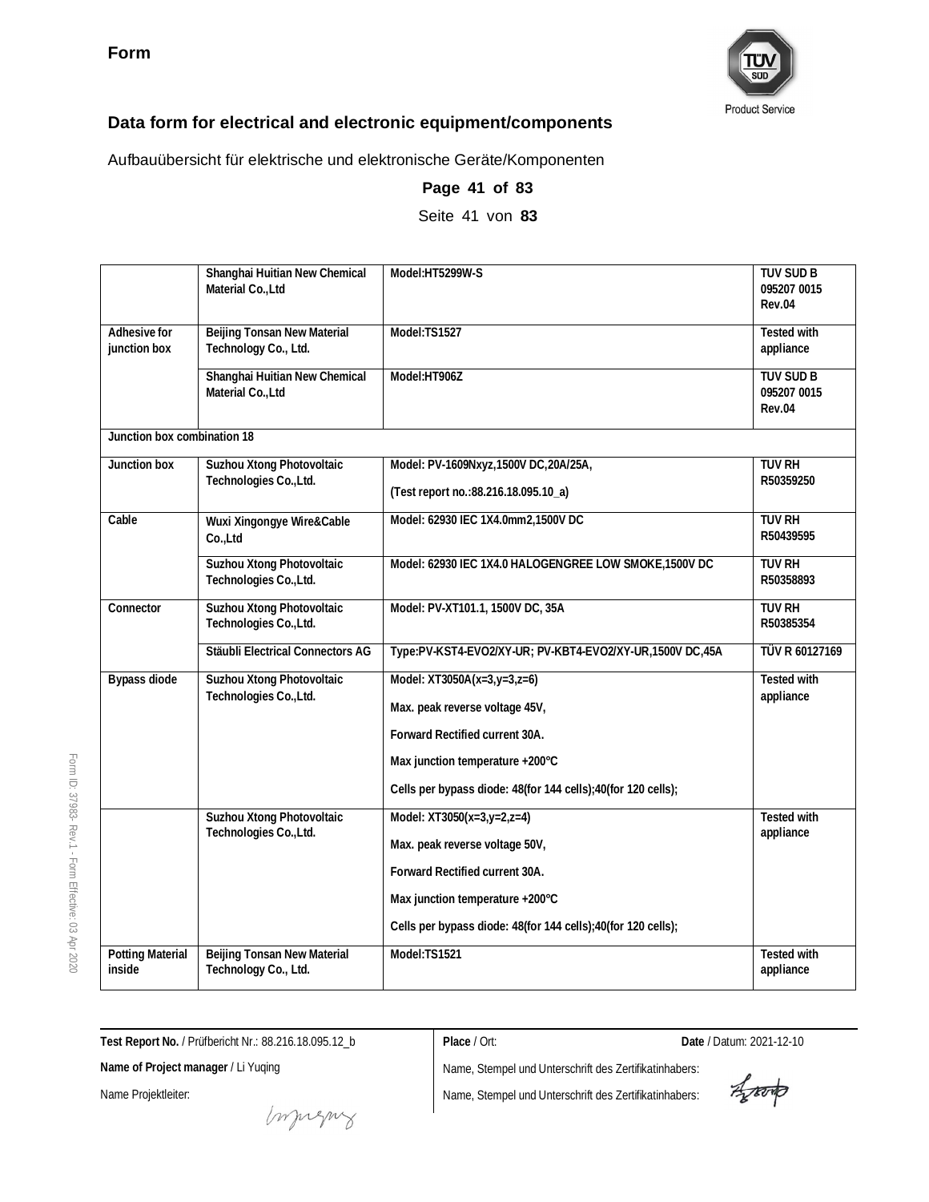**Form**

## Data form for electrical and electronic equipment/components

Aufbauübersicht für elektrische und elektronische Geräte/Komponenten

**Page 41 of 83**

Seite 41 von **83**

| | | | |
|---|---|---|---|
| | Shanghai Huitian New Chemical Material Co.,Ltd | Model:HT5299W-S | TUV SUD B 095207 0015 Rev.04 |
| Adhesive for junction box | Beijing Tonsan New Material Technology Co., Ltd. | Model:TS1527 | Tested with appliance |
| | Shanghai Huitian New Chemical Material Co.,Ltd | Model:HT906Z | TUV SUD B 095207 0015 Rev.04 |
| Junction box combination 18 | | | |
| Junction box | Suzhou Xtong Photovoltaic Technologies Co.,Ltd. | Model: PV-1609Nxyz,1500V DC,20A/25A,<br>(Test report no.:88.216.18.095.10_a) | TUV RH R50359250 |
| Cable | Wuxi Xingongye Wire&Cable Co.,Ltd | Model: 62930 IEC 1X4.0mm2,1500V DC | TUV RH R50439595 |
| | Suzhou Xtong Photovoltaic Technologies Co.,Ltd. | Model: 62930 IEC 1X4.0 HALOGENGREE LOW SMOKE,1500V DC | TUV RH R50358893 |
| Connector | Suzhou Xtong Photovoltaic Technologies Co.,Ltd. | Model: PV-XT101.1, 1500V DC, 35A | TUV RH R50385354 |
| | Stäubli Electrical Connectors AG | Type:PV-KST4-EVO2/XY-UR; PV-KBT4-EVO2/XY-UR,1500V DC,45A | TÜV R 60127169 |
| Bypass diode | Suzhou Xtong Photovoltaic Technologies Co.,Ltd. | Model: XT3050A(x=3,y=3,z=6)<br>Max. peak reverse voltage 45V,<br>Forward Rectified current 30A.<br>Max junction temperature +200℃<br>Cells per bypass diode: 48(for 144 cells);40(for 120 cells); | Tested with appliance |
| | Suzhou Xtong Photovoltaic Technologies Co.,Ltd. | Model: XT3050(x=3,y=2,z=4)<br>Max. peak reverse voltage 50V,<br>Forward Rectified current 30A.<br>Max junction temperature +200℃<br>Cells per bypass diode: 48(for 144 cells);40(for 120 cells); | Tested with appliance |
| Potting Material inside | Beijing Tonsan New Material Technology Co., Ltd. | Model:TS1521 | Tested with appliance |

**Test Report No.** / Prüfbericht Nr.: 88.216.18.095.12_b

**Name of Project manager** / Li Yuqing

Name Projektleiter:

**Place** / Ort:

**Date** / Datum: 2021-12-10

Name, Stempel und Unterschrift des Zertifikatinhabers:

Name, Stempel und Unterschrift des Zertifikatinhabers: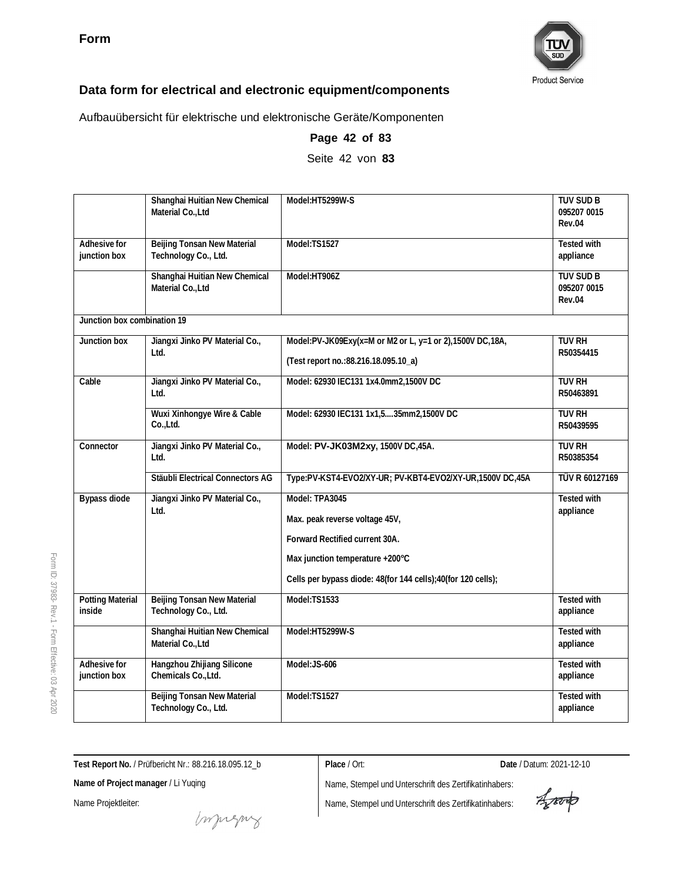**Form**

## Data form for electrical and electronic equipment/components

Aufbauübersicht für elektrische und elektronische Geräte/Komponenten

**Page 42 of 83**

Seite 42 von **83**

| | | | |
|---|---|---|---|
| | Shanghai Huitian New Chemical Material Co.,Ltd | Model:HT5299W-S | TUV SUD B 095207 0015 Rev.04 |
| Adhesive for junction box | Beijing Tonsan New Material Technology Co., Ltd. | Model:TS1527 | Tested with appliance |
| | Shanghai Huitian New Chemical Material Co.,Ltd | Model:HT906Z | TUV SUD B 095207 0015 Rev.04 |
| Junction box combination 19 | | | |
| Junction box | Jiangxi Jinko PV Material Co., Ltd. | Model:PV-JK09Exy(x=M or M2 or L, y=1 or 2),1500V DC,18A, (Test report no.:88.216.18.095.10_a) | TUV RH R50354415 |
| Cable | Jiangxi Jinko PV Material Co., Ltd. | Model: 62930 IEC131 1x4.0mm2,1500V DC | TUV RH R50463891 |
| | Wuxi Xinhongye Wire & Cable Co.,Ltd. | Model: 62930 IEC131 1x1,5....35mm2,1500V DC | TUV RH R50439595 |
| Connector | Jiangxi Jinko PV Material Co., Ltd. | Model: PV-JK03M2xy, 1500V DC,45A. | TUV RH R50385354 |
| | Stäubli Electrical Connectors AG | Type:PV-KST4-EVO2/XY-UR; PV-KBT4-EVO2/XY-UR,1500V DC,45A | TÜV R 60127169 |
| Bypass diode | Jiangxi Jinko PV Material Co., Ltd. | Model: TPA3045<br>Max. peak reverse voltage 45V,<br>Forward Rectified current 30A.<br>Max junction temperature +200℃<br>Cells per bypass diode: 48(for 144 cells);40(for 120 cells); | Tested with appliance |
| Potting Material inside | Beijing Tonsan New Material Technology Co., Ltd. | Model:TS1533 | Tested with appliance |
| | Shanghai Huitian New Chemical Material Co.,Ltd | Model:HT5299W-S | Tested with appliance |
| Adhesive for junction box | Hangzhou Zhijiang Silicone Chemicals Co.,Ltd. | Model:JS-606 | Tested with appliance |
| | Beijing Tonsan New Material Technology Co., Ltd. | Model:TS1527 | Tested with appliance |

**Test Report No.** / Prüfbericht Nr.: 88.216.18.095.12_b

**Name of Project manager** / Li Yuqing

Name Projektleiter:

**Place** / Ort:

**Date** / Datum: 2021-12-10

Name, Stempel und Unterschrift des Zertifikatinhabers:

Name, Stempel und Unterschrift des Zertifikatinhabers: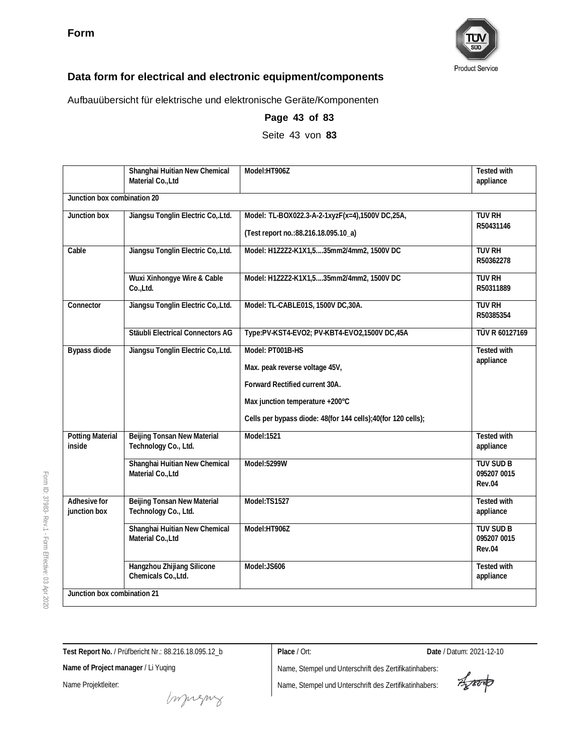**Form**

## Data form for electrical and electronic equipment/components

Aufbauübersicht für elektrische und elektronische Geräte/Komponenten

**Page 43 of 83**

Seite 43 von **83**

| | | | |
|---|---|---|---|
| | Shanghai Huitian New Chemical Material Co.,Ltd | Model:HT906Z | Tested with appliance |
| Junction box combination 20 | | | |
| Junction box | Jiangsu Tonglin Electric Co,.Ltd. | Model: TL-BOX022.3-A-2-1xyzF(x=4),1500V DC,25A,<br>(Test report no.:88.216.18.095.10_a) | TUV RH R50431146 |
| Cable | Jiangsu Tonglin Electric Co,.Ltd. | Model: H1Z2Z2-K1X1,5....35mm2/4mm2, 1500V DC | TUV RH R50362278 |
| | Wuxi Xinhongye Wire & Cable Co.,Ltd. | Model: H1Z2Z2-K1X1,5....35mm2/4mm2, 1500V DC | TUV RH R50311889 |
| Connector | Jiangsu Tonglin Electric Co,.Ltd. | Model: TL-CABLE01S, 1500V DC,30A. | TUV RH R50385354 |
| | Stäubli Electrical Connectors AG | Type:PV-KST4-EVO2; PV-KBT4-EVO2,1500V DC,45A | TÜV R 60127169 |
| Bypass diode | Jiangsu Tonglin Electric Co,.Ltd. | Model: PT001B-HS<br>Max. peak reverse voltage 45V,<br>Forward Rectified current 30A.<br>Max junction temperature +200℃<br>Cells per bypass diode: 48(for 144 cells);40(for 120 cells); | Tested with appliance |
| Potting Material inside | Beijing Tonsan New Material Technology Co., Ltd. | Model:1521 | Tested with appliance |
| | Shanghai Huitian New Chemical Material Co.,Ltd | Model:5299W | TUV SUD B 095207 0015 Rev.04 |
| Adhesive for junction box | Beijing Tonsan New Material Technology Co., Ltd. | Model:TS1527 | Tested with appliance |
| | Shanghai Huitian New Chemical Material Co.,Ltd | Model:HT906Z | TUV SUD B 095207 0015 Rev.04 |
| | Hangzhou Zhijiang Silicone Chemicals Co.,Ltd. | Model:JS606 | Tested with appliance |
| Junction box combination 21 | | | |

**Test Report No.** / Prüfbericht Nr.: 88.216.18.095.12_b

**Name of Project manager** / Li Yuqing

Name Projektleiter:

**Place** / Ort:

**Date** / Datum: 2021-12-10

Name, Stempel und Unterschrift des Zertifikatinhabers:

Name, Stempel und Unterschrift des Zertifikatinhabers: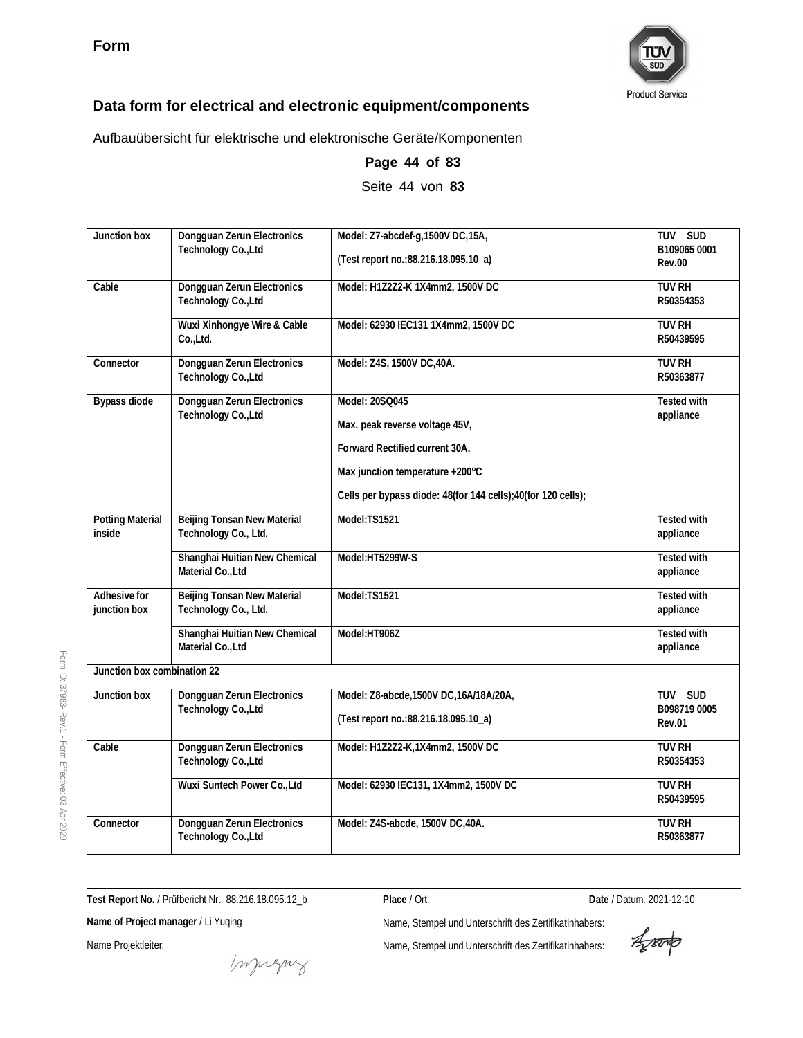**Form**

## Data form for electrical and electronic equipment/components

Aufbauübersicht für elektrische und elektronische Geräte/Komponenten

**Page 44 of 83**

Seite 44 von **83**

| | | | |
|---|---|---|---|
| Junction box | Dongguan Zerun Electronics Technology Co.,Ltd | Model: Z7-abcdef-g,1500V DC,15A,<br>(Test report no.:88.216.18.095.10_a) | TUV SUD B109065 0001 Rev.00 |
| Cable | Dongguan Zerun Electronics Technology Co.,Ltd | Model: H1Z2Z2-K 1X4mm2, 1500V DC | TUV RH R50354353 |
| | Wuxi Xinhongye Wire & Cable Co.,Ltd. | Model: 62930 IEC131 1X4mm2, 1500V DC | TUV RH R50439595 |
| Connector | Dongguan Zerun Electronics Technology Co.,Ltd | Model: Z4S, 1500V DC,40A. | TUV RH R50363877 |
| Bypass diode | Dongguan Zerun Electronics Technology Co.,Ltd | Model: 20SQ045<br>Max. peak reverse voltage 45V,<br>Forward Rectified current 30A.<br>Max junction temperature +200℃<br>Cells per bypass diode: 48(for 144 cells);40(for 120 cells); | Tested with appliance |
| Potting Material inside | Beijing Tonsan New Material Technology Co., Ltd. | Model:TS1521 | Tested with appliance |
| | Shanghai Huitian New Chemical Material Co.,Ltd | Model:HT5299W-S | Tested with appliance |
| Adhesive for junction box | Beijing Tonsan New Material Technology Co., Ltd. | Model:TS1521 | Tested with appliance |
| | Shanghai Huitian New Chemical Material Co.,Ltd | Model:HT906Z | Tested with appliance |
| Junction box combination 22 | | | |
| Junction box | Dongguan Zerun Electronics Technology Co.,Ltd | Model: Z8-abcde,1500V DC,16A/18A/20A,<br>(Test report no.:88.216.18.095.10_a) | TUV SUD B098719 0005 Rev.01 |
| Cable | Dongguan Zerun Electronics Technology Co.,Ltd | Model: H1Z2Z2-K,1X4mm2, 1500V DC | TUV RH R50354353 |
| | Wuxi Suntech Power Co.,Ltd | Model: 62930 IEC131, 1X4mm2, 1500V DC | TUV RH R50439595 |
| Connector | Dongguan Zerun Electronics Technology Co.,Ltd | Model: Z4S-abcde, 1500V DC,40A. | TUV RH R50363877 |

**Test Report No.** / Prüfbericht Nr.: 88.216.18.095.12_b

**Name of Project manager** / Li Yuqing

Name Projektleiter:

**Place** / Ort:

**Date** / Datum: 2021-12-10

Name, Stempel und Unterschrift des Zertifikatinhabers:

Name, Stempel und Unterschrift des Zertifikatinhabers: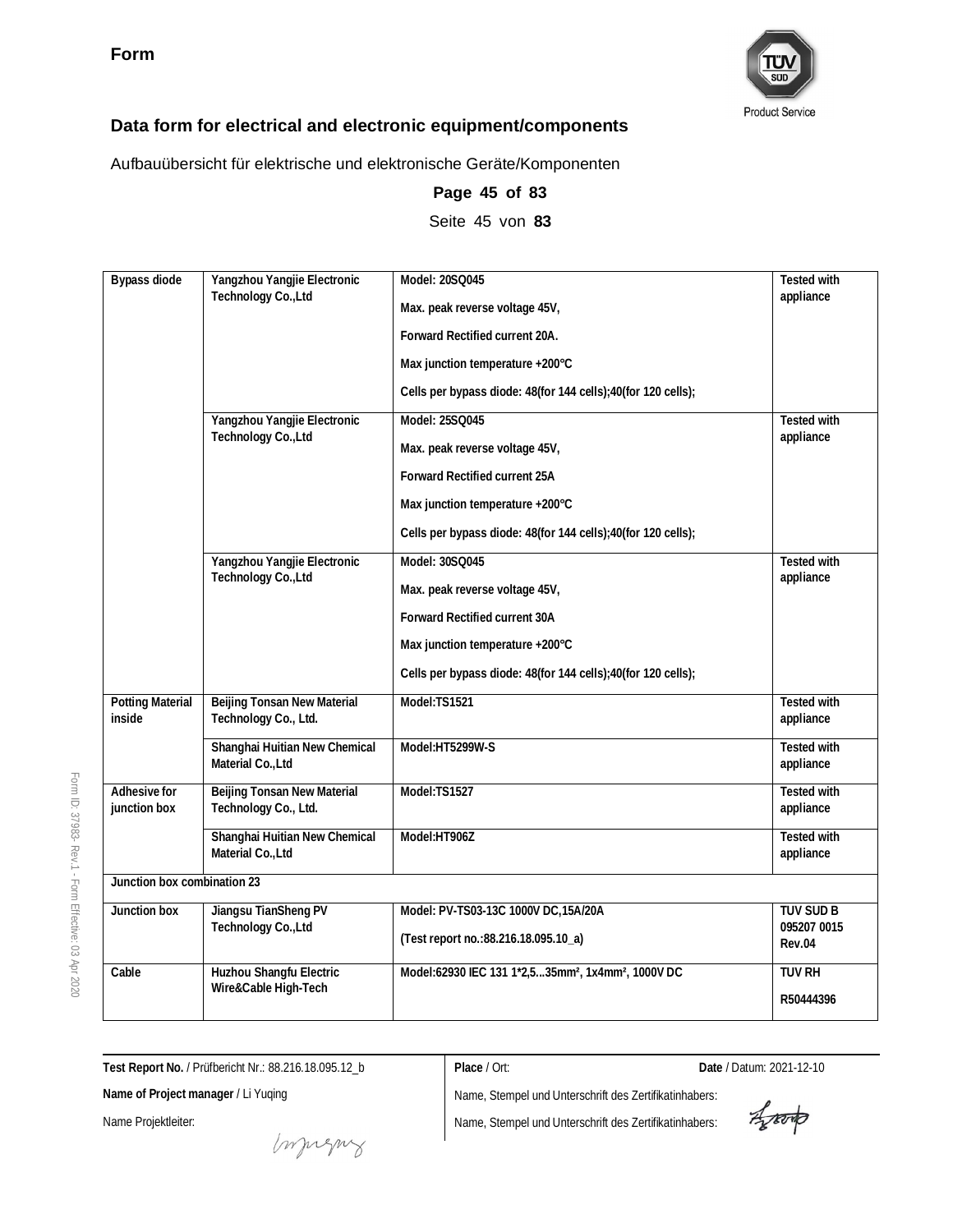**Form**

## Data form for electrical and electronic equipment/components

Aufbauübersicht für elektrische und elektronische Geräte/Komponenten

| Bypass diode | Yangzhou Yangjie Electronic Technology Co.,Ltd | Model: 20SQ045<br>Max. peak reverse voltage 45V,<br>Forward Rectified current 20A.<br>Max junction temperature +200°C<br>Cells per bypass diode: 48(for 144 cells);40(for 120 cells); | Tested with appliance |
|---|---|---|---|
| | Yangzhou Yangjie Electronic Technology Co.,Ltd | Model: 25SQ045<br>Max. peak reverse voltage 45V,<br>Forward Rectified current 25A<br>Max junction temperature +200°C<br>Cells per bypass diode: 48(for 144 cells);40(for 120 cells); | Tested with appliance |
| | Yangzhou Yangjie Electronic Technology Co.,Ltd | Model: 30SQ045<br>Max. peak reverse voltage 45V,<br>Forward Rectified current 30A<br>Max junction temperature +200°C<br>Cells per bypass diode: 48(for 144 cells);40(for 120 cells); | Tested with appliance |
| Potting Material inside | Beijing Tonsan New Material Technology Co., Ltd. | Model:TS1521 | Tested with appliance |
| | Shanghai Huitian New Chemical Material Co.,Ltd | Model:HT5299W-S | Tested with appliance |
| Adhesive for junction box | Beijing Tonsan New Material Technology Co., Ltd. | Model:TS1527 | Tested with appliance |
| | Shanghai Huitian New Chemical Material Co.,Ltd | Model:HT906Z | Tested with appliance |
| Junction box combination 23 | | | |
| Junction box | Jiangsu TianSheng PV Technology Co.,Ltd | Model: PV-TS03-13C 1000V DC,15A/20A<br>(Test report no.:88.216.18.095.10_a) | TUV SUD B 095207 0015 Rev.04 |
| Cable | Huzhou Shangfu Electric Wire&Cable High-Tech | Model:62930 IEC 131 1*2,5...35mm², 1x4mm², 1000V DC | TUV RH<br>R50444396 |

**Test Report No.** / Prüfbericht Nr.: 88.216.18.095.12_b

**Name of Project manager** / Li Yuqing

Name Projektleiter:

**Place** / Ort:

**Date** / Datum: 2021-12-10

Name, Stempel und Unterschrift des Zertifikatinhabers:

Name, Stempel und Unterschrift des Zertifikatinhabers:

Form ID: 37983- Rev.1 - Form Effective: 03 Apr 2020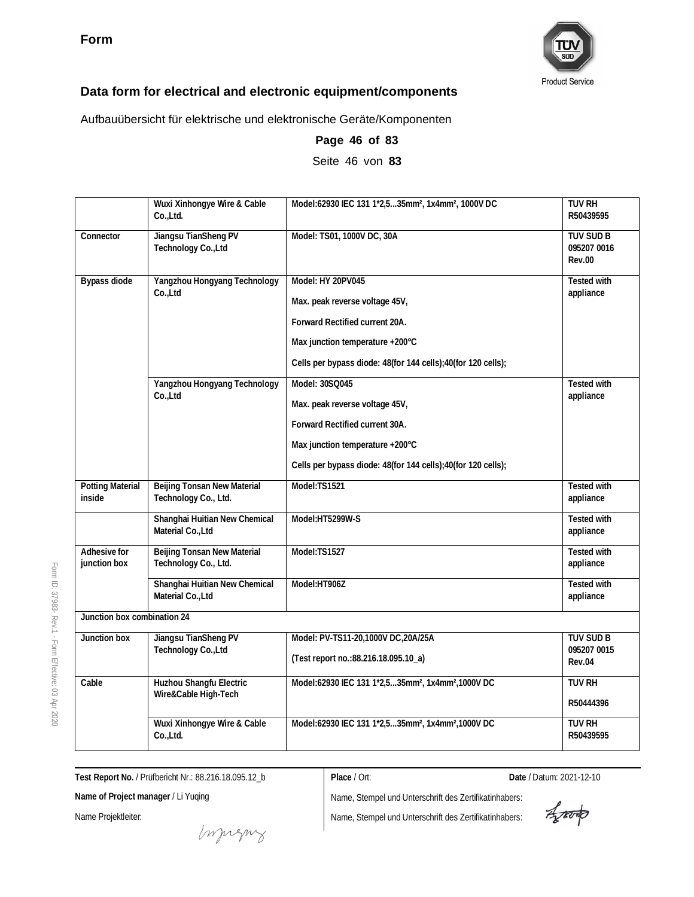**Form**

## Data form for electrical and electronic equipment/components

Aufbauübersicht für elektrische und elektronische Geräte/Komponenten

| | | | |
|---|---|---|---|
| | Wuxi Xinhongye Wire & Cable Co.,Ltd. | Model:62930 IEC 131 1*2,5...35mm², 1x4mm², 1000V DC | TUV RH R50439595 |
| Connector | Jiangsu TianSheng PV Technology Co.,Ltd | Model: TS01, 1000V DC, 30A | TUV SUD B 095207 0016 Rev.00 |
| Bypass diode | Yangzhou Hongyang Technology Co.,Ltd | Model: HY 20PV045<br>Max. peak reverse voltage 45V,<br>Forward Rectified current 20A.<br>Max junction temperature +200℃<br>Cells per bypass diode: 48(for 144 cells);40(for 120 cells); | Tested with appliance |
| | Yangzhou Hongyang Technology Co.,Ltd | Model: 30SQ045<br>Max. peak reverse voltage 45V,<br>Forward Rectified current 30A.<br>Max junction temperature +200℃<br>Cells per bypass diode: 48(for 144 cells);40(for 120 cells); | Tested with appliance |
| Potting Material inside | Beijing Tonsan New Material Technology Co., Ltd. | Model:TS1521 | Tested with appliance |
| | Shanghai Huitian New Chemical Material Co.,Ltd | Model:HT5299W-S | Tested with appliance |
| Adhesive for junction box | Beijing Tonsan New Material Technology Co., Ltd. | Model:TS1527 | Tested with appliance |
| | Shanghai Huitian New Chemical Material Co.,Ltd | Model:HT906Z | Tested with appliance |
| Junction box combination 24 | | | |
| Junction box | Jiangsu TianSheng PV Technology Co.,Ltd | Model: PV-TS11-20,1000V DC,20A/25A<br>(Test report no.:88.216.18.095.10_a) | TUV SUD B 095207 0015 Rev.04 |
| Cable | Huzhou Shangfu Electric Wire&Cable High-Tech | Model:62930 IEC 131 1*2,5...35mm², 1x4mm²,1000V DC | TUV RH<br>R50444396 |
| | Wuxi Xinhongye Wire & Cable Co.,Ltd. | Model:62930 IEC 131 1*2,5...35mm², 1x4mm²,1000V DC | TUV RH R50439595 |

**Test Report No.** / Prüfbericht Nr.: 88.216.18.095.12_b

**Name of Project manager** / Li Yuqing

Name Projektleiter:

**Place** / Ort:

**Date** / Datum: 2021-12-10

Name, Stempel und Unterschrift des Zertifikatinhabers:

Name, Stempel und Unterschrift des Zertifikatinhabers: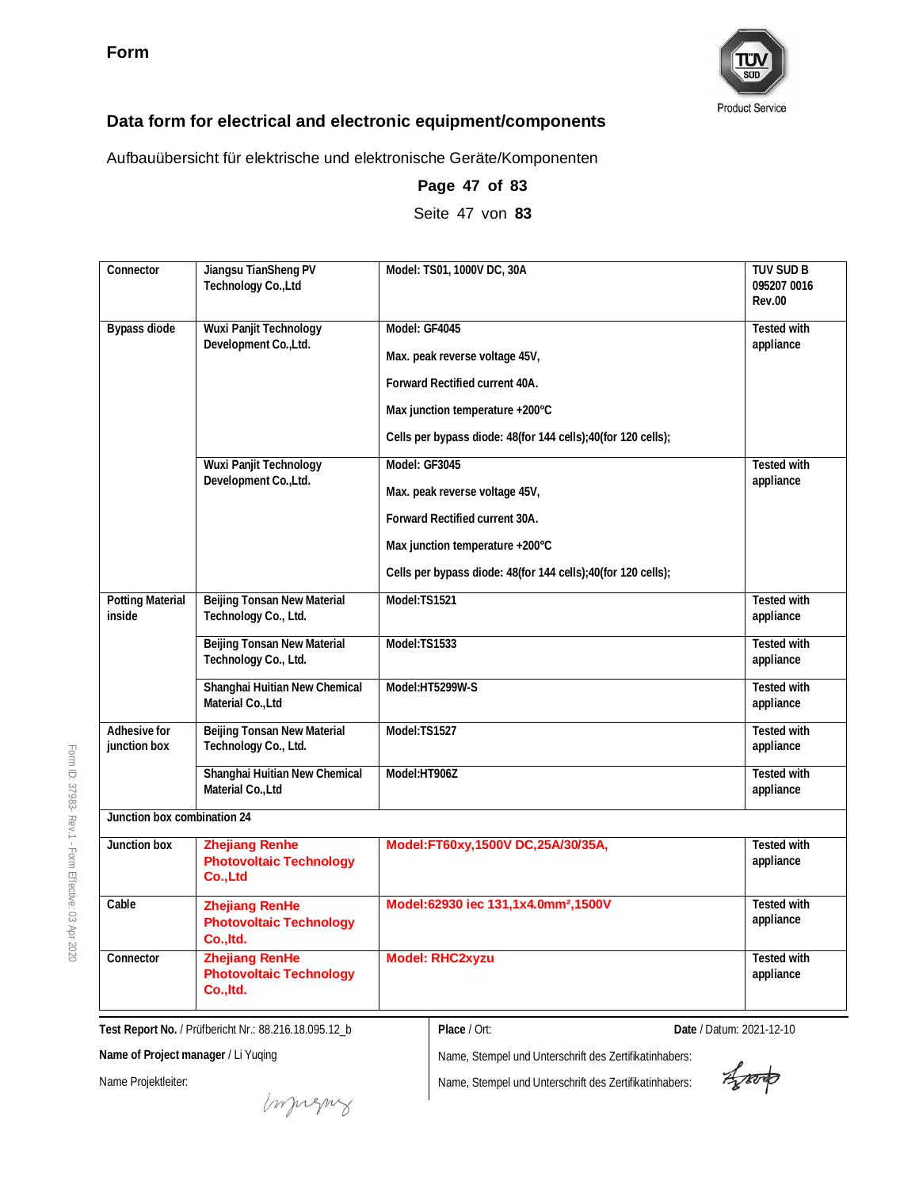**Form**

## Data form for electrical and electronic equipment/components

Aufbauübersicht für elektrische und elektronische Geräte/Komponenten

| | | | |
|---|---|---|---|
| Connector | Jiangsu TianSheng PV Technology Co.,Ltd | Model: TS01, 1000V DC, 30A | TUV SUD B 095207 0016 Rev.00 |
| Bypass diode | Wuxi Panjit Technology Development Co.,Ltd. | Model: GF4045<br>Max. peak reverse voltage 45V,<br>Forward Rectified current 40A.<br>Max junction temperature +200℃<br>Cells per bypass diode: 48(for 144 cells);40(for 120 cells); | Tested with appliance |
| | Wuxi Panjit Technology Development Co.,Ltd. | Model: GF3045<br>Max. peak reverse voltage 45V,<br>Forward Rectified current 30A.<br>Max junction temperature +200℃<br>Cells per bypass diode: 48(for 144 cells);40(for 120 cells); | Tested with appliance |
| Potting Material inside | Beijing Tonsan New Material Technology Co., Ltd. | Model:TS1521 | Tested with appliance |
| | Beijing Tonsan New Material Technology Co., Ltd. | Model:TS1533 | Tested with appliance |
| | Shanghai Huitian New Chemical Material Co.,Ltd | Model:HT5299W-S | Tested with appliance |
| Adhesive for junction box | Beijing Tonsan New Material Technology Co., Ltd. | Model:TS1527 | Tested with appliance |
| | Shanghai Huitian New Chemical Material Co.,Ltd | Model:HT906Z | Tested with appliance |
| Junction box combination 24 | | | |
| Junction box | Zhejiang Renhe Photovoltaic Technology Co.,Ltd | Model:FT60xy,1500V DC,25A/30/35A, | Tested with appliance |
| Cable | Zhejiang RenHe Photovoltaic Technology Co.,ltd. | Model:62930 iec 131,1x4.0mm²,1500V | Tested with appliance |
| Connector | Zhejiang RenHe Photovoltaic Technology Co.,ltd. | Model: RHC2xyzu | Tested with appliance |

**Test Report No.** / Prüfbericht Nr.: 88.216.18.095.12_b

**Name of Project manager** / Li Yuqing

Name Projektleiter:

**Place** / Ort:

**Date** / Datum: 2021-12-10

Name, Stempel und Unterschrift des Zertifikatinhabers:

Name, Stempel und Unterschrift des Zertifikatinhabers:

Form ID: 37983- Rev.1 - Form Effective: 03 Apr 2020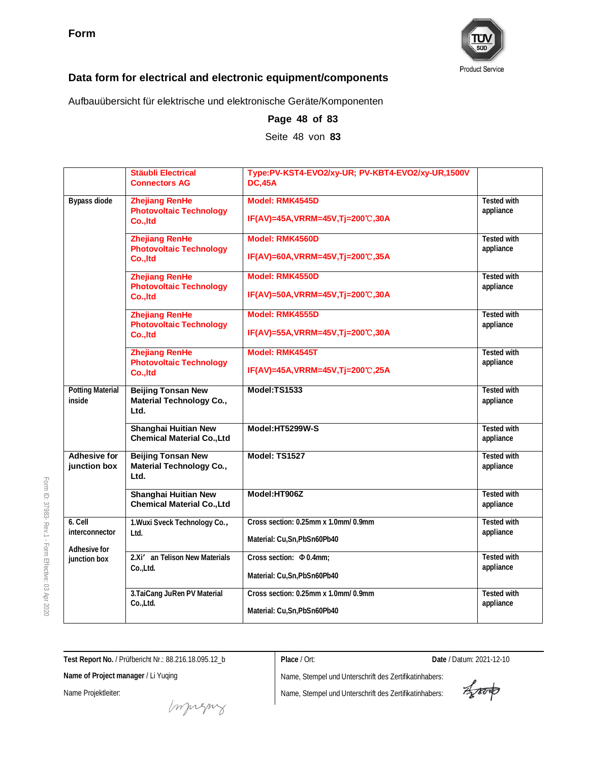**Form**

**Data form for electrical and electronic equipment/components**

Aufbauübersicht für elektrische und elektronische Geräte/Komponenten

**Page 48 of 83**

Seite 48 von **83**

| | | | |
|---|---|---|---|
| | **Stäubli Electrical Connectors AG** | **Type:PV-KST4-EVO2/xy-UR; PV-KBT4-EVO2/xy-UR,1500V DC,45A** | |
| **Bypass diode** | **Zhejiang RenHe Photovoltaic Technology Co.,ltd** | **Model: RMK4545D**<br><br>**IF(AV)=45A,VRRM=45V,Tj=200℃,30A** | **Tested with appliance** |
| | **Zhejiang RenHe Photovoltaic Technology Co.,ltd** | **Model: RMK4560D**<br><br>**IF(AV)=60A,VRRM=45V,Tj=200℃,35A** | **Tested with appliance** |
| | **Zhejiang RenHe Photovoltaic Technology Co.,ltd** | **Model: RMK4550D**<br><br>**IF(AV)=50A,VRRM=45V,Tj=200℃,30A** | **Tested with appliance** |
| | **Zhejiang RenHe Photovoltaic Technology Co.,ltd** | **Model: RMK4555D**<br><br>**IF(AV)=55A,VRRM=45V,Tj=200℃,30A** | **Tested with appliance** |
| | **Zhejiang RenHe Photovoltaic Technology Co.,ltd** | **Model: RMK4545T**<br><br>**IF(AV)=45A,VRRM=45V,Tj=200℃,25A** | **Tested with appliance** |
| **Potting Material inside** | **Beijing Tonsan New Material Technology Co., Ltd.** | **Model:TS1533** | **Tested with appliance** |
| | **Shanghai Huitian New Chemical Material Co.,Ltd** | **Model:HT5299W-S** | **Tested with appliance** |
| **Adhesive for junction box** | **Beijing Tonsan New Material Technology Co., Ltd.** | **Model: TS1527** | **Tested with appliance** |
| | **Shanghai Huitian New Chemical Material Co.,Ltd** | **Model:HT906Z** | **Tested with appliance** |
| **6. Cell interconnector**<br><br>**Adhesive for junction box** | **1.Wuxi Sveck Technology Co., Ltd.** | **Cross section: 0.25mm x 1.0mm/ 0.9mm**<br><br>**Material: Cu,Sn,PbSn60Pb40** | **Tested with appliance** |
| | **2.Xi' an Telison New Materials Co.,Ltd.** | **Cross section: Φ0.4mm;**<br><br>**Material: Cu,Sn,PbSn60Pb40** | **Tested with appliance** |
| | **3.TaiCang JuRen PV Material Co.,Ltd.** | **Cross section: 0.25mm x 1.0mm/ 0.9mm**<br><br>**Material: Cu,Sn,PbSn60Pb40** | **Tested with appliance** |

**Test Report No.** / Prüfbericht Nr.: 88.216.18.095.12_b

**Name of Project manager** / Li Yuqing

Name Projektleiter:

**Place** / Ort:

**Date** / Datum: 2021-12-10

Name, Stempel und Unterschrift des Zertifikatinhabers:

Name, Stempel und Unterschrift des Zertifikatinhabers: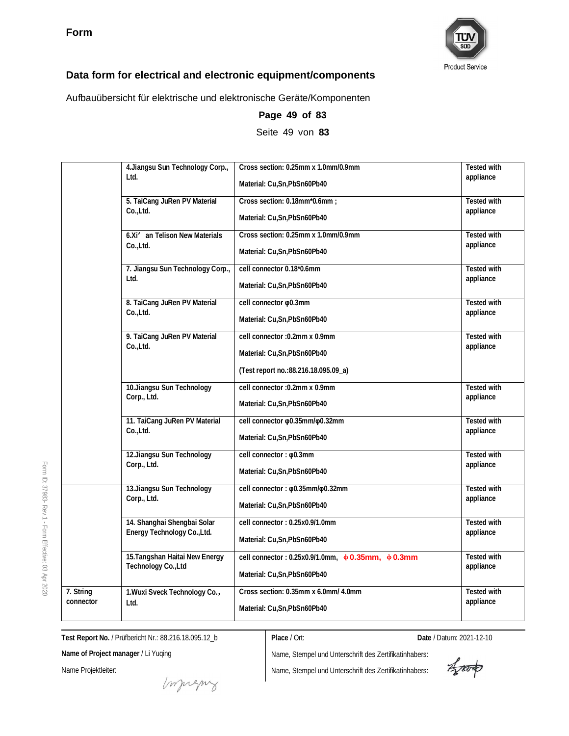**Form**

**Data form for electrical and electronic equipment/components**

Aufbauübersicht für elektrische und elektronische Geräte/Komponenten

**Page 49 of 83**

Seite 49 von **83**

| | | | |
|---|---|---|---|
| | 4.Jiangsu Sun Technology Corp., Ltd. | Cross section: 0.25mm x 1.0mm/0.9mm<br>Material: Cu,Sn,PbSn60Pb40 | Tested with appliance |
| | 5. TaiCang JuRen PV Material Co.,Ltd. | Cross section: 0.18mm*0.6mm ;<br>Material: Cu,Sn,PbSn60Pb40 | Tested with appliance |
| | 6.Xi' an Telison New Materials Co.,Ltd. | Cross section: 0.25mm x 1.0mm/0.9mm<br>Material: Cu,Sn,PbSn60Pb40 | Tested with appliance |
| | 7. Jiangsu Sun Technology Corp., Ltd. | cell connector 0.18*0.6mm<br>Material: Cu,Sn,PbSn60Pb40 | Tested with appliance |
| | 8. TaiCang JuRen PV Material Co.,Ltd. | cell connector φ0.3mm<br>Material: Cu,Sn,PbSn60Pb40 | Tested with appliance |
| | 9. TaiCang JuRen PV Material Co.,Ltd. | cell connector :0.2mm x 0.9mm<br>Material: Cu,Sn,PbSn60Pb40<br>(Test report no.:88.216.18.095.09_a) | Tested with appliance |
| | 10.Jiangsu Sun Technology Corp., Ltd. | cell connector :0.2mm x 0.9mm<br>Material: Cu,Sn,PbSn60Pb40 | Tested with appliance |
| | 11. TaiCang JuRen PV Material Co.,Ltd. | cell connector φ0.35mm/φ0.32mm<br>Material: Cu,Sn,PbSn60Pb40 | Tested with appliance |
| | 12.Jiangsu Sun Technology Corp., Ltd. | cell connector : φ0.3mm<br>Material: Cu,Sn,PbSn60Pb40 | Tested with appliance |
| | 13.Jiangsu Sun Technology Corp., Ltd. | cell connector : φ0.35mm/φ0.32mm<br>Material: Cu,Sn,PbSn60Pb40 | Tested with appliance |
| | 14. Shanghai Shengbai Solar Energy Technology Co.,Ltd. | cell connector : 0.25x0.9/1.0mm<br>Material: Cu,Sn,PbSn60Pb40 | Tested with appliance |
| | 15.Tangshan Haitai New Energy Technology Co.,Ltd | cell connector : 0.25x0.9/1.0mm, ϕ0.35mm, ϕ0.3mm<br>Material: Cu,Sn,PbSn60Pb40 | Tested with appliance |
| 7. String connector | 1.Wuxi Sveck Technology Co., Ltd. | Cross section: 0.35mm x 6.0mm/ 4.0mm<br>Material: Cu,Sn,PbSn60Pb40 | Tested with appliance |

**Test Report No.** / Prüfbericht Nr.: 88.216.18.095.12_b

**Name of Project manager** / Li Yuqing

Name Projektleiter:

**Place** / Ort:

**Date** / Datum: 2021-12-10

Name, Stempel und Unterschrift des Zertifikatinhabers:

Name, Stempel und Unterschrift des Zertifikatinhabers: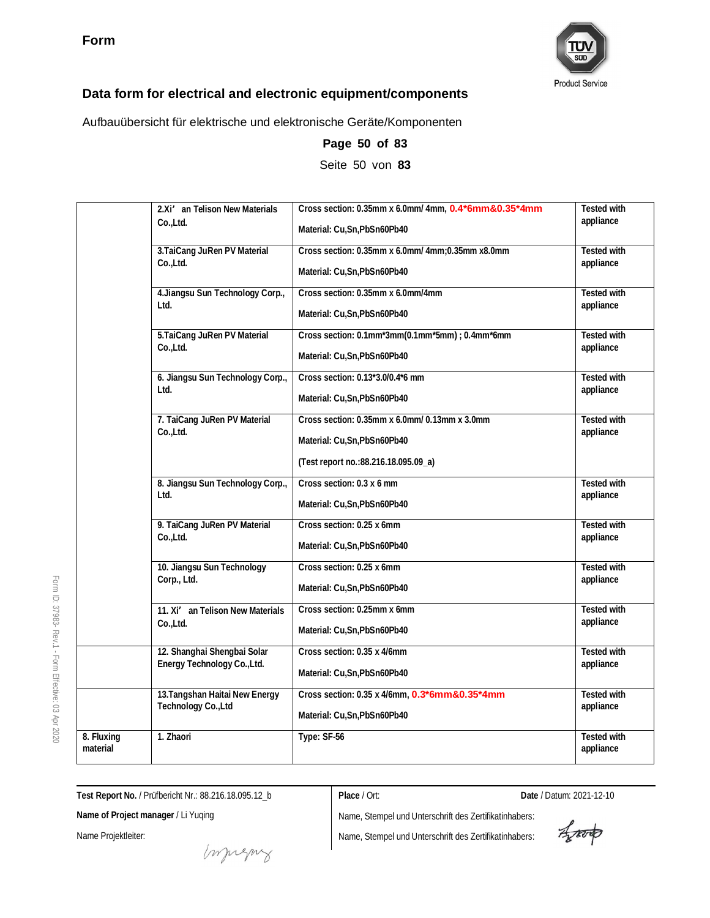**Form**

## Data form for electrical and electronic equipment/components

Aufbauübersicht für elektrische und elektronische Geräte/Komponenten

| | | | |
|---|---|---|---|
| | 2.Xi' an Telison New Materials Co.,Ltd. | Cross section: 0.35mm x 6.0mm/ 4mm, 0.4*6mm&0.35*4mm<br><br>Material: Cu,Sn,PbSn60Pb40 | Tested with appliance |
| | 3.TaiCang JuRen PV Material Co.,Ltd. | Cross section: 0.35mm x 6.0mm/ 4mm;0.35mm x8.0mm<br><br>Material: Cu,Sn,PbSn60Pb40 | Tested with appliance |
| | 4.Jiangsu Sun Technology Corp., Ltd. | Cross section: 0.35mm x 6.0mm/4mm<br><br>Material: Cu,Sn,PbSn60Pb40 | Tested with appliance |
| | 5.TaiCang JuRen PV Material Co.,Ltd. | Cross section: 0.1mm*3mm(0.1mm*5mm) ; 0.4mm*6mm<br><br>Material: Cu,Sn,PbSn60Pb40 | Tested with appliance |
| | 6. Jiangsu Sun Technology Corp., Ltd. | Cross section: 0.13*3.0/0.4*6 mm<br><br>Material: Cu,Sn,PbSn60Pb40 | Tested with appliance |
| | 7. TaiCang JuRen PV Material Co.,Ltd. | Cross section: 0.35mm x 6.0mm/ 0.13mm x 3.0mm<br><br>Material: Cu,Sn,PbSn60Pb40<br><br>(Test report no.:88.216.18.095.09_a) | Tested with appliance |
| | 8. Jiangsu Sun Technology Corp., Ltd. | Cross section: 0.3 x 6 mm<br><br>Material: Cu,Sn,PbSn60Pb40 | Tested with appliance |
| | 9. TaiCang JuRen PV Material Co.,Ltd. | Cross section: 0.25 x 6mm<br><br>Material: Cu,Sn,PbSn60Pb40 | Tested with appliance |
| | 10. Jiangsu Sun Technology Corp., Ltd. | Cross section: 0.25 x 6mm<br><br>Material: Cu,Sn,PbSn60Pb40 | Tested with appliance |
| | 11. Xi' an Telison New Materials Co.,Ltd. | Cross section: 0.25mm x 6mm<br><br>Material: Cu,Sn,PbSn60Pb40 | Tested with appliance |
| | 12. Shanghai Shengbai Solar Energy Technology Co.,Ltd. | Cross section: 0.35 x 4/6mm<br><br>Material: Cu,Sn,PbSn60Pb40 | Tested with appliance |
| | 13.Tangshan Haitai New Energy Technology Co.,Ltd | Cross section: 0.35 x 4/6mm, 0.3*6mm&0.35*4mm<br><br>Material: Cu,Sn,PbSn60Pb40 | Tested with appliance |
| 8. Fluxing material | 1. Zhaori | Type: SF-56 | Tested with appliance |

**Test Report No.** / Prüfbericht Nr.: 88.216.18.095.12_b

**Name of Project manager** / Li Yuqing

Name Projektleiter:

**Place** / Ort:

**Date** / Datum: 2021-12-10

Name, Stempel und Unterschrift des Zertifikatinhabers:

Name, Stempel und Unterschrift des Zertifikatinhabers: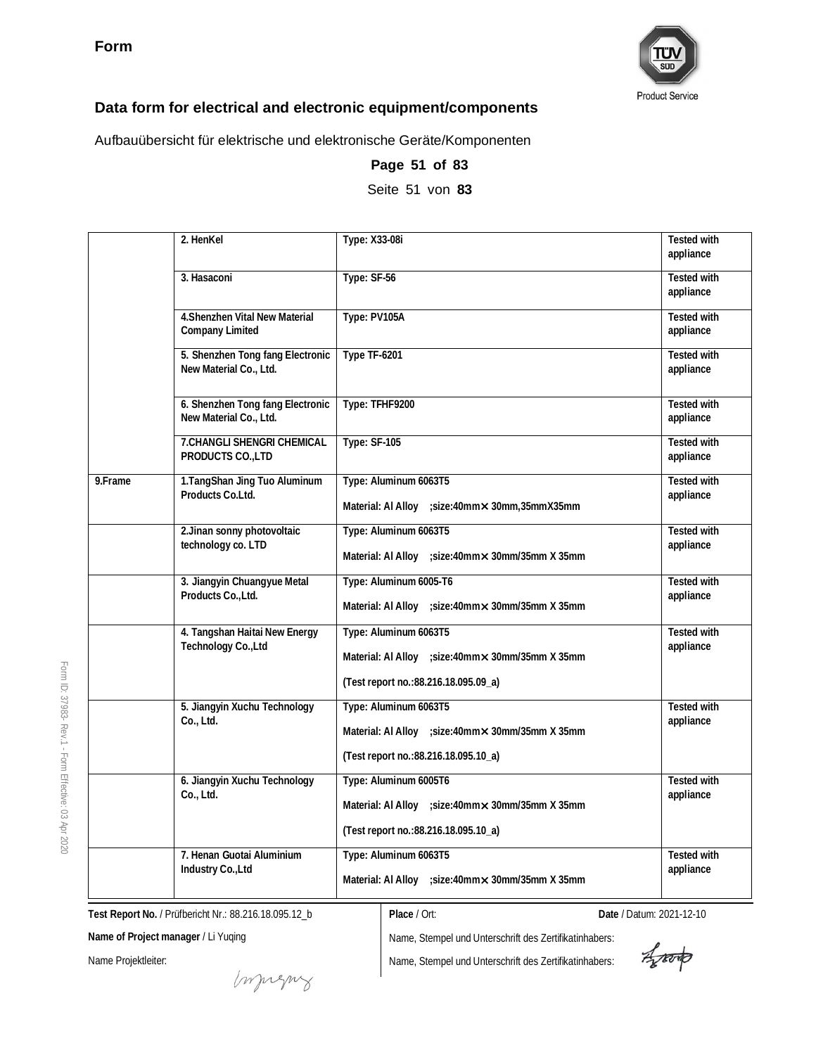**Form**

## Data form for electrical and electronic equipment/components

Aufbauübersicht für elektrische und elektronische Geräte/Komponenten

**Page 51 of 83**

Seite 51 von **83**

| | | | |
|---|---|---|---|
| | 2. HenKel | Type: X33-08i | Tested with appliance |
| | 3. Hasaconi | Type: SF-56 | Tested with appliance |
| | 4.Shenzhen Vital New Material Company Limited | Type: PV105A | Tested with appliance |
| | 5. Shenzhen Tong fang Electronic New Material Co., Ltd. | Type TF-6201 | Tested with appliance |
| | 6. Shenzhen Tong fang Electronic New Material Co., Ltd. | Type: TFHF9200 | Tested with appliance |
| | 7.CHANGLI SHENGRI CHEMICAL PRODUCTS CO.,LTD | Type: SF-105 | Tested with appliance |
| 9.Frame | 1.TangShan Jing Tuo Aluminum Products Co.Ltd. | Type: Aluminum 6063T5<br>Material: Al Alloy ;size:40mm× 30mm,35mmX35mm | Tested with appliance |
| | 2.Jinan sonny photovoltaic technology co. LTD | Type: Aluminum 6063T5<br>Material: Al Alloy ;size:40mm× 30mm/35mm X 35mm | Tested with appliance |
| | 3. Jiangyin Chuangyue Metal Products Co.,Ltd. | Type: Aluminum 6005-T6<br>Material: Al Alloy ;size:40mm× 30mm/35mm X 35mm | Tested with appliance |
| | 4. Tangshan Haitai New Energy Technology Co.,Ltd | Type: Aluminum 6063T5<br>Material: Al Alloy ;size:40mm× 30mm/35mm X 35mm<br>(Test report no.:88.216.18.095.09_a) | Tested with appliance |
| | 5. Jiangyin Xuchu Technology Co., Ltd. | Type: Aluminum 6063T5<br>Material: Al Alloy ;size:40mm× 30mm/35mm X 35mm<br>(Test report no.:88.216.18.095.10_a) | Tested with appliance |
| | 6. Jiangyin Xuchu Technology Co., Ltd. | Type: Aluminum 6005T6<br>Material: Al Alloy ;size:40mm× 30mm/35mm X 35mm<br>(Test report no.:88.216.18.095.10_a) | Tested with appliance |
| | 7. Henan Guotai Aluminium Industry Co.,Ltd | Type: Aluminum 6063T5<br>Material: Al Alloy ;size:40mm× 30mm/35mm X 35mm | Tested with appliance |

**Test Report No.** / Prüfbericht Nr.: 88.216.18.095.12_b

**Name of Project manager** / Li Yuqing

Name Projektleiter:

**Place** / Ort:

**Date** / Datum: 2021-12-10

Name, Stempel und Unterschrift des Zertifikatinhabers:

Name, Stempel und Unterschrift des Zertifikatinhabers: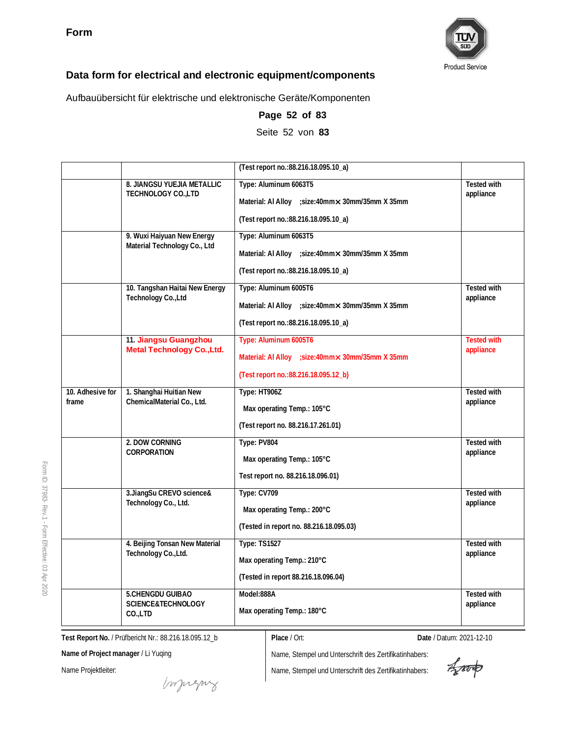**Form**

TÜV SÜD Product Service

## Data form for electrical and electronic equipment/components

Aufbauübersicht für elektrische und elektronische Geräte/Komponenten

| | | | |
|---|---|---|---|
| | | (Test report no.:88.216.18.095.10_a) | |
| | 8. JIANGSU YUEJIA METALLIC TECHNOLOGY CO.,LTD | Type: Aluminum 6063T5<br>Material: Al Alloy ;size:40mm× 30mm/35mm X 35mm<br>(Test report no.:88.216.18.095.10_a) | Tested with appliance |
| | 9. Wuxi Haiyuan New Energy Material Technology Co., Ltd | Type: Aluminum 6063T5<br>Material: Al Alloy ;size:40mm× 30mm/35mm X 35mm<br>(Test report no.:88.216.18.095.10_a) | |
| | 10. Tangshan Haitai New Energy Technology Co.,Ltd | Type: Aluminum 6005T6<br>Material: Al Alloy ;size:40mm× 30mm/35mm X 35mm<br>(Test report no.:88.216.18.095.10_a) | Tested with appliance |
| | 11. Jiangsu Guangzhou Metal Technology Co.,Ltd. | Type: Aluminum 6005T6<br>Material: Al Alloy ;size:40mm× 30mm/35mm X 35mm<br>(Test report no.:88.216.18.095.12_b) | Tested with appliance |
| 10. Adhesive for frame | 1. Shanghai Huitian New ChemicalMaterial Co., Ltd. | Type: HT906Z<br>Max operating Temp.: 105°C<br>(Test report no. 88.216.17.261.01) | Tested with appliance |
| | 2. DOW CORNING CORPORATION | Type: PV804<br>Max operating Temp.: 105°C<br>Test report no. 88.216.18.096.01) | Tested with appliance |
| | 3.JiangSu CREVO science& Technology Co., Ltd. | Type: CV709<br>Max operating Temp.: 200°C<br>(Tested in report no. 88.216.18.095.03) | Tested with appliance |
| | 4. Beijing Tonsan New Material Technology Co.,Ltd. | Type: TS1527<br>Max operating Temp.: 210°C<br>(Tested in report 88.216.18.096.04) | Tested with appliance |
| | 5.CHENGDU GUIBAO SCIENCE&TECHNOLOGY CO.,LTD | Model:888A<br>Max operating Temp.: 180°C | Tested with appliance |

**Test Report No.** / Prüfbericht Nr.: 88.216.18.095.12_b

**Name of Project manager** / Li Yuqing

Name Projektleiter:

**Place** / Ort:

**Date** / Datum: 2021-12-10

Name, Stempel und Unterschrift des Zertifikatinhabers:

Name, Stempel und Unterschrift des Zertifikatinhabers:

Form ID: 37983- Rev.1 - Form Effective: 03 Apr 2020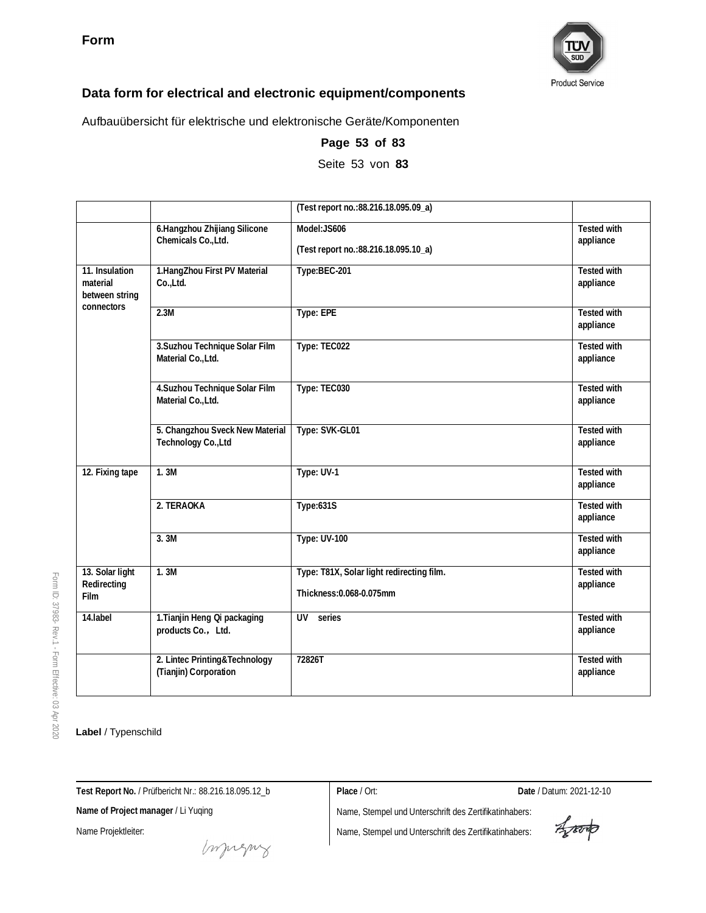**Form**

## Data form for electrical and electronic equipment/components

Aufbauübersicht für elektrische und elektronische Geräte/Komponenten

| | | | |
|---|---|---|---|
| | | (Test report no.:88.216.18.095.09_a) | |
| | 6.Hangzhou Zhijiang Silicone Chemicals Co.,Ltd. | Model:JS606<br><br>(Test report no.:88.216.18.095.10_a) | Tested with appliance |
| 11. Insulation material between string connectors | 1.HangZhou First PV Material Co.,Ltd. | Type:BEC-201 | Tested with appliance |
| | 2.3M | Type: EPE | Tested with appliance |
| | 3.Suzhou Technique Solar Film Material Co.,Ltd. | Type: TEC022 | Tested with appliance |
| | 4.Suzhou Technique Solar Film Material Co.,Ltd. | Type: TEC030 | Tested with appliance |
| | 5. Changzhou Sveck New Material Technology Co.,Ltd | Type: SVK-GL01 | Tested with appliance |
| 12. Fixing tape | 1. 3M | Type: UV-1 | Tested with appliance |
| | 2. TERAOKA | Type:631S | Tested with appliance |
| | 3. 3M | Type: UV-100 | Tested with appliance |
| 13. Solar light Redirecting Film | 1. 3M | Type: T81X, Solar light redirecting film.<br><br>Thickness:0.068-0.075mm | Tested with appliance |
| 14.label | 1.Tianjin Heng Qi packaging products Co.，Ltd. | UV series | Tested with appliance |
| | 2. Lintec Printing&Technology (Tianjin) Corporation | 72826T | Tested with appliance |

**Label** / Typenschild

**Test Report No.** / Prüfbericht Nr.: 88.216.18.095.12_b

**Name of Project manager** / Li Yuqing

Name Projektleiter:

**Place** / Ort:

**Date** / Datum: 2021-12-10

Name, Stempel und Unterschrift des Zertifikatinhabers:

Name, Stempel und Unterschrift des Zertifikatinhabers: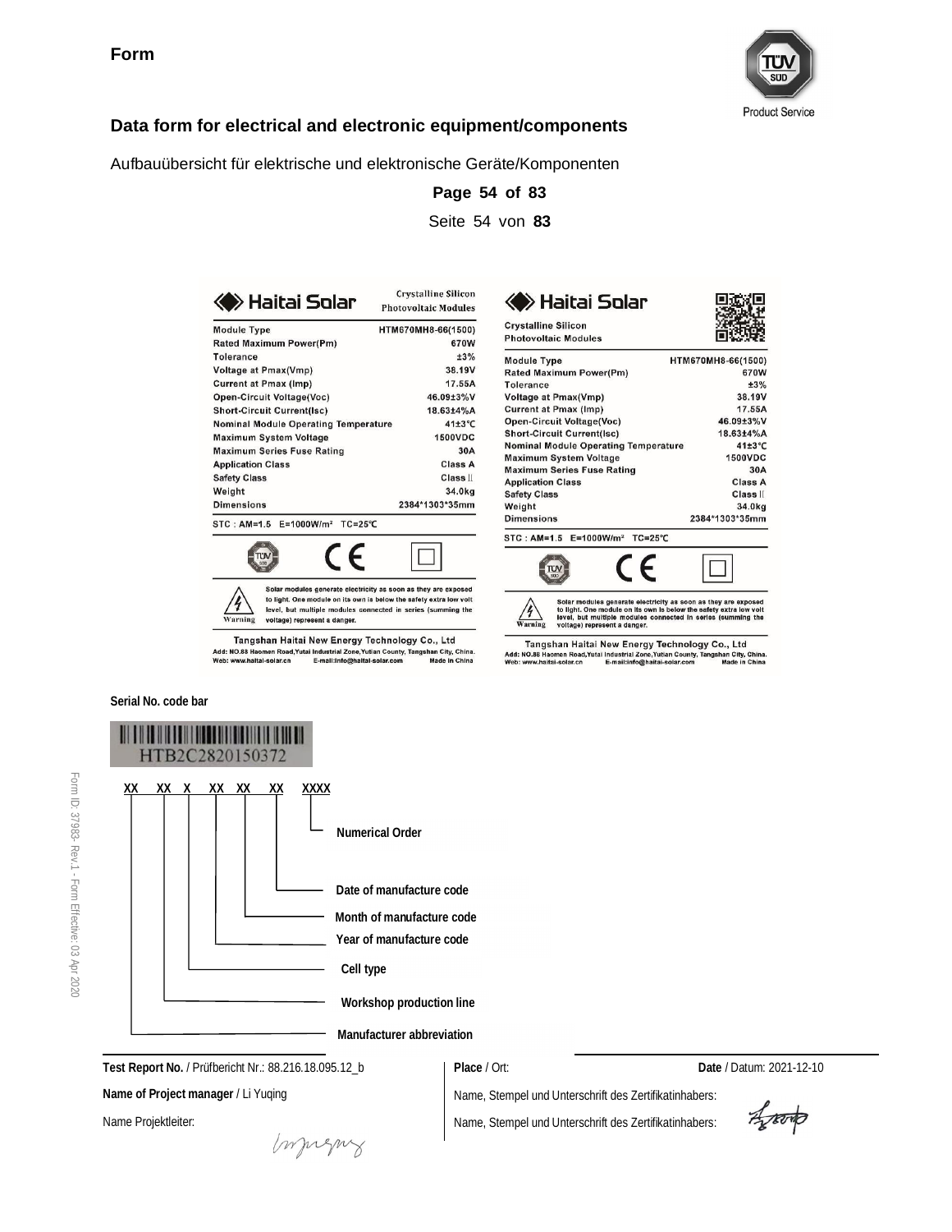**Form**

TÜV SÜD Product Service

## Data form for electrical and electronic equipment/components

Aufbauübersicht für elektrische und elektronische Geräte/Komponenten

**Page 54 of 83**

Seite 54 von **83**

**Haitai Solar** — Crystalline Silicon Photovoltaic Modules

| | |
|---|---|
| Module Type | HTM670MH8-66(1500) |
| Rated Maximum Power(Pm) | 670W |
| Tolerance | ±3% |
| Voltage at Pmax(Vmp) | 38.19V |
| Current at Pmax (Imp) | 17.55A |
| Open-Circuit Voltage(Voc) | 46.09±3%V |
| Short-Circuit Current(Isc) | 18.63±4%A |
| Nominal Module Operating Temperature | 41±3℃ |
| Maximum System Voltage | 1500VDC |
| Maximum Series Fuse Rating | 30A |
| Application Class | Class A |
| Safety Class | Class II |
| Weight | 34.0kg |
| Dimensions | 2384*1303*35mm |

STC : AM=1.5 E=1000W/m² TC=25℃

Warning: Solar modules generate electricity as soon as they are exposed to light. One module on its own is below the safety extra low volt level, but multiple modules connected in series (summing the voltage) represent a danger.

Tangshan Haitai New Energy Technology Co., Ltd
Add: NO.88 Haomen Road,Yutai Industrial Zone,Yutian County, Tangshan City, China.
Web: www.haitai-solar.cn E-mail:info@haitai-solar.com Made in China

**Haitai Solar** — Crystalline Silicon Photovoltaic Modules

| | |
|---|---|
| Module Type | HTM670MH8-66(1500) |
| Rated Maximum Power(Pm) | 670W |
| Tolerance | ±3% |
| Voltage at Pmax(Vmp) | 38.19V |
| Current at Pmax (Imp) | 17.55A |
| Open-Circuit Voltage(Voc) | 46.09±3%V |
| Short-Circuit Current(Isc) | 18.63±4%A |
| Nominal Module Operating Temperature | 41±3℃ |
| Maximum System Voltage | 1500VDC |
| Maximum Series Fuse Rating | 30A |
| Application Class | Class A |
| Safety Class | Class II |
| Weight | 34.0kg |
| Dimensions | 2384*1303*35mm |

STC : AM=1.5 E=1000W/m² TC=25℃

Warning: Solar modules generate electricity as soon as they are exposed to light. One module on its own is below the safety extra low volt level, but multiple modules connected in series (summing the voltage) represent a danger.

Tangshan Haitai New Energy Technology Co., Ltd
Add: NO.88 Haomen Road,Yutai Industrial Zone,Yutian County, Tangshan City, China.
Web: www.haitai-solar.cn E-mail:info@haitai-solar.com Made in China

**Serial No. code bar**

HTB2C2820150372

XX XX X XX XX XX XXXX

- XX – Manufacturer abbreviation
- XX – Workshop production line
- X – Cell type
- XX – Year of manufacture code
- XX – Month of manufacture code
- XX – Date of manufacture code
- XXXX – Numerical Order

Form ID: 37983- Rev.1 - Form Effective: 03 Apr 2020

**Test Report No.** / Prüfbericht Nr.: 88.216.18.095.12_b

**Name of Project manager** / Li Yuqing

Name Projektleiter:

**Place** / Ort:

**Date** / Datum: 2021-12-10

Name, Stempel und Unterschrift des Zertifikatinhabers:

Name, Stempel und Unterschrift des Zertifikatinhabers: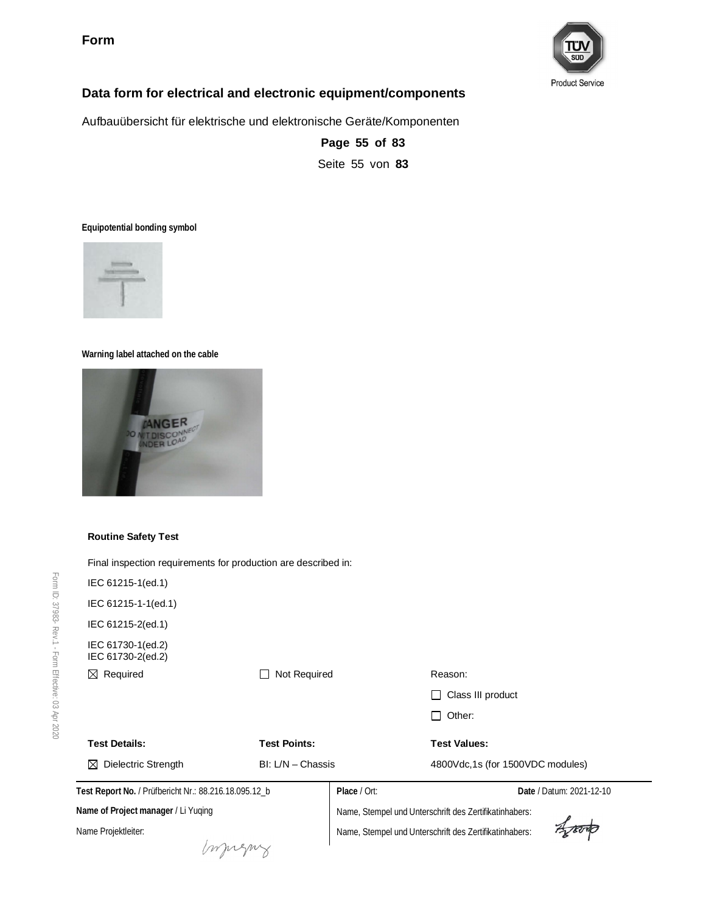**Form**

## Data form for electrical and electronic equipment/components

Aufbauübersicht für elektrische und elektronische Geräte/Komponenten

**Equipotential bonding symbol**

**Warning label attached on the cable**

### Routine Safety Test

Final inspection requirements for production are described in:

IEC 61215-1(ed.1)

IEC 61215-1-1(ed.1)

IEC 61215-2(ed.1)

IEC 61730-1(ed.2)
IEC 61730-2(ed.2)

| ☒ Required | ☐ Not Required | Reason: |
|---|---|---|
| | | ☐ Class III product |
| | | ☐ Other: |
| **Test Details:** | **Test Points:** | **Test Values:** |
| ☒ Dielectric Strength | BI: L/N – Chassis | 4800Vdc,1s (for 1500VDC modules) |

| | | |
|---|---|---|
| **Test Report No.** / Prüfbericht Nr.: 88.216.18.095.12_b | **Place** / Ort: | **Date** / Datum: 2021-12-10 |
| **Name of Project manager** / Li Yuqing | Name, Stempel und Unterschrift des Zertifikatinhabers: | |
| Name Projektleiter: | Name, Stempel und Unterschrift des Zertifikatinhabers: | |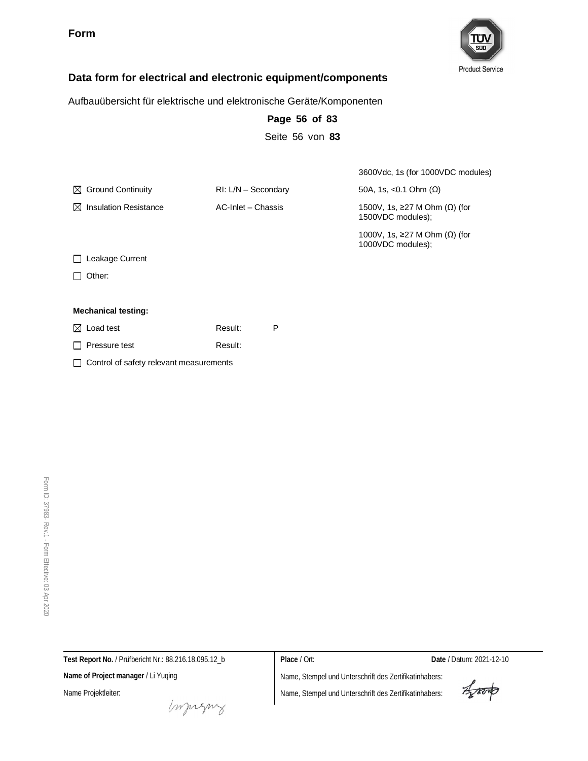**Form**

## Data form for electrical and electronic equipment/components

Aufbauübersicht für elektrische und elektronische Geräte/Komponenten

**Page 56 of 83**

Seite 56 von **83**

| | | |
|---|---|---|
| | | 3600Vdc, 1s (for 1000VDC modules) |
| ☒ Ground Continuity | RI: L/N – Secondary | 50A, 1s, <0.1 Ohm (Ω) |
| ☒ Insulation Resistance | AC-Inlet – Chassis | 1500V, 1s, ≥27 M Ohm (Ω) (for 1500VDC modules); |
| | | 1000V, 1s, ≥27 M Ohm (Ω) (for 1000VDC modules); |
| ☐ Leakage Current | | |
| ☐ Other: | | |

**Mechanical testing:**

| | | |
|---|---|---|
| ☒ Load test | Result: | P |
| ☐ Pressure test | Result: | |

☐ Control of safety relevant measurements

Form ID: 37983- Rev.1 - Form Effective: 03 Apr 2020

| | | |
|---|---|---|
| **Test Report No.** / Prüfbericht Nr.: 88.216.18.095.12_b | **Place** / Ort: | **Date** / Datum: 2021-12-10 |
| **Name of Project manager** / Li Yuqing | Name, Stempel und Unterschrift des Zertifikatinhabers: | |
| Name Projektleiter: | Name, Stempel und Unterschrift des Zertifikatinhabers: | |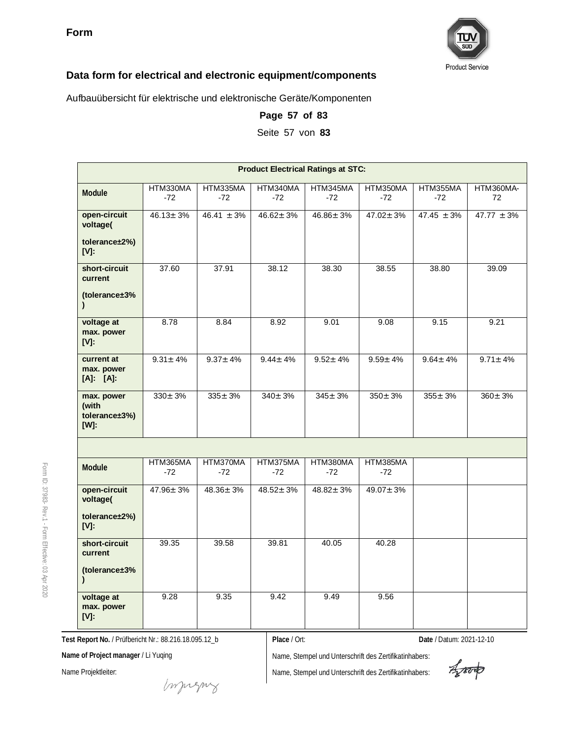**Form**

## Data form for electrical and electronic equipment/components

Aufbauübersicht für elektrische und elektronische Geräte/Komponenten

**Page 57 of 83**

Seite 57 von **83**

| **Product Electrical Ratings at STC:** | | | | | | | |
|---|---|---|---|---|---|---|---|
| **Module** | HTM330MA-72 | HTM335MA-72 | HTM340MA-72 | HTM345MA-72 | HTM350MA-72 | HTM355MA-72 | HTM360MA-72 |
| **open-circuit voltage( tolerance±2%) [V]:** | 46.13± 3% | 46.41 ± 3% | 46.62± 3% | 46.86± 3% | 47.02± 3% | 47.45 ± 3% | 47.77 ± 3% |
| **short-circuit current (tolerance±3%)** | 37.60 | 37.91 | 38.12 | 38.30 | 38.55 | 38.80 | 39.09 |
| **voltage at max. power [V]:** | 8.78 | 8.84 | 8.92 | 9.01 | 9.08 | 9.15 | 9.21 |
| **current at max. power [A]: [A]:** | 9.31± 4% | 9.37± 4% | 9.44± 4% | 9.52± 4% | 9.59± 4% | 9.64± 4% | 9.71± 4% |
| **max. power (with tolerance±3%) [W]:** | 330± 3% | 335± 3% | 340± 3% | 345± 3% | 350± 3% | 355± 3% | 360± 3% |
| | | | | | | | |
| **Module** | HTM365MA-72 | HTM370MA-72 | HTM375MA-72 | HTM380MA-72 | HTM385MA-72 | | |
| **open-circuit voltage( tolerance±2%) [V]:** | 47.96± 3% | 48.36± 3% | 48.52± 3% | 48.82± 3% | 49.07± 3% | | |
| **short-circuit current (tolerance±3%)** | 39.35 | 39.58 | 39.81 | 40.05 | 40.28 | | |
| **voltage at max. power [V]:** | 9.28 | 9.35 | 9.42 | 9.49 | 9.56 | | |

**Test Report No.** / Prüfbericht Nr.: 88.216.18.095.12_b

**Place** / Ort:

**Date** / Datum: 2021-12-10

**Name of Project manager** / Li Yuqing

Name Projektleiter:

Name, Stempel und Unterschrift des Zertifikatinhabers:

Name, Stempel und Unterschrift des Zertifikatinhabers: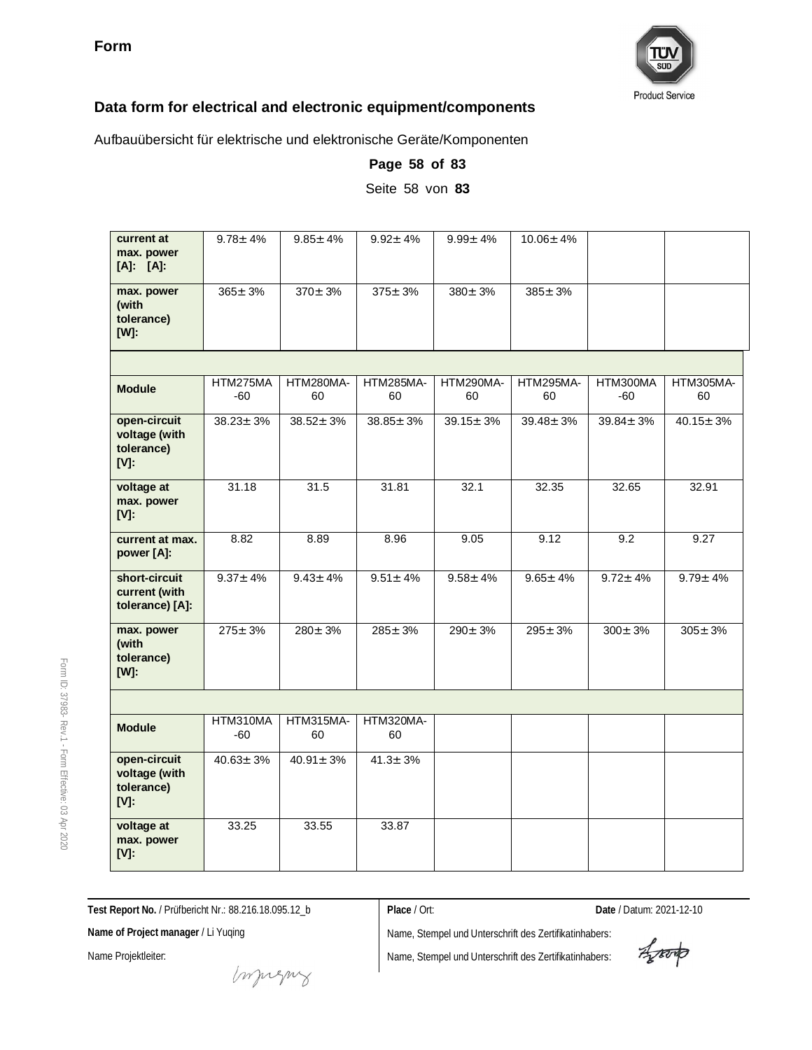**Form**

## Data form for electrical and electronic equipment/components

Aufbauübersicht für elektrische und elektronische Geräte/Komponenten

**Page 58 of 83**

Seite 58 von **83**

| | | | | | | | |
|---|---|---|---|---|---|---|---|
| **current at max. power [A]: [A]:** | 9.78± 4% | 9.85± 4% | 9.92± 4% | 9.99± 4% | 10.06± 4% | | |
| **max. power (with tolerance) [W]:** | 365± 3% | 370± 3% | 375± 3% | 380± 3% | 385± 3% | | |
| | | | | | | | |
| **Module** | HTM275MA-60 | HTM280MA-60 | HTM285MA-60 | HTM290MA-60 | HTM295MA-60 | HTM300MA-60 | HTM305MA-60 |
| **open-circuit voltage (with tolerance) [V]:** | 38.23± 3% | 38.52± 3% | 38.85± 3% | 39.15± 3% | 39.48± 3% | 39.84± 3% | 40.15± 3% |
| **voltage at max. power [V]:** | 31.18 | 31.5 | 31.81 | 32.1 | 32.35 | 32.65 | 32.91 |
| **current at max. power [A]:** | 8.82 | 8.89 | 8.96 | 9.05 | 9.12 | 9.2 | 9.27 |
| **short-circuit current (with tolerance) [A]:** | 9.37± 4% | 9.43± 4% | 9.51± 4% | 9.58± 4% | 9.65± 4% | 9.72± 4% | 9.79± 4% |
| **max. power (with tolerance) [W]:** | 275± 3% | 280± 3% | 285± 3% | 290± 3% | 295± 3% | 300± 3% | 305± 3% |
| | | | | | | | |
| **Module** | HTM310MA-60 | HTM315MA-60 | HTM320MA-60 | | | | |
| **open-circuit voltage (with tolerance) [V]:** | 40.63± 3% | 40.91± 3% | 41.3± 3% | | | | |
| **voltage at max. power [V]:** | 33.25 | 33.55 | 33.87 | | | | |

**Test Report No.** / Prüfbericht Nr.: 88.216.18.095.12_b

**Name of Project manager** / Li Yuqing

Name Projektleiter:

**Place** / Ort:

**Date** / Datum: 2021-12-10

Name, Stempel und Unterschrift des Zertifikatinhabers:

Name, Stempel und Unterschrift des Zertifikatinhabers: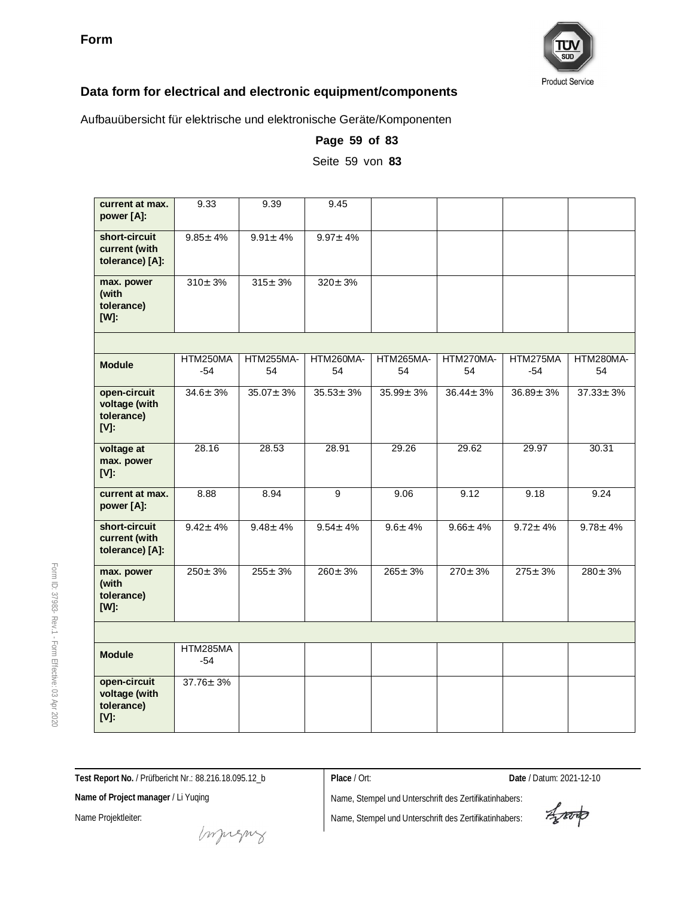**Form**

**Data form for electrical and electronic equipment/components**

Aufbauübersicht für elektrische und elektronische Geräte/Komponenten

**Page 59 of 83**

Seite 59 von **83**

| | | | | | | | |
|---|---|---|---|---|---|---|---|
| **current at max. power [A]:** | 9.33 | 9.39 | 9.45 | | | | |
| **short-circuit current (with tolerance) [A]:** | 9.85± 4% | 9.91± 4% | 9.97± 4% | | | | |
| **max. power (with tolerance) [W]:** | 310± 3% | 315± 3% | 320± 3% | | | | |
| | | | | | | | |
| **Module** | HTM250MA-54 | HTM255MA-54 | HTM260MA-54 | HTM265MA-54 | HTM270MA-54 | HTM275MA-54 | HTM280MA-54 |
| **open-circuit voltage (with tolerance) [V]:** | 34.6± 3% | 35.07± 3% | 35.53± 3% | 35.99± 3% | 36.44± 3% | 36.89± 3% | 37.33± 3% |
| **voltage at max. power [V]:** | 28.16 | 28.53 | 28.91 | 29.26 | 29.62 | 29.97 | 30.31 |
| **current at max. power [A]:** | 8.88 | 8.94 | 9 | 9.06 | 9.12 | 9.18 | 9.24 |
| **short-circuit current (with tolerance) [A]:** | 9.42± 4% | 9.48± 4% | 9.54± 4% | 9.6± 4% | 9.66± 4% | 9.72± 4% | 9.78± 4% |
| **max. power (with tolerance) [W]:** | 250± 3% | 255± 3% | 260± 3% | 265± 3% | 270± 3% | 275± 3% | 280± 3% |
| | | | | | | | |
| **Module** | HTM285MA-54 | | | | | | |
| **open-circuit voltage (with tolerance) [V]:** | 37.76± 3% | | | | | | |

**Test Report No.** / Prüfbericht Nr.: 88.216.18.095.12_b

**Name of Project manager** / Li Yuqing

Name Projektleiter:

**Place** / Ort:

**Date** / Datum: 2021-12-10

Name, Stempel und Unterschrift des Zertifikatinhabers:

Name, Stempel und Unterschrift des Zertifikatinhabers: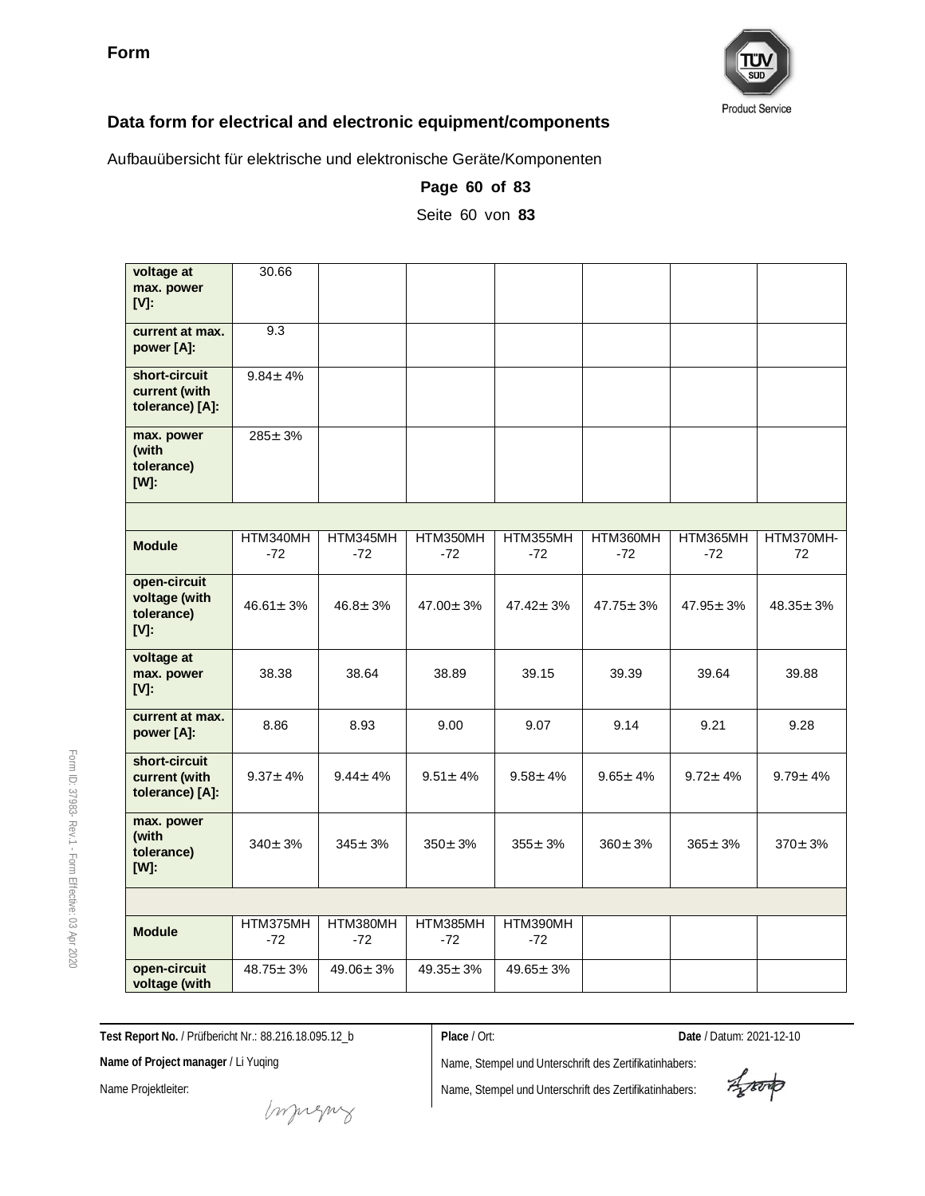**Form**

## Data form for electrical and electronic equipment/components

Aufbauübersicht für elektrische und elektronische Geräte/Komponenten

**Page 60 of 83**

Seite 60 von **83**

| **voltage at max. power [V]:** | 30.66 | | | | | | |
|---|---|---|---|---|---|---|---|
| **current at max. power [A]:** | 9.3 | | | | | | |
| **short-circuit current (with tolerance) [A]:** | 9.84± 4% | | | | | | |
| **max. power (with tolerance) [W]:** | 285± 3% | | | | | | |
| | | | | | | | |
| **Module** | HTM340MH-72 | HTM345MH-72 | HTM350MH-72 | HTM355MH-72 | HTM360MH-72 | HTM365MH-72 | HTM370MH-72 |
| **open-circuit voltage (with tolerance) [V]:** | 46.61± 3% | 46.8± 3% | 47.00± 3% | 47.42± 3% | 47.75± 3% | 47.95± 3% | 48.35± 3% |
| **voltage at max. power [V]:** | 38.38 | 38.64 | 38.89 | 39.15 | 39.39 | 39.64 | 39.88 |
| **current at max. power [A]:** | 8.86 | 8.93 | 9.00 | 9.07 | 9.14 | 9.21 | 9.28 |
| **short-circuit current (with tolerance) [A]:** | 9.37± 4% | 9.44± 4% | 9.51± 4% | 9.58± 4% | 9.65± 4% | 9.72± 4% | 9.79± 4% |
| **max. power (with tolerance) [W]:** | 340± 3% | 345± 3% | 350± 3% | 355± 3% | 360± 3% | 365± 3% | 370± 3% |
| | | | | | | | |
| **Module** | HTM375MH-72 | HTM380MH-72 | HTM385MH-72 | HTM390MH-72 | | | |
| **open-circuit voltage (with** | 48.75± 3% | 49.06± 3% | 49.35± 3% | 49.65± 3% | | | |

**Test Report No.** / Prüfbericht Nr.: 88.216.18.095.12_b

**Name of Project manager** / Li Yuqing

Name Projektleiter:

**Place** / Ort:

**Date** / Datum: 2021-12-10

Name, Stempel und Unterschrift des Zertifikatinhabers:

Name, Stempel und Unterschrift des Zertifikatinhabers: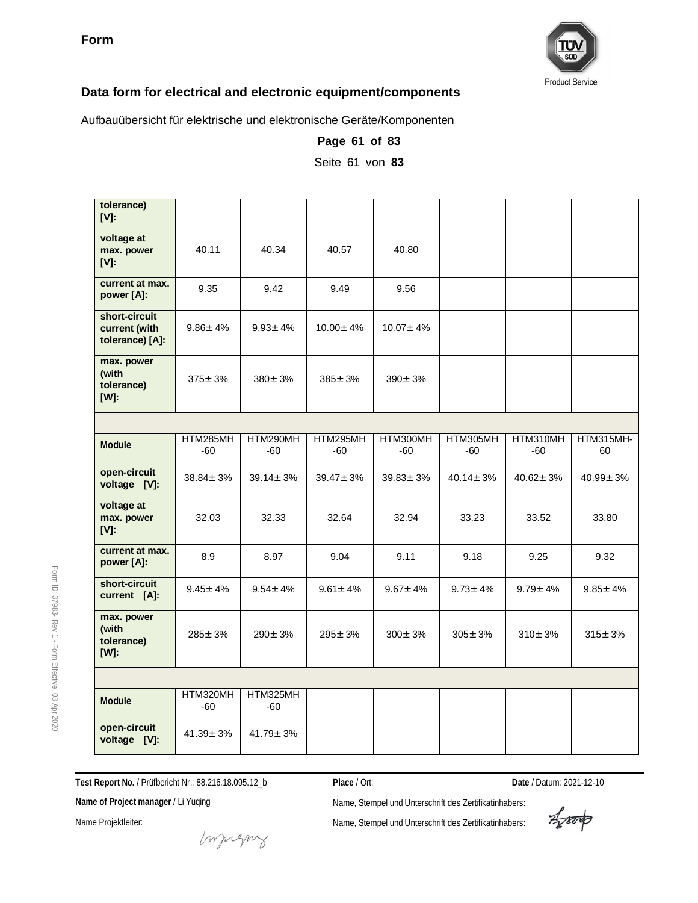**Form**

## Data form for electrical and electronic equipment/components

Aufbauübersicht für elektrische und elektronische Geräte/Komponenten

**Page 61 of 83**

Seite 61 von **83**

| **tolerance) [V]:** | | | | | | | |
|---|---|---|---|---|---|---|---|
| **voltage at max. power [V]:** | 40.11 | 40.34 | 40.57 | 40.80 | | | |
| **current at max. power [A]:** | 9.35 | 9.42 | 9.49 | 9.56 | | | |
| **short-circuit current (with tolerance) [A]:** | 9.86± 4% | 9.93± 4% | 10.00± 4% | 10.07± 4% | | | |
| **max. power (with tolerance) [W]:** | 375± 3% | 380± 3% | 385± 3% | 390± 3% | | | |
| | | | | | | | |
| **Module** | HTM285MH-60 | HTM290MH-60 | HTM295MH-60 | HTM300MH-60 | HTM305MH-60 | HTM310MH-60 | HTM315MH-60 |
| **open-circuit voltage [V]:** | 38.84± 3% | 39.14± 3% | 39.47± 3% | 39.83± 3% | 40.14± 3% | 40.62± 3% | 40.99± 3% |
| **voltage at max. power [V]:** | 32.03 | 32.33 | 32.64 | 32.94 | 33.23 | 33.52 | 33.80 |
| **current at max. power [A]:** | 8.9 | 8.97 | 9.04 | 9.11 | 9.18 | 9.25 | 9.32 |
| **short-circuit current [A]:** | 9.45± 4% | 9.54± 4% | 9.61± 4% | 9.67± 4% | 9.73± 4% | 9.79± 4% | 9.85± 4% |
| **max. power (with tolerance) [W]:** | 285± 3% | 290± 3% | 295± 3% | 300± 3% | 305± 3% | 310± 3% | 315± 3% |
| | | | | | | | |
| **Module** | HTM320MH-60 | HTM325MH-60 | | | | | |
| **open-circuit voltage [V]:** | 41.39± 3% | 41.79± 3% | | | | | |

**Test Report No.** / Prüfbericht Nr.: 88.216.18.095.12_b

**Name of Project manager** / Li Yuqing

Name Projektleiter:

**Place** / Ort:

**Date** / Datum: 2021-12-10

Name, Stempel und Unterschrift des Zertifikatinhabers:

Name, Stempel und Unterschrift des Zertifikatinhabers: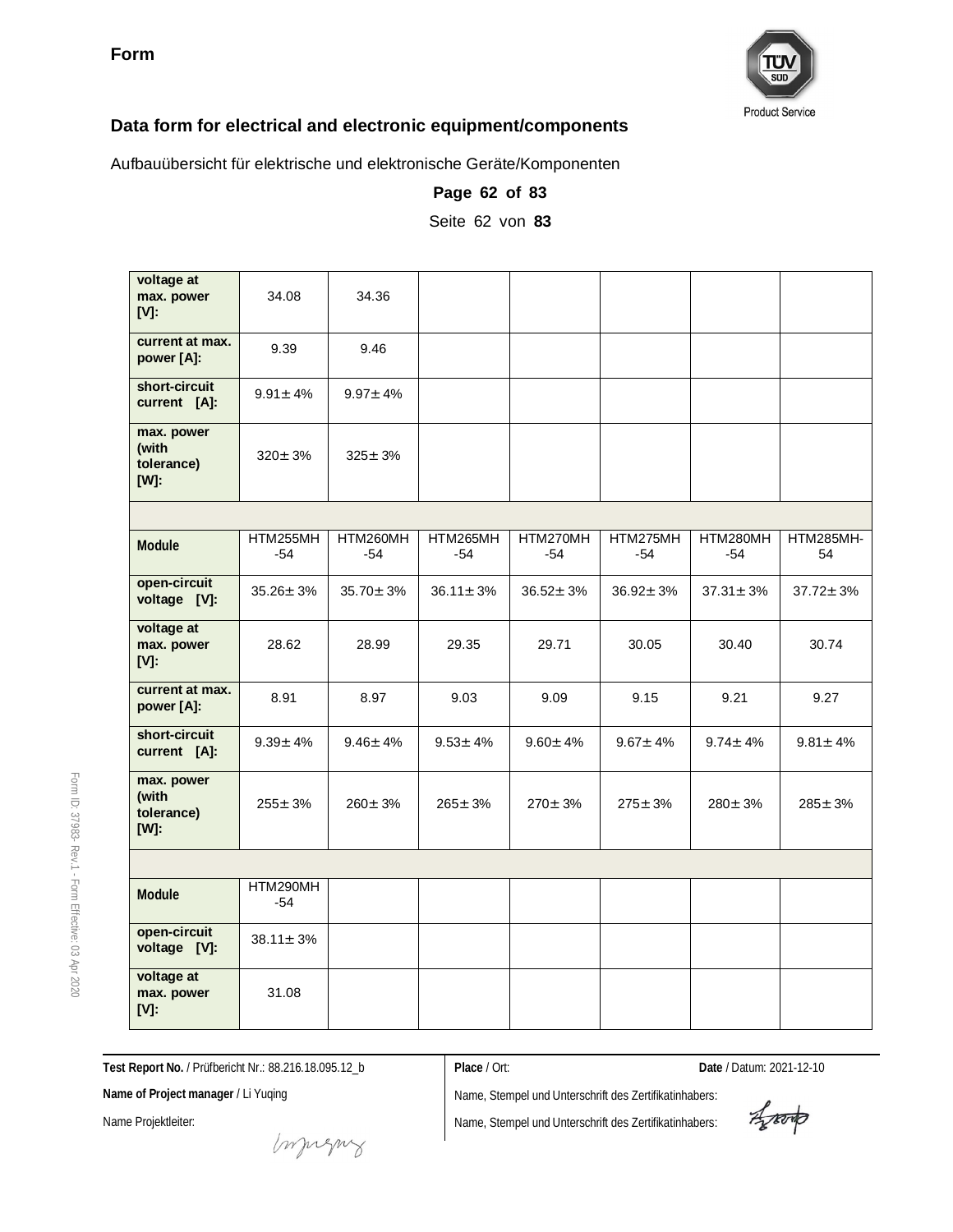**Form**

## Data form for electrical and electronic equipment/components

Aufbauübersicht für elektrische und elektronische Geräte/Komponenten

**Page 62 of 83**

Seite 62 von **83**

| | | | | | | | |
|---|---|---|---|---|---|---|---|
| **voltage at max. power [V]:** | 34.08 | 34.36 | | | | | |
| **current at max. power [A]:** | 9.39 | 9.46 | | | | | |
| **short-circuit current [A]:** | 9.91± 4% | 9.97± 4% | | | | | |
| **max. power (with tolerance) [W]:** | 320± 3% | 325± 3% | | | | | |
| | | | | | | | |
| **Module** | HTM255MH-54 | HTM260MH-54 | HTM265MH-54 | HTM270MH-54 | HTM275MH-54 | HTM280MH-54 | HTM285MH-54 |
| **open-circuit voltage [V]:** | 35.26± 3% | 35.70± 3% | 36.11± 3% | 36.52± 3% | 36.92± 3% | 37.31± 3% | 37.72± 3% |
| **voltage at max. power [V]:** | 28.62 | 28.99 | 29.35 | 29.71 | 30.05 | 30.40 | 30.74 |
| **current at max. power [A]:** | 8.91 | 8.97 | 9.03 | 9.09 | 9.15 | 9.21 | 9.27 |
| **short-circuit current [A]:** | 9.39± 4% | 9.46± 4% | 9.53± 4% | 9.60± 4% | 9.67± 4% | 9.74± 4% | 9.81± 4% |
| **max. power (with tolerance) [W]:** | 255± 3% | 260± 3% | 265± 3% | 270± 3% | 275± 3% | 280± 3% | 285± 3% |
| | | | | | | | |
| **Module** | HTM290MH-54 | | | | | | |
| **open-circuit voltage [V]:** | 38.11± 3% | | | | | | |
| **voltage at max. power [V]:** | 31.08 | | | | | | |

**Test Report No.** / Prüfbericht Nr.: 88.216.18.095.12_b

**Place** / Ort:

**Date** / Datum: 2021-12-10

**Name of Project manager** / Li Yuqing

Name Projektleiter:

Name, Stempel und Unterschrift des Zertifikatinhabers:

Name, Stempel und Unterschrift des Zertifikatinhabers: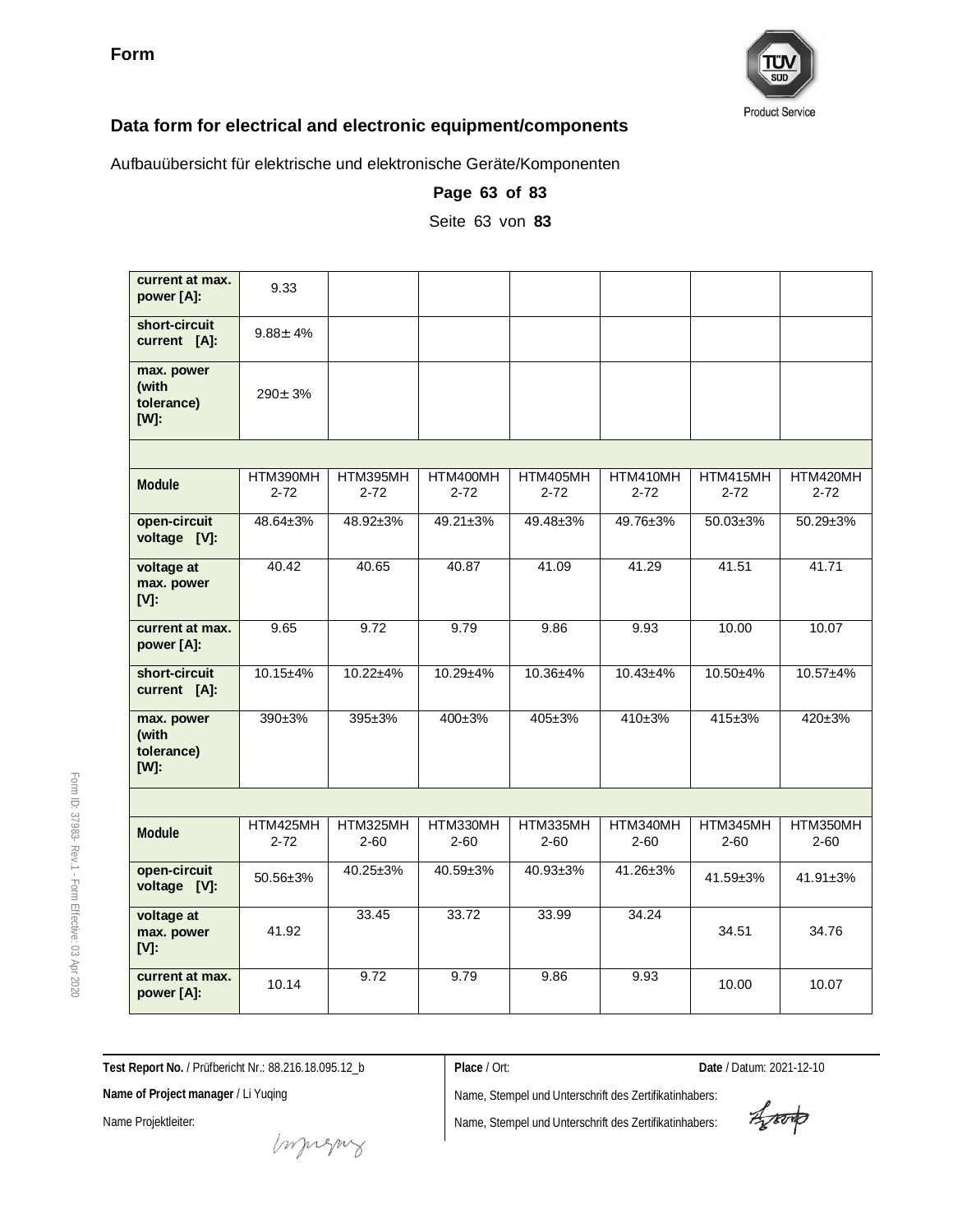**Form**

## Data form for electrical and electronic equipment/components

Aufbauübersicht für elektrische und elektronische Geräte/Komponenten

| | | | | | | | |
|---|---|---|---|---|---|---|---|
| **current at max. power [A]:** | 9.33 | | | | | | |
| **short-circuit current [A]:** | 9.88± 4% | | | | | | |
| **max. power (with tolerance) [W]:** | 290± 3% | | | | | | |
| | | | | | | | |
| **Module** | HTM390MH 2-72 | HTM395MH 2-72 | HTM400MH 2-72 | HTM405MH 2-72 | HTM410MH 2-72 | HTM415MH 2-72 | HTM420MH 2-72 |
| **open-circuit voltage [V]:** | 48.64±3% | 48.92±3% | 49.21±3% | 49.48±3% | 49.76±3% | 50.03±3% | 50.29±3% |
| **voltage at max. power [V]:** | 40.42 | 40.65 | 40.87 | 41.09 | 41.29 | 41.51 | 41.71 |
| **current at max. power [A]:** | 9.65 | 9.72 | 9.79 | 9.86 | 9.93 | 10.00 | 10.07 |
| **short-circuit current [A]:** | 10.15±4% | 10.22±4% | 10.29±4% | 10.36±4% | 10.43±4% | 10.50±4% | 10.57±4% |
| **max. power (with tolerance) [W]:** | 390±3% | 395±3% | 400±3% | 405±3% | 410±3% | 415±3% | 420±3% |
| | | | | | | | |
| **Module** | HTM425MH 2-72 | HTM325MH 2-60 | HTM330MH 2-60 | HTM335MH 2-60 | HTM340MH 2-60 | HTM345MH 2-60 | HTM350MH 2-60 |
| **open-circuit voltage [V]:** | 50.56±3% | 40.25±3% | 40.59±3% | 40.93±3% | 41.26±3% | 41.59±3% | 41.91±3% |
| **voltage at max. power [V]:** | 41.92 | 33.45 | 33.72 | 33.99 | 34.24 | 34.51 | 34.76 |
| **current at max. power [A]:** | 10.14 | 9.72 | 9.79 | 9.86 | 9.93 | 10.00 | 10.07 |

**Test Report No.** / Prüfbericht Nr.: 88.216.18.095.12_b

**Name of Project manager** / Li Yuqing

Name Projektleiter:

**Place** / Ort:

**Date** / Datum: 2021-12-10

Name, Stempel und Unterschrift des Zertifikatinhabers:

Name, Stempel und Unterschrift des Zertifikatinhabers: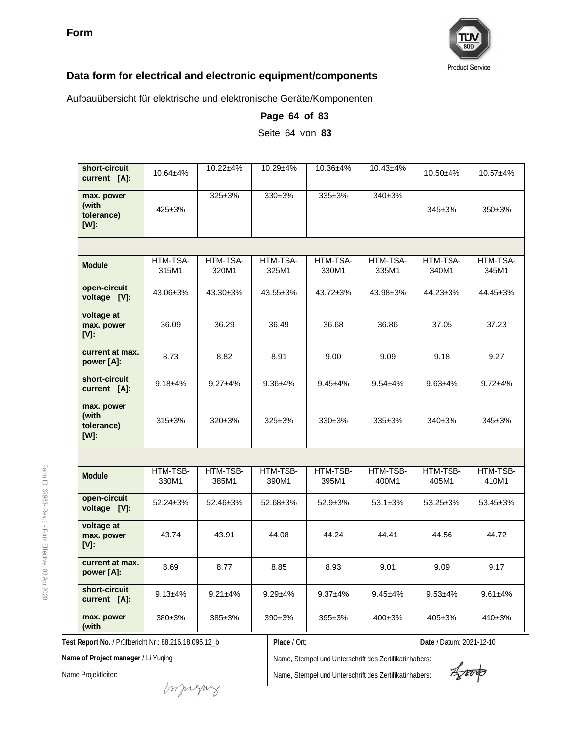**Form**

**Data form for electrical and electronic equipment/components**

Aufbauübersicht für elektrische und elektronische Geräte/Komponenten

|  |  |  |  |  |  |  |  |
|---|---|---|---|---|---|---|---|
| **short-circuit current [A]:** | 10.64±4% | 10.22±4% | 10.29±4% | 10.36±4% | 10.43±4% | 10.50±4% | 10.57±4% |
| **max. power (with tolerance) [W]:** | 425±3% | 325±3% | 330±3% | 335±3% | 340±3% | 345±3% | 350±3% |
|  |  |  |  |  |  |  |  |
| **Module** | HTM-TSA-315M1 | HTM-TSA-320M1 | HTM-TSA-325M1 | HTM-TSA-330M1 | HTM-TSA-335M1 | HTM-TSA-340M1 | HTM-TSA-345M1 |
| **open-circuit voltage [V]:** | 43.06±3% | 43.30±3% | 43.55±3% | 43.72±3% | 43.98±3% | 44.23±3% | 44.45±3% |
| **voltage at max. power [V]:** | 36.09 | 36.29 | 36.49 | 36.68 | 36.86 | 37.05 | 37.23 |
| **current at max. power [A]:** | 8.73 | 8.82 | 8.91 | 9.00 | 9.09 | 9.18 | 9.27 |
| **short-circuit current [A]:** | 9.18±4% | 9.27±4% | 9.36±4% | 9.45±4% | 9.54±4% | 9.63±4% | 9.72±4% |
| **max. power (with tolerance) [W]:** | 315±3% | 320±3% | 325±3% | 330±3% | 335±3% | 340±3% | 345±3% |
|  |  |  |  |  |  |  |  |
| **Module** | HTM-TSB-380M1 | HTM-TSB-385M1 | HTM-TSB-390M1 | HTM-TSB-395M1 | HTM-TSB-400M1 | HTM-TSB-405M1 | HTM-TSB-410M1 |
| **open-circuit voltage [V]:** | 52.24±3% | 52.46±3% | 52.68±3% | 52.9±3% | 53.1±3% | 53.25±3% | 53.45±3% |
| **voltage at max. power [V]:** | 43.74 | 43.91 | 44.08 | 44.24 | 44.41 | 44.56 | 44.72 |
| **current at max. power [A]:** | 8.69 | 8.77 | 8.85 | 8.93 | 9.01 | 9.09 | 9.17 |
| **short-circuit current [A]:** | 9.13±4% | 9.21±4% | 9.29±4% | 9.37±4% | 9.45±4% | 9.53±4% | 9.61±4% |
| **max. power (with** | 380±3% | 385±3% | 390±3% | 395±3% | 400±3% | 405±3% | 410±3% |

**Test Report No.** / Prüfbericht Nr.: 88.216.18.095.12_b

**Place** / Ort:

**Date** / Datum: 2021-12-10

**Name of Project manager** / Li Yuqing

Name Projektleiter:

Name, Stempel und Unterschrift des Zertifikatinhabers:

Name, Stempel und Unterschrift des Zertifikatinhabers: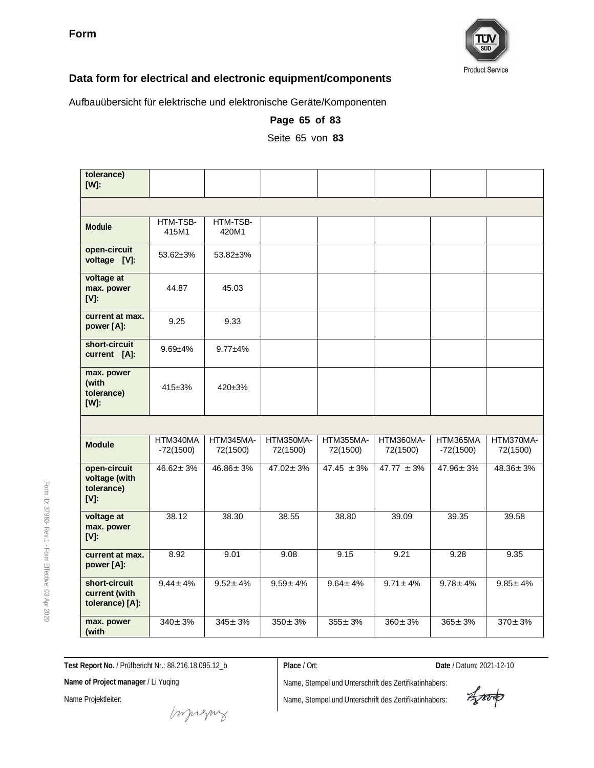**Form**

## Data form for electrical and electronic equipment/components

Aufbauübersicht für elektrische und elektronische Geräte/Komponenten

**Page 65 of 83**

Seite 65 von **83**

| **tolerance) [W]:** | | | | | | | |
|---|---|---|---|---|---|---|---|
| | | | | | | | |
| **Module** | HTM-TSB-415M1 | HTM-TSB-420M1 | | | | | |
| **open-circuit voltage [V]:** | 53.62±3% | 53.82±3% | | | | | |
| **voltage at max. power [V]:** | 44.87 | 45.03 | | | | | |
| **current at max. power [A]:** | 9.25 | 9.33 | | | | | |
| **short-circuit current [A]:** | 9.69±4% | 9.77±4% | | | | | |
| **max. power (with tolerance) [W]:** | 415±3% | 420±3% | | | | | |
| | | | | | | | |
| **Module** | HTM340MA-72(1500) | HTM345MA-72(1500) | HTM350MA-72(1500) | HTM355MA-72(1500) | HTM360MA-72(1500) | HTM365MA-72(1500) | HTM370MA-72(1500) |
| **open-circuit voltage (with tolerance) [V]:** | 46.62± 3% | 46.86± 3% | 47.02± 3% | 47.45 ± 3% | 47.77 ± 3% | 47.96± 3% | 48.36± 3% |
| **voltage at max. power [V]:** | 38.12 | 38.30 | 38.55 | 38.80 | 39.09 | 39.35 | 39.58 |
| **current at max. power [A]:** | 8.92 | 9.01 | 9.08 | 9.15 | 9.21 | 9.28 | 9.35 |
| **short-circuit current (with tolerance) [A]:** | 9.44± 4% | 9.52± 4% | 9.59± 4% | 9.64± 4% | 9.71± 4% | 9.78± 4% | 9.85± 4% |
| **max. power (with** | 340± 3% | 345± 3% | 350± 3% | 355± 3% | 360± 3% | 365± 3% | 370± 3% |

Form ID: 37983- Rev.1 - Form Effective: 03 Apr 2020

**Test Report No.** / Prüfbericht Nr.: 88.216.18.095.12_b

**Name of Project manager** / Li Yuqing

Name Projektleiter:

**Place** / Ort:

**Date** / Datum: 2021-12-10

Name, Stempel und Unterschrift des Zertifikatinhabers:

Name, Stempel und Unterschrift des Zertifikatinhabers: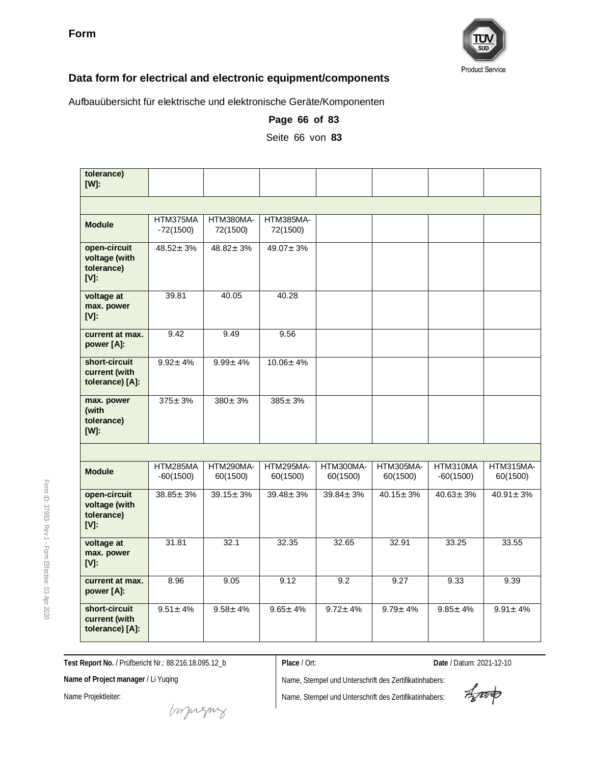**Form**

## Data form for electrical and electronic equipment/components

Aufbauübersicht für elektrische und elektronische Geräte/Komponenten

**Page 66 of 83**

Seite 66 von **83**

| **tolerance) [W]:** | | | | | | | |
|---|---|---|---|---|---|---|---|
| | | | | | | | |
| **Module** | HTM375MA-72(1500) | HTM380MA-72(1500) | HTM385MA-72(1500) | | | | |
| **open-circuit voltage (with tolerance) [V]:** | 48.52± 3% | 48.82± 3% | 49.07± 3% | | | | |
| **voltage at max. power [V]:** | 39.81 | 40.05 | 40.28 | | | | |
| **current at max. power [A]:** | 9.42 | 9.49 | 9.56 | | | | |
| **short-circuit current (with tolerance) [A]:** | 9.92± 4% | 9.99± 4% | 10.06± 4% | | | | |
| **max. power (with tolerance) [W]:** | 375± 3% | 380± 3% | 385± 3% | | | | |
| | | | | | | | |
| **Module** | HTM285MA-60(1500) | HTM290MA-60(1500) | HTM295MA-60(1500) | HTM300MA-60(1500) | HTM305MA-60(1500) | HTM310MA-60(1500) | HTM315MA-60(1500) |
| **open-circuit voltage (with tolerance) [V]:** | 38.85± 3% | 39.15± 3% | 39.48± 3% | 39.84± 3% | 40.15± 3% | 40.63± 3% | 40.91± 3% |
| **voltage at max. power [V]:** | 31.81 | 32.1 | 32.35 | 32.65 | 32.91 | 33.25 | 33.55 |
| **current at max. power [A]:** | 8.96 | 9.05 | 9.12 | 9.2 | 9.27 | 9.33 | 9.39 |
| **short-circuit current (with tolerance) [A]:** | 9.51± 4% | 9.58± 4% | 9.65± 4% | 9.72± 4% | 9.79± 4% | 9.85± 4% | 9.91± 4% |

Form ID: 37983- Rev.1 - Form Effective: 03 Apr 2020

**Test Report No.** / Prüfbericht Nr.: 88.216.18.095.12_b

**Name of Project manager** / Li Yuqing

Name Projektleiter:

**Place** / Ort:

**Date** / Datum: 2021-12-10

Name, Stempel und Unterschrift des Zertifikatinhabers:

Name, Stempel und Unterschrift des Zertifikatinhabers: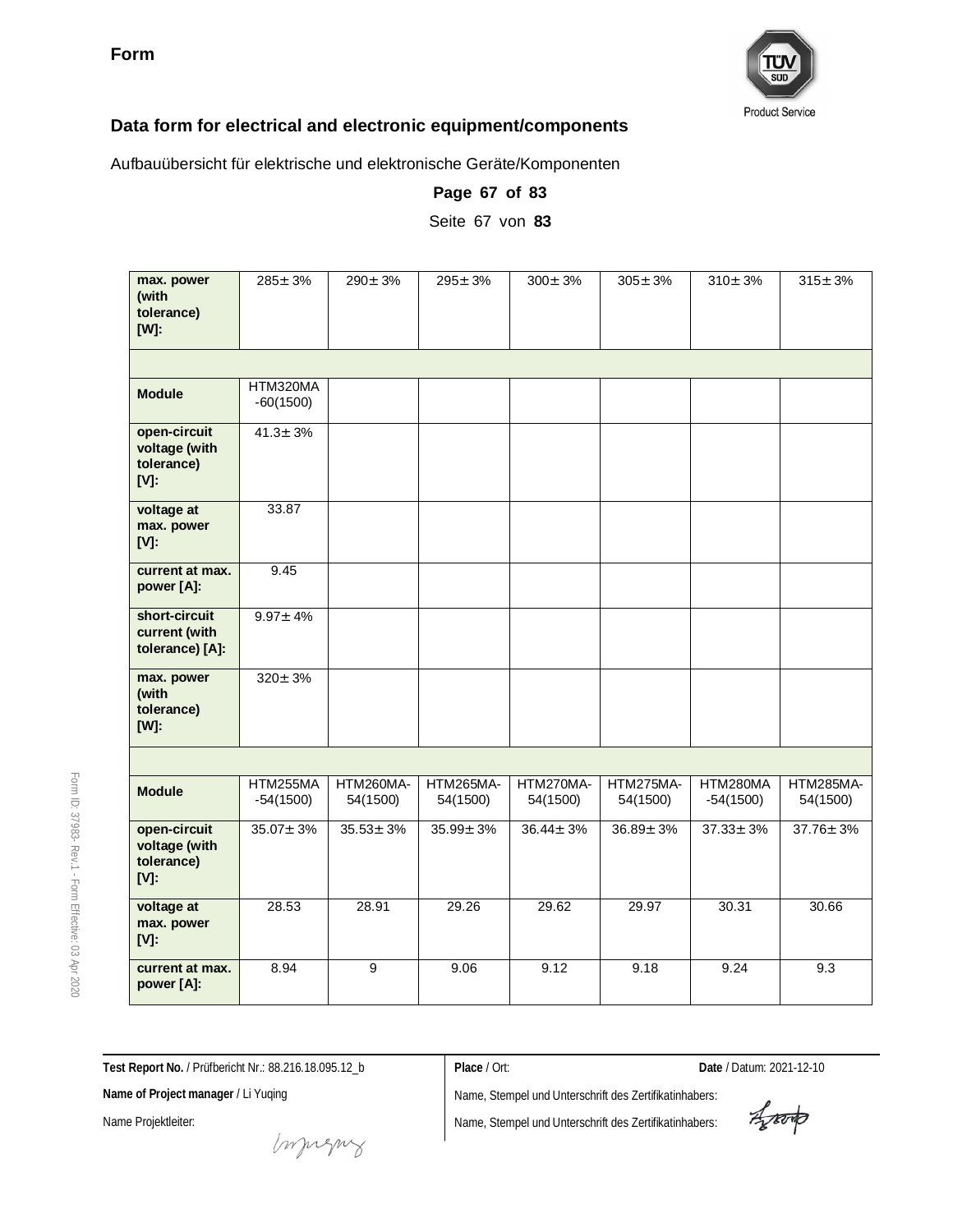**Form**

## Data form for electrical and electronic equipment/components

Aufbauübersicht für elektrische und elektronische Geräte/Komponenten

**Page 67 of 83**

Seite 67 von **83**

| | | | | | | | |
|---|---|---|---|---|---|---|---|
| **max. power (with tolerance) [W]:** | 285± 3% | 290± 3% | 295± 3% | 300± 3% | 305± 3% | 310± 3% | 315± 3% |
| | | | | | | | |
| **Module** | HTM320MA-60(1500) | | | | | | |
| **open-circuit voltage (with tolerance) [V]:** | 41.3± 3% | | | | | | |
| **voltage at max. power [V]:** | 33.87 | | | | | | |
| **current at max. power [A]:** | 9.45 | | | | | | |
| **short-circuit current (with tolerance) [A]:** | 9.97± 4% | | | | | | |
| **max. power (with tolerance) [W]:** | 320± 3% | | | | | | |
| | | | | | | | |
| **Module** | HTM255MA-54(1500) | HTM260MA-54(1500) | HTM265MA-54(1500) | HTM270MA-54(1500) | HTM275MA-54(1500) | HTM280MA-54(1500) | HTM285MA-54(1500) |
| **open-circuit voltage (with tolerance) [V]:** | 35.07± 3% | 35.53± 3% | 35.99± 3% | 36.44± 3% | 36.89± 3% | 37.33± 3% | 37.76± 3% |
| **voltage at max. power [V]:** | 28.53 | 28.91 | 29.26 | 29.62 | 29.97 | 30.31 | 30.66 |
| **current at max. power [A]:** | 8.94 | 9 | 9.06 | 9.12 | 9.18 | 9.24 | 9.3 |

Form ID: 37983- Rev.1 - Form Effective: 03 Apr 2020

**Test Report No.** / Prüfbericht Nr.: 88.216.18.095.12_b

**Name of Project manager** / Li Yuqing

Name Projektleiter:

**Place** / Ort:

**Date** / Datum: 2021-12-10

Name, Stempel und Unterschrift des Zertifikatinhabers:

Name, Stempel und Unterschrift des Zertifikatinhabers: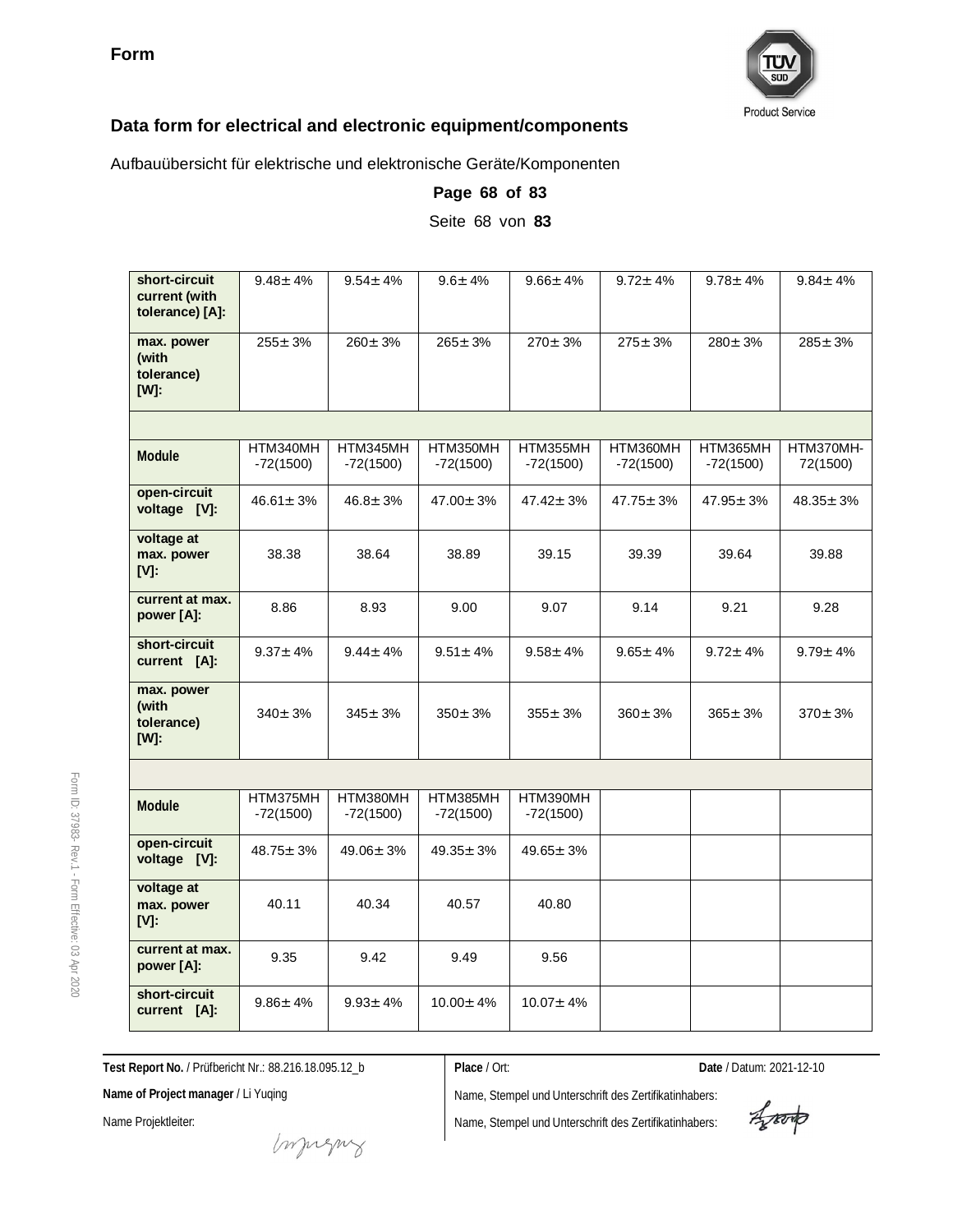**Form**

## Data form for electrical and electronic equipment/components

Aufbauübersicht für elektrische und elektronische Geräte/Komponenten

**Page 68 of 83**

Seite 68 von **83**

| | | | | | | | |
|---|---|---|---|---|---|---|---|
| **short-circuit current (with tolerance) [A]:** | 9.48± 4% | 9.54± 4% | 9.6± 4% | 9.66± 4% | 9.72± 4% | 9.78± 4% | 9.84± 4% |
| **max. power (with tolerance) [W]:** | 255± 3% | 260± 3% | 265± 3% | 270± 3% | 275± 3% | 280± 3% | 285± 3% |
| | | | | | | | |
| **Module** | HTM340MH -72(1500) | HTM345MH -72(1500) | HTM350MH -72(1500) | HTM355MH -72(1500) | HTM360MH -72(1500) | HTM365MH -72(1500) | HTM370MH-72(1500) |
| **open-circuit voltage [V]:** | 46.61± 3% | 46.8± 3% | 47.00± 3% | 47.42± 3% | 47.75± 3% | 47.95± 3% | 48.35± 3% |
| **voltage at max. power [V]:** | 38.38 | 38.64 | 38.89 | 39.15 | 39.39 | 39.64 | 39.88 |
| **current at max. power [A]:** | 8.86 | 8.93 | 9.00 | 9.07 | 9.14 | 9.21 | 9.28 |
| **short-circuit current [A]:** | 9.37± 4% | 9.44± 4% | 9.51± 4% | 9.58± 4% | 9.65± 4% | 9.72± 4% | 9.79± 4% |
| **max. power (with tolerance) [W]:** | 340± 3% | 345± 3% | 350± 3% | 355± 3% | 360± 3% | 365± 3% | 370± 3% |
| | | | | | | | |
| **Module** | HTM375MH -72(1500) | HTM380MH -72(1500) | HTM385MH -72(1500) | HTM390MH -72(1500) | | | |
| **open-circuit voltage [V]:** | 48.75± 3% | 49.06± 3% | 49.35± 3% | 49.65± 3% | | | |
| **voltage at max. power [V]:** | 40.11 | 40.34 | 40.57 | 40.80 | | | |
| **current at max. power [A]:** | 9.35 | 9.42 | 9.49 | 9.56 | | | |
| **short-circuit current [A]:** | 9.86± 4% | 9.93± 4% | 10.00± 4% | 10.07± 4% | | | |

**Test Report No.** / Prüfbericht Nr.: 88.216.18.095.12_b

**Name of Project manager** / Li Yuqing

Name Projektleiter:

**Place** / Ort:

**Date** / Datum: 2021-12-10

Name, Stempel und Unterschrift des Zertifikatinhabers:

Name, Stempel und Unterschrift des Zertifikatinhabers: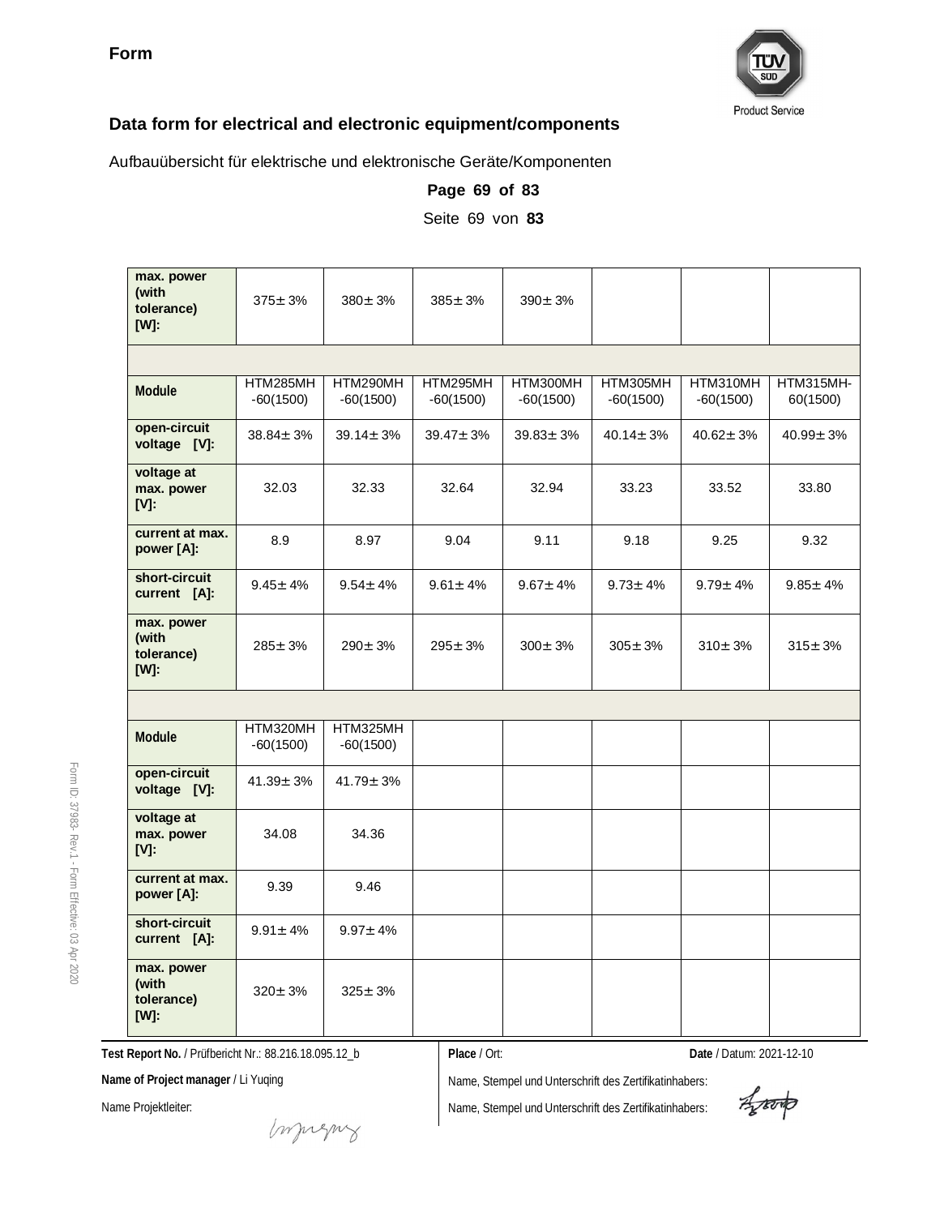**Form**

TÜV SÜD Product Service

## Data form for electrical and electronic equipment/components

Aufbauübersicht für elektrische und elektronische Geräte/Komponenten

**Page 69 of 83**

Seite 69 von **83**

| **max. power (with tolerance) [W]:** | 375± 3% | 380± 3% | 385± 3% | 390± 3% | | | |
|---|---|---|---|---|---|---|---|
| | | | | | | | |
| **Module** | HTM285MH -60(1500) | HTM290MH -60(1500) | HTM295MH -60(1500) | HTM300MH -60(1500) | HTM305MH -60(1500) | HTM310MH -60(1500) | HTM315MH-60(1500) |
| **open-circuit voltage [V]:** | 38.84± 3% | 39.14± 3% | 39.47± 3% | 39.83± 3% | 40.14± 3% | 40.62± 3% | 40.99± 3% |
| **voltage at max. power [V]:** | 32.03 | 32.33 | 32.64 | 32.94 | 33.23 | 33.52 | 33.80 |
| **current at max. power [A]:** | 8.9 | 8.97 | 9.04 | 9.11 | 9.18 | 9.25 | 9.32 |
| **short-circuit current [A]:** | 9.45± 4% | 9.54± 4% | 9.61± 4% | 9.67± 4% | 9.73± 4% | 9.79± 4% | 9.85± 4% |
| **max. power (with tolerance) [W]:** | 285± 3% | 290± 3% | 295± 3% | 300± 3% | 305± 3% | 310± 3% | 315± 3% |
| | | | | | | | |
| **Module** | HTM320MH -60(1500) | HTM325MH -60(1500) | | | | | |
| **open-circuit voltage [V]:** | 41.39± 3% | 41.79± 3% | | | | | |
| **voltage at max. power [V]:** | 34.08 | 34.36 | | | | | |
| **current at max. power [A]:** | 9.39 | 9.46 | | | | | |
| **short-circuit current [A]:** | 9.91± 4% | 9.97± 4% | | | | | |
| **max. power (with tolerance) [W]:** | 320± 3% | 325± 3% | | | | | |

Form ID: 37983- Rev.1 - Form Effective: 03 Apr 2020

**Test Report No.** / Prüfbericht Nr.: 88.216.18.095.12_b

**Place** / Ort:

**Date** / Datum: 2021-12-10

**Name of Project manager** / Li Yuqing

Name Projektleiter:

Name, Stempel und Unterschrift des Zertifikatinhabers:

Name, Stempel und Unterschrift des Zertifikatinhabers: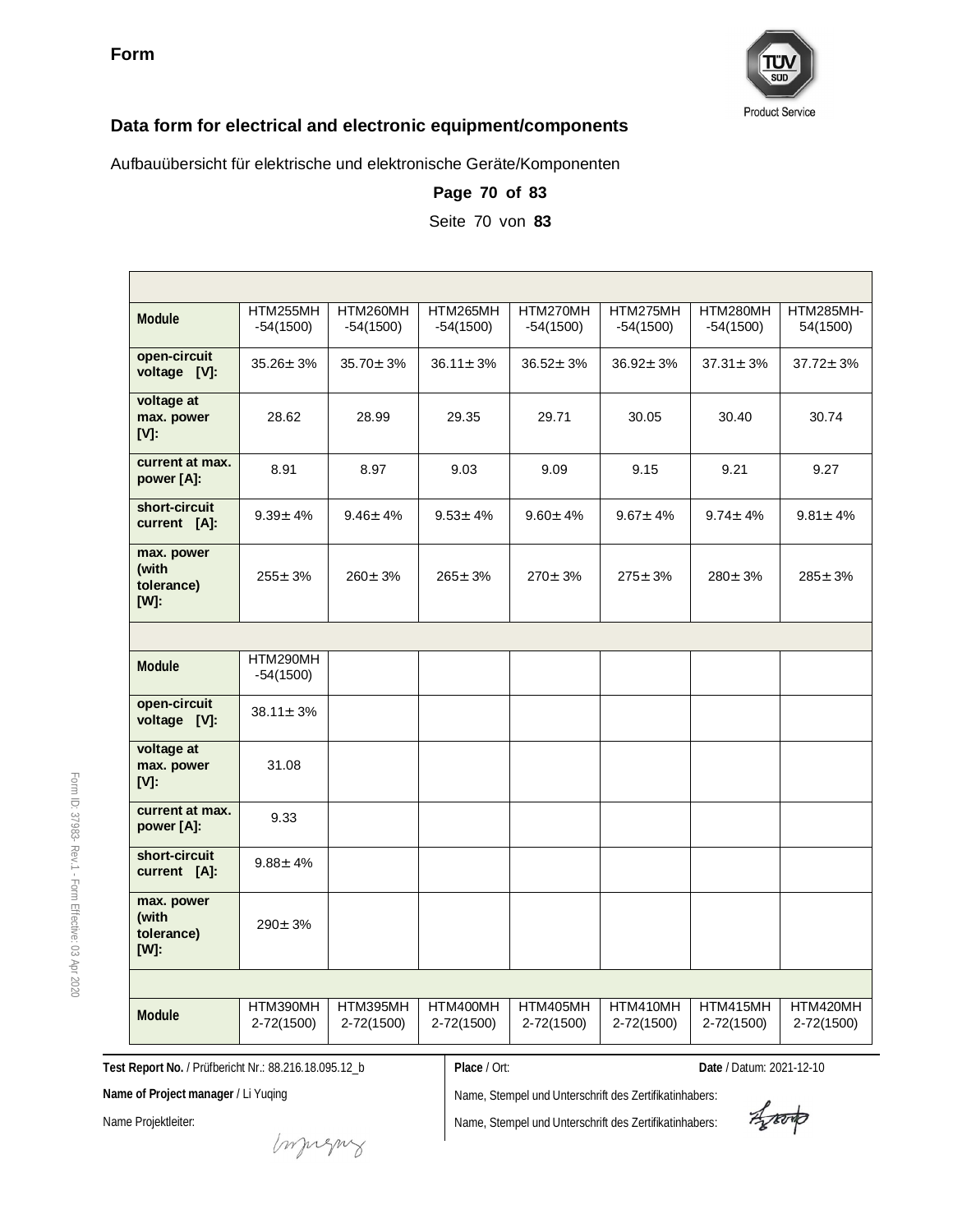**Form**

**Data form for electrical and electronic equipment/components**

Aufbauübersicht für elektrische und elektronische Geräte/Komponenten

**Page 70 of 83**

Seite 70 von **83**

| | | | | | | | |
|---|---|---|---|---|---|---|---|
| **Module** | HTM255MH-54(1500) | HTM260MH-54(1500) | HTM265MH-54(1500) | HTM270MH-54(1500) | HTM275MH-54(1500) | HTM280MH-54(1500) | HTM285MH-54(1500) |
| **open-circuit voltage [V]:** | 35.26± 3% | 35.70± 3% | 36.11± 3% | 36.52± 3% | 36.92± 3% | 37.31± 3% | 37.72± 3% |
| **voltage at max. power [V]:** | 28.62 | 28.99 | 29.35 | 29.71 | 30.05 | 30.40 | 30.74 |
| **current at max. power [A]:** | 8.91 | 8.97 | 9.03 | 9.09 | 9.15 | 9.21 | 9.27 |
| **short-circuit current [A]:** | 9.39± 4% | 9.46± 4% | 9.53± 4% | 9.60± 4% | 9.67± 4% | 9.74± 4% | 9.81± 4% |
| **max. power (with tolerance) [W]:** | 255± 3% | 260± 3% | 265± 3% | 270± 3% | 275± 3% | 280± 3% | 285± 3% |
| | | | | | | | |
| **Module** | HTM290MH-54(1500) | | | | | | |
| **open-circuit voltage [V]:** | 38.11± 3% | | | | | | |
| **voltage at max. power [V]:** | 31.08 | | | | | | |
| **current at max. power [A]:** | 9.33 | | | | | | |
| **short-circuit current [A]:** | 9.88± 4% | | | | | | |
| **max. power (with tolerance) [W]:** | 290± 3% | | | | | | |
| | | | | | | | |
| **Module** | HTM390MH2-72(1500) | HTM395MH2-72(1500) | HTM400MH2-72(1500) | HTM405MH2-72(1500) | HTM410MH2-72(1500) | HTM415MH2-72(1500) | HTM420MH2-72(1500) |

**Test Report No.** / Prüfbericht Nr.: 88.216.18.095.12_b

**Name of Project manager** / Li Yuqing

Name Projektleiter:

**Place** / Ort:

**Date** / Datum: 2021-12-10

Name, Stempel und Unterschrift des Zertifikatinhabers:

Name, Stempel und Unterschrift des Zertifikatinhabers: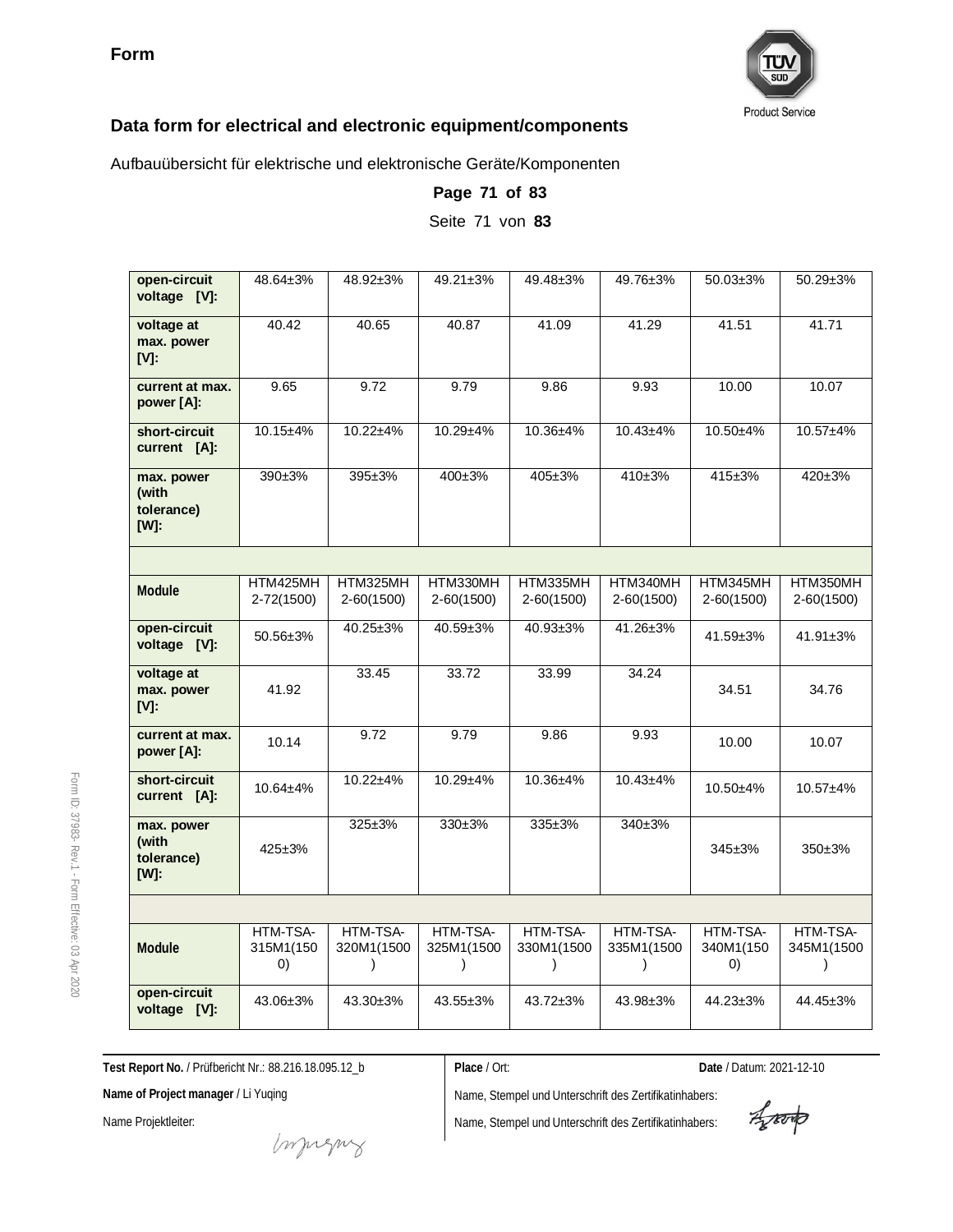**Form**

## Data form for electrical and electronic equipment/components

Aufbauübersicht für elektrische und elektronische Geräte/Komponenten

**Page 71 of 83**

Seite 71 von **83**

| | | | | | | | |
|---|---|---|---|---|---|---|---|
| **open-circuit voltage [V]:** | 48.64±3% | 48.92±3% | 49.21±3% | 49.48±3% | 49.76±3% | 50.03±3% | 50.29±3% |
| **voltage at max. power [V]:** | 40.42 | 40.65 | 40.87 | 41.09 | 41.29 | 41.51 | 41.71 |
| **current at max. power [A]:** | 9.65 | 9.72 | 9.79 | 9.86 | 9.93 | 10.00 | 10.07 |
| **short-circuit current [A]:** | 10.15±4% | 10.22±4% | 10.29±4% | 10.36±4% | 10.43±4% | 10.50±4% | 10.57±4% |
| **max. power (with tolerance) [W]:** | 390±3% | 395±3% | 400±3% | 405±3% | 410±3% | 415±3% | 420±3% |
| | | | | | | | |
| **Module** | HTM425MH2-72(1500) | HTM325MH2-60(1500) | HTM330MH2-60(1500) | HTM335MH2-60(1500) | HTM340MH2-60(1500) | HTM345MH2-60(1500) | HTM350MH2-60(1500) |
| **open-circuit voltage [V]:** | 50.56±3% | 40.25±3% | 40.59±3% | 40.93±3% | 41.26±3% | 41.59±3% | 41.91±3% |
| **voltage at max. power [V]:** | 41.92 | 33.45 | 33.72 | 33.99 | 34.24 | 34.51 | 34.76 |
| **current at max. power [A]:** | 10.14 | 9.72 | 9.79 | 9.86 | 9.93 | 10.00 | 10.07 |
| **short-circuit current [A]:** | 10.64±4% | 10.22±4% | 10.29±4% | 10.36±4% | 10.43±4% | 10.50±4% | 10.57±4% |
| **max. power (with tolerance) [W]:** | 425±3% | 325±3% | 330±3% | 335±3% | 340±3% | 345±3% | 350±3% |
| | | | | | | | |
| **Module** | HTM-TSA-315M1(1500) | HTM-TSA-320M1(1500) | HTM-TSA-325M1(1500) | HTM-TSA-330M1(1500) | HTM-TSA-335M1(1500) | HTM-TSA-340M1(1500) | HTM-TSA-345M1(1500) |
| **open-circuit voltage [V]:** | 43.06±3% | 43.30±3% | 43.55±3% | 43.72±3% | 43.98±3% | 44.23±3% | 44.45±3% |

**Test Report No.** / Prüfbericht Nr.: 88.216.18.095.12_b

**Name of Project manager** / Li Yuqing

Name Projektleiter:

**Place** / Ort:

**Date** / Datum: 2021-12-10

Name, Stempel und Unterschrift des Zertifikatinhabers:

Name, Stempel und Unterschrift des Zertifikatinhabers: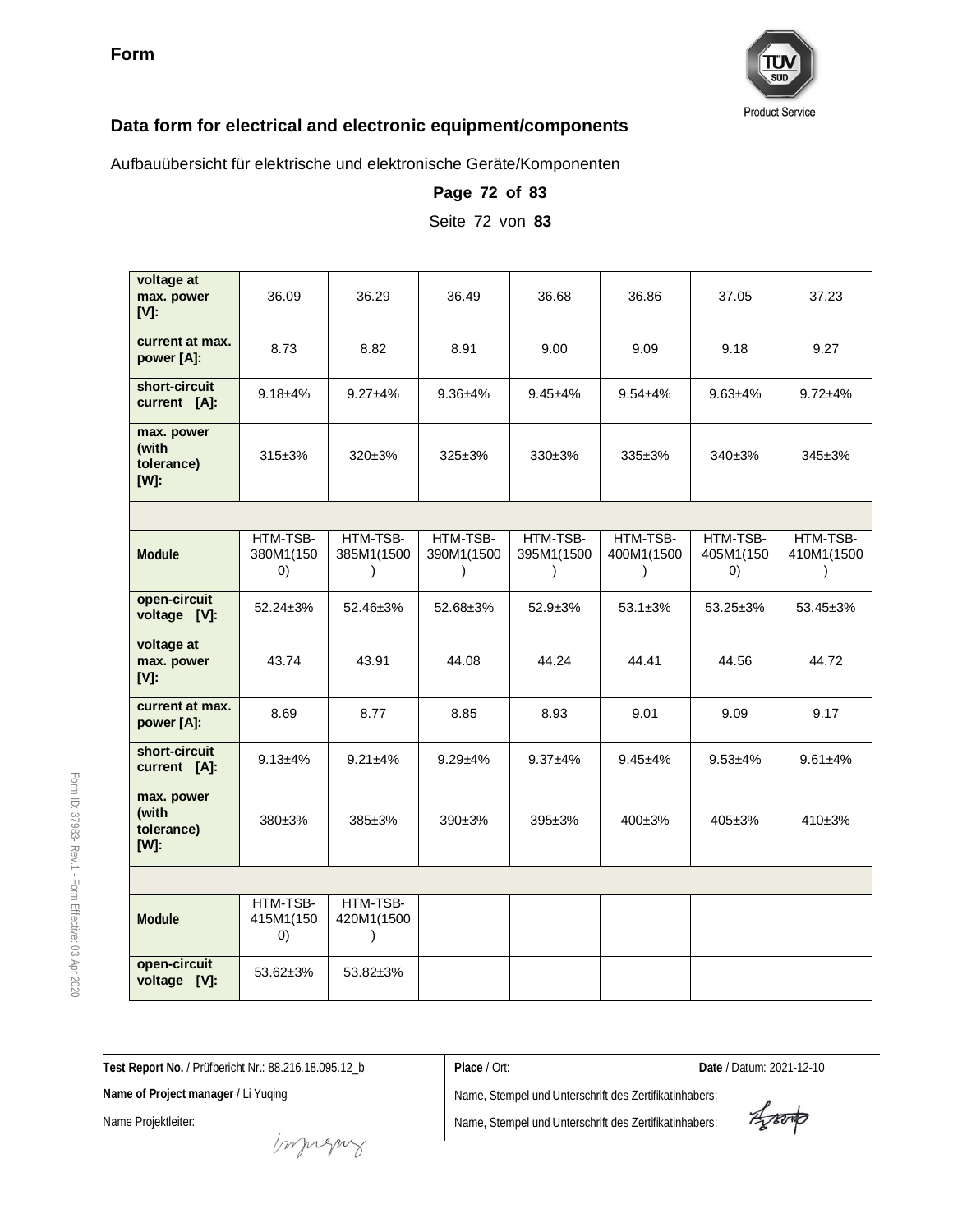**Form**

## Data form for electrical and electronic equipment/components

Aufbauübersicht für elektrische und elektronische Geräte/Komponenten

**Page 72 of 83**

Seite 72 von **83**

| | | | | | | | |
|---|---|---|---|---|---|---|---|
| **voltage at max. power [V]:** | 36.09 | 36.29 | 36.49 | 36.68 | 36.86 | 37.05 | 37.23 |
| **current at max. power [A]:** | 8.73 | 8.82 | 8.91 | 9.00 | 9.09 | 9.18 | 9.27 |
| **short-circuit current [A]:** | 9.18±4% | 9.27±4% | 9.36±4% | 9.45±4% | 9.54±4% | 9.63±4% | 9.72±4% |
| **max. power (with tolerance) [W]:** | 315±3% | 320±3% | 325±3% | 330±3% | 335±3% | 340±3% | 345±3% |
| | | | | | | | |
| **Module** | HTM-TSB-380M1(1500) | HTM-TSB-385M1(1500) | HTM-TSB-390M1(1500) | HTM-TSB-395M1(1500) | HTM-TSB-400M1(1500) | HTM-TSB-405M1(1500) | HTM-TSB-410M1(1500) |
| **open-circuit voltage [V]:** | 52.24±3% | 52.46±3% | 52.68±3% | 52.9±3% | 53.1±3% | 53.25±3% | 53.45±3% |
| **voltage at max. power [V]:** | 43.74 | 43.91 | 44.08 | 44.24 | 44.41 | 44.56 | 44.72 |
| **current at max. power [A]:** | 8.69 | 8.77 | 8.85 | 8.93 | 9.01 | 9.09 | 9.17 |
| **short-circuit current [A]:** | 9.13±4% | 9.21±4% | 9.29±4% | 9.37±4% | 9.45±4% | 9.53±4% | 9.61±4% |
| **max. power (with tolerance) [W]:** | 380±3% | 385±3% | 390±3% | 395±3% | 400±3% | 405±3% | 410±3% |
| | | | | | | | |
| **Module** | HTM-TSB-415M1(1500) | HTM-TSB-420M1(1500) | | | | | |
| **open-circuit voltage [V]:** | 53.62±3% | 53.82±3% | | | | | |

**Test Report No.** / Prüfbericht Nr.: 88.216.18.095.12_b

**Name of Project manager** / Li Yuqing

Name Projektleiter:

**Place** / Ort:

**Date** / Datum: 2021-12-10

Name, Stempel und Unterschrift des Zertifikatinhabers:

Name, Stempel und Unterschrift des Zertifikatinhabers: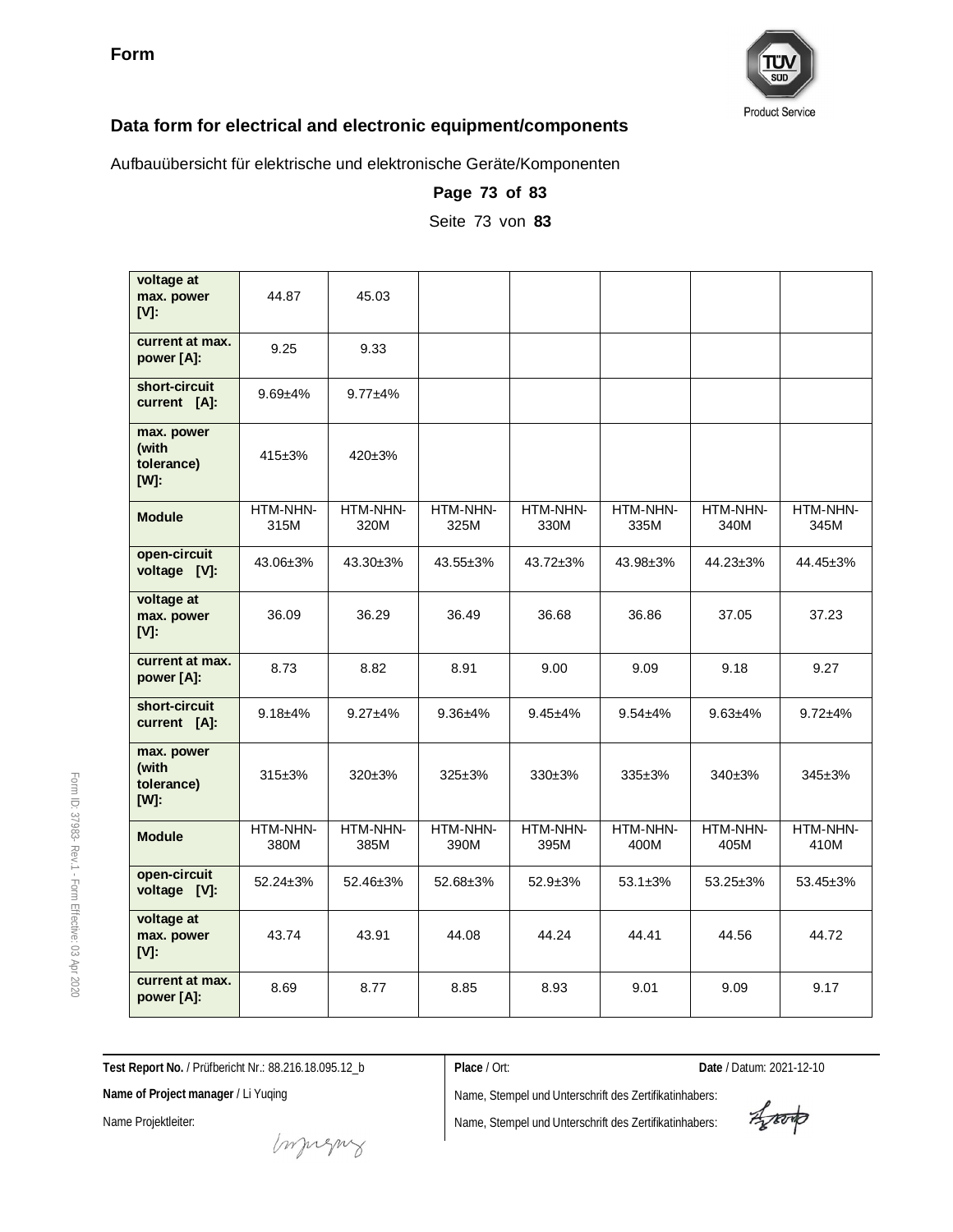**Form**

## Data form for electrical and electronic equipment/components

Aufbauübersicht für elektrische und elektronische Geräte/Komponenten

| voltage at max. power [V]: | 44.87 | 45.03 | | | | | |
|---|---|---|---|---|---|---|---|
| current at max. power [A]: | 9.25 | 9.33 | | | | | |
| short-circuit current [A]: | 9.69±4% | 9.77±4% | | | | | |
| max. power (with tolerance) [W]: | 415±3% | 420±3% | | | | | |
| **Module** | HTM-NHN-315M | HTM-NHN-320M | HTM-NHN-325M | HTM-NHN-330M | HTM-NHN-335M | HTM-NHN-340M | HTM-NHN-345M |
| open-circuit voltage [V]: | 43.06±3% | 43.30±3% | 43.55±3% | 43.72±3% | 43.98±3% | 44.23±3% | 44.45±3% |
| voltage at max. power [V]: | 36.09 | 36.29 | 36.49 | 36.68 | 36.86 | 37.05 | 37.23 |
| current at max. power [A]: | 8.73 | 8.82 | 8.91 | 9.00 | 9.09 | 9.18 | 9.27 |
| short-circuit current [A]: | 9.18±4% | 9.27±4% | 9.36±4% | 9.45±4% | 9.54±4% | 9.63±4% | 9.72±4% |
| max. power (with tolerance) [W]: | 315±3% | 320±3% | 325±3% | 330±3% | 335±3% | 340±3% | 345±3% |
| **Module** | HTM-NHN-380M | HTM-NHN-385M | HTM-NHN-390M | HTM-NHN-395M | HTM-NHN-400M | HTM-NHN-405M | HTM-NHN-410M |
| open-circuit voltage [V]: | 52.24±3% | 52.46±3% | 52.68±3% | 52.9±3% | 53.1±3% | 53.25±3% | 53.45±3% |
| voltage at max. power [V]: | 43.74 | 43.91 | 44.08 | 44.24 | 44.41 | 44.56 | 44.72 |
| current at max. power [A]: | 8.69 | 8.77 | 8.85 | 8.93 | 9.01 | 9.09 | 9.17 |

**Test Report No.** / Prüfbericht Nr.: 88.216.18.095.12_b

**Name of Project manager** / Li Yuqing

Name Projektleiter:

**Place** / Ort:

**Date** / Datum: 2021-12-10

Name, Stempel und Unterschrift des Zertifikatinhabers:

Name, Stempel und Unterschrift des Zertifikatinhabers: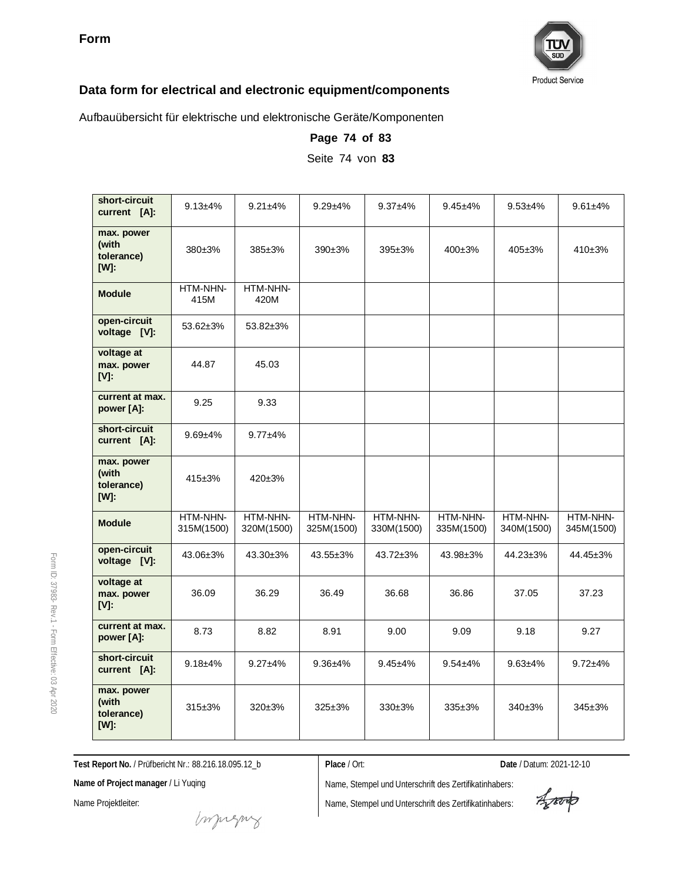**Form**

**Data form for electrical and electronic equipment/components**

Aufbauübersicht für elektrische und elektronische Geräte/Komponenten

| **short-circuit current [A]:** | 9.13±4% | 9.21±4% | 9.29±4% | 9.37±4% | 9.45±4% | 9.53±4% | 9.61±4% |
|---|---|---|---|---|---|---|---|
| **max. power (with tolerance) [W]:** | 380±3% | 385±3% | 390±3% | 395±3% | 400±3% | 405±3% | 410±3% |
| **Module** | HTM-NHN-415M | HTM-NHN-420M | | | | | |
| **open-circuit voltage [V]:** | 53.62±3% | 53.82±3% | | | | | |
| **voltage at max. power [V]:** | 44.87 | 45.03 | | | | | |
| **current at max. power [A]:** | 9.25 | 9.33 | | | | | |
| **short-circuit current [A]:** | 9.69±4% | 9.77±4% | | | | | |
| **max. power (with tolerance) [W]:** | 415±3% | 420±3% | | | | | |
| **Module** | HTM-NHN-315M(1500) | HTM-NHN-320M(1500) | HTM-NHN-325M(1500) | HTM-NHN-330M(1500) | HTM-NHN-335M(1500) | HTM-NHN-340M(1500) | HTM-NHN-345M(1500) |
| **open-circuit voltage [V]:** | 43.06±3% | 43.30±3% | 43.55±3% | 43.72±3% | 43.98±3% | 44.23±3% | 44.45±3% |
| **voltage at max. power [V]:** | 36.09 | 36.29 | 36.49 | 36.68 | 36.86 | 37.05 | 37.23 |
| **current at max. power [A]:** | 8.73 | 8.82 | 8.91 | 9.00 | 9.09 | 9.18 | 9.27 |
| **short-circuit current [A]:** | 9.18±4% | 9.27±4% | 9.36±4% | 9.45±4% | 9.54±4% | 9.63±4% | 9.72±4% |
| **max. power (with tolerance) [W]:** | 315±3% | 320±3% | 325±3% | 330±3% | 335±3% | 340±3% | 345±3% |

**Test Report No.** / Prüfbericht Nr.: 88.216.18.095.12_b

**Name of Project manager** / Li Yuqing

Name Projektleiter:

**Place** / Ort:

**Date** / Datum: 2021-12-10

Name, Stempel und Unterschrift des Zertifikatinhabers:

Name, Stempel und Unterschrift des Zertifikatinhabers: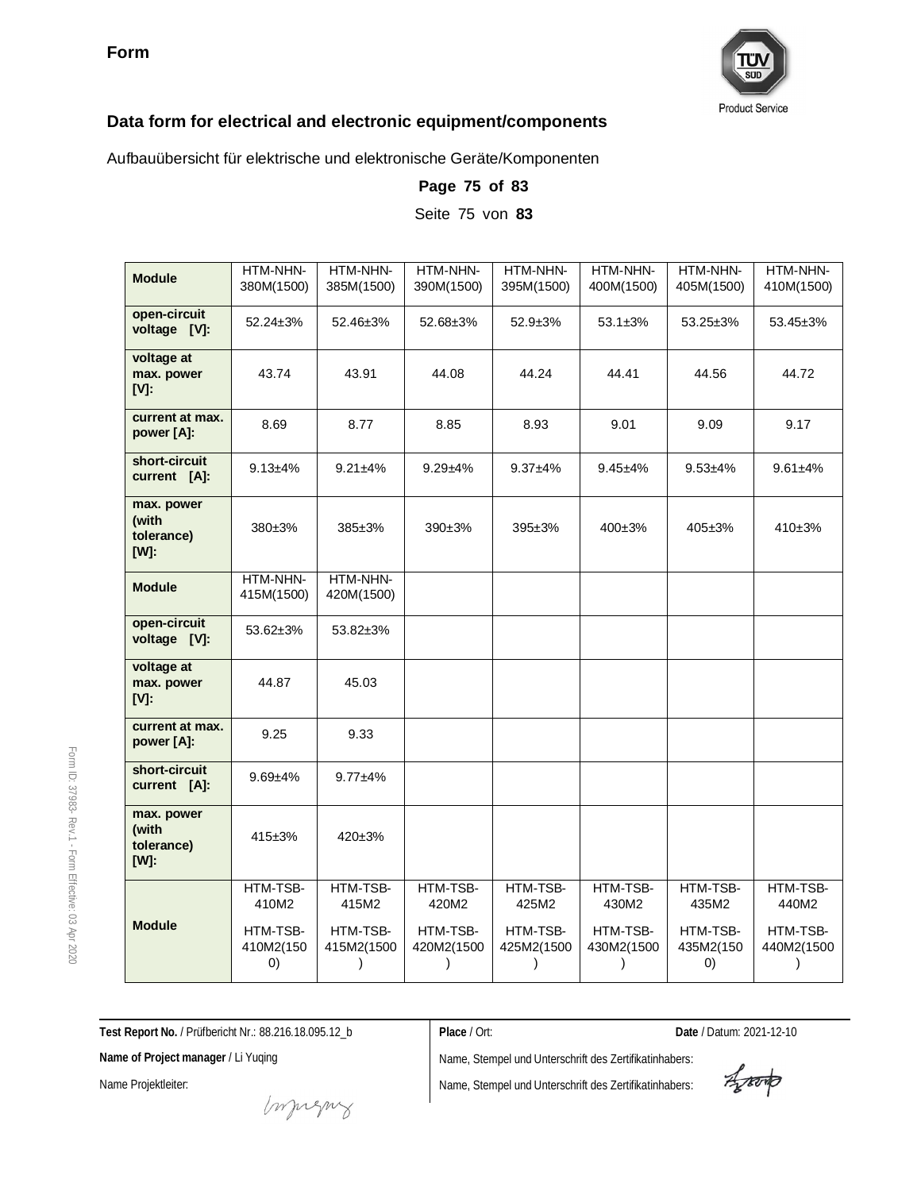**Form**

## Data form for electrical and electronic equipment/components

Aufbauübersicht für elektrische und elektronische Geräte/Komponenten

**Page 75 of 83**

Seite 75 von **83**

| **Module** | HTM-NHN-380M(1500) | HTM-NHN-385M(1500) | HTM-NHN-390M(1500) | HTM-NHN-395M(1500) | HTM-NHN-400M(1500) | HTM-NHN-405M(1500) | HTM-NHN-410M(1500) |
|---|---|---|---|---|---|---|---|
| **open-circuit voltage [V]:** | 52.24±3% | 52.46±3% | 52.68±3% | 52.9±3% | 53.1±3% | 53.25±3% | 53.45±3% |
| **voltage at max. power [V]:** | 43.74 | 43.91 | 44.08 | 44.24 | 44.41 | 44.56 | 44.72 |
| **current at max. power [A]:** | 8.69 | 8.77 | 8.85 | 8.93 | 9.01 | 9.09 | 9.17 |
| **short-circuit current [A]:** | 9.13±4% | 9.21±4% | 9.29±4% | 9.37±4% | 9.45±4% | 9.53±4% | 9.61±4% |
| **max. power (with tolerance) [W]:** | 380±3% | 385±3% | 390±3% | 395±3% | 400±3% | 405±3% | 410±3% |
| **Module** | HTM-NHN-415M(1500) | HTM-NHN-420M(1500) | | | | | |
| **open-circuit voltage [V]:** | 53.62±3% | 53.82±3% | | | | | |
| **voltage at max. power [V]:** | 44.87 | 45.03 | | | | | |
| **current at max. power [A]:** | 9.25 | 9.33 | | | | | |
| **short-circuit current [A]:** | 9.69±4% | 9.77±4% | | | | | |
| **max. power (with tolerance) [W]:** | 415±3% | 420±3% | | | | | |
| **Module** | HTM-TSB-410M2<br>HTM-TSB-410M2(1500) | HTM-TSB-415M2<br>HTM-TSB-415M2(1500) | HTM-TSB-420M2<br>HTM-TSB-420M2(1500) | HTM-TSB-425M2<br>HTM-TSB-425M2(1500) | HTM-TSB-430M2<br>HTM-TSB-430M2(1500) | HTM-TSB-435M2<br>HTM-TSB-435M2(1500) | HTM-TSB-440M2<br>HTM-TSB-440M2(1500) |

**Test Report No.** / Prüfbericht Nr.: 88.216.18.095.12_b

**Name of Project manager** / Li Yuqing

Name Projektleiter:

**Place** / Ort:

**Date** / Datum: 2021-12-10

Name, Stempel und Unterschrift des Zertifikatinhabers:

Name, Stempel und Unterschrift des Zertifikatinhabers: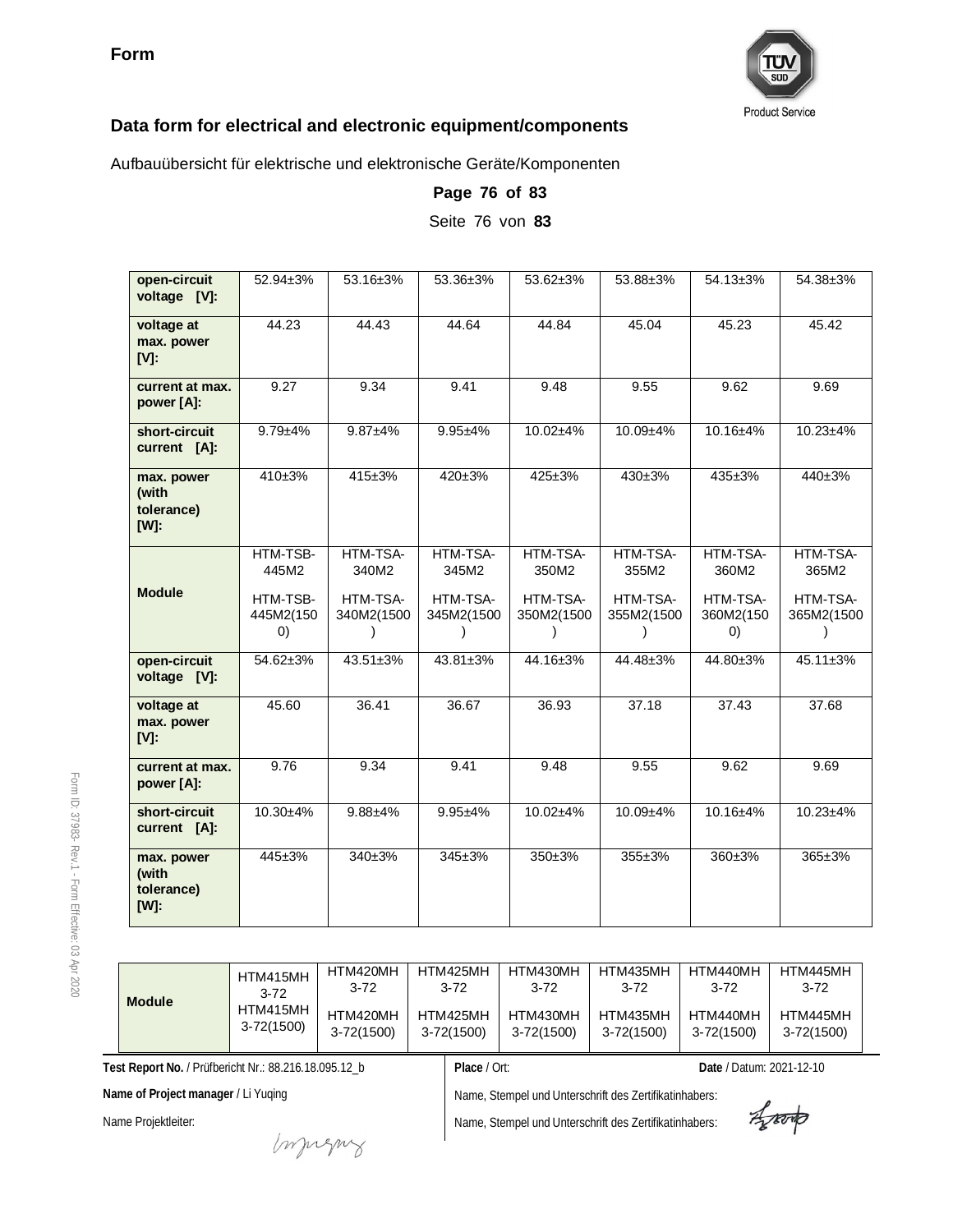**Form**

## Data form for electrical and electronic equipment/components

Aufbauübersicht für elektrische und elektronische Geräte/Komponenten

| | | | | | | | |
|---|---|---|---|---|---|---|---|
| **open-circuit voltage [V]:** | 52.94±3% | 53.16±3% | 53.36±3% | 53.62±3% | 53.88±3% | 54.13±3% | 54.38±3% |
| **voltage at max. power [V]:** | 44.23 | 44.43 | 44.64 | 44.84 | 45.04 | 45.23 | 45.42 |
| **current at max. power [A]:** | 9.27 | 9.34 | 9.41 | 9.48 | 9.55 | 9.62 | 9.69 |
| **short-circuit current [A]:** | 9.79±4% | 9.87±4% | 9.95±4% | 10.02±4% | 10.09±4% | 10.16±4% | 10.23±4% |
| **max. power (with tolerance) [W]:** | 410±3% | 415±3% | 420±3% | 425±3% | 430±3% | 435±3% | 440±3% |
| **Module** | HTM-TSB-445M2<br>HTM-TSB-445M2(1500) | HTM-TSA-340M2<br>HTM-TSA-340M2(1500) | HTM-TSA-345M2<br>HTM-TSA-345M2(1500) | HTM-TSA-350M2<br>HTM-TSA-350M2(1500) | HTM-TSA-355M2<br>HTM-TSA-355M2(1500) | HTM-TSA-360M2<br>HTM-TSA-360M2(1500) | HTM-TSA-365M2<br>HTM-TSA-365M2(1500) |
| **open-circuit voltage [V]:** | 54.62±3% | 43.51±3% | 43.81±3% | 44.16±3% | 44.48±3% | 44.80±3% | 45.11±3% |
| **voltage at max. power [V]:** | 45.60 | 36.41 | 36.67 | 36.93 | 37.18 | 37.43 | 37.68 |
| **current at max. power [A]:** | 9.76 | 9.34 | 9.41 | 9.48 | 9.55 | 9.62 | 9.69 |
| **short-circuit current [A]:** | 10.30±4% | 9.88±4% | 9.95±4% | 10.02±4% | 10.09±4% | 10.16±4% | 10.23±4% |
| **max. power (with tolerance) [W]:** | 445±3% | 340±3% | 345±3% | 350±3% | 355±3% | 360±3% | 365±3% |

| | | | | | | | |
|---|---|---|---|---|---|---|---|
| **Module** | HTM415MH3-72<br>HTM415MH3-72(1500) | HTM420MH3-72<br>HTM420MH3-72(1500) | HTM425MH3-72<br>HTM425MH3-72(1500) | HTM430MH3-72<br>HTM430MH3-72(1500) | HTM435MH3-72<br>HTM435MH3-72(1500) | HTM440MH3-72<br>HTM440MH3-72(1500) | HTM445MH3-72<br>HTM445MH3-72(1500) |

**Test Report No.** / Prüfbericht Nr.: 88.216.18.095.12_b

**Place** / Ort:

**Date** / Datum: 2021-12-10

**Name of Project manager** / Li Yuqing

Name Projektleiter:

Name, Stempel und Unterschrift des Zertifikatinhabers:

Name, Stempel und Unterschrift des Zertifikatinhabers: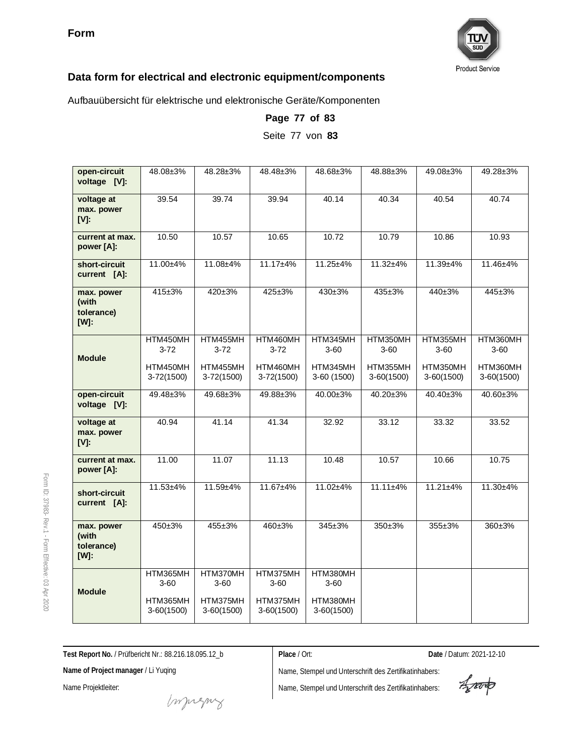**Form**

## Data form for electrical and electronic equipment/components

Aufbauübersicht für elektrische und elektronische Geräte/Komponenten

**Page 77 of 83**

Seite 77 von **83**

| **open-circuit voltage [V]:** | 48.08±3% | 48.28±3% | 48.48±3% | 48.68±3% | 48.88±3% | 49.08±3% | 49.28±3% |
|---|---|---|---|---|---|---|---|
| **voltage at max. power [V]:** | 39.54 | 39.74 | 39.94 | 40.14 | 40.34 | 40.54 | 40.74 |
| **current at max. power [A]:** | 10.50 | 10.57 | 10.65 | 10.72 | 10.79 | 10.86 | 10.93 |
| **short-circuit current [A]:** | 11.00±4% | 11.08±4% | 11.17±4% | 11.25±4% | 11.32±4% | 11.39±4% | 11.46±4% |
| **max. power (with tolerance) [W]:** | 415±3% | 420±3% | 425±3% | 430±3% | 435±3% | 440±3% | 445±3% |
| **Module** | HTM450MH 3-72<br>HTM450MH 3-72(1500) | HTM455MH 3-72<br>HTM455MH 3-72(1500) | HTM460MH 3-72<br>HTM460MH 3-72(1500) | HTM345MH 3-60<br>HTM345MH 3-60 (1500) | HTM350MH 3-60<br>HTM355MH 3-60(1500) | HTM355MH 3-60<br>HTM350MH 3-60(1500) | HTM360MH 3-60<br>HTM360MH 3-60(1500) |
| **open-circuit voltage [V]:** | 49.48±3% | 49.68±3% | 49.88±3% | 40.00±3% | 40.20±3% | 40.40±3% | 40.60±3% |
| **voltage at max. power [V]:** | 40.94 | 41.14 | 41.34 | 32.92 | 33.12 | 33.32 | 33.52 |
| **current at max. power [A]:** | 11.00 | 11.07 | 11.13 | 10.48 | 10.57 | 10.66 | 10.75 |
| **short-circuit current [A]:** | 11.53±4% | 11.59±4% | 11.67±4% | 11.02±4% | 11.11±4% | 11.21±4% | 11.30±4% |
| **max. power (with tolerance) [W]:** | 450±3% | 455±3% | 460±3% | 345±3% | 350±3% | 355±3% | 360±3% |
| **Module** | HTM365MH 3-60<br>HTM365MH 3-60(1500) | HTM370MH 3-60<br>HTM375MH 3-60(1500) | HTM375MH 3-60<br>HTM375MH 3-60(1500) | HTM380MH 3-60<br>HTM380MH 3-60(1500) | | | |

**Test Report No.** / Prüfbericht Nr.: 88.216.18.095.12_b

**Name of Project manager** / Li Yuqing

Name Projektleiter:

**Place** / Ort:

**Date** / Datum: 2021-12-10

Name, Stempel und Unterschrift des Zertifikatinhabers:

Name, Stempel und Unterschrift des Zertifikatinhabers: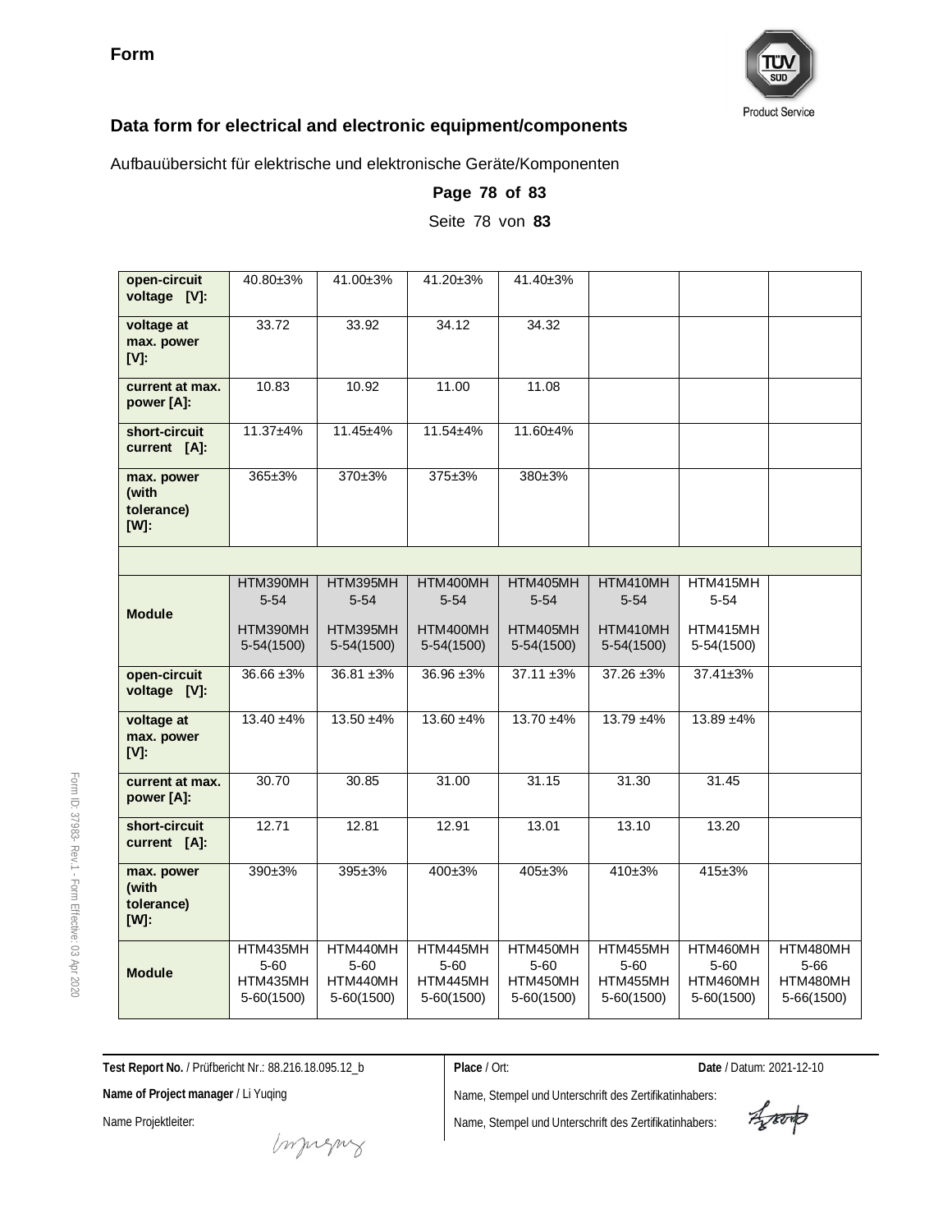**Form**

## Data form for electrical and electronic equipment/components

Aufbauübersicht für elektrische und elektronische Geräte/Komponenten

**Page 78 of 83**

Seite 78 von **83**

| | | | | | | | |
|---|---|---|---|---|---|---|---|
| **open-circuit voltage [V]:** | 40.80±3% | 41.00±3% | 41.20±3% | 41.40±3% | | | |
| **voltage at max. power [V]:** | 33.72 | 33.92 | 34.12 | 34.32 | | | |
| **current at max. power [A]:** | 10.83 | 10.92 | 11.00 | 11.08 | | | |
| **short-circuit current [A]:** | 11.37±4% | 11.45±4% | 11.54±4% | 11.60±4% | | | |
| **max. power (with tolerance) [W]:** | 365±3% | 370±3% | 375±3% | 380±3% | | | |
| | | | | | | | |
| **Module** | HTM390MH 5-54<br>HTM390MH 5-54(1500) | HTM395MH 5-54<br>HTM395MH 5-54(1500) | HTM400MH 5-54<br>HTM400MH 5-54(1500) | HTM405MH 5-54<br>HTM405MH 5-54(1500) | HTM410MH 5-54<br>HTM410MH 5-54(1500) | HTM415MH 5-54<br>HTM415MH 5-54(1500) | |
| **open-circuit voltage [V]:** | 36.66 ±3% | 36.81 ±3% | 36.96 ±3% | 37.11 ±3% | 37.26 ±3% | 37.41±3% | |
| **voltage at max. power [V]:** | 13.40 ±4% | 13.50 ±4% | 13.60 ±4% | 13.70 ±4% | 13.79 ±4% | 13.89 ±4% | |
| **current at max. power [A]:** | 30.70 | 30.85 | 31.00 | 31.15 | 31.30 | 31.45 | |
| **short-circuit current [A]:** | 12.71 | 12.81 | 12.91 | 13.01 | 13.10 | 13.20 | |
| **max. power (with tolerance) [W]:** | 390±3% | 395±3% | 400±3% | 405±3% | 410±3% | 415±3% | |
| **Module** | HTM435MH 5-60<br>HTM435MH 5-60(1500) | HTM440MH 5-60<br>HTM440MH 5-60(1500) | HTM445MH 5-60<br>HTM445MH 5-60(1500) | HTM450MH 5-60<br>HTM450MH 5-60(1500) | HTM455MH 5-60<br>HTM455MH 5-60(1500) | HTM460MH 5-60<br>HTM460MH 5-60(1500) | HTM480MH 5-66<br>HTM480MH 5-66(1500) |

**Test Report No.** / Prüfbericht Nr.: 88.216.18.095.12_b

**Name of Project manager** / Li Yuqing

Name Projektleiter:

**Place** / Ort:

**Date** / Datum: 2021-12-10

Name, Stempel und Unterschrift des Zertifikatinhabers:

Name, Stempel und Unterschrift des Zertifikatinhabers: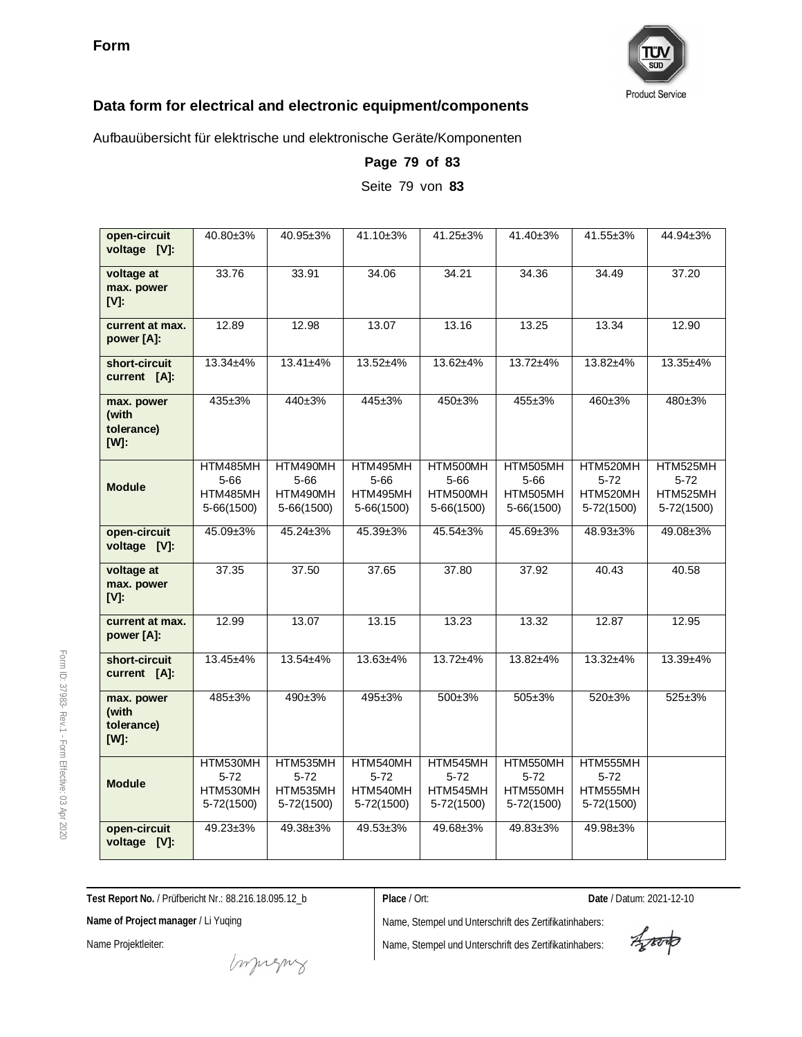**Form**

## Data form for electrical and electronic equipment/components

Aufbauübersicht für elektrische und elektronische Geräte/Komponenten

**Page 79 of 83**

Seite 79 von **83**

| | | | | | | | |
|---|---|---|---|---|---|---|---|
| **open-circuit voltage [V]:** | 40.80±3% | 40.95±3% | 41.10±3% | 41.25±3% | 41.40±3% | 41.55±3% | 44.94±3% |
| **voltage at max. power [V]:** | 33.76 | 33.91 | 34.06 | 34.21 | 34.36 | 34.49 | 37.20 |
| **current at max. power [A]:** | 12.89 | 12.98 | 13.07 | 13.16 | 13.25 | 13.34 | 12.90 |
| **short-circuit current [A]:** | 13.34±4% | 13.41±4% | 13.52±4% | 13.62±4% | 13.72±4% | 13.82±4% | 13.35±4% |
| **max. power (with tolerance) [W]:** | 435±3% | 440±3% | 445±3% | 450±3% | 455±3% | 460±3% | 480±3% |
| **Module** | HTM485MH 5-66 HTM485MH 5-66(1500) | HTM490MH 5-66 HTM490MH 5-66(1500) | HTM495MH 5-66 HTM495MH 5-66(1500) | HTM500MH 5-66 HTM500MH 5-66(1500) | HTM505MH 5-66 HTM505MH 5-66(1500) | HTM520MH 5-72 HTM520MH 5-72(1500) | HTM525MH 5-72 HTM525MH 5-72(1500) |
| **open-circuit voltage [V]:** | 45.09±3% | 45.24±3% | 45.39±3% | 45.54±3% | 45.69±3% | 48.93±3% | 49.08±3% |
| **voltage at max. power [V]:** | 37.35 | 37.50 | 37.65 | 37.80 | 37.92 | 40.43 | 40.58 |
| **current at max. power [A]:** | 12.99 | 13.07 | 13.15 | 13.23 | 13.32 | 12.87 | 12.95 |
| **short-circuit current [A]:** | 13.45±4% | 13.54±4% | 13.63±4% | 13.72±4% | 13.82±4% | 13.32±4% | 13.39±4% |
| **max. power (with tolerance) [W]:** | 485±3% | 490±3% | 495±3% | 500±3% | 505±3% | 520±3% | 525±3% |
| **Module** | HTM530MH 5-72 HTM530MH 5-72(1500) | HTM535MH 5-72 HTM535MH 5-72(1500) | HTM540MH 5-72 HTM540MH 5-72(1500) | HTM545MH 5-72 HTM545MH 5-72(1500) | HTM550MH 5-72 HTM550MH 5-72(1500) | HTM555MH 5-72 HTM555MH 5-72(1500) | |
| **open-circuit voltage [V]:** | 49.23±3% | 49.38±3% | 49.53±3% | 49.68±3% | 49.83±3% | 49.98±3% | |

**Test Report No.** / Prüfbericht Nr.: 88.216.18.095.12_b

**Name of Project manager** / Li Yuqing

Name Projektleiter:

**Place** / Ort:

**Date** / Datum: 2021-12-10

Name, Stempel und Unterschrift des Zertifikatinhabers:

Name, Stempel und Unterschrift des Zertifikatinhabers: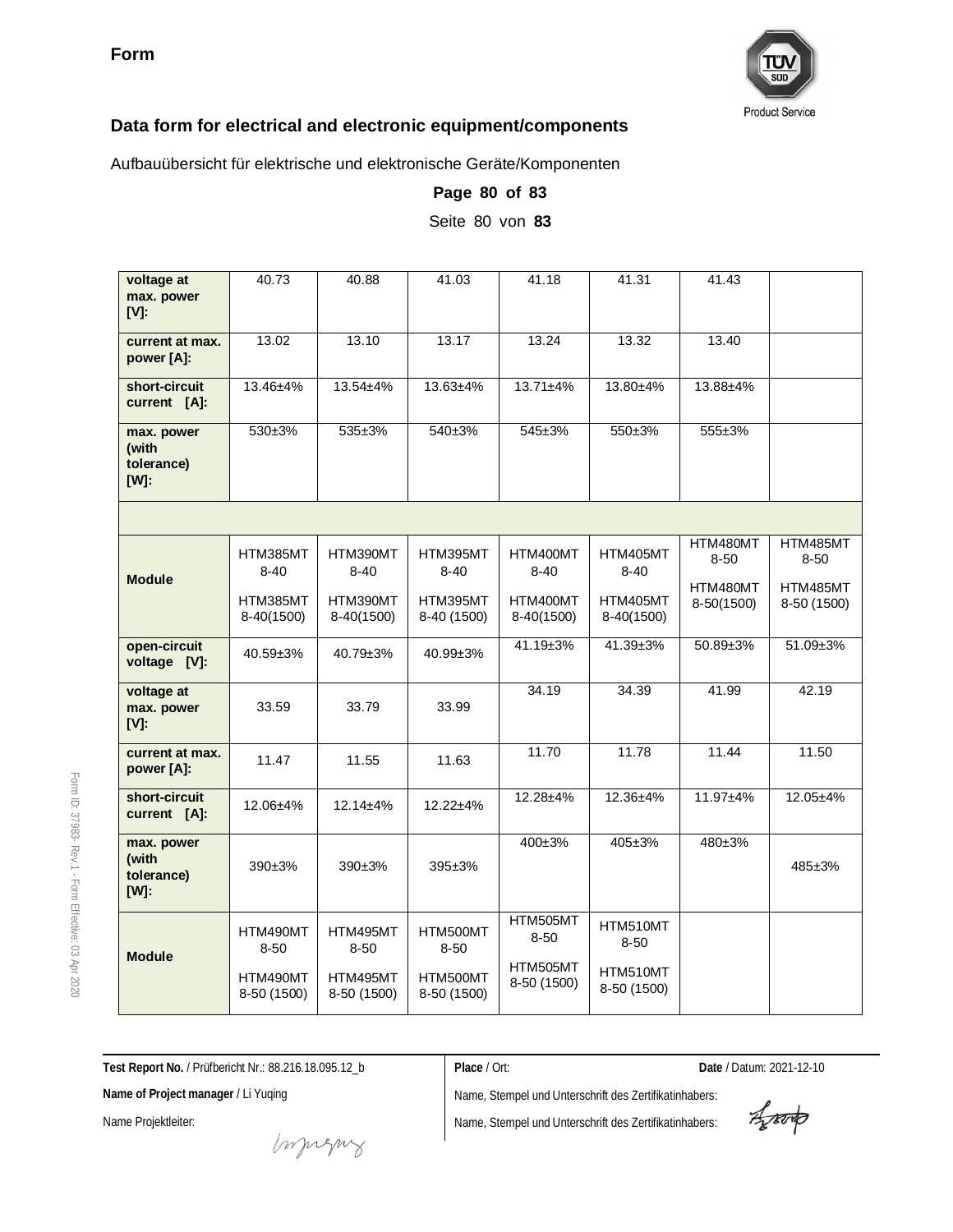**Form**

## Data form for electrical and electronic equipment/components

Aufbauübersicht für elektrische und elektronische Geräte/Komponenten

| voltage at max. power [V]: | 40.73 | 40.88 | 41.03 | 41.18 | 41.31 | 41.43 | |
|---|---|---|---|---|---|---|---|
| current at max. power [A]: | 13.02 | 13.10 | 13.17 | 13.24 | 13.32 | 13.40 | |
| short-circuit current [A]: | 13.46±4% | 13.54±4% | 13.63±4% | 13.71±4% | 13.80±4% | 13.88±4% | |
| max. power (with tolerance) [W]: | 530±3% | 535±3% | 540±3% | 545±3% | 550±3% | 555±3% | |
| | | | | | | | |
| Module | HTM385MT 8-40 HTM385MT 8-40(1500) | HTM390MT 8-40 HTM390MT 8-40(1500) | HTM395MT 8-40 HTM395MT 8-40 (1500) | HTM400MT 8-40 HTM400MT 8-40(1500) | HTM405MT 8-40 HTM405MT 8-40(1500) | HTM480MT 8-50 HTM480MT 8-50(1500) | HTM485MT 8-50 HTM485MT 8-50 (1500) |
| open-circuit voltage [V]: | 40.59±3% | 40.79±3% | 40.99±3% | 41.19±3% | 41.39±3% | 50.89±3% | 51.09±3% |
| voltage at max. power [V]: | 33.59 | 33.79 | 33.99 | 34.19 | 34.39 | 41.99 | 42.19 |
| current at max. power [A]: | 11.47 | 11.55 | 11.63 | 11.70 | 11.78 | 11.44 | 11.50 |
| short-circuit current [A]: | 12.06±4% | 12.14±4% | 12.22±4% | 12.28±4% | 12.36±4% | 11.97±4% | 12.05±4% |
| max. power (with tolerance) [W]: | 390±3% | 390±3% | 395±3% | 400±3% | 405±3% | 480±3% | 485±3% |
| Module | HTM490MT 8-50 HTM490MT 8-50 (1500) | HTM495MT 8-50 HTM495MT 8-50 (1500) | HTM500MT 8-50 HTM500MT 8-50 (1500) | HTM505MT 8-50 HTM505MT 8-50 (1500) | HTM510MT 8-50 HTM510MT 8-50 (1500) | | |

**Test Report No.** / Prüfbericht Nr.: 88.216.18.095.12_b

**Name of Project manager** / Li Yuqing

Name Projektleiter:

**Place** / Ort:

**Date** / Datum: 2021-12-10

Name, Stempel und Unterschrift des Zertifikatinhabers:

Name, Stempel und Unterschrift des Zertifikatinhabers: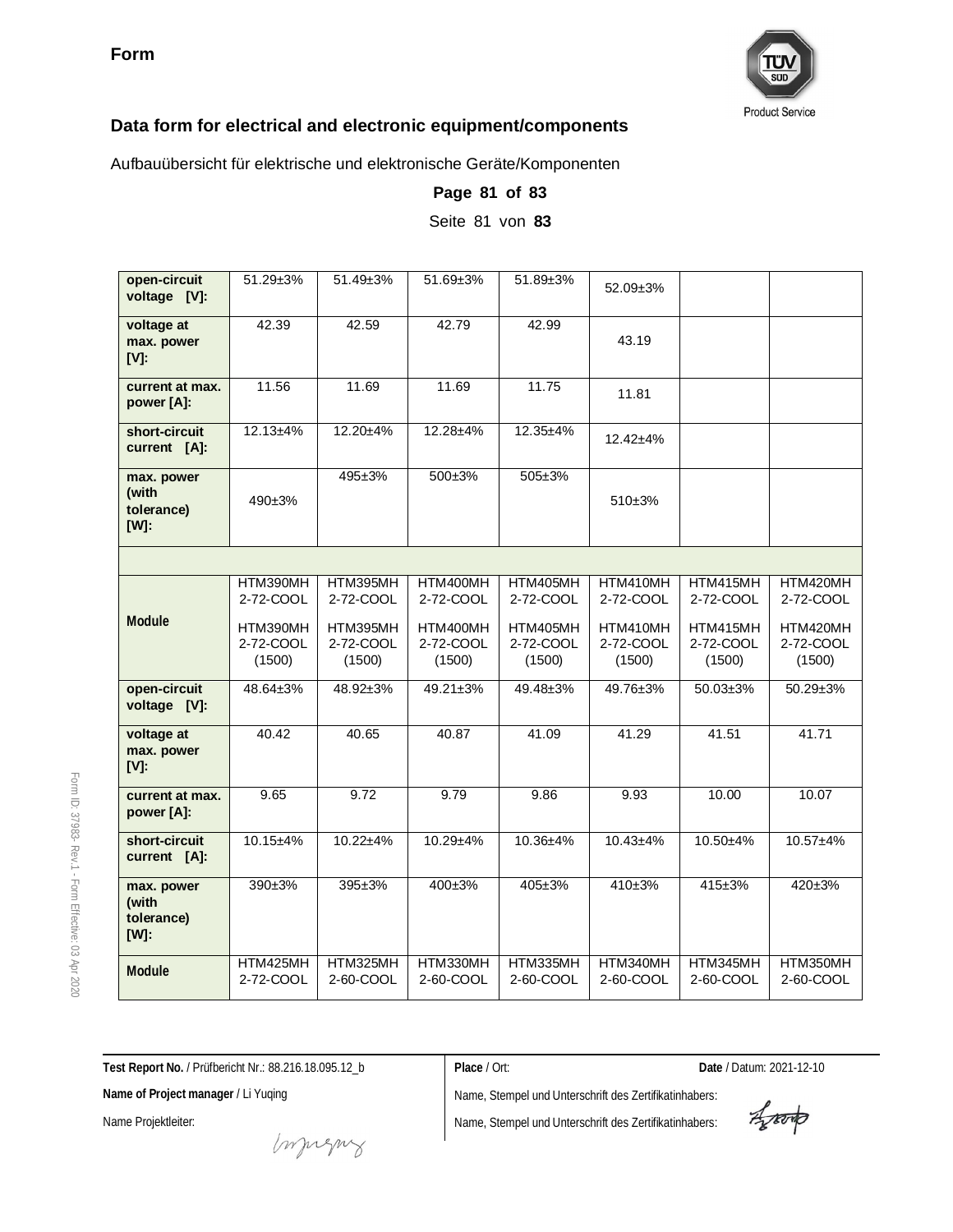**Form**

**Data form for electrical and electronic equipment/components**

Aufbauübersicht für elektrische und elektronische Geräte/Komponenten

**Page 81 of 83**

Seite 81 von **83**

| | | | | | | | |
|---|---|---|---|---|---|---|---|
| **open-circuit voltage [V]:** | 51.29±3% | 51.49±3% | 51.69±3% | 51.89±3% | 52.09±3% | | |
| **voltage at max. power [V]:** | 42.39 | 42.59 | 42.79 | 42.99 | 43.19 | | |
| **current at max. power [A]:** | 11.56 | 11.69 | 11.69 | 11.75 | 11.81 | | |
| **short-circuit current [A]:** | 12.13±4% | 12.20±4% | 12.28±4% | 12.35±4% | 12.42±4% | | |
| **max. power (with tolerance) [W]:** | 490±3% | 495±3% | 500±3% | 505±3% | 510±3% | | |
| | | | | | | | |
| **Module** | HTM390MH2-72-COOL HTM390MH2-72-COOL (1500) | HTM395MH2-72-COOL HTM395MH2-72-COOL (1500) | HTM400MH2-72-COOL HTM400MH2-72-COOL (1500) | HTM405MH2-72-COOL HTM405MH2-72-COOL (1500) | HTM410MH2-72-COOL HTM410MH2-72-COOL (1500) | HTM415MH2-72-COOL HTM415MH2-72-COOL (1500) | HTM420MH2-72-COOL HTM420MH2-72-COOL (1500) |
| **open-circuit voltage [V]:** | 48.64±3% | 48.92±3% | 49.21±3% | 49.48±3% | 49.76±3% | 50.03±3% | 50.29±3% |
| **voltage at max. power [V]:** | 40.42 | 40.65 | 40.87 | 41.09 | 41.29 | 41.51 | 41.71 |
| **current at max. power [A]:** | 9.65 | 9.72 | 9.79 | 9.86 | 9.93 | 10.00 | 10.07 |
| **short-circuit current [A]:** | 10.15±4% | 10.22±4% | 10.29±4% | 10.36±4% | 10.43±4% | 10.50±4% | 10.57±4% |
| **max. power (with tolerance) [W]:** | 390±3% | 395±3% | 400±3% | 405±3% | 410±3% | 415±3% | 420±3% |
| **Module** | HTM425MH2-72-COOL | HTM325MH2-60-COOL | HTM330MH2-60-COOL | HTM335MH2-60-COOL | HTM340MH2-60-COOL | HTM345MH2-60-COOL | HTM350MH2-60-COOL |

**Test Report No.** / Prüfbericht Nr.: 88.216.18.095.12_b

**Name of Project manager** / Li Yuqing

Name Projektleiter:

**Place** / Ort:

**Date** / Datum: 2021-12-10

Name, Stempel und Unterschrift des Zertifikatinhabers:

Name, Stempel und Unterschrift des Zertifikatinhabers: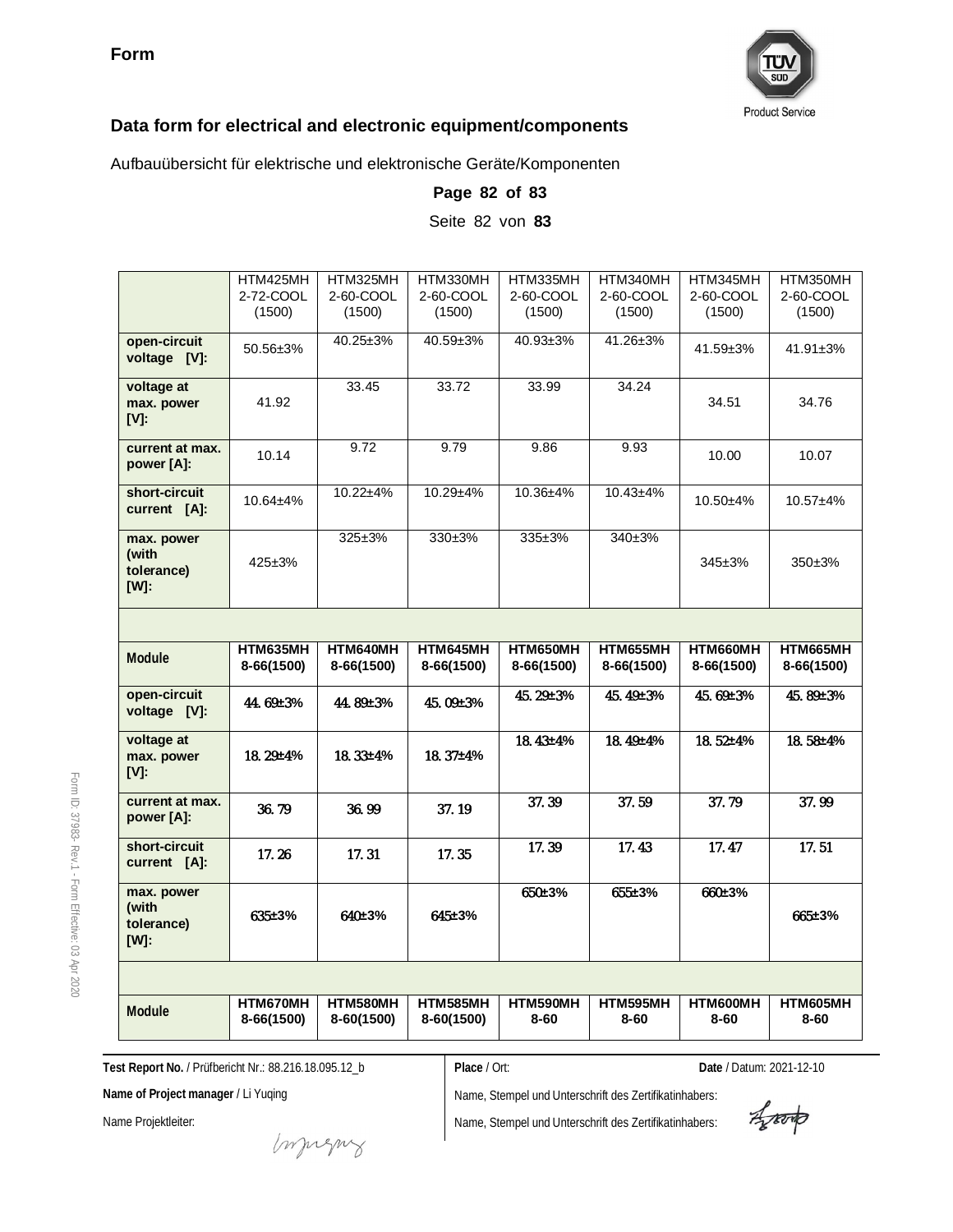Form

## Data form for electrical and electronic equipment/components

Aufbauübersicht für elektrische und elektronische Geräte/Komponenten

**Page 82 of 83**

Seite 82 von **83**

| | HTM425MH 2-72-COOL (1500) | HTM325MH 2-60-COOL (1500) | HTM330MH 2-60-COOL (1500) | HTM335MH 2-60-COOL (1500) | HTM340MH 2-60-COOL (1500) | HTM345MH 2-60-COOL (1500) | HTM350MH 2-60-COOL (1500) |
|---|---|---|---|---|---|---|---|
| **open-circuit voltage [V]:** | 50.56±3% | 40.25±3% | 40.59±3% | 40.93±3% | 41.26±3% | 41.59±3% | 41.91±3% |
| **voltage at max. power [V]:** | 41.92 | 33.45 | 33.72 | 33.99 | 34.24 | 34.51 | 34.76 |
| **current at max. power [A]:** | 10.14 | 9.72 | 9.79 | 9.86 | 9.93 | 10.00 | 10.07 |
| **short-circuit current [A]:** | 10.64±4% | 10.22±4% | 10.29±4% | 10.36±4% | 10.43±4% | 10.50±4% | 10.57±4% |
| **max. power (with tolerance) [W]:** | 425±3% | 325±3% | 330±3% | 335±3% | 340±3% | 345±3% | 350±3% |
| | | | | | | | |
| **Module** | **HTM635MH 8-66(1500)** | **HTM640MH 8-66(1500)** | **HTM645MH 8-66(1500)** | **HTM650MH 8-66(1500)** | **HTM655MH 8-66(1500)** | **HTM660MH 8-66(1500)** | **HTM665MH 8-66(1500)** |
| **open-circuit voltage [V]:** | 44.69±3% | 44.89±3% | 45.09±3% | 45.29±3% | 45.49±3% | 45.69±3% | 45.89±3% |
| **voltage at max. power [V]:** | 18.29±4% | 18.33±4% | 18.37±4% | 18.43±4% | 18.49±4% | 18.52±4% | 18.58±4% |
| **current at max. power [A]:** | 36.79 | 36.99 | 37.19 | 37.39 | 37.59 | 37.79 | 37.99 |
| **short-circuit current [A]:** | 17.26 | 17.31 | 17.35 | 17.39 | 17.43 | 17.47 | 17.51 |
| **max. power (with tolerance) [W]:** | 635±3% | 640±3% | 645±3% | 650±3% | 655±3% | 660±3% | 665±3% |
| | | | | | | | |
| **Module** | **HTM670MH 8-66(1500)** | **HTM580MH 8-60(1500)** | **HTM585MH 8-60(1500)** | **HTM590MH 8-60** | **HTM595MH 8-60** | **HTM600MH 8-60** | **HTM605MH 8-60** |

**Test Report No.** / Prüfbericht Nr.: 88.216.18.095.12_b

**Name of Project manager** / Li Yuqing

Name Projektleiter:

**Place** / Ort:

**Date** / Datum: 2021-12-10

Name, Stempel und Unterschrift des Zertifikatinhabers:

Name, Stempel und Unterschrift des Zertifikatinhabers:

Form ID: 37983- Rev.1 - Form Effective: 03 Apr 2020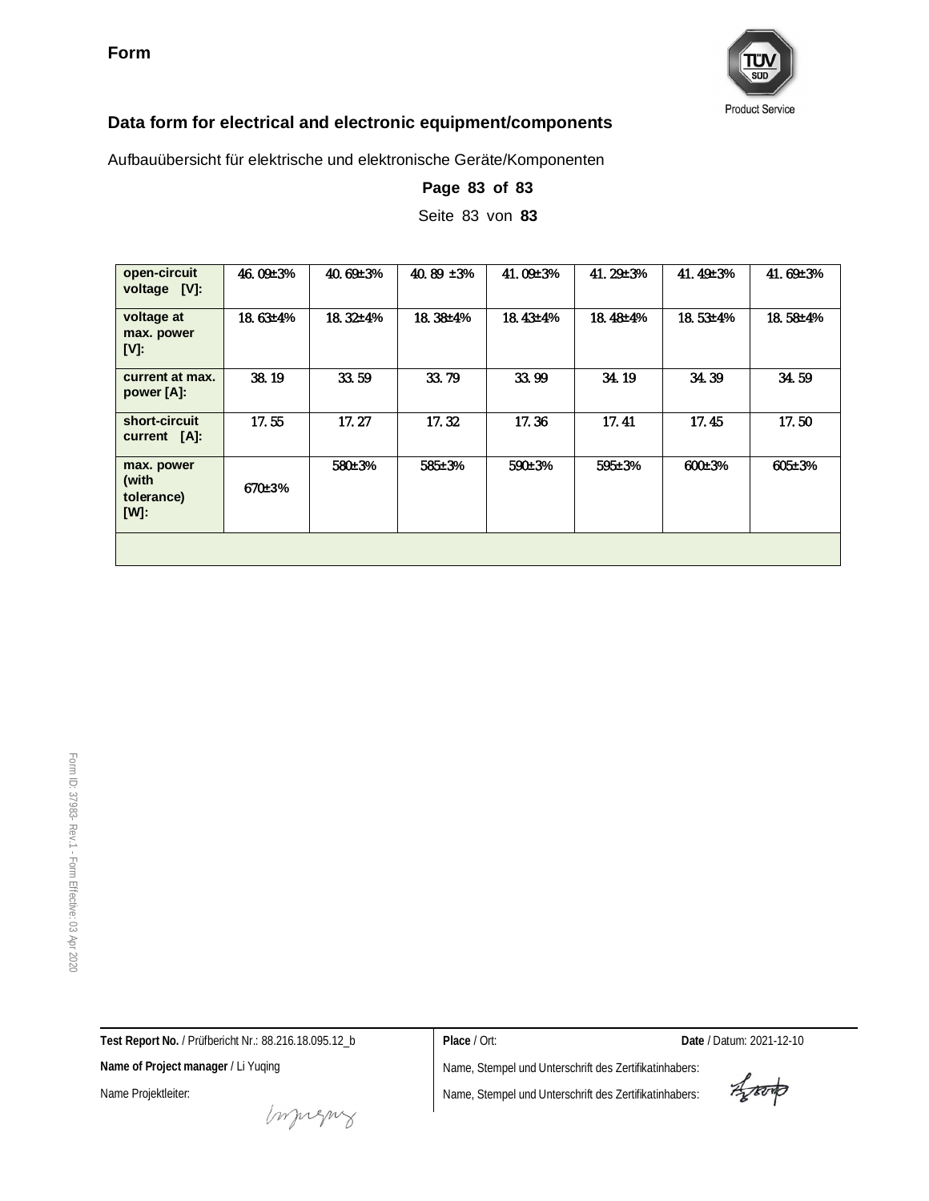**Form**

**Data form for electrical and electronic equipment/components**

Aufbauübersicht für elektrische und elektronische Geräte/Komponenten

**Page 83 of 83**

Seite 83 von **83**

| | | | | | | | |
|---|---|---|---|---|---|---|---|
| **open-circuit voltage [V]:** | 46.09±3% | 40.69±3% | 40.89 ±3% | 41.09±3% | 41.29±3% | 41.49±3% | 41.69±3% |
| **voltage at max. power [V]:** | 18.63±4% | 18.32±4% | 18.38±4% | 18.43±4% | 18.48±4% | 18.53±4% | 18.58±4% |
| **current at max. power [A]:** | 38.19 | 33.59 | 33.79 | 33.99 | 34.19 | 34.39 | 34.59 |
| **short-circuit current [A]:** | 17.55 | 17.27 | 17.32 | 17.36 | 17.41 | 17.45 | 17.50 |
| **max. power (with tolerance) [W]:** | 670±3% | 580±3% | 585±3% | 590±3% | 595±3% | 600±3% | 605±3% |
| | | | | | | | |

Form ID: 37983- Rev.1 - Form Effective: 03 Apr 2020

**Test Report No.** / Prüfbericht Nr.: 88.216.18.095.12_b

**Name of Project manager** / Li Yuqing

Name Projektleiter:

**Place** / Ort:

**Date** / Datum: 2021-12-10

Name, Stempel und Unterschrift des Zertifikatinhabers:

Name, Stempel und Unterschrift des Zertifikatinhabers: